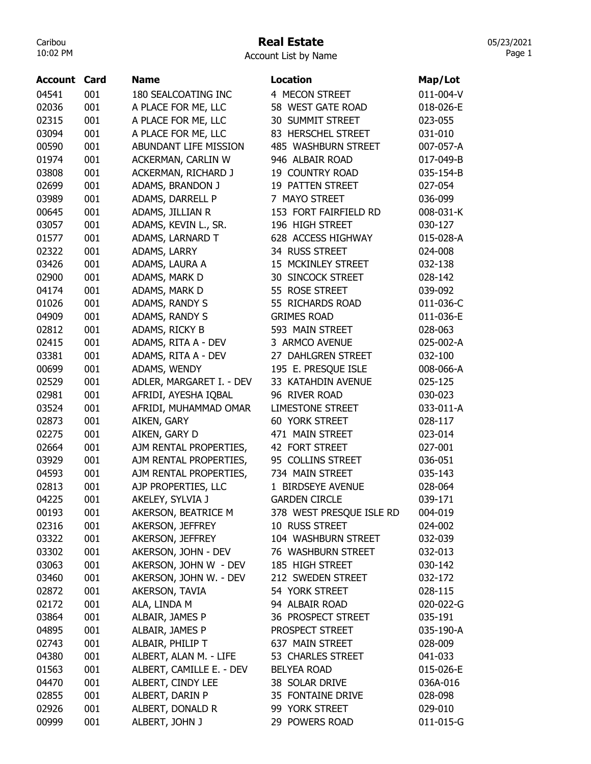# Real Estate

Account List by Name

| Account | Card | Name | Location | Map/Lot |
|---|---|---|---|---|
| 04541 | 001 | 180 SEALCOATING INC | 4 MECON STREET | 011-004-V |
| 02036 | 001 | A PLACE FOR ME, LLC | 58 WEST GATE ROAD | 018-026-E |
| 02315 | 001 | A PLACE FOR ME, LLC | 30 SUMMIT STREET | 023-055 |
| 03094 | 001 | A PLACE FOR ME, LLC | 83 HERSCHEL STREET | 031-010 |
| 00590 | 001 | ABUNDANT LIFE MISSION | 485 WASHBURN STREET | 007-057-A |
| 01974 | 001 | ACKERMAN, CARLIN W | 946 ALBAIR ROAD | 017-049-B |
| 03808 | 001 | ACKERMAN, RICHARD J | 19 COUNTRY ROAD | 035-154-B |
| 02699 | 001 | ADAMS, BRANDON J | 19 PATTEN STREET | 027-054 |
| 03989 | 001 | ADAMS, DARRELL P | 7 MAYO STREET | 036-099 |
| 00645 | 001 | ADAMS, JILLIAN R | 153 FORT FAIRFIELD RD | 008-031-K |
| 03057 | 001 | ADAMS, KEVIN L., SR. | 196 HIGH STREET | 030-127 |
| 01577 | 001 | ADAMS, LARNARD T | 628 ACCESS HIGHWAY | 015-028-A |
| 02322 | 001 | ADAMS, LARRY | 34 RUSS STREET | 024-008 |
| 03426 | 001 | ADAMS, LAURA A | 15 MCKINLEY STREET | 032-138 |
| 02900 | 001 | ADAMS, MARK D | 30 SINCOCK STREET | 028-142 |
| 04174 | 001 | ADAMS, MARK D | 55 ROSE STREET | 039-092 |
| 01026 | 001 | ADAMS, RANDY S | 55 RICHARDS ROAD | 011-036-C |
| 04909 | 001 | ADAMS, RANDY S | GRIMES ROAD | 011-036-E |
| 02812 | 001 | ADAMS, RICKY B | 593 MAIN STREET | 028-063 |
| 02415 | 001 | ADAMS, RITA A - DEV | 3 ARMCO AVENUE | 025-002-A |
| 03381 | 001 | ADAMS, RITA A - DEV | 27 DAHLGREN STREET | 032-100 |
| 00699 | 001 | ADAMS, WENDY | 195 E. PRESQUE ISLE | 008-066-A |
| 02529 | 001 | ADLER, MARGARET I. - DEV | 33 KATAHDIN AVENUE | 025-125 |
| 02981 | 001 | AFRIDI, AYESHA IQBAL | 96 RIVER ROAD | 030-023 |
| 03524 | 001 | AFRIDI, MUHAMMAD OMAR | LIMESTONE STREET | 033-011-A |
| 02873 | 001 | AIKEN, GARY | 60 YORK STREET | 028-117 |
| 02275 | 001 | AIKEN, GARY D | 471 MAIN STREET | 023-014 |
| 02664 | 001 | AJM RENTAL PROPERTIES, | 42 FORT STREET | 027-001 |
| 03929 | 001 | AJM RENTAL PROPERTIES, | 95 COLLINS STREET | 036-051 |
| 04593 | 001 | AJM RENTAL PROPERTIES, | 734 MAIN STREET | 035-143 |
| 02813 | 001 | AJP PROPERTIES, LLC | 1 BIRDSEYE AVENUE | 028-064 |
| 04225 | 001 | AKELEY, SYLVIA J | GARDEN CIRCLE | 039-171 |
| 00193 | 001 | AKERSON, BEATRICE M | 378 WEST PRESQUE ISLE RD | 004-019 |
| 02316 | 001 | AKERSON, JEFFREY | 10 RUSS STREET | 024-002 |
| 03322 | 001 | AKERSON, JEFFREY | 104 WASHBURN STREET | 032-039 |
| 03302 | 001 | AKERSON, JOHN - DEV | 76 WASHBURN STREET | 032-013 |
| 03063 | 001 | AKERSON, JOHN W - DEV | 185 HIGH STREET | 030-142 |
| 03460 | 001 | AKERSON, JOHN W. - DEV | 212 SWEDEN STREET | 032-172 |
| 02872 | 001 | AKERSON, TAVIA | 54 YORK STREET | 028-115 |
| 02172 | 001 | ALA, LINDA M | 94 ALBAIR ROAD | 020-022-G |
| 03864 | 001 | ALBAIR, JAMES P | 36 PROSPECT STREET | 035-191 |
| 04895 | 001 | ALBAIR, JAMES P | PROSPECT STREET | 035-190-A |
| 02743 | 001 | ALBAIR, PHILIP T | 637 MAIN STREET | 028-009 |
| 04380 | 001 | ALBERT, ALAN M. - LIFE | 53 CHARLES STREET | 041-033 |
| 01563 | 001 | ALBERT, CAMILLE E. - DEV | BELYEA ROAD | 015-026-E |
| 04470 | 001 | ALBERT, CINDY LEE | 38 SOLAR DRIVE | 036A-016 |
| 02855 | 001 | ALBERT, DARIN P | 35 FONTAINE DRIVE | 028-098 |
| 02926 | 001 | ALBERT, DONALD R | 99 YORK STREET | 029-010 |
| 00999 | 001 | ALBERT, JOHN J | 29 POWERS ROAD | 011-015-G |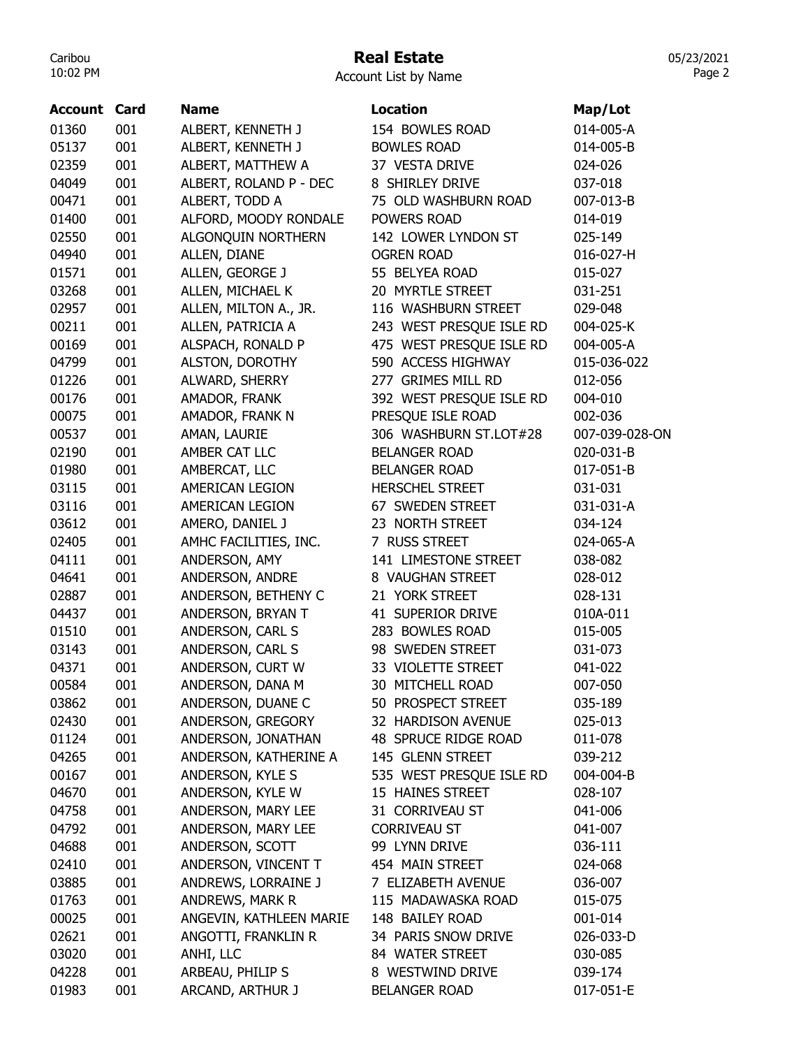# Real Estate

Account List by Name

| Account | Card | Name | Location | Map/Lot |
|---|---|---|---|---|
| 01360 | 001 | ALBERT, KENNETH J | 154 BOWLES ROAD | 014-005-A |
| 05137 | 001 | ALBERT, KENNETH J | BOWLES ROAD | 014-005-B |
| 02359 | 001 | ALBERT, MATTHEW A | 37 VESTA DRIVE | 024-026 |
| 04049 | 001 | ALBERT, ROLAND P - DEC | 8 SHIRLEY DRIVE | 037-018 |
| 00471 | 001 | ALBERT, TODD A | 75 OLD WASHBURN ROAD | 007-013-B |
| 01400 | 001 | ALFORD, MOODY RONDALE | POWERS ROAD | 014-019 |
| 02550 | 001 | ALGONQUIN NORTHERN | 142 LOWER LYNDON ST | 025-149 |
| 04940 | 001 | ALLEN, DIANE | OGREN ROAD | 016-027-H |
| 01571 | 001 | ALLEN, GEORGE J | 55 BELYEA ROAD | 015-027 |
| 03268 | 001 | ALLEN, MICHAEL K | 20 MYRTLE STREET | 031-251 |
| 02957 | 001 | ALLEN, MILTON A., JR. | 116 WASHBURN STREET | 029-048 |
| 00211 | 001 | ALLEN, PATRICIA A | 243 WEST PRESQUE ISLE RD | 004-025-K |
| 00169 | 001 | ALSPACH, RONALD P | 475 WEST PRESQUE ISLE RD | 004-005-A |
| 04799 | 001 | ALSTON, DOROTHY | 590 ACCESS HIGHWAY | 015-036-022 |
| 01226 | 001 | ALWARD, SHERRY | 277 GRIMES MILL RD | 012-056 |
| 00176 | 001 | AMADOR, FRANK | 392 WEST PRESQUE ISLE RD | 004-010 |
| 00075 | 001 | AMADOR, FRANK N | PRESQUE ISLE ROAD | 002-036 |
| 00537 | 001 | AMAN, LAURIE | 306 WASHBURN ST.LOT#28 | 007-039-028-ON |
| 02190 | 001 | AMBER CAT LLC | BELANGER ROAD | 020-031-B |
| 01980 | 001 | AMBERCAT, LLC | BELANGER ROAD | 017-051-B |
| 03115 | 001 | AMERICAN LEGION | HERSCHEL STREET | 031-031 |
| 03116 | 001 | AMERICAN LEGION | 67 SWEDEN STREET | 031-031-A |
| 03612 | 001 | AMERO, DANIEL J | 23 NORTH STREET | 034-124 |
| 02405 | 001 | AMHC FACILITIES, INC. | 7 RUSS STREET | 024-065-A |
| 04111 | 001 | ANDERSON, AMY | 141 LIMESTONE STREET | 038-082 |
| 04641 | 001 | ANDERSON, ANDRE | 8 VAUGHAN STREET | 028-012 |
| 02887 | 001 | ANDERSON, BETHENY C | 21 YORK STREET | 028-131 |
| 04437 | 001 | ANDERSON, BRYAN T | 41 SUPERIOR DRIVE | 010A-011 |
| 01510 | 001 | ANDERSON, CARL S | 283 BOWLES ROAD | 015-005 |
| 03143 | 001 | ANDERSON, CARL S | 98 SWEDEN STREET | 031-073 |
| 04371 | 001 | ANDERSON, CURT W | 33 VIOLETTE STREET | 041-022 |
| 00584 | 001 | ANDERSON, DANA M | 30 MITCHELL ROAD | 007-050 |
| 03862 | 001 | ANDERSON, DUANE C | 50 PROSPECT STREET | 035-189 |
| 02430 | 001 | ANDERSON, GREGORY | 32 HARDISON AVENUE | 025-013 |
| 01124 | 001 | ANDERSON, JONATHAN | 48 SPRUCE RIDGE ROAD | 011-078 |
| 04265 | 001 | ANDERSON, KATHERINE A | 145 GLENN STREET | 039-212 |
| 00167 | 001 | ANDERSON, KYLE S | 535 WEST PRESQUE ISLE RD | 004-004-B |
| 04670 | 001 | ANDERSON, KYLE W | 15 HAINES STREET | 028-107 |
| 04758 | 001 | ANDERSON, MARY LEE | 31 CORRIVEAU ST | 041-006 |
| 04792 | 001 | ANDERSON, MARY LEE | CORRIVEAU ST | 041-007 |
| 04688 | 001 | ANDERSON, SCOTT | 99 LYNN DRIVE | 036-111 |
| 02410 | 001 | ANDERSON, VINCENT T | 454 MAIN STREET | 024-068 |
| 03885 | 001 | ANDREWS, LORRAINE J | 7 ELIZABETH AVENUE | 036-007 |
| 01763 | 001 | ANDREWS, MARK R | 115 MADAWASKA ROAD | 015-075 |
| 00025 | 001 | ANGEVIN, KATHLEEN MARIE | 148 BAILEY ROAD | 001-014 |
| 02621 | 001 | ANGOTTI, FRANKLIN R | 34 PARIS SNOW DRIVE | 026-033-D |
| 03020 | 001 | ANHI, LLC | 84 WATER STREET | 030-085 |
| 04228 | 001 | ARBEAU, PHILIP S | 8 WESTWIND DRIVE | 039-174 |
| 01983 | 001 | ARCAND, ARTHUR J | BELANGER ROAD | 017-051-E |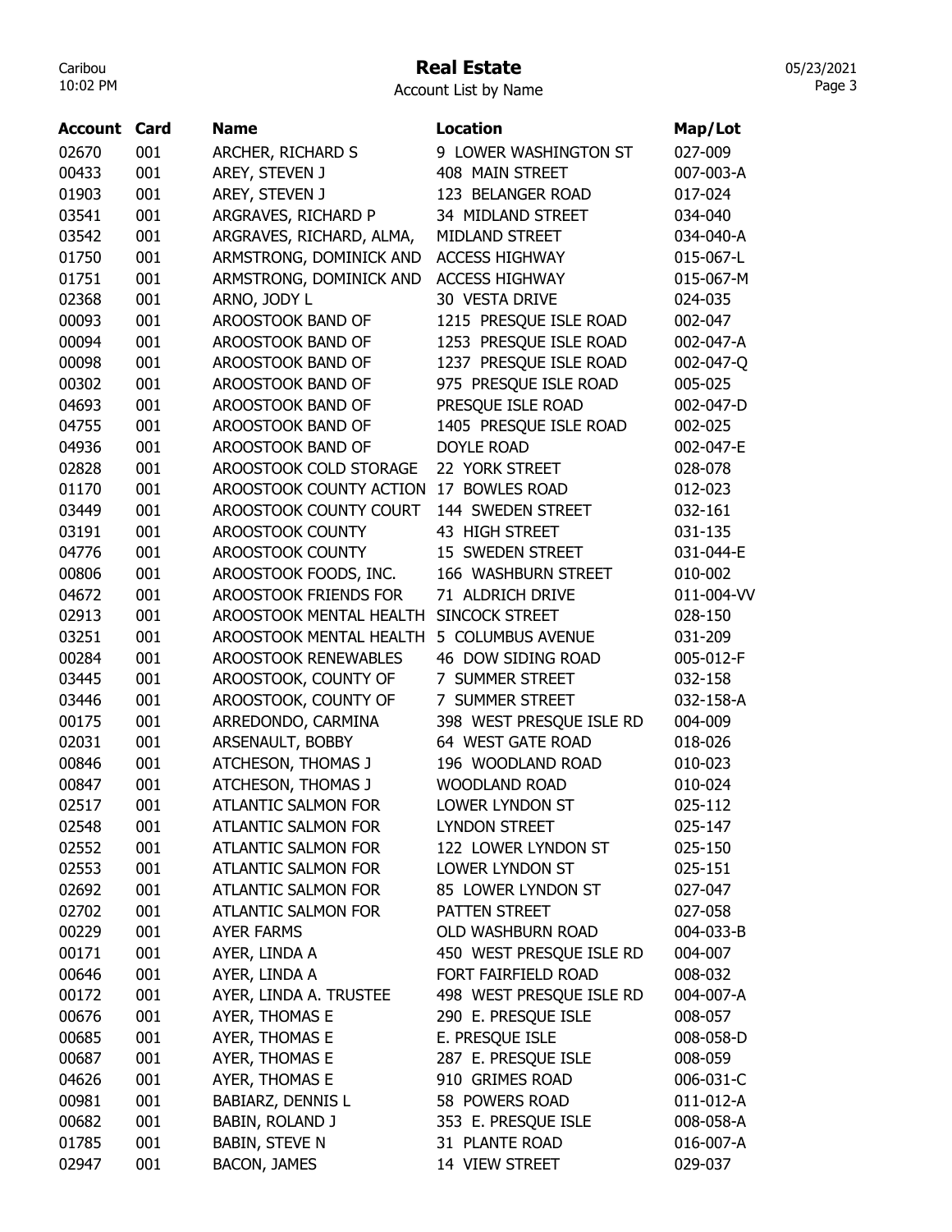# Real Estate

Account List by Name

| Account | Card | Name | Location | Map/Lot |
|---|---|---|---|---|
| 02670 | 001 | ARCHER, RICHARD S | 9 LOWER WASHINGTON ST | 027-009 |
| 00433 | 001 | AREY, STEVEN J | 408 MAIN STREET | 007-003-A |
| 01903 | 001 | AREY, STEVEN J | 123 BELANGER ROAD | 017-024 |
| 03541 | 001 | ARGRAVES, RICHARD P | 34 MIDLAND STREET | 034-040 |
| 03542 | 001 | ARGRAVES, RICHARD, ALMA, | MIDLAND STREET | 034-040-A |
| 01750 | 001 | ARMSTRONG, DOMINICK AND | ACCESS HIGHWAY | 015-067-L |
| 01751 | 001 | ARMSTRONG, DOMINICK AND | ACCESS HIGHWAY | 015-067-M |
| 02368 | 001 | ARNO, JODY L | 30 VESTA DRIVE | 024-035 |
| 00093 | 001 | AROOSTOOK BAND OF | 1215 PRESQUE ISLE ROAD | 002-047 |
| 00094 | 001 | AROOSTOOK BAND OF | 1253 PRESQUE ISLE ROAD | 002-047-A |
| 00098 | 001 | AROOSTOOK BAND OF | 1237 PRESQUE ISLE ROAD | 002-047-Q |
| 00302 | 001 | AROOSTOOK BAND OF | 975 PRESQUE ISLE ROAD | 005-025 |
| 04693 | 001 | AROOSTOOK BAND OF | PRESQUE ISLE ROAD | 002-047-D |
| 04755 | 001 | AROOSTOOK BAND OF | 1405 PRESQUE ISLE ROAD | 002-025 |
| 04936 | 001 | AROOSTOOK BAND OF | DOYLE ROAD | 002-047-E |
| 02828 | 001 | AROOSTOOK COLD STORAGE | 22 YORK STREET | 028-078 |
| 01170 | 001 | AROOSTOOK COUNTY ACTION | 17 BOWLES ROAD | 012-023 |
| 03449 | 001 | AROOSTOOK COUNTY COURT | 144 SWEDEN STREET | 032-161 |
| 03191 | 001 | AROOSTOOK COUNTY | 43 HIGH STREET | 031-135 |
| 04776 | 001 | AROOSTOOK COUNTY | 15 SWEDEN STREET | 031-044-E |
| 00806 | 001 | AROOSTOOK FOODS, INC. | 166 WASHBURN STREET | 010-002 |
| 04672 | 001 | AROOSTOOK FRIENDS FOR | 71 ALDRICH DRIVE | 011-004-VV |
| 02913 | 001 | AROOSTOOK MENTAL HEALTH | SINCOCK STREET | 028-150 |
| 03251 | 001 | AROOSTOOK MENTAL HEALTH | 5 COLUMBUS AVENUE | 031-209 |
| 00284 | 001 | AROOSTOOK RENEWABLES | 46 DOW SIDING ROAD | 005-012-F |
| 03445 | 001 | AROOSTOOK, COUNTY OF | 7 SUMMER STREET | 032-158 |
| 03446 | 001 | AROOSTOOK, COUNTY OF | 7 SUMMER STREET | 032-158-A |
| 00175 | 001 | ARREDONDO, CARMINA | 398 WEST PRESQUE ISLE RD | 004-009 |
| 02031 | 001 | ARSENAULT, BOBBY | 64 WEST GATE ROAD | 018-026 |
| 00846 | 001 | ATCHESON, THOMAS J | 196 WOODLAND ROAD | 010-023 |
| 00847 | 001 | ATCHESON, THOMAS J | WOODLAND ROAD | 010-024 |
| 02517 | 001 | ATLANTIC SALMON FOR | LOWER LYNDON ST | 025-112 |
| 02548 | 001 | ATLANTIC SALMON FOR | LYNDON STREET | 025-147 |
| 02552 | 001 | ATLANTIC SALMON FOR | 122 LOWER LYNDON ST | 025-150 |
| 02553 | 001 | ATLANTIC SALMON FOR | LOWER LYNDON ST | 025-151 |
| 02692 | 001 | ATLANTIC SALMON FOR | 85 LOWER LYNDON ST | 027-047 |
| 02702 | 001 | ATLANTIC SALMON FOR | PATTEN STREET | 027-058 |
| 00229 | 001 | AYER FARMS | OLD WASHBURN ROAD | 004-033-B |
| 00171 | 001 | AYER, LINDA A | 450 WEST PRESQUE ISLE RD | 004-007 |
| 00646 | 001 | AYER, LINDA A | FORT FAIRFIELD ROAD | 008-032 |
| 00172 | 001 | AYER, LINDA A. TRUSTEE | 498 WEST PRESQUE ISLE RD | 004-007-A |
| 00676 | 001 | AYER, THOMAS E | 290 E. PRESQUE ISLE | 008-057 |
| 00685 | 001 | AYER, THOMAS E | E. PRESQUE ISLE | 008-058-D |
| 00687 | 001 | AYER, THOMAS E | 287 E. PRESQUE ISLE | 008-059 |
| 04626 | 001 | AYER, THOMAS E | 910 GRIMES ROAD | 006-031-C |
| 00981 | 001 | BABIARZ, DENNIS L | 58 POWERS ROAD | 011-012-A |
| 00682 | 001 | BABIN, ROLAND J | 353 E. PRESQUE ISLE | 008-058-A |
| 01785 | 001 | BABIN, STEVE N | 31 PLANTE ROAD | 016-007-A |
| 02947 | 001 | BACON, JAMES | 14 VIEW STREET | 029-037 |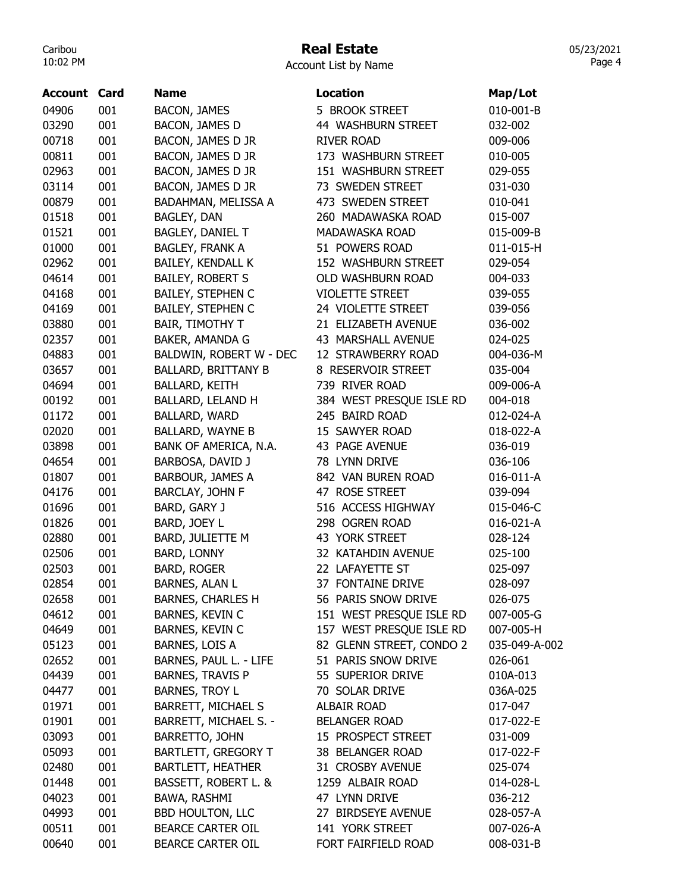# Real Estate

Account List by Name

| Account | Card | Name | Location | Map/Lot |
|---|---|---|---|---|
| 04906 | 001 | BACON, JAMES | 5 BROOK STREET | 010-001-B |
| 03290 | 001 | BACON, JAMES D | 44 WASHBURN STREET | 032-002 |
| 00718 | 001 | BACON, JAMES D JR | RIVER ROAD | 009-006 |
| 00811 | 001 | BACON, JAMES D JR | 173 WASHBURN STREET | 010-005 |
| 02963 | 001 | BACON, JAMES D JR | 151 WASHBURN STREET | 029-055 |
| 03114 | 001 | BACON, JAMES D JR | 73 SWEDEN STREET | 031-030 |
| 00879 | 001 | BADAHMAN, MELISSA A | 473 SWEDEN STREET | 010-041 |
| 01518 | 001 | BAGLEY, DAN | 260 MADAWASKA ROAD | 015-007 |
| 01521 | 001 | BAGLEY, DANIEL T | MADAWASKA ROAD | 015-009-B |
| 01000 | 001 | BAGLEY, FRANK A | 51 POWERS ROAD | 011-015-H |
| 02962 | 001 | BAILEY, KENDALL K | 152 WASHBURN STREET | 029-054 |
| 04614 | 001 | BAILEY, ROBERT S | OLD WASHBURN ROAD | 004-033 |
| 04168 | 001 | BAILEY, STEPHEN C | VIOLETTE STREET | 039-055 |
| 04169 | 001 | BAILEY, STEPHEN C | 24 VIOLETTE STREET | 039-056 |
| 03880 | 001 | BAIR, TIMOTHY T | 21 ELIZABETH AVENUE | 036-002 |
| 02357 | 001 | BAKER, AMANDA G | 43 MARSHALL AVENUE | 024-025 |
| 04883 | 001 | BALDWIN, ROBERT W - DEC | 12 STRAWBERRY ROAD | 004-036-M |
| 03657 | 001 | BALLARD, BRITTANY B | 8 RESERVOIR STREET | 035-004 |
| 04694 | 001 | BALLARD, KEITH | 739 RIVER ROAD | 009-006-A |
| 00192 | 001 | BALLARD, LELAND H | 384 WEST PRESQUE ISLE RD | 004-018 |
| 01172 | 001 | BALLARD, WARD | 245 BAIRD ROAD | 012-024-A |
| 02020 | 001 | BALLARD, WAYNE B | 15 SAWYER ROAD | 018-022-A |
| 03898 | 001 | BANK OF AMERICA, N.A. | 43 PAGE AVENUE | 036-019 |
| 04654 | 001 | BARBOSA, DAVID J | 78 LYNN DRIVE | 036-106 |
| 01807 | 001 | BARBOUR, JAMES A | 842 VAN BUREN ROAD | 016-011-A |
| 04176 | 001 | BARCLAY, JOHN F | 47 ROSE STREET | 039-094 |
| 01696 | 001 | BARD, GARY J | 516 ACCESS HIGHWAY | 015-046-C |
| 01826 | 001 | BARD, JOEY L | 298 OGREN ROAD | 016-021-A |
| 02880 | 001 | BARD, JULIETTE M | 43 YORK STREET | 028-124 |
| 02506 | 001 | BARD, LONNY | 32 KATAHDIN AVENUE | 025-100 |
| 02503 | 001 | BARD, ROGER | 22 LAFAYETTE ST | 025-097 |
| 02854 | 001 | BARNES, ALAN L | 37 FONTAINE DRIVE | 028-097 |
| 02658 | 001 | BARNES, CHARLES H | 56 PARIS SNOW DRIVE | 026-075 |
| 04612 | 001 | BARNES, KEVIN C | 151 WEST PRESQUE ISLE RD | 007-005-G |
| 04649 | 001 | BARNES, KEVIN C | 157 WEST PRESQUE ISLE RD | 007-005-H |
| 05123 | 001 | BARNES, LOIS A | 82 GLENN STREET, CONDO 2 | 035-049-A-002 |
| 02652 | 001 | BARNES, PAUL L. - LIFE | 51 PARIS SNOW DRIVE | 026-061 |
| 04439 | 001 | BARNES, TRAVIS P | 55 SUPERIOR DRIVE | 010A-013 |
| 04477 | 001 | BARNES, TROY L | 70 SOLAR DRIVE | 036A-025 |
| 01971 | 001 | BARRETT, MICHAEL S | ALBAIR ROAD | 017-047 |
| 01901 | 001 | BARRETT, MICHAEL S. - | BELANGER ROAD | 017-022-E |
| 03093 | 001 | BARRETTO, JOHN | 15 PROSPECT STREET | 031-009 |
| 05093 | 001 | BARTLETT, GREGORY T | 38 BELANGER ROAD | 017-022-F |
| 02480 | 001 | BARTLETT, HEATHER | 31 CROSBY AVENUE | 025-074 |
| 01448 | 001 | BASSETT, ROBERT L. & | 1259 ALBAIR ROAD | 014-028-L |
| 04023 | 001 | BAWA, RASHMI | 47 LYNN DRIVE | 036-212 |
| 04993 | 001 | BBD HOULTON, LLC | 27 BIRDSEYE AVENUE | 028-057-A |
| 00511 | 001 | BEARCE CARTER OIL | 141 YORK STREET | 007-026-A |
| 00640 | 001 | BEARCE CARTER OIL | FORT FAIRFIELD ROAD | 008-031-B |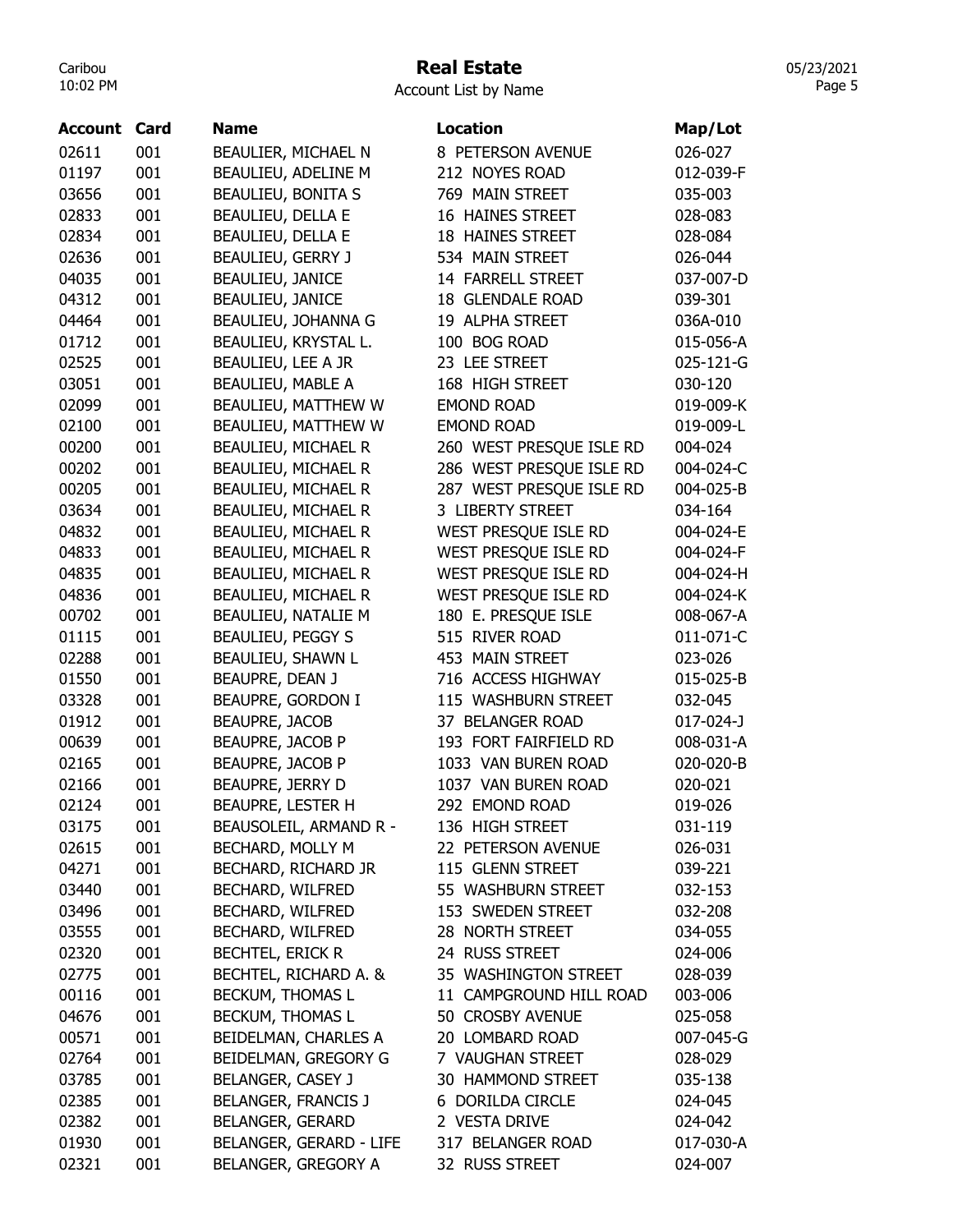# Real Estate

Account List by Name

| Account | Card | Name | Location | Map/Lot |
|---|---|---|---|---|
| 02611 | 001 | BEAULIER, MICHAEL N | 8 PETERSON AVENUE | 026-027 |
| 01197 | 001 | BEAULIEU, ADELINE M | 212 NOYES ROAD | 012-039-F |
| 03656 | 001 | BEAULIEU, BONITA S | 769 MAIN STREET | 035-003 |
| 02833 | 001 | BEAULIEU, DELLA E | 16 HAINES STREET | 028-083 |
| 02834 | 001 | BEAULIEU, DELLA E | 18 HAINES STREET | 028-084 |
| 02636 | 001 | BEAULIEU, GERRY J | 534 MAIN STREET | 026-044 |
| 04035 | 001 | BEAULIEU, JANICE | 14 FARRELL STREET | 037-007-D |
| 04312 | 001 | BEAULIEU, JANICE | 18 GLENDALE ROAD | 039-301 |
| 04464 | 001 | BEAULIEU, JOHANNA G | 19 ALPHA STREET | 036A-010 |
| 01712 | 001 | BEAULIEU, KRYSTAL L. | 100 BOG ROAD | 015-056-A |
| 02525 | 001 | BEAULIEU, LEE A JR | 23 LEE STREET | 025-121-G |
| 03051 | 001 | BEAULIEU, MABLE A | 168 HIGH STREET | 030-120 |
| 02099 | 001 | BEAULIEU, MATTHEW W | EMOND ROAD | 019-009-K |
| 02100 | 001 | BEAULIEU, MATTHEW W | EMOND ROAD | 019-009-L |
| 00200 | 001 | BEAULIEU, MICHAEL R | 260 WEST PRESQUE ISLE RD | 004-024 |
| 00202 | 001 | BEAULIEU, MICHAEL R | 286 WEST PRESQUE ISLE RD | 004-024-C |
| 00205 | 001 | BEAULIEU, MICHAEL R | 287 WEST PRESQUE ISLE RD | 004-025-B |
| 03634 | 001 | BEAULIEU, MICHAEL R | 3 LIBERTY STREET | 034-164 |
| 04832 | 001 | BEAULIEU, MICHAEL R | WEST PRESQUE ISLE RD | 004-024-E |
| 04833 | 001 | BEAULIEU, MICHAEL R | WEST PRESQUE ISLE RD | 004-024-F |
| 04835 | 001 | BEAULIEU, MICHAEL R | WEST PRESQUE ISLE RD | 004-024-H |
| 04836 | 001 | BEAULIEU, MICHAEL R | WEST PRESQUE ISLE RD | 004-024-K |
| 00702 | 001 | BEAULIEU, NATALIE M | 180 E. PRESQUE ISLE | 008-067-A |
| 01115 | 001 | BEAULIEU, PEGGY S | 515 RIVER ROAD | 011-071-C |
| 02288 | 001 | BEAULIEU, SHAWN L | 453 MAIN STREET | 023-026 |
| 01550 | 001 | BEAUPRE, DEAN J | 716 ACCESS HIGHWAY | 015-025-B |
| 03328 | 001 | BEAUPRE, GORDON I | 115 WASHBURN STREET | 032-045 |
| 01912 | 001 | BEAUPRE, JACOB | 37 BELANGER ROAD | 017-024-J |
| 00639 | 001 | BEAUPRE, JACOB P | 193 FORT FAIRFIELD RD | 008-031-A |
| 02165 | 001 | BEAUPRE, JACOB P | 1033 VAN BUREN ROAD | 020-020-B |
| 02166 | 001 | BEAUPRE, JERRY D | 1037 VAN BUREN ROAD | 020-021 |
| 02124 | 001 | BEAUPRE, LESTER H | 292 EMOND ROAD | 019-026 |
| 03175 | 001 | BEAUSOLEIL, ARMAND R - | 136 HIGH STREET | 031-119 |
| 02615 | 001 | BECHARD, MOLLY M | 22 PETERSON AVENUE | 026-031 |
| 04271 | 001 | BECHARD, RICHARD JR | 115 GLENN STREET | 039-221 |
| 03440 | 001 | BECHARD, WILFRED | 55 WASHBURN STREET | 032-153 |
| 03496 | 001 | BECHARD, WILFRED | 153 SWEDEN STREET | 032-208 |
| 03555 | 001 | BECHARD, WILFRED | 28 NORTH STREET | 034-055 |
| 02320 | 001 | BECHTEL, ERICK R | 24 RUSS STREET | 024-006 |
| 02775 | 001 | BECHTEL, RICHARD A. & | 35 WASHINGTON STREET | 028-039 |
| 00116 | 001 | BECKUM, THOMAS L | 11 CAMPGROUND HILL ROAD | 003-006 |
| 04676 | 001 | BECKUM, THOMAS L | 50 CROSBY AVENUE | 025-058 |
| 00571 | 001 | BEIDELMAN, CHARLES A | 20 LOMBARD ROAD | 007-045-G |
| 02764 | 001 | BEIDELMAN, GREGORY G | 7 VAUGHAN STREET | 028-029 |
| 03785 | 001 | BELANGER, CASEY J | 30 HAMMOND STREET | 035-138 |
| 02385 | 001 | BELANGER, FRANCIS J | 6 DORILDA CIRCLE | 024-045 |
| 02382 | 001 | BELANGER, GERARD | 2 VESTA DRIVE | 024-042 |
| 01930 | 001 | BELANGER, GERARD - LIFE | 317 BELANGER ROAD | 017-030-A |
| 02321 | 001 | BELANGER, GREGORY A | 32 RUSS STREET | 024-007 |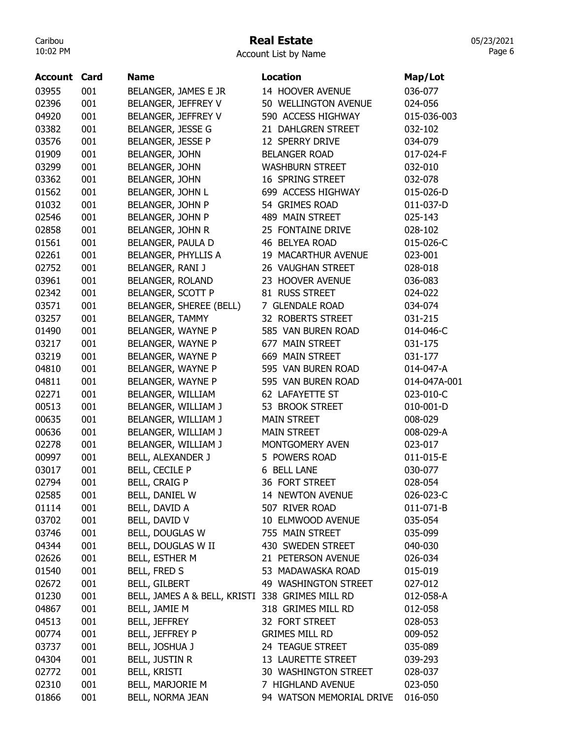# Real Estate

Account List by Name

| Account | Card | Name | Location | Map/Lot |
|---|---|---|---|---|
| 03955 | 001 | BELANGER, JAMES E JR | 14 HOOVER AVENUE | 036-077 |
| 02396 | 001 | BELANGER, JEFFREY V | 50 WELLINGTON AVENUE | 024-056 |
| 04920 | 001 | BELANGER, JEFFREY V | 590 ACCESS HIGHWAY | 015-036-003 |
| 03382 | 001 | BELANGER, JESSE G | 21 DAHLGREN STREET | 032-102 |
| 03576 | 001 | BELANGER, JESSE P | 12 SPERRY DRIVE | 034-079 |
| 01909 | 001 | BELANGER, JOHN | BELANGER ROAD | 017-024-F |
| 03299 | 001 | BELANGER, JOHN | WASHBURN STREET | 032-010 |
| 03362 | 001 | BELANGER, JOHN | 16 SPRING STREET | 032-078 |
| 01562 | 001 | BELANGER, JOHN L | 699 ACCESS HIGHWAY | 015-026-D |
| 01032 | 001 | BELANGER, JOHN P | 54 GRIMES ROAD | 011-037-D |
| 02546 | 001 | BELANGER, JOHN P | 489 MAIN STREET | 025-143 |
| 02858 | 001 | BELANGER, JOHN R | 25 FONTAINE DRIVE | 028-102 |
| 01561 | 001 | BELANGER, PAULA D | 46 BELYEA ROAD | 015-026-C |
| 02261 | 001 | BELANGER, PHYLLIS A | 19 MACARTHUR AVENUE | 023-001 |
| 02752 | 001 | BELANGER, RANI J | 26 VAUGHAN STREET | 028-018 |
| 03961 | 001 | BELANGER, ROLAND | 23 HOOVER AVENUE | 036-083 |
| 02342 | 001 | BELANGER, SCOTT P | 81 RUSS STREET | 024-022 |
| 03571 | 001 | BELANGER, SHEREE (BELL) | 7 GLENDALE ROAD | 034-074 |
| 03257 | 001 | BELANGER, TAMMY | 32 ROBERTS STREET | 031-215 |
| 01490 | 001 | BELANGER, WAYNE P | 585 VAN BUREN ROAD | 014-046-C |
| 03217 | 001 | BELANGER, WAYNE P | 677 MAIN STREET | 031-175 |
| 03219 | 001 | BELANGER, WAYNE P | 669 MAIN STREET | 031-177 |
| 04810 | 001 | BELANGER, WAYNE P | 595 VAN BUREN ROAD | 014-047-A |
| 04811 | 001 | BELANGER, WAYNE P | 595 VAN BUREN ROAD | 014-047A-001 |
| 02271 | 001 | BELANGER, WILLIAM | 62 LAFAYETTE ST | 023-010-C |
| 00513 | 001 | BELANGER, WILLIAM J | 53 BROOK STREET | 010-001-D |
| 00635 | 001 | BELANGER, WILLIAM J | MAIN STREET | 008-029 |
| 00636 | 001 | BELANGER, WILLIAM J | MAIN STREET | 008-029-A |
| 02278 | 001 | BELANGER, WILLIAM J | MONTGOMERY AVEN | 023-017 |
| 00997 | 001 | BELL, ALEXANDER J | 5 POWERS ROAD | 011-015-E |
| 03017 | 001 | BELL, CECILE P | 6 BELL LANE | 030-077 |
| 02794 | 001 | BELL, CRAIG P | 36 FORT STREET | 028-054 |
| 02585 | 001 | BELL, DANIEL W | 14 NEWTON AVENUE | 026-023-C |
| 01114 | 001 | BELL, DAVID A | 507 RIVER ROAD | 011-071-B |
| 03702 | 001 | BELL, DAVID V | 10 ELMWOOD AVENUE | 035-054 |
| 03746 | 001 | BELL, DOUGLAS W | 755 MAIN STREET | 035-099 |
| 04344 | 001 | BELL, DOUGLAS W II | 430 SWEDEN STREET | 040-030 |
| 02626 | 001 | BELL, ESTHER M | 21 PETERSON AVENUE | 026-034 |
| 01540 | 001 | BELL, FRED S | 53 MADAWASKA ROAD | 015-019 |
| 02672 | 001 | BELL, GILBERT | 49 WASHINGTON STREET | 027-012 |
| 01230 | 001 | BELL, JAMES A & BELL, KRISTI | 338 GRIMES MILL RD | 012-058-A |
| 04867 | 001 | BELL, JAMIE M | 318 GRIMES MILL RD | 012-058 |
| 04513 | 001 | BELL, JEFFREY | 32 FORT STREET | 028-053 |
| 00774 | 001 | BELL, JEFFREY P | GRIMES MILL RD | 009-052 |
| 03737 | 001 | BELL, JOSHUA J | 24 TEAGUE STREET | 035-089 |
| 04304 | 001 | BELL, JUSTIN R | 13 LAURETTE STREET | 039-293 |
| 02772 | 001 | BELL, KRISTI | 30 WASHINGTON STREET | 028-037 |
| 02310 | 001 | BELL, MARJORIE M | 7 HIGHLAND AVENUE | 023-050 |
| 01866 | 001 | BELL, NORMA JEAN | 94 WATSON MEMORIAL DRIVE | 016-050 |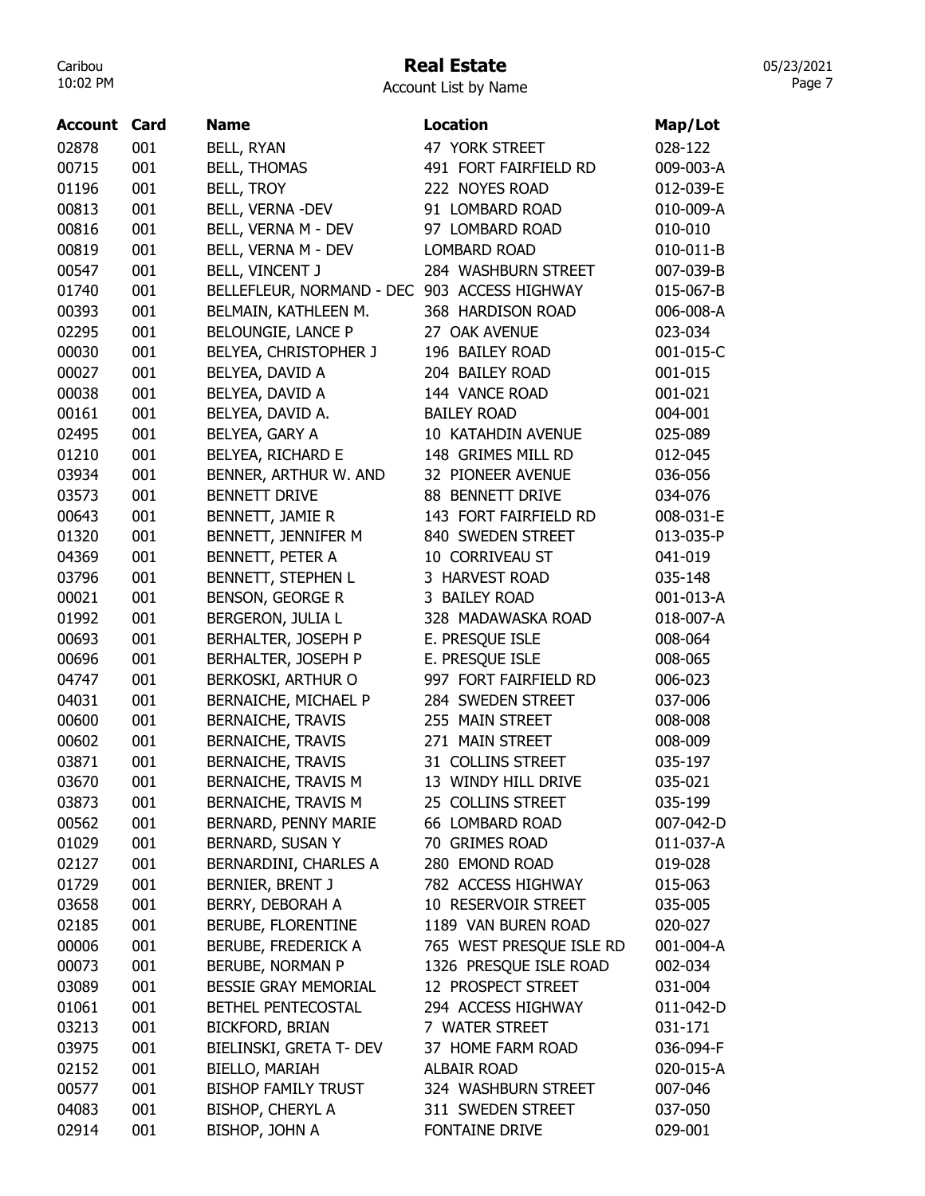# Real Estate

Account List by Name

| Account | Card | Name | Location | Map/Lot |
|---|---|---|---|---|
| 02878 | 001 | BELL, RYAN | 47 YORK STREET | 028-122 |
| 00715 | 001 | BELL, THOMAS | 491 FORT FAIRFIELD RD | 009-003-A |
| 01196 | 001 | BELL, TROY | 222 NOYES ROAD | 012-039-E |
| 00813 | 001 | BELL, VERNA -DEV | 91 LOMBARD ROAD | 010-009-A |
| 00816 | 001 | BELL, VERNA M - DEV | 97 LOMBARD ROAD | 010-010 |
| 00819 | 001 | BELL, VERNA M - DEV | LOMBARD ROAD | 010-011-B |
| 00547 | 001 | BELL, VINCENT J | 284 WASHBURN STREET | 007-039-B |
| 01740 | 001 | BELLEFLEUR, NORMAND - DEC | 903 ACCESS HIGHWAY | 015-067-B |
| 00393 | 001 | BELMAIN, KATHLEEN M. | 368 HARDISON ROAD | 006-008-A |
| 02295 | 001 | BELOUNGIE, LANCE P | 27 OAK AVENUE | 023-034 |
| 00030 | 001 | BELYEA, CHRISTOPHER J | 196 BAILEY ROAD | 001-015-C |
| 00027 | 001 | BELYEA, DAVID A | 204 BAILEY ROAD | 001-015 |
| 00038 | 001 | BELYEA, DAVID A | 144 VANCE ROAD | 001-021 |
| 00161 | 001 | BELYEA, DAVID A. | BAILEY ROAD | 004-001 |
| 02495 | 001 | BELYEA, GARY A | 10 KATAHDIN AVENUE | 025-089 |
| 01210 | 001 | BELYEA, RICHARD E | 148 GRIMES MILL RD | 012-045 |
| 03934 | 001 | BENNER, ARTHUR W. AND | 32 PIONEER AVENUE | 036-056 |
| 03573 | 001 | BENNETT DRIVE | 88 BENNETT DRIVE | 034-076 |
| 00643 | 001 | BENNETT, JAMIE R | 143 FORT FAIRFIELD RD | 008-031-E |
| 01320 | 001 | BENNETT, JENNIFER M | 840 SWEDEN STREET | 013-035-P |
| 04369 | 001 | BENNETT, PETER A | 10 CORRIVEAU ST | 041-019 |
| 03796 | 001 | BENNETT, STEPHEN L | 3 HARVEST ROAD | 035-148 |
| 00021 | 001 | BENSON, GEORGE R | 3 BAILEY ROAD | 001-013-A |
| 01992 | 001 | BERGERON, JULIA L | 328 MADAWASKA ROAD | 018-007-A |
| 00693 | 001 | BERHALTER, JOSEPH P | E. PRESQUE ISLE | 008-064 |
| 00696 | 001 | BERHALTER, JOSEPH P | E. PRESQUE ISLE | 008-065 |
| 04747 | 001 | BERKOSKI, ARTHUR O | 997 FORT FAIRFIELD RD | 006-023 |
| 04031 | 001 | BERNAICHE, MICHAEL P | 284 SWEDEN STREET | 037-006 |
| 00600 | 001 | BERNAICHE, TRAVIS | 255 MAIN STREET | 008-008 |
| 00602 | 001 | BERNAICHE, TRAVIS | 271 MAIN STREET | 008-009 |
| 03871 | 001 | BERNAICHE, TRAVIS | 31 COLLINS STREET | 035-197 |
| 03670 | 001 | BERNAICHE, TRAVIS M | 13 WINDY HILL DRIVE | 035-021 |
| 03873 | 001 | BERNAICHE, TRAVIS M | 25 COLLINS STREET | 035-199 |
| 00562 | 001 | BERNARD, PENNY MARIE | 66 LOMBARD ROAD | 007-042-D |
| 01029 | 001 | BERNARD, SUSAN Y | 70 GRIMES ROAD | 011-037-A |
| 02127 | 001 | BERNARDINI, CHARLES A | 280 EMOND ROAD | 019-028 |
| 01729 | 001 | BERNIER, BRENT J | 782 ACCESS HIGHWAY | 015-063 |
| 03658 | 001 | BERRY, DEBORAH A | 10 RESERVOIR STREET | 035-005 |
| 02185 | 001 | BERUBE, FLORENTINE | 1189 VAN BUREN ROAD | 020-027 |
| 00006 | 001 | BERUBE, FREDERICK A | 765 WEST PRESQUE ISLE RD | 001-004-A |
| 00073 | 001 | BERUBE, NORMAN P | 1326 PRESQUE ISLE ROAD | 002-034 |
| 03089 | 001 | BESSIE GRAY MEMORIAL | 12 PROSPECT STREET | 031-004 |
| 01061 | 001 | BETHEL PENTECOSTAL | 294 ACCESS HIGHWAY | 011-042-D |
| 03213 | 001 | BICKFORD, BRIAN | 7 WATER STREET | 031-171 |
| 03975 | 001 | BIELINSKI, GRETA T- DEV | 37 HOME FARM ROAD | 036-094-F |
| 02152 | 001 | BIELLO, MARIAH | ALBAIR ROAD | 020-015-A |
| 00577 | 001 | BISHOP FAMILY TRUST | 324 WASHBURN STREET | 007-046 |
| 04083 | 001 | BISHOP, CHERYL A | 311 SWEDEN STREET | 037-050 |
| 02914 | 001 | BISHOP, JOHN A | FONTAINE DRIVE | 029-001 |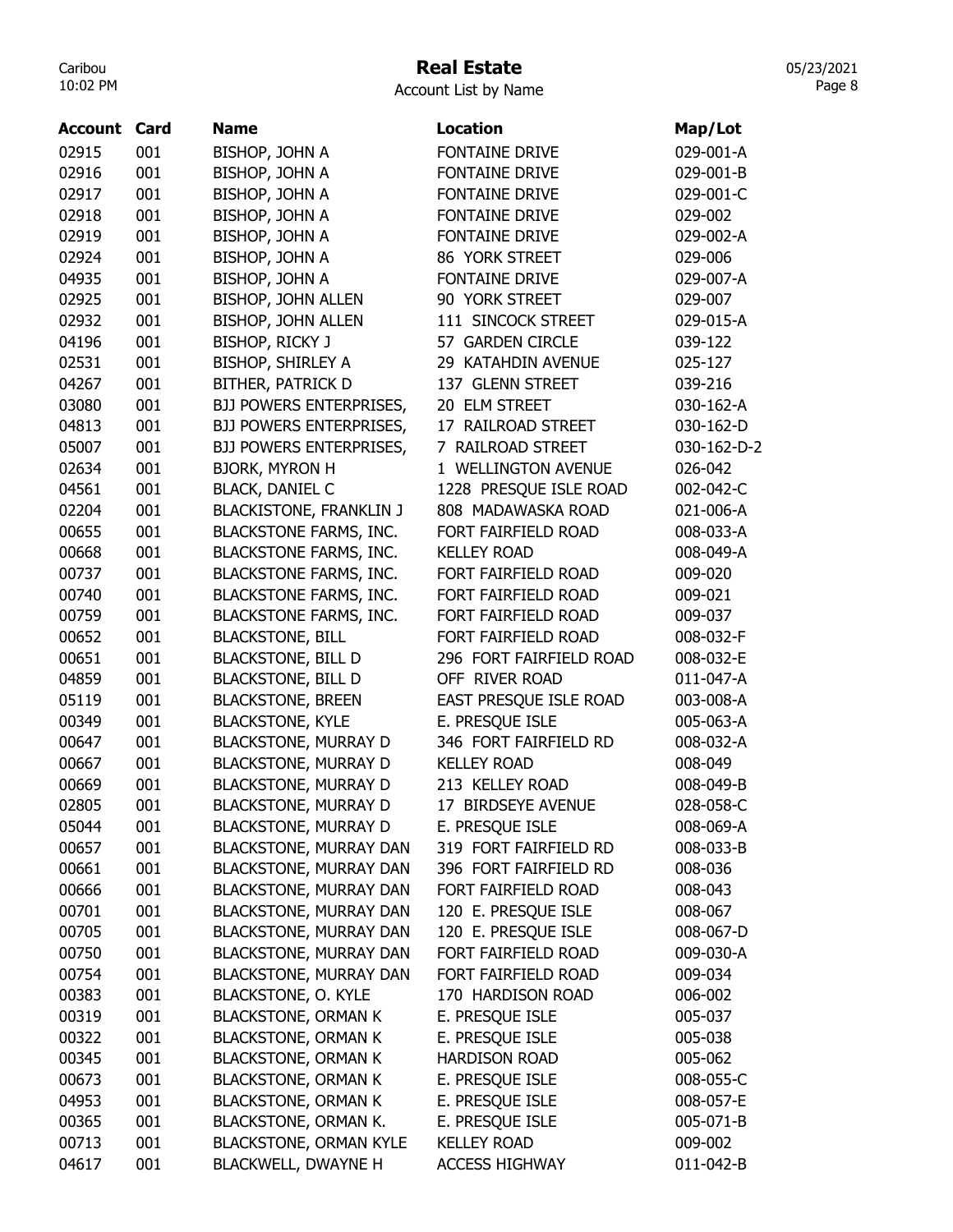# Real Estate

Account List by Name

| Account | Card | Name | Location | Map/Lot |
|---|---|---|---|---|
| 02915 | 001 | BISHOP, JOHN A | FONTAINE DRIVE | 029-001-A |
| 02916 | 001 | BISHOP, JOHN A | FONTAINE DRIVE | 029-001-B |
| 02917 | 001 | BISHOP, JOHN A | FONTAINE DRIVE | 029-001-C |
| 02918 | 001 | BISHOP, JOHN A | FONTAINE DRIVE | 029-002 |
| 02919 | 001 | BISHOP, JOHN A | FONTAINE DRIVE | 029-002-A |
| 02924 | 001 | BISHOP, JOHN A | 86 YORK STREET | 029-006 |
| 04935 | 001 | BISHOP, JOHN A | FONTAINE DRIVE | 029-007-A |
| 02925 | 001 | BISHOP, JOHN ALLEN | 90 YORK STREET | 029-007 |
| 02932 | 001 | BISHOP, JOHN ALLEN | 111 SINCOCK STREET | 029-015-A |
| 04196 | 001 | BISHOP, RICKY J | 57 GARDEN CIRCLE | 039-122 |
| 02531 | 001 | BISHOP, SHIRLEY A | 29 KATAHDIN AVENUE | 025-127 |
| 04267 | 001 | BITHER, PATRICK D | 137 GLENN STREET | 039-216 |
| 03080 | 001 | BJJ POWERS ENTERPRISES, | 20 ELM STREET | 030-162-A |
| 04813 | 001 | BJJ POWERS ENTERPRISES, | 17 RAILROAD STREET | 030-162-D |
| 05007 | 001 | BJJ POWERS ENTERPRISES, | 7 RAILROAD STREET | 030-162-D-2 |
| 02634 | 001 | BJORK, MYRON H | 1 WELLINGTON AVENUE | 026-042 |
| 04561 | 001 | BLACK, DANIEL C | 1228 PRESQUE ISLE ROAD | 002-042-C |
| 02204 | 001 | BLACKISTONE, FRANKLIN J | 808 MADAWASKA ROAD | 021-006-A |
| 00655 | 001 | BLACKSTONE FARMS, INC. | FORT FAIRFIELD ROAD | 008-033-A |
| 00668 | 001 | BLACKSTONE FARMS, INC. | KELLEY ROAD | 008-049-A |
| 00737 | 001 | BLACKSTONE FARMS, INC. | FORT FAIRFIELD ROAD | 009-020 |
| 00740 | 001 | BLACKSTONE FARMS, INC. | FORT FAIRFIELD ROAD | 009-021 |
| 00759 | 001 | BLACKSTONE FARMS, INC. | FORT FAIRFIELD ROAD | 009-037 |
| 00652 | 001 | BLACKSTONE, BILL | FORT FAIRFIELD ROAD | 008-032-F |
| 00651 | 001 | BLACKSTONE, BILL D | 296 FORT FAIRFIELD ROAD | 008-032-E |
| 04859 | 001 | BLACKSTONE, BILL D | OFF RIVER ROAD | 011-047-A |
| 05119 | 001 | BLACKSTONE, BREEN | EAST PRESQUE ISLE ROAD | 003-008-A |
| 00349 | 001 | BLACKSTONE, KYLE | E. PRESQUE ISLE | 005-063-A |
| 00647 | 001 | BLACKSTONE, MURRAY D | 346 FORT FAIRFIELD RD | 008-032-A |
| 00667 | 001 | BLACKSTONE, MURRAY D | KELLEY ROAD | 008-049 |
| 00669 | 001 | BLACKSTONE, MURRAY D | 213 KELLEY ROAD | 008-049-B |
| 02805 | 001 | BLACKSTONE, MURRAY D | 17 BIRDSEYE AVENUE | 028-058-C |
| 05044 | 001 | BLACKSTONE, MURRAY D | E. PRESQUE ISLE | 008-069-A |
| 00657 | 001 | BLACKSTONE, MURRAY DAN | 319 FORT FAIRFIELD RD | 008-033-B |
| 00661 | 001 | BLACKSTONE, MURRAY DAN | 396 FORT FAIRFIELD RD | 008-036 |
| 00666 | 001 | BLACKSTONE, MURRAY DAN | FORT FAIRFIELD ROAD | 008-043 |
| 00701 | 001 | BLACKSTONE, MURRAY DAN | 120 E. PRESQUE ISLE | 008-067 |
| 00705 | 001 | BLACKSTONE, MURRAY DAN | 120 E. PRESQUE ISLE | 008-067-D |
| 00750 | 001 | BLACKSTONE, MURRAY DAN | FORT FAIRFIELD ROAD | 009-030-A |
| 00754 | 001 | BLACKSTONE, MURRAY DAN | FORT FAIRFIELD ROAD | 009-034 |
| 00383 | 001 | BLACKSTONE, O. KYLE | 170 HARDISON ROAD | 006-002 |
| 00319 | 001 | BLACKSTONE, ORMAN K | E. PRESQUE ISLE | 005-037 |
| 00322 | 001 | BLACKSTONE, ORMAN K | E. PRESQUE ISLE | 005-038 |
| 00345 | 001 | BLACKSTONE, ORMAN K | HARDISON ROAD | 005-062 |
| 00673 | 001 | BLACKSTONE, ORMAN K | E. PRESQUE ISLE | 008-055-C |
| 04953 | 001 | BLACKSTONE, ORMAN K | E. PRESQUE ISLE | 008-057-E |
| 00365 | 001 | BLACKSTONE, ORMAN K. | E. PRESQUE ISLE | 005-071-B |
| 00713 | 001 | BLACKSTONE, ORMAN KYLE | KELLEY ROAD | 009-002 |
| 04617 | 001 | BLACKWELL, DWAYNE H | ACCESS HIGHWAY | 011-042-B |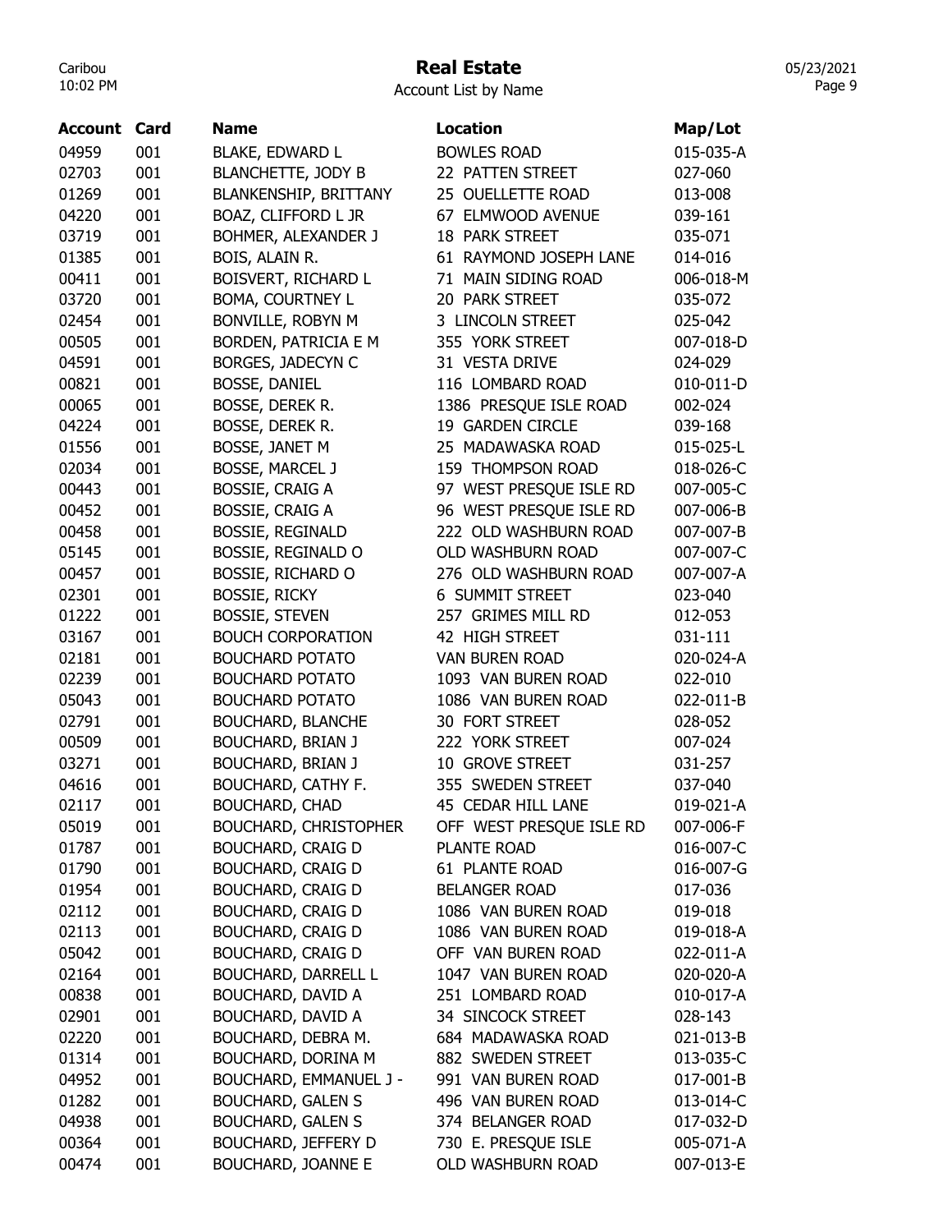# Real Estate

Account List by Name

| Account | Card | Name | Location | Map/Lot |
|---|---|---|---|---|
| 04959 | 001 | BLAKE, EDWARD L | BOWLES ROAD | 015-035-A |
| 02703 | 001 | BLANCHETTE, JODY B | 22 PATTEN STREET | 027-060 |
| 01269 | 001 | BLANKENSHIP, BRITTANY | 25 OUELLETTE ROAD | 013-008 |
| 04220 | 001 | BOAZ, CLIFFORD L JR | 67 ELMWOOD AVENUE | 039-161 |
| 03719 | 001 | BOHMER, ALEXANDER J | 18 PARK STREET | 035-071 |
| 01385 | 001 | BOIS, ALAIN R. | 61 RAYMOND JOSEPH LANE | 014-016 |
| 00411 | 001 | BOISVERT, RICHARD L | 71 MAIN SIDING ROAD | 006-018-M |
| 03720 | 001 | BOMA, COURTNEY L | 20 PARK STREET | 035-072 |
| 02454 | 001 | BONVILLE, ROBYN M | 3 LINCOLN STREET | 025-042 |
| 00505 | 001 | BORDEN, PATRICIA E M | 355 YORK STREET | 007-018-D |
| 04591 | 001 | BORGES, JADECYN C | 31 VESTA DRIVE | 024-029 |
| 00821 | 001 | BOSSE, DANIEL | 116 LOMBARD ROAD | 010-011-D |
| 00065 | 001 | BOSSE, DEREK R. | 1386 PRESQUE ISLE ROAD | 002-024 |
| 04224 | 001 | BOSSE, DEREK R. | 19 GARDEN CIRCLE | 039-168 |
| 01556 | 001 | BOSSE, JANET M | 25 MADAWASKA ROAD | 015-025-L |
| 02034 | 001 | BOSSE, MARCEL J | 159 THOMPSON ROAD | 018-026-C |
| 00443 | 001 | BOSSIE, CRAIG A | 97 WEST PRESQUE ISLE RD | 007-005-C |
| 00452 | 001 | BOSSIE, CRAIG A | 96 WEST PRESQUE ISLE RD | 007-006-B |
| 00458 | 001 | BOSSIE, REGINALD | 222 OLD WASHBURN ROAD | 007-007-B |
| 05145 | 001 | BOSSIE, REGINALD O | OLD WASHBURN ROAD | 007-007-C |
| 00457 | 001 | BOSSIE, RICHARD O | 276 OLD WASHBURN ROAD | 007-007-A |
| 02301 | 001 | BOSSIE, RICKY | 6 SUMMIT STREET | 023-040 |
| 01222 | 001 | BOSSIE, STEVEN | 257 GRIMES MILL RD | 012-053 |
| 03167 | 001 | BOUCH CORPORATION | 42 HIGH STREET | 031-111 |
| 02181 | 001 | BOUCHARD POTATO | VAN BUREN ROAD | 020-024-A |
| 02239 | 001 | BOUCHARD POTATO | 1093 VAN BUREN ROAD | 022-010 |
| 05043 | 001 | BOUCHARD POTATO | 1086 VAN BUREN ROAD | 022-011-B |
| 02791 | 001 | BOUCHARD, BLANCHE | 30 FORT STREET | 028-052 |
| 00509 | 001 | BOUCHARD, BRIAN J | 222 YORK STREET | 007-024 |
| 03271 | 001 | BOUCHARD, BRIAN J | 10 GROVE STREET | 031-257 |
| 04616 | 001 | BOUCHARD, CATHY F. | 355 SWEDEN STREET | 037-040 |
| 02117 | 001 | BOUCHARD, CHAD | 45 CEDAR HILL LANE | 019-021-A |
| 05019 | 001 | BOUCHARD, CHRISTOPHER | OFF WEST PRESQUE ISLE RD | 007-006-F |
| 01787 | 001 | BOUCHARD, CRAIG D | PLANTE ROAD | 016-007-C |
| 01790 | 001 | BOUCHARD, CRAIG D | 61 PLANTE ROAD | 016-007-G |
| 01954 | 001 | BOUCHARD, CRAIG D | BELANGER ROAD | 017-036 |
| 02112 | 001 | BOUCHARD, CRAIG D | 1086 VAN BUREN ROAD | 019-018 |
| 02113 | 001 | BOUCHARD, CRAIG D | 1086 VAN BUREN ROAD | 019-018-A |
| 05042 | 001 | BOUCHARD, CRAIG D | OFF VAN BUREN ROAD | 022-011-A |
| 02164 | 001 | BOUCHARD, DARRELL L | 1047 VAN BUREN ROAD | 020-020-A |
| 00838 | 001 | BOUCHARD, DAVID A | 251 LOMBARD ROAD | 010-017-A |
| 02901 | 001 | BOUCHARD, DAVID A | 34 SINCOCK STREET | 028-143 |
| 02220 | 001 | BOUCHARD, DEBRA M. | 684 MADAWASKA ROAD | 021-013-B |
| 01314 | 001 | BOUCHARD, DORINA M | 882 SWEDEN STREET | 013-035-C |
| 04952 | 001 | BOUCHARD, EMMANUEL J - | 991 VAN BUREN ROAD | 017-001-B |
| 01282 | 001 | BOUCHARD, GALEN S | 496 VAN BUREN ROAD | 013-014-C |
| 04938 | 001 | BOUCHARD, GALEN S | 374 BELANGER ROAD | 017-032-D |
| 00364 | 001 | BOUCHARD, JEFFERY D | 730 E. PRESQUE ISLE | 005-071-A |
| 00474 | 001 | BOUCHARD, JOANNE E | OLD WASHBURN ROAD | 007-013-E |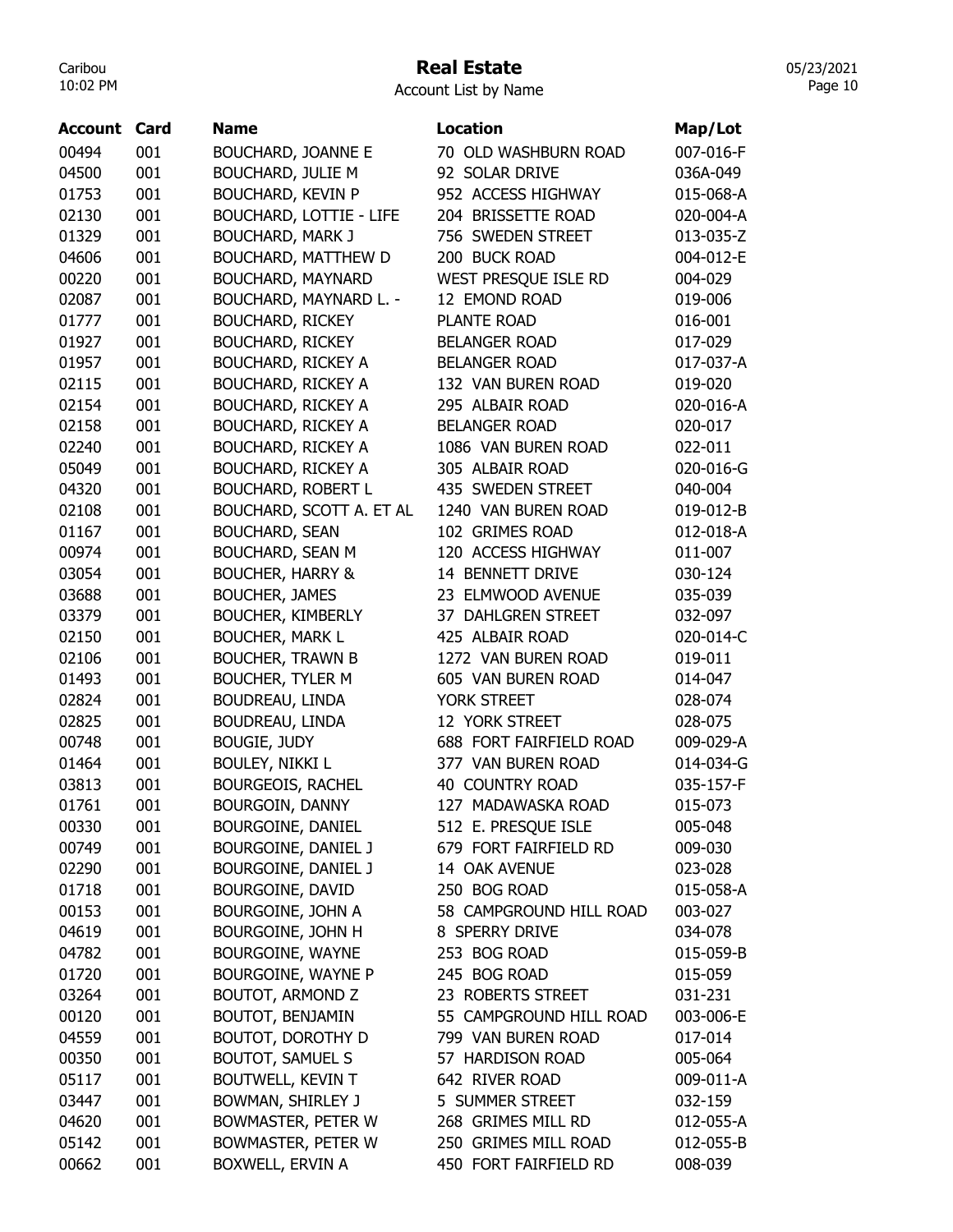# Real Estate

Account List by Name

| Account | Card | Name | Location | Map/Lot |
|---|---|---|---|---|
| 00494 | 001 | BOUCHARD, JOANNE E | 70 OLD WASHBURN ROAD | 007-016-F |
| 04500 | 001 | BOUCHARD, JULIE M | 92 SOLAR DRIVE | 036A-049 |
| 01753 | 001 | BOUCHARD, KEVIN P | 952 ACCESS HIGHWAY | 015-068-A |
| 02130 | 001 | BOUCHARD, LOTTIE - LIFE | 204 BRISSETTE ROAD | 020-004-A |
| 01329 | 001 | BOUCHARD, MARK J | 756 SWEDEN STREET | 013-035-Z |
| 04606 | 001 | BOUCHARD, MATTHEW D | 200 BUCK ROAD | 004-012-E |
| 00220 | 001 | BOUCHARD, MAYNARD | WEST PRESQUE ISLE RD | 004-029 |
| 02087 | 001 | BOUCHARD, MAYNARD L. - | 12 EMOND ROAD | 019-006 |
| 01777 | 001 | BOUCHARD, RICKEY | PLANTE ROAD | 016-001 |
| 01927 | 001 | BOUCHARD, RICKEY | BELANGER ROAD | 017-029 |
| 01957 | 001 | BOUCHARD, RICKEY A | BELANGER ROAD | 017-037-A |
| 02115 | 001 | BOUCHARD, RICKEY A | 132 VAN BUREN ROAD | 019-020 |
| 02154 | 001 | BOUCHARD, RICKEY A | 295 ALBAIR ROAD | 020-016-A |
| 02158 | 001 | BOUCHARD, RICKEY A | BELANGER ROAD | 020-017 |
| 02240 | 001 | BOUCHARD, RICKEY A | 1086 VAN BUREN ROAD | 022-011 |
| 05049 | 001 | BOUCHARD, RICKEY A | 305 ALBAIR ROAD | 020-016-G |
| 04320 | 001 | BOUCHARD, ROBERT L | 435 SWEDEN STREET | 040-004 |
| 02108 | 001 | BOUCHARD, SCOTT A. ET AL | 1240 VAN BUREN ROAD | 019-012-B |
| 01167 | 001 | BOUCHARD, SEAN | 102 GRIMES ROAD | 012-018-A |
| 00974 | 001 | BOUCHARD, SEAN M | 120 ACCESS HIGHWAY | 011-007 |
| 03054 | 001 | BOUCHER, HARRY & | 14 BENNETT DRIVE | 030-124 |
| 03688 | 001 | BOUCHER, JAMES | 23 ELMWOOD AVENUE | 035-039 |
| 03379 | 001 | BOUCHER, KIMBERLY | 37 DAHLGREN STREET | 032-097 |
| 02150 | 001 | BOUCHER, MARK L | 425 ALBAIR ROAD | 020-014-C |
| 02106 | 001 | BOUCHER, TRAWN B | 1272 VAN BUREN ROAD | 019-011 |
| 01493 | 001 | BOUCHER, TYLER M | 605 VAN BUREN ROAD | 014-047 |
| 02824 | 001 | BOUDREAU, LINDA | YORK STREET | 028-074 |
| 02825 | 001 | BOUDREAU, LINDA | 12 YORK STREET | 028-075 |
| 00748 | 001 | BOUGIE, JUDY | 688 FORT FAIRFIELD ROAD | 009-029-A |
| 01464 | 001 | BOULEY, NIKKI L | 377 VAN BUREN ROAD | 014-034-G |
| 03813 | 001 | BOURGEOIS, RACHEL | 40 COUNTRY ROAD | 035-157-F |
| 01761 | 001 | BOURGOIN, DANNY | 127 MADAWASKA ROAD | 015-073 |
| 00330 | 001 | BOURGOINE, DANIEL | 512 E. PRESQUE ISLE | 005-048 |
| 00749 | 001 | BOURGOINE, DANIEL J | 679 FORT FAIRFIELD RD | 009-030 |
| 02290 | 001 | BOURGOINE, DANIEL J | 14 OAK AVENUE | 023-028 |
| 01718 | 001 | BOURGOINE, DAVID | 250 BOG ROAD | 015-058-A |
| 00153 | 001 | BOURGOINE, JOHN A | 58 CAMPGROUND HILL ROAD | 003-027 |
| 04619 | 001 | BOURGOINE, JOHN H | 8 SPERRY DRIVE | 034-078 |
| 04782 | 001 | BOURGOINE, WAYNE | 253 BOG ROAD | 015-059-B |
| 01720 | 001 | BOURGOINE, WAYNE P | 245 BOG ROAD | 015-059 |
| 03264 | 001 | BOUTOT, ARMOND Z | 23 ROBERTS STREET | 031-231 |
| 00120 | 001 | BOUTOT, BENJAMIN | 55 CAMPGROUND HILL ROAD | 003-006-E |
| 04559 | 001 | BOUTOT, DOROTHY D | 799 VAN BUREN ROAD | 017-014 |
| 00350 | 001 | BOUTOT, SAMUEL S | 57 HARDISON ROAD | 005-064 |
| 05117 | 001 | BOUTWELL, KEVIN T | 642 RIVER ROAD | 009-011-A |
| 03447 | 001 | BOWMAN, SHIRLEY J | 5 SUMMER STREET | 032-159 |
| 04620 | 001 | BOWMASTER, PETER W | 268 GRIMES MILL RD | 012-055-A |
| 05142 | 001 | BOWMASTER, PETER W | 250 GRIMES MILL ROAD | 012-055-B |
| 00662 | 001 | BOXWELL, ERVIN A | 450 FORT FAIRFIELD RD | 008-039 |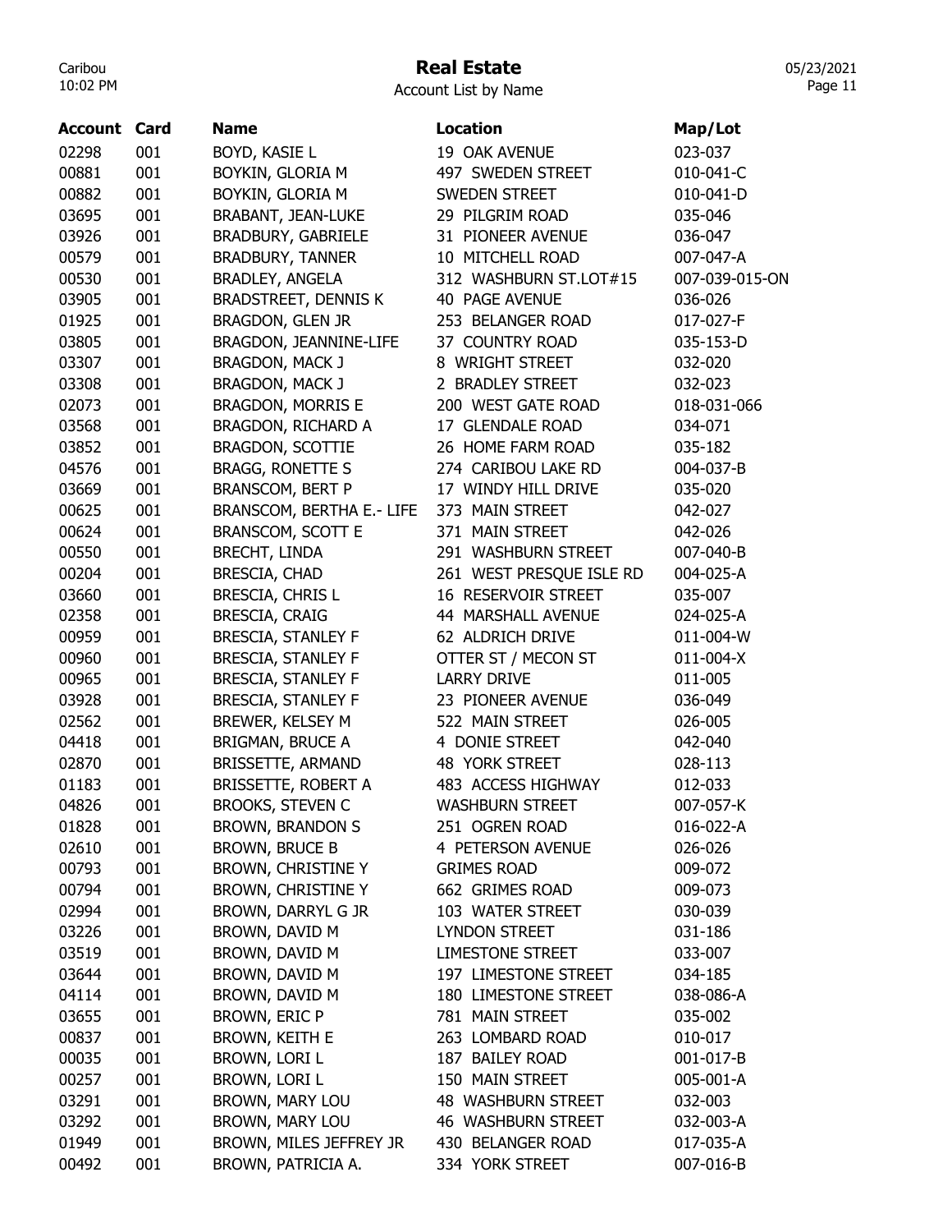# Real Estate

Account List by Name

| Account | Card | Name | Location | Map/Lot |
|---|---|---|---|---|
| 02298 | 001 | BOYD, KASIE L | 19 OAK AVENUE | 023-037 |
| 00881 | 001 | BOYKIN, GLORIA M | 497 SWEDEN STREET | 010-041-C |
| 00882 | 001 | BOYKIN, GLORIA M | SWEDEN STREET | 010-041-D |
| 03695 | 001 | BRABANT, JEAN-LUKE | 29 PILGRIM ROAD | 035-046 |
| 03926 | 001 | BRADBURY, GABRIELE | 31 PIONEER AVENUE | 036-047 |
| 00579 | 001 | BRADBURY, TANNER | 10 MITCHELL ROAD | 007-047-A |
| 00530 | 001 | BRADLEY, ANGELA | 312 WASHBURN ST.LOT#15 | 007-039-015-ON |
| 03905 | 001 | BRADSTREET, DENNIS K | 40 PAGE AVENUE | 036-026 |
| 01925 | 001 | BRAGDON, GLEN JR | 253 BELANGER ROAD | 017-027-F |
| 03805 | 001 | BRAGDON, JEANNINE-LIFE | 37 COUNTRY ROAD | 035-153-D |
| 03307 | 001 | BRAGDON, MACK J | 8 WRIGHT STREET | 032-020 |
| 03308 | 001 | BRAGDON, MACK J | 2 BRADLEY STREET | 032-023 |
| 02073 | 001 | BRAGDON, MORRIS E | 200 WEST GATE ROAD | 018-031-066 |
| 03568 | 001 | BRAGDON, RICHARD A | 17 GLENDALE ROAD | 034-071 |
| 03852 | 001 | BRAGDON, SCOTTIE | 26 HOME FARM ROAD | 035-182 |
| 04576 | 001 | BRAGG, RONETTE S | 274 CARIBOU LAKE RD | 004-037-B |
| 03669 | 001 | BRANSCOM, BERT P | 17 WINDY HILL DRIVE | 035-020 |
| 00625 | 001 | BRANSCOM, BERTHA E.- LIFE | 373 MAIN STREET | 042-027 |
| 00624 | 001 | BRANSCOM, SCOTT E | 371 MAIN STREET | 042-026 |
| 00550 | 001 | BRECHT, LINDA | 291 WASHBURN STREET | 007-040-B |
| 00204 | 001 | BRESCIA, CHAD | 261 WEST PRESQUE ISLE RD | 004-025-A |
| 03660 | 001 | BRESCIA, CHRIS L | 16 RESERVOIR STREET | 035-007 |
| 02358 | 001 | BRESCIA, CRAIG | 44 MARSHALL AVENUE | 024-025-A |
| 00959 | 001 | BRESCIA, STANLEY F | 62 ALDRICH DRIVE | 011-004-W |
| 00960 | 001 | BRESCIA, STANLEY F | OTTER ST / MECON ST | 011-004-X |
| 00965 | 001 | BRESCIA, STANLEY F | LARRY DRIVE | 011-005 |
| 03928 | 001 | BRESCIA, STANLEY F | 23 PIONEER AVENUE | 036-049 |
| 02562 | 001 | BREWER, KELSEY M | 522 MAIN STREET | 026-005 |
| 04418 | 001 | BRIGMAN, BRUCE A | 4 DONIE STREET | 042-040 |
| 02870 | 001 | BRISSETTE, ARMAND | 48 YORK STREET | 028-113 |
| 01183 | 001 | BRISSETTE, ROBERT A | 483 ACCESS HIGHWAY | 012-033 |
| 04826 | 001 | BROOKS, STEVEN C | WASHBURN STREET | 007-057-K |
| 01828 | 001 | BROWN, BRANDON S | 251 OGREN ROAD | 016-022-A |
| 02610 | 001 | BROWN, BRUCE B | 4 PETERSON AVENUE | 026-026 |
| 00793 | 001 | BROWN, CHRISTINE Y | GRIMES ROAD | 009-072 |
| 00794 | 001 | BROWN, CHRISTINE Y | 662 GRIMES ROAD | 009-073 |
| 02994 | 001 | BROWN, DARRYL G JR | 103 WATER STREET | 030-039 |
| 03226 | 001 | BROWN, DAVID M | LYNDON STREET | 031-186 |
| 03519 | 001 | BROWN, DAVID M | LIMESTONE STREET | 033-007 |
| 03644 | 001 | BROWN, DAVID M | 197 LIMESTONE STREET | 034-185 |
| 04114 | 001 | BROWN, DAVID M | 180 LIMESTONE STREET | 038-086-A |
| 03655 | 001 | BROWN, ERIC P | 781 MAIN STREET | 035-002 |
| 00837 | 001 | BROWN, KEITH E | 263 LOMBARD ROAD | 010-017 |
| 00035 | 001 | BROWN, LORI L | 187 BAILEY ROAD | 001-017-B |
| 00257 | 001 | BROWN, LORI L | 150 MAIN STREET | 005-001-A |
| 03291 | 001 | BROWN, MARY LOU | 48 WASHBURN STREET | 032-003 |
| 03292 | 001 | BROWN, MARY LOU | 46 WASHBURN STREET | 032-003-A |
| 01949 | 001 | BROWN, MILES JEFFREY JR | 430 BELANGER ROAD | 017-035-A |
| 00492 | 001 | BROWN, PATRICIA A. | 334 YORK STREET | 007-016-B |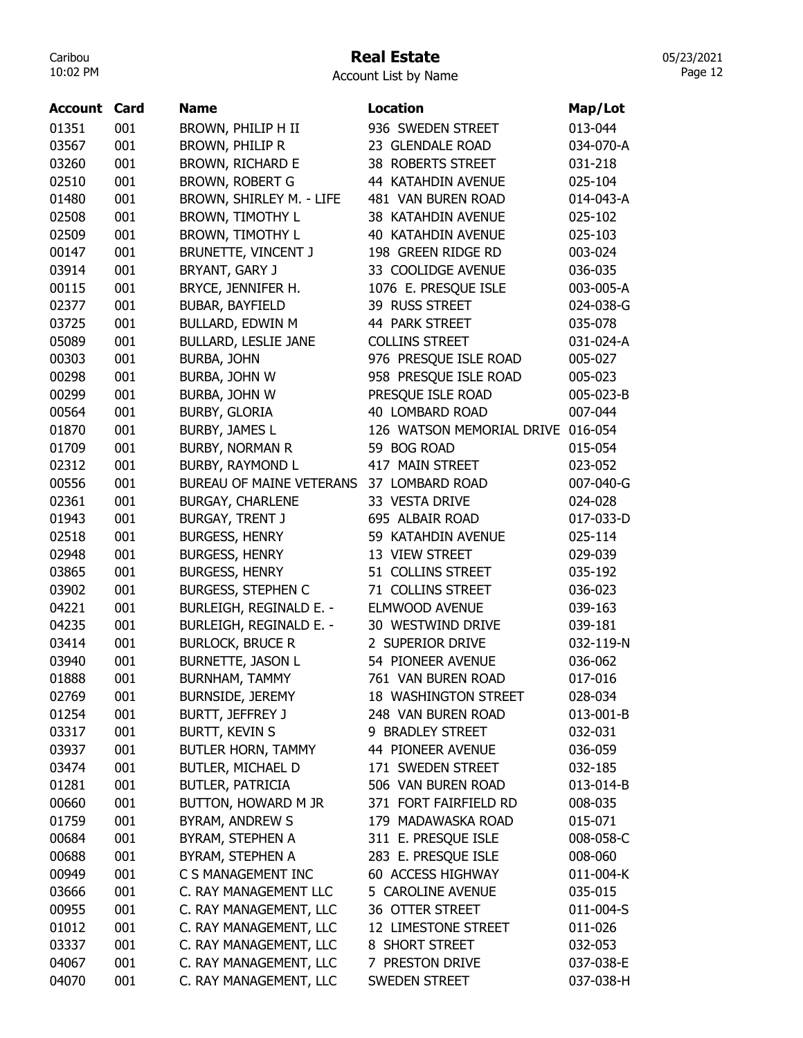# Real Estate

Account List by Name

| Account | Card | Name | Location | Map/Lot |
|---|---|---|---|---|
| 01351 | 001 | BROWN, PHILIP H II | 936 SWEDEN STREET | 013-044 |
| 03567 | 001 | BROWN, PHILIP R | 23 GLENDALE ROAD | 034-070-A |
| 03260 | 001 | BROWN, RICHARD E | 38 ROBERTS STREET | 031-218 |
| 02510 | 001 | BROWN, ROBERT G | 44 KATAHDIN AVENUE | 025-104 |
| 01480 | 001 | BROWN, SHIRLEY M. - LIFE | 481 VAN BUREN ROAD | 014-043-A |
| 02508 | 001 | BROWN, TIMOTHY L | 38 KATAHDIN AVENUE | 025-102 |
| 02509 | 001 | BROWN, TIMOTHY L | 40 KATAHDIN AVENUE | 025-103 |
| 00147 | 001 | BRUNETTE, VINCENT J | 198 GREEN RIDGE RD | 003-024 |
| 03914 | 001 | BRYANT, GARY J | 33 COOLIDGE AVENUE | 036-035 |
| 00115 | 001 | BRYCE, JENNIFER H. | 1076 E. PRESQUE ISLE | 003-005-A |
| 02377 | 001 | BUBAR, BAYFIELD | 39 RUSS STREET | 024-038-G |
| 03725 | 001 | BULLARD, EDWIN M | 44 PARK STREET | 035-078 |
| 05089 | 001 | BULLARD, LESLIE JANE | COLLINS STREET | 031-024-A |
| 00303 | 001 | BURBA, JOHN | 976 PRESQUE ISLE ROAD | 005-027 |
| 00298 | 001 | BURBA, JOHN W | 958 PRESQUE ISLE ROAD | 005-023 |
| 00299 | 001 | BURBA, JOHN W | PRESQUE ISLE ROAD | 005-023-B |
| 00564 | 001 | BURBY, GLORIA | 40 LOMBARD ROAD | 007-044 |
| 01870 | 001 | BURBY, JAMES L | 126 WATSON MEMORIAL DRIVE | 016-054 |
| 01709 | 001 | BURBY, NORMAN R | 59 BOG ROAD | 015-054 |
| 02312 | 001 | BURBY, RAYMOND L | 417 MAIN STREET | 023-052 |
| 00556 | 001 | BUREAU OF MAINE VETERANS | 37 LOMBARD ROAD | 007-040-G |
| 02361 | 001 | BURGAY, CHARLENE | 33 VESTA DRIVE | 024-028 |
| 01943 | 001 | BURGAY, TRENT J | 695 ALBAIR ROAD | 017-033-D |
| 02518 | 001 | BURGESS, HENRY | 59 KATAHDIN AVENUE | 025-114 |
| 02948 | 001 | BURGESS, HENRY | 13 VIEW STREET | 029-039 |
| 03865 | 001 | BURGESS, HENRY | 51 COLLINS STREET | 035-192 |
| 03902 | 001 | BURGESS, STEPHEN C | 71 COLLINS STREET | 036-023 |
| 04221 | 001 | BURLEIGH, REGINALD E. - | ELMWOOD AVENUE | 039-163 |
| 04235 | 001 | BURLEIGH, REGINALD E. - | 30 WESTWIND DRIVE | 039-181 |
| 03414 | 001 | BURLOCK, BRUCE R | 2 SUPERIOR DRIVE | 032-119-N |
| 03940 | 001 | BURNETTE, JASON L | 54 PIONEER AVENUE | 036-062 |
| 01888 | 001 | BURNHAM, TAMMY | 761 VAN BUREN ROAD | 017-016 |
| 02769 | 001 | BURNSIDE, JEREMY | 18 WASHINGTON STREET | 028-034 |
| 01254 | 001 | BURTT, JEFFREY J | 248 VAN BUREN ROAD | 013-001-B |
| 03317 | 001 | BURTT, KEVIN S | 9 BRADLEY STREET | 032-031 |
| 03937 | 001 | BUTLER HORN, TAMMY | 44 PIONEER AVENUE | 036-059 |
| 03474 | 001 | BUTLER, MICHAEL D | 171 SWEDEN STREET | 032-185 |
| 01281 | 001 | BUTLER, PATRICIA | 506 VAN BUREN ROAD | 013-014-B |
| 00660 | 001 | BUTTON, HOWARD M JR | 371 FORT FAIRFIELD RD | 008-035 |
| 01759 | 001 | BYRAM, ANDREW S | 179 MADAWASKA ROAD | 015-071 |
| 00684 | 001 | BYRAM, STEPHEN A | 311 E. PRESQUE ISLE | 008-058-C |
| 00688 | 001 | BYRAM, STEPHEN A | 283 E. PRESQUE ISLE | 008-060 |
| 00949 | 001 | C S MANAGEMENT INC | 60 ACCESS HIGHWAY | 011-004-K |
| 03666 | 001 | C. RAY MANAGEMENT LLC | 5 CAROLINE AVENUE | 035-015 |
| 00955 | 001 | C. RAY MANAGEMENT, LLC | 36 OTTER STREET | 011-004-S |
| 01012 | 001 | C. RAY MANAGEMENT, LLC | 12 LIMESTONE STREET | 011-026 |
| 03337 | 001 | C. RAY MANAGEMENT, LLC | 8 SHORT STREET | 032-053 |
| 04067 | 001 | C. RAY MANAGEMENT, LLC | 7 PRESTON DRIVE | 037-038-E |
| 04070 | 001 | C. RAY MANAGEMENT, LLC | SWEDEN STREET | 037-038-H |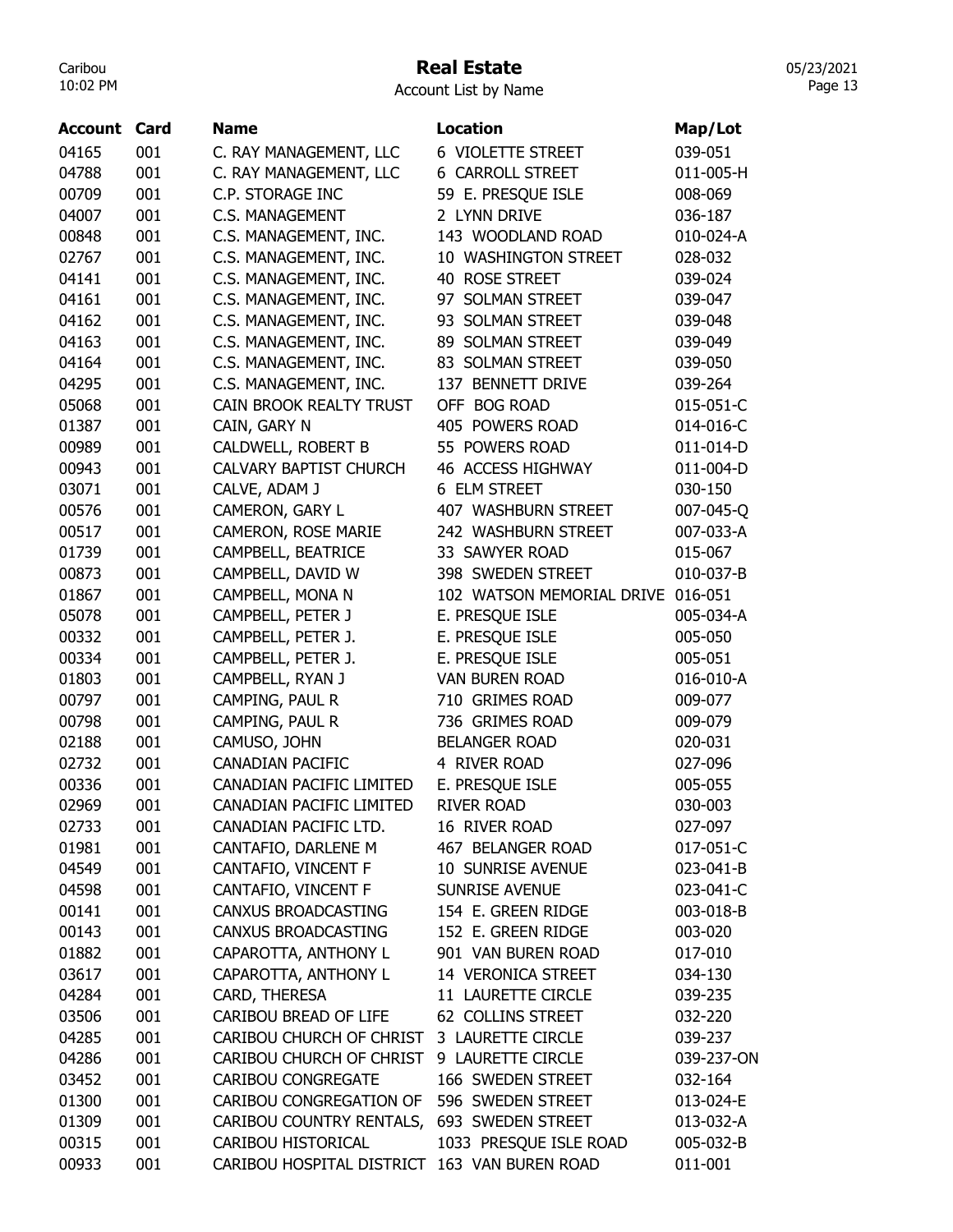# Real Estate

Account List by Name

| Account | Card | Name | Location | Map/Lot |
|---|---|---|---|---|
| 04165 | 001 | C. RAY MANAGEMENT, LLC | 6 VIOLETTE STREET | 039-051 |
| 04788 | 001 | C. RAY MANAGEMENT, LLC | 6 CARROLL STREET | 011-005-H |
| 00709 | 001 | C.P. STORAGE INC | 59 E. PRESQUE ISLE | 008-069 |
| 04007 | 001 | C.S. MANAGEMENT | 2 LYNN DRIVE | 036-187 |
| 00848 | 001 | C.S. MANAGEMENT, INC. | 143 WOODLAND ROAD | 010-024-A |
| 02767 | 001 | C.S. MANAGEMENT, INC. | 10 WASHINGTON STREET | 028-032 |
| 04141 | 001 | C.S. MANAGEMENT, INC. | 40 ROSE STREET | 039-024 |
| 04161 | 001 | C.S. MANAGEMENT, INC. | 97 SOLMAN STREET | 039-047 |
| 04162 | 001 | C.S. MANAGEMENT, INC. | 93 SOLMAN STREET | 039-048 |
| 04163 | 001 | C.S. MANAGEMENT, INC. | 89 SOLMAN STREET | 039-049 |
| 04164 | 001 | C.S. MANAGEMENT, INC. | 83 SOLMAN STREET | 039-050 |
| 04295 | 001 | C.S. MANAGEMENT, INC. | 137 BENNETT DRIVE | 039-264 |
| 05068 | 001 | CAIN BROOK REALTY TRUST | OFF BOG ROAD | 015-051-C |
| 01387 | 001 | CAIN, GARY N | 405 POWERS ROAD | 014-016-C |
| 00989 | 001 | CALDWELL, ROBERT B | 55 POWERS ROAD | 011-014-D |
| 00943 | 001 | CALVARY BAPTIST CHURCH | 46 ACCESS HIGHWAY | 011-004-D |
| 03071 | 001 | CALVE, ADAM J | 6 ELM STREET | 030-150 |
| 00576 | 001 | CAMERON, GARY L | 407 WASHBURN STREET | 007-045-Q |
| 00517 | 001 | CAMERON, ROSE MARIE | 242 WASHBURN STREET | 007-033-A |
| 01739 | 001 | CAMPBELL, BEATRICE | 33 SAWYER ROAD | 015-067 |
| 00873 | 001 | CAMPBELL, DAVID W | 398 SWEDEN STREET | 010-037-B |
| 01867 | 001 | CAMPBELL, MONA N | 102 WATSON MEMORIAL DRIVE | 016-051 |
| 05078 | 001 | CAMPBELL, PETER J | E. PRESQUE ISLE | 005-034-A |
| 00332 | 001 | CAMPBELL, PETER J. | E. PRESQUE ISLE | 005-050 |
| 00334 | 001 | CAMPBELL, PETER J. | E. PRESQUE ISLE | 005-051 |
| 01803 | 001 | CAMPBELL, RYAN J | VAN BUREN ROAD | 016-010-A |
| 00797 | 001 | CAMPING, PAUL R | 710 GRIMES ROAD | 009-077 |
| 00798 | 001 | CAMPING, PAUL R | 736 GRIMES ROAD | 009-079 |
| 02188 | 001 | CAMUSO, JOHN | BELANGER ROAD | 020-031 |
| 02732 | 001 | CANADIAN PACIFIC | 4 RIVER ROAD | 027-096 |
| 00336 | 001 | CANADIAN PACIFIC LIMITED | E. PRESQUE ISLE | 005-055 |
| 02969 | 001 | CANADIAN PACIFIC LIMITED | RIVER ROAD | 030-003 |
| 02733 | 001 | CANADIAN PACIFIC LTD. | 16 RIVER ROAD | 027-097 |
| 01981 | 001 | CANTAFIO, DARLENE M | 467 BELANGER ROAD | 017-051-C |
| 04549 | 001 | CANTAFIO, VINCENT F | 10 SUNRISE AVENUE | 023-041-B |
| 04598 | 001 | CANTAFIO, VINCENT F | SUNRISE AVENUE | 023-041-C |
| 00141 | 001 | CANXUS BROADCASTING | 154 E. GREEN RIDGE | 003-018-B |
| 00143 | 001 | CANXUS BROADCASTING | 152 E. GREEN RIDGE | 003-020 |
| 01882 | 001 | CAPAROTTA, ANTHONY L | 901 VAN BUREN ROAD | 017-010 |
| 03617 | 001 | CAPAROTTA, ANTHONY L | 14 VERONICA STREET | 034-130 |
| 04284 | 001 | CARD, THERESA | 11 LAURETTE CIRCLE | 039-235 |
| 03506 | 001 | CARIBOU BREAD OF LIFE | 62 COLLINS STREET | 032-220 |
| 04285 | 001 | CARIBOU CHURCH OF CHRIST | 3 LAURETTE CIRCLE | 039-237 |
| 04286 | 001 | CARIBOU CHURCH OF CHRIST | 9 LAURETTE CIRCLE | 039-237-ON |
| 03452 | 001 | CARIBOU CONGREGATE | 166 SWEDEN STREET | 032-164 |
| 01300 | 001 | CARIBOU CONGREGATION OF | 596 SWEDEN STREET | 013-024-E |
| 01309 | 001 | CARIBOU COUNTRY RENTALS, | 693 SWEDEN STREET | 013-032-A |
| 00315 | 001 | CARIBOU HISTORICAL | 1033 PRESQUE ISLE ROAD | 005-032-B |
| 00933 | 001 | CARIBOU HOSPITAL DISTRICT | 163 VAN BUREN ROAD | 011-001 |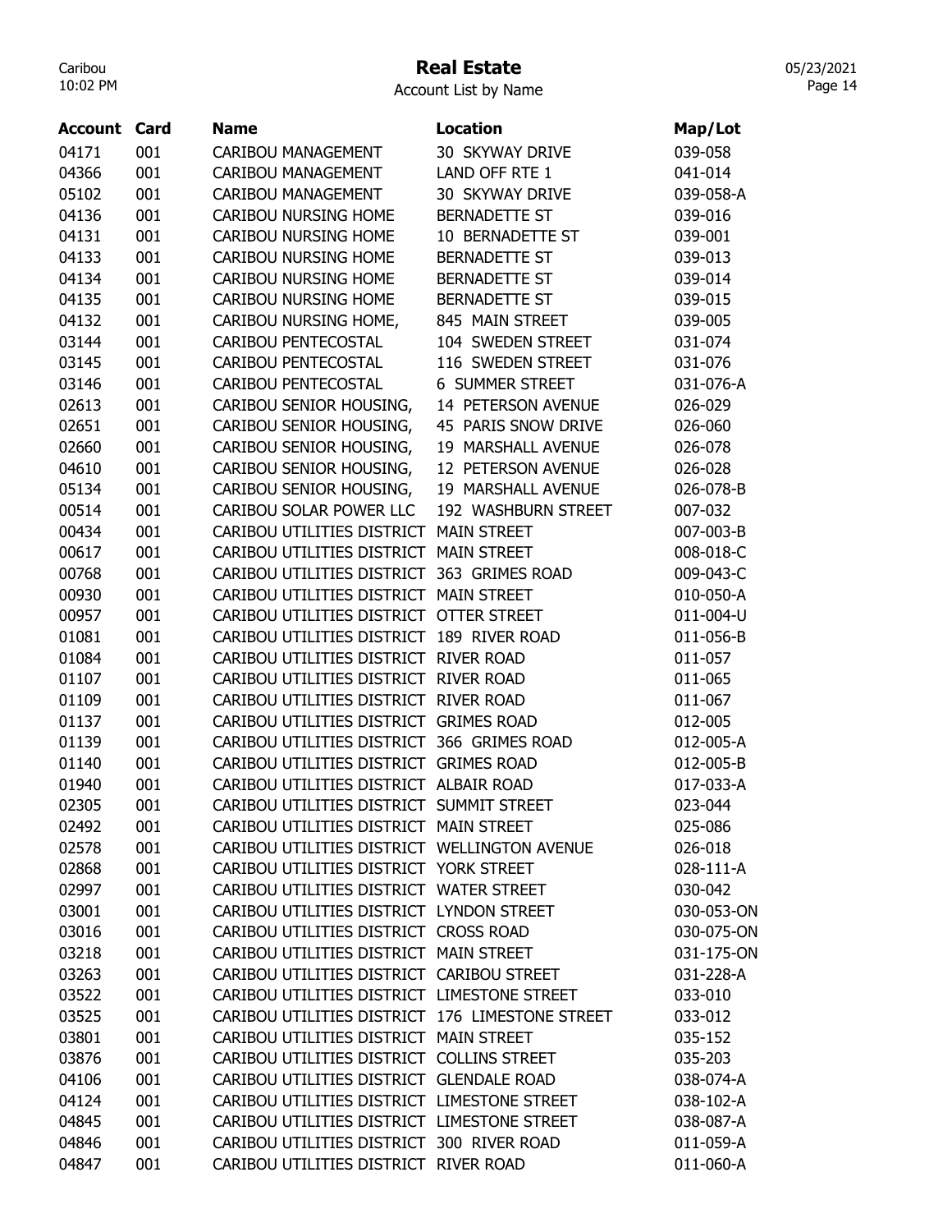# Real Estate

Account List by Name

| Account | Card | Name | Location | Map/Lot |
|---|---|---|---|---|
| 04171 | 001 | CARIBOU MANAGEMENT | 30 SKYWAY DRIVE | 039-058 |
| 04366 | 001 | CARIBOU MANAGEMENT | LAND OFF RTE 1 | 041-014 |
| 05102 | 001 | CARIBOU MANAGEMENT | 30 SKYWAY DRIVE | 039-058-A |
| 04136 | 001 | CARIBOU NURSING HOME | BERNADETTE ST | 039-016 |
| 04131 | 001 | CARIBOU NURSING HOME | 10 BERNADETTE ST | 039-001 |
| 04133 | 001 | CARIBOU NURSING HOME | BERNADETTE ST | 039-013 |
| 04134 | 001 | CARIBOU NURSING HOME | BERNADETTE ST | 039-014 |
| 04135 | 001 | CARIBOU NURSING HOME | BERNADETTE ST | 039-015 |
| 04132 | 001 | CARIBOU NURSING HOME, | 845 MAIN STREET | 039-005 |
| 03144 | 001 | CARIBOU PENTECOSTAL | 104 SWEDEN STREET | 031-074 |
| 03145 | 001 | CARIBOU PENTECOSTAL | 116 SWEDEN STREET | 031-076 |
| 03146 | 001 | CARIBOU PENTECOSTAL | 6 SUMMER STREET | 031-076-A |
| 02613 | 001 | CARIBOU SENIOR HOUSING, | 14 PETERSON AVENUE | 026-029 |
| 02651 | 001 | CARIBOU SENIOR HOUSING, | 45 PARIS SNOW DRIVE | 026-060 |
| 02660 | 001 | CARIBOU SENIOR HOUSING, | 19 MARSHALL AVENUE | 026-078 |
| 04610 | 001 | CARIBOU SENIOR HOUSING, | 12 PETERSON AVENUE | 026-028 |
| 05134 | 001 | CARIBOU SENIOR HOUSING, | 19 MARSHALL AVENUE | 026-078-B |
| 00514 | 001 | CARIBOU SOLAR POWER LLC | 192 WASHBURN STREET | 007-032 |
| 00434 | 001 | CARIBOU UTILITIES DISTRICT | MAIN STREET | 007-003-B |
| 00617 | 001 | CARIBOU UTILITIES DISTRICT | MAIN STREET | 008-018-C |
| 00768 | 001 | CARIBOU UTILITIES DISTRICT | 363 GRIMES ROAD | 009-043-C |
| 00930 | 001 | CARIBOU UTILITIES DISTRICT | MAIN STREET | 010-050-A |
| 00957 | 001 | CARIBOU UTILITIES DISTRICT | OTTER STREET | 011-004-U |
| 01081 | 001 | CARIBOU UTILITIES DISTRICT | 189 RIVER ROAD | 011-056-B |
| 01084 | 001 | CARIBOU UTILITIES DISTRICT | RIVER ROAD | 011-057 |
| 01107 | 001 | CARIBOU UTILITIES DISTRICT | RIVER ROAD | 011-065 |
| 01109 | 001 | CARIBOU UTILITIES DISTRICT | RIVER ROAD | 011-067 |
| 01137 | 001 | CARIBOU UTILITIES DISTRICT | GRIMES ROAD | 012-005 |
| 01139 | 001 | CARIBOU UTILITIES DISTRICT | 366 GRIMES ROAD | 012-005-A |
| 01140 | 001 | CARIBOU UTILITIES DISTRICT | GRIMES ROAD | 012-005-B |
| 01940 | 001 | CARIBOU UTILITIES DISTRICT | ALBAIR ROAD | 017-033-A |
| 02305 | 001 | CARIBOU UTILITIES DISTRICT | SUMMIT STREET | 023-044 |
| 02492 | 001 | CARIBOU UTILITIES DISTRICT | MAIN STREET | 025-086 |
| 02578 | 001 | CARIBOU UTILITIES DISTRICT | WELLINGTON AVENUE | 026-018 |
| 02868 | 001 | CARIBOU UTILITIES DISTRICT | YORK STREET | 028-111-A |
| 02997 | 001 | CARIBOU UTILITIES DISTRICT | WATER STREET | 030-042 |
| 03001 | 001 | CARIBOU UTILITIES DISTRICT | LYNDON STREET | 030-053-ON |
| 03016 | 001 | CARIBOU UTILITIES DISTRICT | CROSS ROAD | 030-075-ON |
| 03218 | 001 | CARIBOU UTILITIES DISTRICT | MAIN STREET | 031-175-ON |
| 03263 | 001 | CARIBOU UTILITIES DISTRICT | CARIBOU STREET | 031-228-A |
| 03522 | 001 | CARIBOU UTILITIES DISTRICT | LIMESTONE STREET | 033-010 |
| 03525 | 001 | CARIBOU UTILITIES DISTRICT | 176 LIMESTONE STREET | 033-012 |
| 03801 | 001 | CARIBOU UTILITIES DISTRICT | MAIN STREET | 035-152 |
| 03876 | 001 | CARIBOU UTILITIES DISTRICT | COLLINS STREET | 035-203 |
| 04106 | 001 | CARIBOU UTILITIES DISTRICT | GLENDALE ROAD | 038-074-A |
| 04124 | 001 | CARIBOU UTILITIES DISTRICT | LIMESTONE STREET | 038-102-A |
| 04845 | 001 | CARIBOU UTILITIES DISTRICT | LIMESTONE STREET | 038-087-A |
| 04846 | 001 | CARIBOU UTILITIES DISTRICT | 300 RIVER ROAD | 011-059-A |
| 04847 | 001 | CARIBOU UTILITIES DISTRICT | RIVER ROAD | 011-060-A |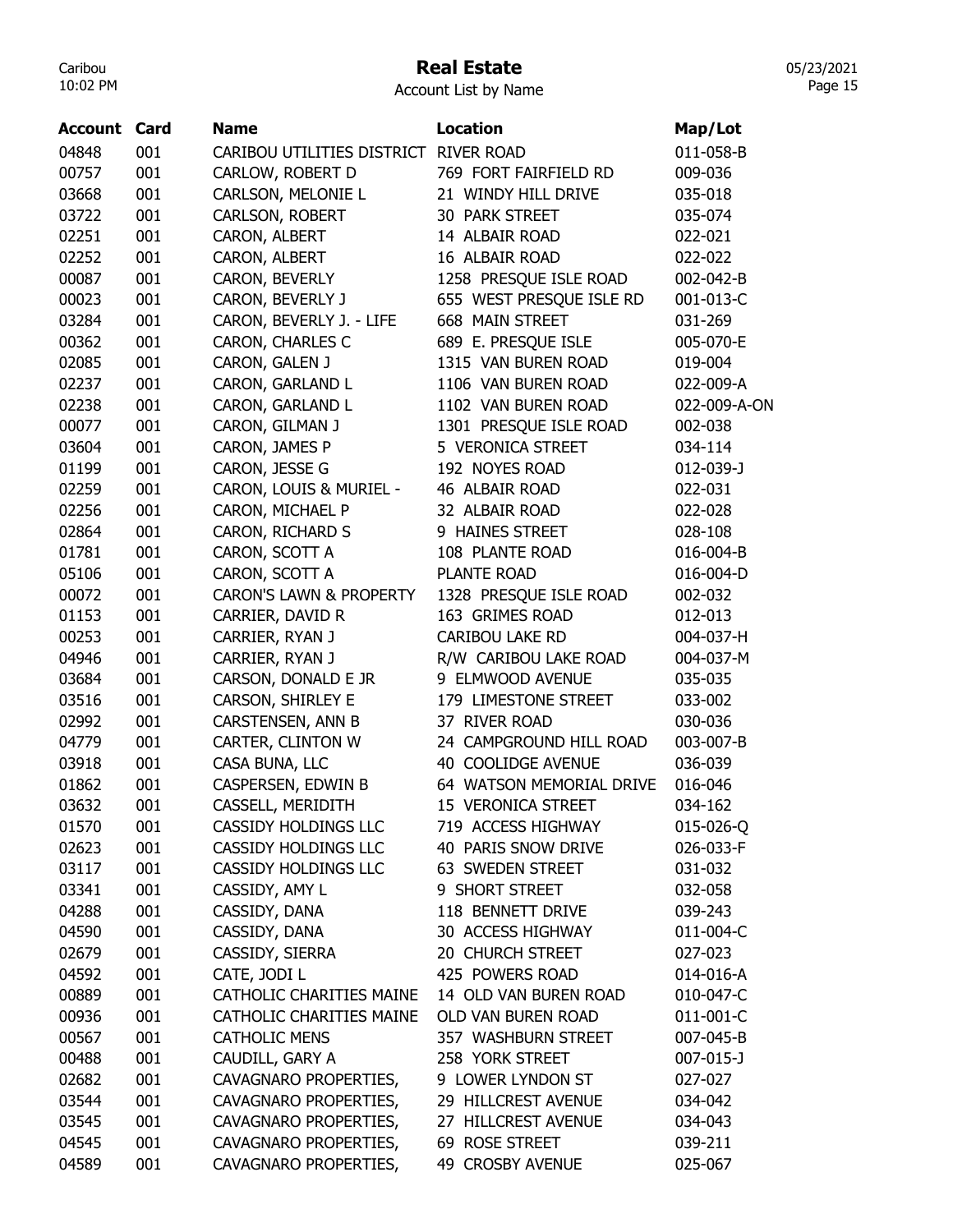# Real Estate

Account List by Name

| Account | Card | Name | Location | Map/Lot |
|---|---|---|---|---|
| 04848 | 001 | CARIBOU UTILITIES DISTRICT | RIVER ROAD | 011-058-B |
| 00757 | 001 | CARLOW, ROBERT D | 769 FORT FAIRFIELD RD | 009-036 |
| 03668 | 001 | CARLSON, MELONIE L | 21 WINDY HILL DRIVE | 035-018 |
| 03722 | 001 | CARLSON, ROBERT | 30 PARK STREET | 035-074 |
| 02251 | 001 | CARON, ALBERT | 14 ALBAIR ROAD | 022-021 |
| 02252 | 001 | CARON, ALBERT | 16 ALBAIR ROAD | 022-022 |
| 00087 | 001 | CARON, BEVERLY | 1258 PRESQUE ISLE ROAD | 002-042-B |
| 00023 | 001 | CARON, BEVERLY J | 655 WEST PRESQUE ISLE RD | 001-013-C |
| 03284 | 001 | CARON, BEVERLY J. - LIFE | 668 MAIN STREET | 031-269 |
| 00362 | 001 | CARON, CHARLES C | 689 E. PRESQUE ISLE | 005-070-E |
| 02085 | 001 | CARON, GALEN J | 1315 VAN BUREN ROAD | 019-004 |
| 02237 | 001 | CARON, GARLAND L | 1106 VAN BUREN ROAD | 022-009-A |
| 02238 | 001 | CARON, GARLAND L | 1102 VAN BUREN ROAD | 022-009-A-ON |
| 00077 | 001 | CARON, GILMAN J | 1301 PRESQUE ISLE ROAD | 002-038 |
| 03604 | 001 | CARON, JAMES P | 5 VERONICA STREET | 034-114 |
| 01199 | 001 | CARON, JESSE G | 192 NOYES ROAD | 012-039-J |
| 02259 | 001 | CARON, LOUIS & MURIEL - | 46 ALBAIR ROAD | 022-031 |
| 02256 | 001 | CARON, MICHAEL P | 32 ALBAIR ROAD | 022-028 |
| 02864 | 001 | CARON, RICHARD S | 9 HAINES STREET | 028-108 |
| 01781 | 001 | CARON, SCOTT A | 108 PLANTE ROAD | 016-004-B |
| 05106 | 001 | CARON, SCOTT A | PLANTE ROAD | 016-004-D |
| 00072 | 001 | CARON'S LAWN & PROPERTY | 1328 PRESQUE ISLE ROAD | 002-032 |
| 01153 | 001 | CARRIER, DAVID R | 163 GRIMES ROAD | 012-013 |
| 00253 | 001 | CARRIER, RYAN J | CARIBOU LAKE RD | 004-037-H |
| 04946 | 001 | CARRIER, RYAN J | R/W CARIBOU LAKE ROAD | 004-037-M |
| 03684 | 001 | CARSON, DONALD E JR | 9 ELMWOOD AVENUE | 035-035 |
| 03516 | 001 | CARSON, SHIRLEY E | 179 LIMESTONE STREET | 033-002 |
| 02992 | 001 | CARSTENSEN, ANN B | 37 RIVER ROAD | 030-036 |
| 04779 | 001 | CARTER, CLINTON W | 24 CAMPGROUND HILL ROAD | 003-007-B |
| 03918 | 001 | CASA BUNA, LLC | 40 COOLIDGE AVENUE | 036-039 |
| 01862 | 001 | CASPERSEN, EDWIN B | 64 WATSON MEMORIAL DRIVE | 016-046 |
| 03632 | 001 | CASSELL, MERIDITH | 15 VERONICA STREET | 034-162 |
| 01570 | 001 | CASSIDY HOLDINGS LLC | 719 ACCESS HIGHWAY | 015-026-Q |
| 02623 | 001 | CASSIDY HOLDINGS LLC | 40 PARIS SNOW DRIVE | 026-033-F |
| 03117 | 001 | CASSIDY HOLDINGS LLC | 63 SWEDEN STREET | 031-032 |
| 03341 | 001 | CASSIDY, AMY L | 9 SHORT STREET | 032-058 |
| 04288 | 001 | CASSIDY, DANA | 118 BENNETT DRIVE | 039-243 |
| 04590 | 001 | CASSIDY, DANA | 30 ACCESS HIGHWAY | 011-004-C |
| 02679 | 001 | CASSIDY, SIERRA | 20 CHURCH STREET | 027-023 |
| 04592 | 001 | CATE, JODI L | 425 POWERS ROAD | 014-016-A |
| 00889 | 001 | CATHOLIC CHARITIES MAINE | 14 OLD VAN BUREN ROAD | 010-047-C |
| 00936 | 001 | CATHOLIC CHARITIES MAINE | OLD VAN BUREN ROAD | 011-001-C |
| 00567 | 001 | CATHOLIC MENS | 357 WASHBURN STREET | 007-045-B |
| 00488 | 001 | CAUDILL, GARY A | 258 YORK STREET | 007-015-J |
| 02682 | 001 | CAVAGNARO PROPERTIES, | 9 LOWER LYNDON ST | 027-027 |
| 03544 | 001 | CAVAGNARO PROPERTIES, | 29 HILLCREST AVENUE | 034-042 |
| 03545 | 001 | CAVAGNARO PROPERTIES, | 27 HILLCREST AVENUE | 034-043 |
| 04545 | 001 | CAVAGNARO PROPERTIES, | 69 ROSE STREET | 039-211 |
| 04589 | 001 | CAVAGNARO PROPERTIES, | 49 CROSBY AVENUE | 025-067 |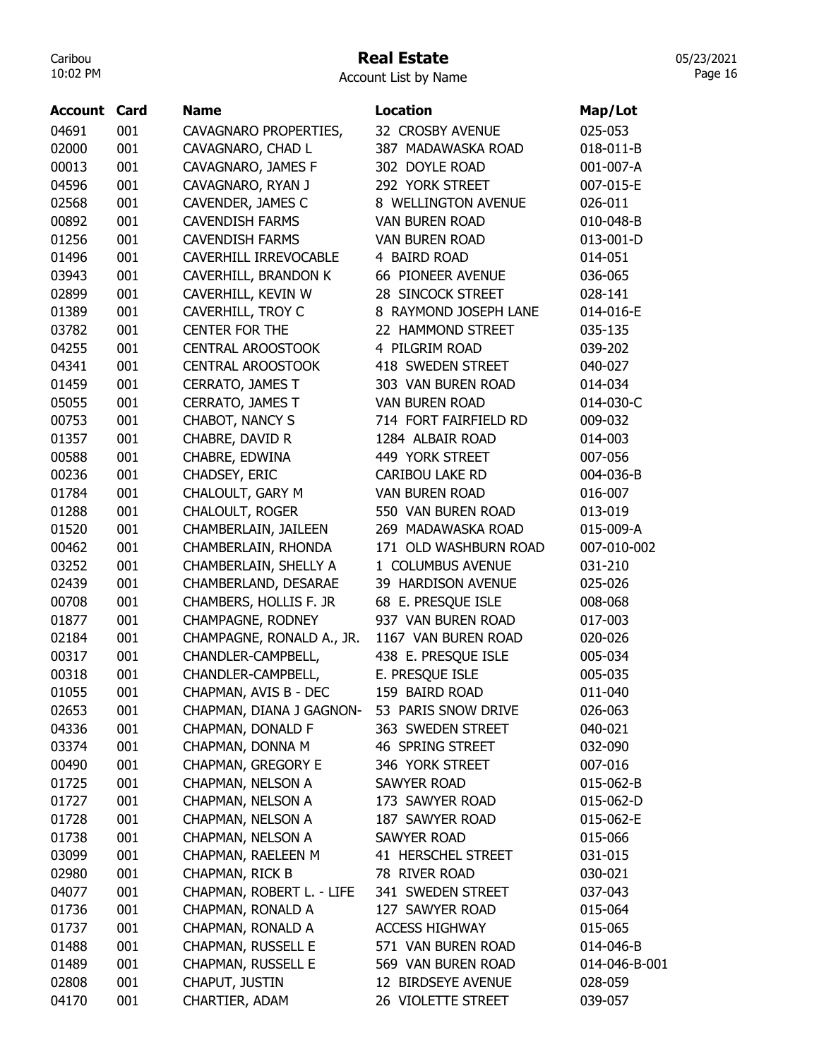# Real Estate

Account List by Name

| Account | Card | Name | Location | Map/Lot |
|---|---|---|---|---|
| 04691 | 001 | CAVAGNARO PROPERTIES, | 32 CROSBY AVENUE | 025-053 |
| 02000 | 001 | CAVAGNARO, CHAD L | 387 MADAWASKA ROAD | 018-011-B |
| 00013 | 001 | CAVAGNARO, JAMES F | 302 DOYLE ROAD | 001-007-A |
| 04596 | 001 | CAVAGNARO, RYAN J | 292 YORK STREET | 007-015-E |
| 02568 | 001 | CAVENDER, JAMES C | 8 WELLINGTON AVENUE | 026-011 |
| 00892 | 001 | CAVENDISH FARMS | VAN BUREN ROAD | 010-048-B |
| 01256 | 001 | CAVENDISH FARMS | VAN BUREN ROAD | 013-001-D |
| 01496 | 001 | CAVERHILL IRREVOCABLE | 4 BAIRD ROAD | 014-051 |
| 03943 | 001 | CAVERHILL, BRANDON K | 66 PIONEER AVENUE | 036-065 |
| 02899 | 001 | CAVERHILL, KEVIN W | 28 SINCOCK STREET | 028-141 |
| 01389 | 001 | CAVERHILL, TROY C | 8 RAYMOND JOSEPH LANE | 014-016-E |
| 03782 | 001 | CENTER FOR THE | 22 HAMMOND STREET | 035-135 |
| 04255 | 001 | CENTRAL AROOSTOOK | 4 PILGRIM ROAD | 039-202 |
| 04341 | 001 | CENTRAL AROOSTOOK | 418 SWEDEN STREET | 040-027 |
| 01459 | 001 | CERRATO, JAMES T | 303 VAN BUREN ROAD | 014-034 |
| 05055 | 001 | CERRATO, JAMES T | VAN BUREN ROAD | 014-030-C |
| 00753 | 001 | CHABOT, NANCY S | 714 FORT FAIRFIELD RD | 009-032 |
| 01357 | 001 | CHABRE, DAVID R | 1284 ALBAIR ROAD | 014-003 |
| 00588 | 001 | CHABRE, EDWINA | 449 YORK STREET | 007-056 |
| 00236 | 001 | CHADSEY, ERIC | CARIBOU LAKE RD | 004-036-B |
| 01784 | 001 | CHALOULT, GARY M | VAN BUREN ROAD | 016-007 |
| 01288 | 001 | CHALOULT, ROGER | 550 VAN BUREN ROAD | 013-019 |
| 01520 | 001 | CHAMBERLAIN, JAILEEN | 269 MADAWASKA ROAD | 015-009-A |
| 00462 | 001 | CHAMBERLAIN, RHONDA | 171 OLD WASHBURN ROAD | 007-010-002 |
| 03252 | 001 | CHAMBERLAIN, SHELLY A | 1 COLUMBUS AVENUE | 031-210 |
| 02439 | 001 | CHAMBERLAND, DESARAE | 39 HARDISON AVENUE | 025-026 |
| 00708 | 001 | CHAMBERS, HOLLIS F. JR | 68 E. PRESQUE ISLE | 008-068 |
| 01877 | 001 | CHAMPAGNE, RODNEY | 937 VAN BUREN ROAD | 017-003 |
| 02184 | 001 | CHAMPAGNE, RONALD A., JR. | 1167 VAN BUREN ROAD | 020-026 |
| 00317 | 001 | CHANDLER-CAMPBELL, | 438 E. PRESQUE ISLE | 005-034 |
| 00318 | 001 | CHANDLER-CAMPBELL, | E. PRESQUE ISLE | 005-035 |
| 01055 | 001 | CHAPMAN, AVIS B - DEC | 159 BAIRD ROAD | 011-040 |
| 02653 | 001 | CHAPMAN, DIANA J GAGNON- | 53 PARIS SNOW DRIVE | 026-063 |
| 04336 | 001 | CHAPMAN, DONALD F | 363 SWEDEN STREET | 040-021 |
| 03374 | 001 | CHAPMAN, DONNA M | 46 SPRING STREET | 032-090 |
| 00490 | 001 | CHAPMAN, GREGORY E | 346 YORK STREET | 007-016 |
| 01725 | 001 | CHAPMAN, NELSON A | SAWYER ROAD | 015-062-B |
| 01727 | 001 | CHAPMAN, NELSON A | 173 SAWYER ROAD | 015-062-D |
| 01728 | 001 | CHAPMAN, NELSON A | 187 SAWYER ROAD | 015-062-E |
| 01738 | 001 | CHAPMAN, NELSON A | SAWYER ROAD | 015-066 |
| 03099 | 001 | CHAPMAN, RAELEEN M | 41 HERSCHEL STREET | 031-015 |
| 02980 | 001 | CHAPMAN, RICK B | 78 RIVER ROAD | 030-021 |
| 04077 | 001 | CHAPMAN, ROBERT L. - LIFE | 341 SWEDEN STREET | 037-043 |
| 01736 | 001 | CHAPMAN, RONALD A | 127 SAWYER ROAD | 015-064 |
| 01737 | 001 | CHAPMAN, RONALD A | ACCESS HIGHWAY | 015-065 |
| 01488 | 001 | CHAPMAN, RUSSELL E | 571 VAN BUREN ROAD | 014-046-B |
| 01489 | 001 | CHAPMAN, RUSSELL E | 569 VAN BUREN ROAD | 014-046-B-001 |
| 02808 | 001 | CHAPUT, JUSTIN | 12 BIRDSEYE AVENUE | 028-059 |
| 04170 | 001 | CHARTIER, ADAM | 26 VIOLETTE STREET | 039-057 |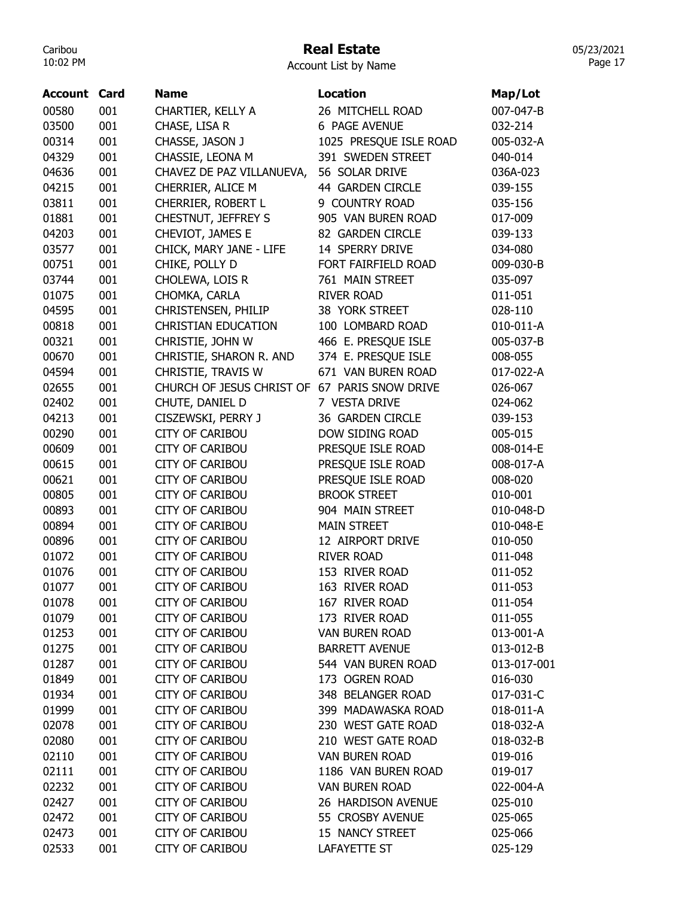# Real Estate

Account List by Name

| Account | Card | Name | Location | Map/Lot |
|---|---|---|---|---|
| 00580 | 001 | CHARTIER, KELLY A | 26 MITCHELL ROAD | 007-047-B |
| 03500 | 001 | CHASE, LISA R | 6 PAGE AVENUE | 032-214 |
| 00314 | 001 | CHASSE, JASON J | 1025 PRESQUE ISLE ROAD | 005-032-A |
| 04329 | 001 | CHASSIE, LEONA M | 391 SWEDEN STREET | 040-014 |
| 04636 | 001 | CHAVEZ DE PAZ VILLANUEVA, | 56 SOLAR DRIVE | 036A-023 |
| 04215 | 001 | CHERRIER, ALICE M | 44 GARDEN CIRCLE | 039-155 |
| 03811 | 001 | CHERRIER, ROBERT L | 9 COUNTRY ROAD | 035-156 |
| 01881 | 001 | CHESTNUT, JEFFREY S | 905 VAN BUREN ROAD | 017-009 |
| 04203 | 001 | CHEVIOT, JAMES E | 82 GARDEN CIRCLE | 039-133 |
| 03577 | 001 | CHICK, MARY JANE - LIFE | 14 SPERRY DRIVE | 034-080 |
| 00751 | 001 | CHIKE, POLLY D | FORT FAIRFIELD ROAD | 009-030-B |
| 03744 | 001 | CHOLEWA, LOIS R | 761 MAIN STREET | 035-097 |
| 01075 | 001 | CHOMKA, CARLA | RIVER ROAD | 011-051 |
| 04595 | 001 | CHRISTENSEN, PHILIP | 38 YORK STREET | 028-110 |
| 00818 | 001 | CHRISTIAN EDUCATION | 100 LOMBARD ROAD | 010-011-A |
| 00321 | 001 | CHRISTIE, JOHN W | 466 E. PRESQUE ISLE | 005-037-B |
| 00670 | 001 | CHRISTIE, SHARON R. AND | 374 E. PRESQUE ISLE | 008-055 |
| 04594 | 001 | CHRISTIE, TRAVIS W | 671 VAN BUREN ROAD | 017-022-A |
| 02655 | 001 | CHURCH OF JESUS CHRIST OF | 67 PARIS SNOW DRIVE | 026-067 |
| 02402 | 001 | CHUTE, DANIEL D | 7 VESTA DRIVE | 024-062 |
| 04213 | 001 | CISZEWSKI, PERRY J | 36 GARDEN CIRCLE | 039-153 |
| 00290 | 001 | CITY OF CARIBOU | DOW SIDING ROAD | 005-015 |
| 00609 | 001 | CITY OF CARIBOU | PRESQUE ISLE ROAD | 008-014-E |
| 00615 | 001 | CITY OF CARIBOU | PRESQUE ISLE ROAD | 008-017-A |
| 00621 | 001 | CITY OF CARIBOU | PRESQUE ISLE ROAD | 008-020 |
| 00805 | 001 | CITY OF CARIBOU | BROOK STREET | 010-001 |
| 00893 | 001 | CITY OF CARIBOU | 904 MAIN STREET | 010-048-D |
| 00894 | 001 | CITY OF CARIBOU | MAIN STREET | 010-048-E |
| 00896 | 001 | CITY OF CARIBOU | 12 AIRPORT DRIVE | 010-050 |
| 01072 | 001 | CITY OF CARIBOU | RIVER ROAD | 011-048 |
| 01076 | 001 | CITY OF CARIBOU | 153 RIVER ROAD | 011-052 |
| 01077 | 001 | CITY OF CARIBOU | 163 RIVER ROAD | 011-053 |
| 01078 | 001 | CITY OF CARIBOU | 167 RIVER ROAD | 011-054 |
| 01079 | 001 | CITY OF CARIBOU | 173 RIVER ROAD | 011-055 |
| 01253 | 001 | CITY OF CARIBOU | VAN BUREN ROAD | 013-001-A |
| 01275 | 001 | CITY OF CARIBOU | BARRETT AVENUE | 013-012-B |
| 01287 | 001 | CITY OF CARIBOU | 544 VAN BUREN ROAD | 013-017-001 |
| 01849 | 001 | CITY OF CARIBOU | 173 OGREN ROAD | 016-030 |
| 01934 | 001 | CITY OF CARIBOU | 348 BELANGER ROAD | 017-031-C |
| 01999 | 001 | CITY OF CARIBOU | 399 MADAWASKA ROAD | 018-011-A |
| 02078 | 001 | CITY OF CARIBOU | 230 WEST GATE ROAD | 018-032-A |
| 02080 | 001 | CITY OF CARIBOU | 210 WEST GATE ROAD | 018-032-B |
| 02110 | 001 | CITY OF CARIBOU | VAN BUREN ROAD | 019-016 |
| 02111 | 001 | CITY OF CARIBOU | 1186 VAN BUREN ROAD | 019-017 |
| 02232 | 001 | CITY OF CARIBOU | VAN BUREN ROAD | 022-004-A |
| 02427 | 001 | CITY OF CARIBOU | 26 HARDISON AVENUE | 025-010 |
| 02472 | 001 | CITY OF CARIBOU | 55 CROSBY AVENUE | 025-065 |
| 02473 | 001 | CITY OF CARIBOU | 15 NANCY STREET | 025-066 |
| 02533 | 001 | CITY OF CARIBOU | LAFAYETTE ST | 025-129 |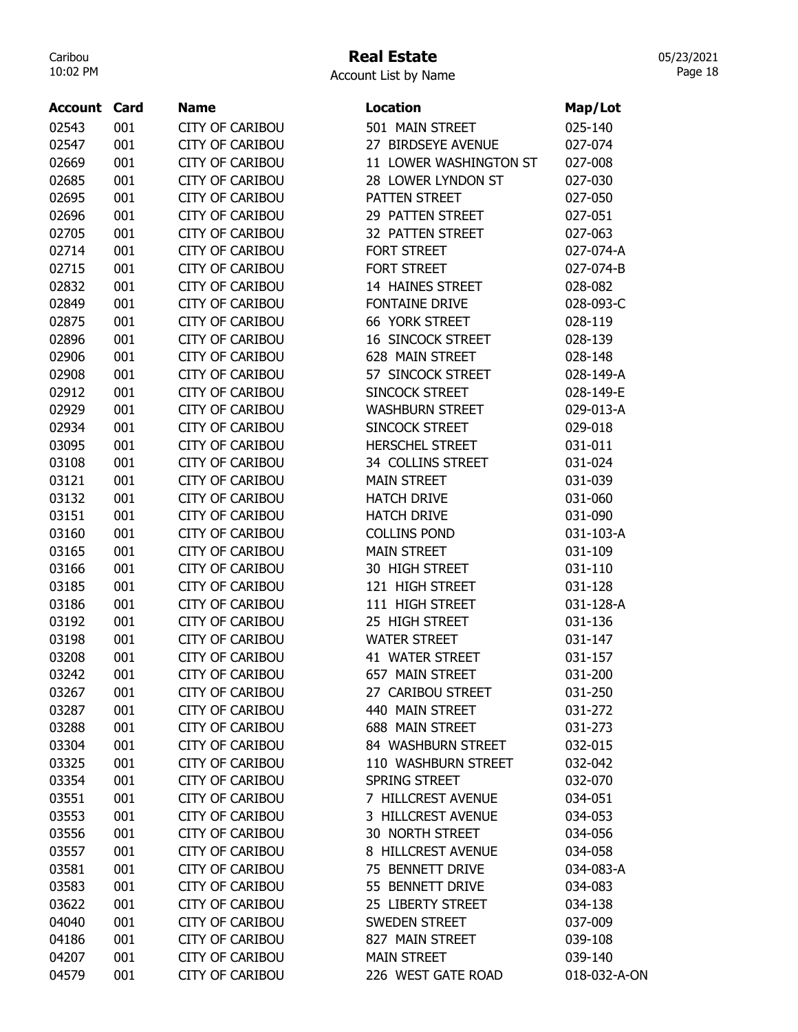# Real Estate

Account List by Name

| Account | Card | Name | Location | Map/Lot |
|---|---|---|---|---|
| 02543 | 001 | CITY OF CARIBOU | 501 MAIN STREET | 025-140 |
| 02547 | 001 | CITY OF CARIBOU | 27 BIRDSEYE AVENUE | 027-074 |
| 02669 | 001 | CITY OF CARIBOU | 11 LOWER WASHINGTON ST | 027-008 |
| 02685 | 001 | CITY OF CARIBOU | 28 LOWER LYNDON ST | 027-030 |
| 02695 | 001 | CITY OF CARIBOU | PATTEN STREET | 027-050 |
| 02696 | 001 | CITY OF CARIBOU | 29 PATTEN STREET | 027-051 |
| 02705 | 001 | CITY OF CARIBOU | 32 PATTEN STREET | 027-063 |
| 02714 | 001 | CITY OF CARIBOU | FORT STREET | 027-074-A |
| 02715 | 001 | CITY OF CARIBOU | FORT STREET | 027-074-B |
| 02832 | 001 | CITY OF CARIBOU | 14 HAINES STREET | 028-082 |
| 02849 | 001 | CITY OF CARIBOU | FONTAINE DRIVE | 028-093-C |
| 02875 | 001 | CITY OF CARIBOU | 66 YORK STREET | 028-119 |
| 02896 | 001 | CITY OF CARIBOU | 16 SINCOCK STREET | 028-139 |
| 02906 | 001 | CITY OF CARIBOU | 628 MAIN STREET | 028-148 |
| 02908 | 001 | CITY OF CARIBOU | 57 SINCOCK STREET | 028-149-A |
| 02912 | 001 | CITY OF CARIBOU | SINCOCK STREET | 028-149-E |
| 02929 | 001 | CITY OF CARIBOU | WASHBURN STREET | 029-013-A |
| 02934 | 001 | CITY OF CARIBOU | SINCOCK STREET | 029-018 |
| 03095 | 001 | CITY OF CARIBOU | HERSCHEL STREET | 031-011 |
| 03108 | 001 | CITY OF CARIBOU | 34 COLLINS STREET | 031-024 |
| 03121 | 001 | CITY OF CARIBOU | MAIN STREET | 031-039 |
| 03132 | 001 | CITY OF CARIBOU | HATCH DRIVE | 031-060 |
| 03151 | 001 | CITY OF CARIBOU | HATCH DRIVE | 031-090 |
| 03160 | 001 | CITY OF CARIBOU | COLLINS POND | 031-103-A |
| 03165 | 001 | CITY OF CARIBOU | MAIN STREET | 031-109 |
| 03166 | 001 | CITY OF CARIBOU | 30 HIGH STREET | 031-110 |
| 03185 | 001 | CITY OF CARIBOU | 121 HIGH STREET | 031-128 |
| 03186 | 001 | CITY OF CARIBOU | 111 HIGH STREET | 031-128-A |
| 03192 | 001 | CITY OF CARIBOU | 25 HIGH STREET | 031-136 |
| 03198 | 001 | CITY OF CARIBOU | WATER STREET | 031-147 |
| 03208 | 001 | CITY OF CARIBOU | 41 WATER STREET | 031-157 |
| 03242 | 001 | CITY OF CARIBOU | 657 MAIN STREET | 031-200 |
| 03267 | 001 | CITY OF CARIBOU | 27 CARIBOU STREET | 031-250 |
| 03287 | 001 | CITY OF CARIBOU | 440 MAIN STREET | 031-272 |
| 03288 | 001 | CITY OF CARIBOU | 688 MAIN STREET | 031-273 |
| 03304 | 001 | CITY OF CARIBOU | 84 WASHBURN STREET | 032-015 |
| 03325 | 001 | CITY OF CARIBOU | 110 WASHBURN STREET | 032-042 |
| 03354 | 001 | CITY OF CARIBOU | SPRING STREET | 032-070 |
| 03551 | 001 | CITY OF CARIBOU | 7 HILLCREST AVENUE | 034-051 |
| 03553 | 001 | CITY OF CARIBOU | 3 HILLCREST AVENUE | 034-053 |
| 03556 | 001 | CITY OF CARIBOU | 30 NORTH STREET | 034-056 |
| 03557 | 001 | CITY OF CARIBOU | 8 HILLCREST AVENUE | 034-058 |
| 03581 | 001 | CITY OF CARIBOU | 75 BENNETT DRIVE | 034-083-A |
| 03583 | 001 | CITY OF CARIBOU | 55 BENNETT DRIVE | 034-083 |
| 03622 | 001 | CITY OF CARIBOU | 25 LIBERTY STREET | 034-138 |
| 04040 | 001 | CITY OF CARIBOU | SWEDEN STREET | 037-009 |
| 04186 | 001 | CITY OF CARIBOU | 827 MAIN STREET | 039-108 |
| 04207 | 001 | CITY OF CARIBOU | MAIN STREET | 039-140 |
| 04579 | 001 | CITY OF CARIBOU | 226 WEST GATE ROAD | 018-032-A-ON |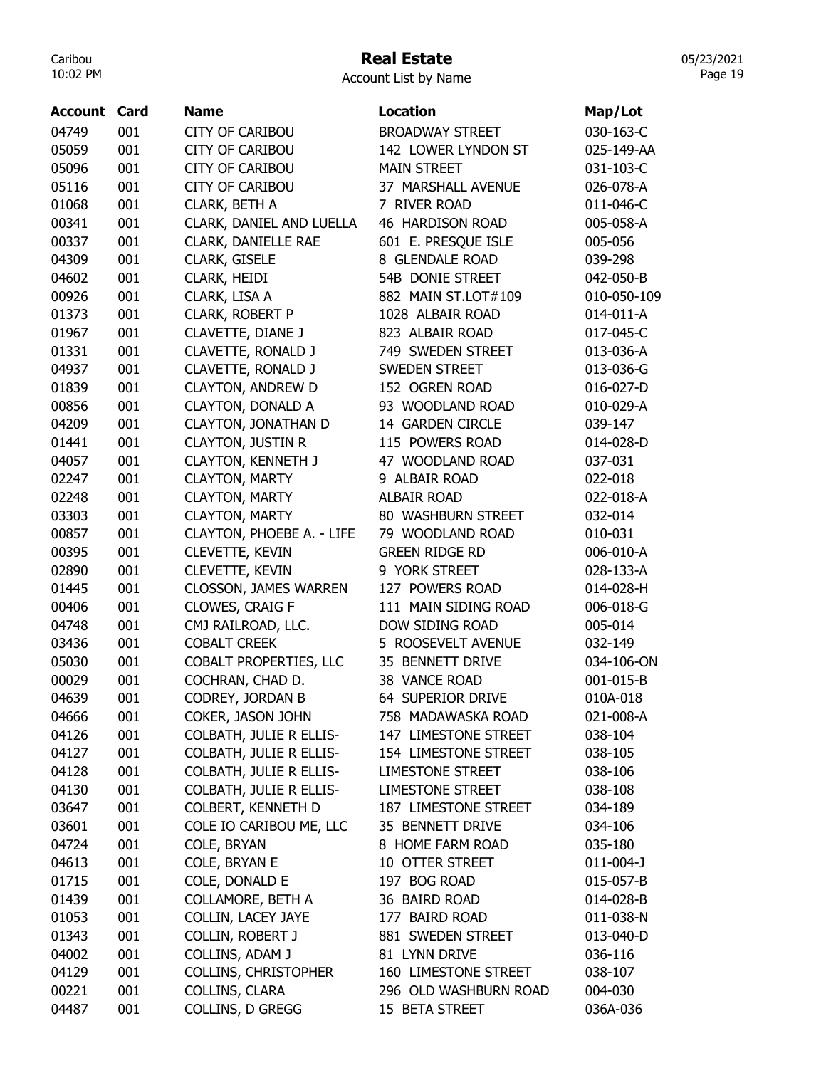# Real Estate

Account List by Name

| Account | Card | Name | Location | Map/Lot |
|---|---|---|---|---|
| 04749 | 001 | CITY OF CARIBOU | BROADWAY STREET | 030-163-C |
| 05059 | 001 | CITY OF CARIBOU | 142 LOWER LYNDON ST | 025-149-AA |
| 05096 | 001 | CITY OF CARIBOU | MAIN STREET | 031-103-C |
| 05116 | 001 | CITY OF CARIBOU | 37 MARSHALL AVENUE | 026-078-A |
| 01068 | 001 | CLARK, BETH A | 7 RIVER ROAD | 011-046-C |
| 00341 | 001 | CLARK, DANIEL AND LUELLA | 46 HARDISON ROAD | 005-058-A |
| 00337 | 001 | CLARK, DANIELLE RAE | 601 E. PRESQUE ISLE | 005-056 |
| 04309 | 001 | CLARK, GISELE | 8 GLENDALE ROAD | 039-298 |
| 04602 | 001 | CLARK, HEIDI | 54B DONIE STREET | 042-050-B |
| 00926 | 001 | CLARK, LISA A | 882 MAIN ST.LOT#109 | 010-050-109 |
| 01373 | 001 | CLARK, ROBERT P | 1028 ALBAIR ROAD | 014-011-A |
| 01967 | 001 | CLAVETTE, DIANE J | 823 ALBAIR ROAD | 017-045-C |
| 01331 | 001 | CLAVETTE, RONALD J | 749 SWEDEN STREET | 013-036-A |
| 04937 | 001 | CLAVETTE, RONALD J | SWEDEN STREET | 013-036-G |
| 01839 | 001 | CLAYTON, ANDREW D | 152 OGREN ROAD | 016-027-D |
| 00856 | 001 | CLAYTON, DONALD A | 93 WOODLAND ROAD | 010-029-A |
| 04209 | 001 | CLAYTON, JONATHAN D | 14 GARDEN CIRCLE | 039-147 |
| 01441 | 001 | CLAYTON, JUSTIN R | 115 POWERS ROAD | 014-028-D |
| 04057 | 001 | CLAYTON, KENNETH J | 47 WOODLAND ROAD | 037-031 |
| 02247 | 001 | CLAYTON, MARTY | 9 ALBAIR ROAD | 022-018 |
| 02248 | 001 | CLAYTON, MARTY | ALBAIR ROAD | 022-018-A |
| 03303 | 001 | CLAYTON, MARTY | 80 WASHBURN STREET | 032-014 |
| 00857 | 001 | CLAYTON, PHOEBE A. - LIFE | 79 WOODLAND ROAD | 010-031 |
| 00395 | 001 | CLEVETTE, KEVIN | GREEN RIDGE RD | 006-010-A |
| 02890 | 001 | CLEVETTE, KEVIN | 9 YORK STREET | 028-133-A |
| 01445 | 001 | CLOSSON, JAMES WARREN | 127 POWERS ROAD | 014-028-H |
| 00406 | 001 | CLOWES, CRAIG F | 111 MAIN SIDING ROAD | 006-018-G |
| 04748 | 001 | CMJ RAILROAD, LLC. | DOW SIDING ROAD | 005-014 |
| 03436 | 001 | COBALT CREEK | 5 ROOSEVELT AVENUE | 032-149 |
| 05030 | 001 | COBALT PROPERTIES, LLC | 35 BENNETT DRIVE | 034-106-ON |
| 00029 | 001 | COCHRAN, CHAD D. | 38 VANCE ROAD | 001-015-B |
| 04639 | 001 | CODREY, JORDAN B | 64 SUPERIOR DRIVE | 010A-018 |
| 04666 | 001 | COKER, JASON JOHN | 758 MADAWASKA ROAD | 021-008-A |
| 04126 | 001 | COLBATH, JULIE R ELLIS- | 147 LIMESTONE STREET | 038-104 |
| 04127 | 001 | COLBATH, JULIE R ELLIS- | 154 LIMESTONE STREET | 038-105 |
| 04128 | 001 | COLBATH, JULIE R ELLIS- | LIMESTONE STREET | 038-106 |
| 04130 | 001 | COLBATH, JULIE R ELLIS- | LIMESTONE STREET | 038-108 |
| 03647 | 001 | COLBERT, KENNETH D | 187 LIMESTONE STREET | 034-189 |
| 03601 | 001 | COLE IO CARIBOU ME, LLC | 35 BENNETT DRIVE | 034-106 |
| 04724 | 001 | COLE, BRYAN | 8 HOME FARM ROAD | 035-180 |
| 04613 | 001 | COLE, BRYAN E | 10 OTTER STREET | 011-004-J |
| 01715 | 001 | COLE, DONALD E | 197 BOG ROAD | 015-057-B |
| 01439 | 001 | COLLAMORE, BETH A | 36 BAIRD ROAD | 014-028-B |
| 01053 | 001 | COLLIN, LACEY JAYE | 177 BAIRD ROAD | 011-038-N |
| 01343 | 001 | COLLIN, ROBERT J | 881 SWEDEN STREET | 013-040-D |
| 04002 | 001 | COLLINS, ADAM J | 81 LYNN DRIVE | 036-116 |
| 04129 | 001 | COLLINS, CHRISTOPHER | 160 LIMESTONE STREET | 038-107 |
| 00221 | 001 | COLLINS, CLARA | 296 OLD WASHBURN ROAD | 004-030 |
| 04487 | 001 | COLLINS, D GREGG | 15 BETA STREET | 036A-036 |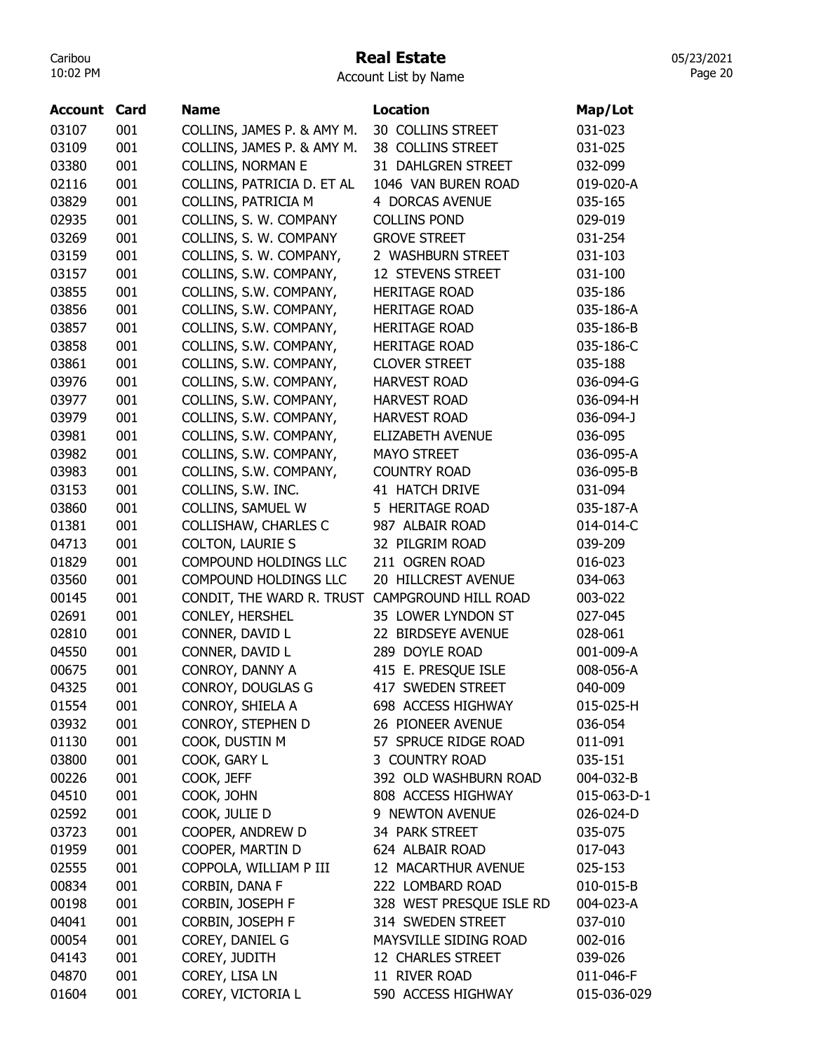# Real Estate

Account List by Name

| Account | Card | Name | Location | Map/Lot |
|---|---|---|---|---|
| 03107 | 001 | COLLINS, JAMES P. & AMY M. | 30 COLLINS STREET | 031-023 |
| 03109 | 001 | COLLINS, JAMES P. & AMY M. | 38 COLLINS STREET | 031-025 |
| 03380 | 001 | COLLINS, NORMAN E | 31 DAHLGREN STREET | 032-099 |
| 02116 | 001 | COLLINS, PATRICIA D. ET AL | 1046 VAN BUREN ROAD | 019-020-A |
| 03829 | 001 | COLLINS, PATRICIA M | 4 DORCAS AVENUE | 035-165 |
| 02935 | 001 | COLLINS, S. W. COMPANY | COLLINS POND | 029-019 |
| 03269 | 001 | COLLINS, S. W. COMPANY | GROVE STREET | 031-254 |
| 03159 | 001 | COLLINS, S. W. COMPANY, | 2 WASHBURN STREET | 031-103 |
| 03157 | 001 | COLLINS, S.W. COMPANY, | 12 STEVENS STREET | 031-100 |
| 03855 | 001 | COLLINS, S.W. COMPANY, | HERITAGE ROAD | 035-186 |
| 03856 | 001 | COLLINS, S.W. COMPANY, | HERITAGE ROAD | 035-186-A |
| 03857 | 001 | COLLINS, S.W. COMPANY, | HERITAGE ROAD | 035-186-B |
| 03858 | 001 | COLLINS, S.W. COMPANY, | HERITAGE ROAD | 035-186-C |
| 03861 | 001 | COLLINS, S.W. COMPANY, | CLOVER STREET | 035-188 |
| 03976 | 001 | COLLINS, S.W. COMPANY, | HARVEST ROAD | 036-094-G |
| 03977 | 001 | COLLINS, S.W. COMPANY, | HARVEST ROAD | 036-094-H |
| 03979 | 001 | COLLINS, S.W. COMPANY, | HARVEST ROAD | 036-094-J |
| 03981 | 001 | COLLINS, S.W. COMPANY, | ELIZABETH AVENUE | 036-095 |
| 03982 | 001 | COLLINS, S.W. COMPANY, | MAYO STREET | 036-095-A |
| 03983 | 001 | COLLINS, S.W. COMPANY, | COUNTRY ROAD | 036-095-B |
| 03153 | 001 | COLLINS, S.W. INC. | 41 HATCH DRIVE | 031-094 |
| 03860 | 001 | COLLINS, SAMUEL W | 5 HERITAGE ROAD | 035-187-A |
| 01381 | 001 | COLLISHAW, CHARLES C | 987 ALBAIR ROAD | 014-014-C |
| 04713 | 001 | COLTON, LAURIE S | 32 PILGRIM ROAD | 039-209 |
| 01829 | 001 | COMPOUND HOLDINGS LLC | 211 OGREN ROAD | 016-023 |
| 03560 | 001 | COMPOUND HOLDINGS LLC | 20 HILLCREST AVENUE | 034-063 |
| 00145 | 001 | CONDIT, THE WARD R. TRUST | CAMPGROUND HILL ROAD | 003-022 |
| 02691 | 001 | CONLEY, HERSHEL | 35 LOWER LYNDON ST | 027-045 |
| 02810 | 001 | CONNER, DAVID L | 22 BIRDSEYE AVENUE | 028-061 |
| 04550 | 001 | CONNER, DAVID L | 289 DOYLE ROAD | 001-009-A |
| 00675 | 001 | CONROY, DANNY A | 415 E. PRESQUE ISLE | 008-056-A |
| 04325 | 001 | CONROY, DOUGLAS G | 417 SWEDEN STREET | 040-009 |
| 01554 | 001 | CONROY, SHIELA A | 698 ACCESS HIGHWAY | 015-025-H |
| 03932 | 001 | CONROY, STEPHEN D | 26 PIONEER AVENUE | 036-054 |
| 01130 | 001 | COOK, DUSTIN M | 57 SPRUCE RIDGE ROAD | 011-091 |
| 03800 | 001 | COOK, GARY L | 3 COUNTRY ROAD | 035-151 |
| 00226 | 001 | COOK, JEFF | 392 OLD WASHBURN ROAD | 004-032-B |
| 04510 | 001 | COOK, JOHN | 808 ACCESS HIGHWAY | 015-063-D-1 |
| 02592 | 001 | COOK, JULIE D | 9 NEWTON AVENUE | 026-024-D |
| 03723 | 001 | COOPER, ANDREW D | 34 PARK STREET | 035-075 |
| 01959 | 001 | COOPER, MARTIN D | 624 ALBAIR ROAD | 017-043 |
| 02555 | 001 | COPPOLA, WILLIAM P III | 12 MACARTHUR AVENUE | 025-153 |
| 00834 | 001 | CORBIN, DANA F | 222 LOMBARD ROAD | 010-015-B |
| 00198 | 001 | CORBIN, JOSEPH F | 328 WEST PRESQUE ISLE RD | 004-023-A |
| 04041 | 001 | CORBIN, JOSEPH F | 314 SWEDEN STREET | 037-010 |
| 00054 | 001 | COREY, DANIEL G | MAYSVILLE SIDING ROAD | 002-016 |
| 04143 | 001 | COREY, JUDITH | 12 CHARLES STREET | 039-026 |
| 04870 | 001 | COREY, LISA LN | 11 RIVER ROAD | 011-046-F |
| 01604 | 001 | COREY, VICTORIA L | 590 ACCESS HIGHWAY | 015-036-029 |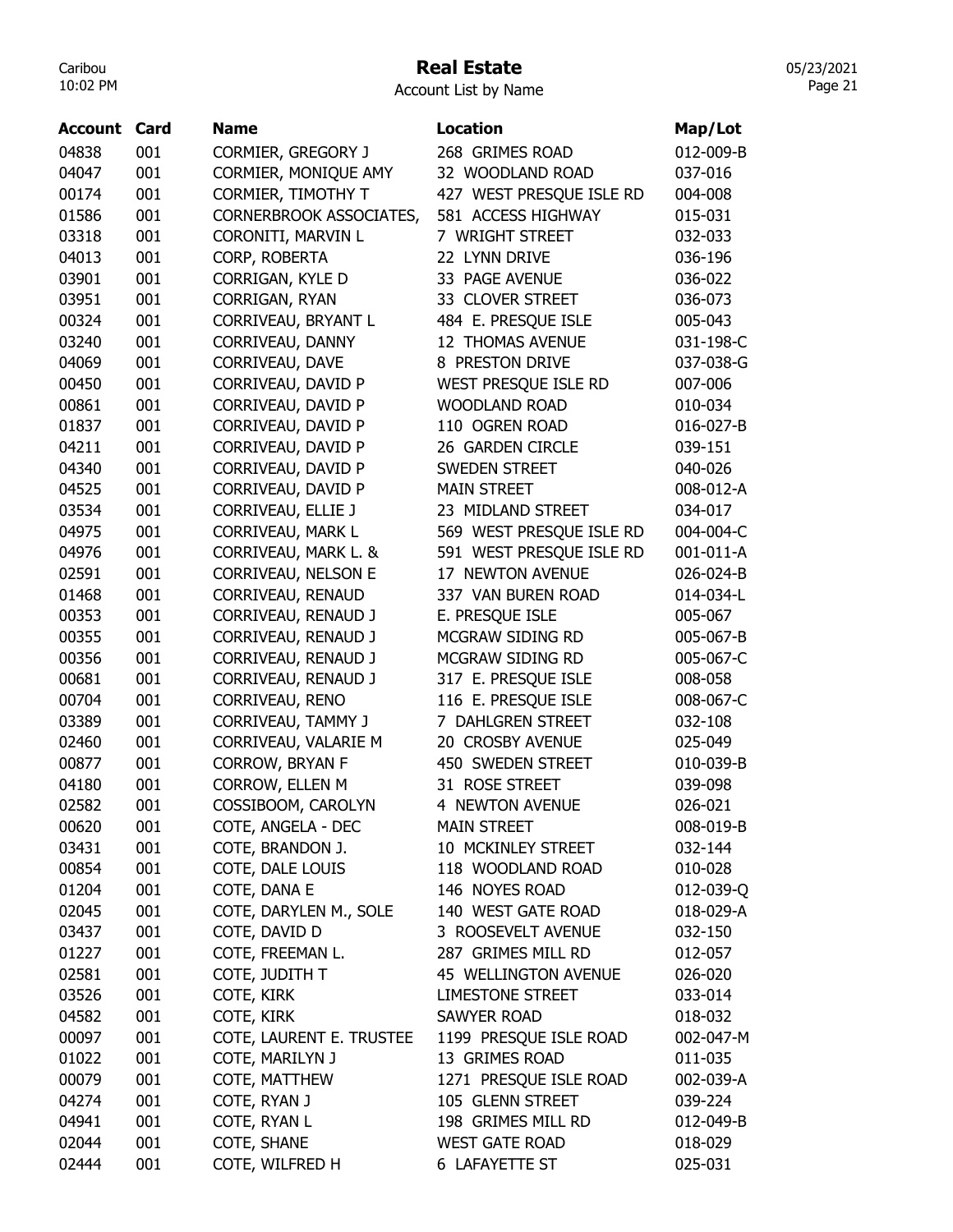# Real Estate

Account List by Name

| Account | Card | Name | Location | Map/Lot |
|---|---|---|---|---|
| 04838 | 001 | CORMIER, GREGORY J | 268 GRIMES ROAD | 012-009-B |
| 04047 | 001 | CORMIER, MONIQUE AMY | 32 WOODLAND ROAD | 037-016 |
| 00174 | 001 | CORMIER, TIMOTHY T | 427 WEST PRESQUE ISLE RD | 004-008 |
| 01586 | 001 | CORNERBROOK ASSOCIATES, | 581 ACCESS HIGHWAY | 015-031 |
| 03318 | 001 | CORONITI, MARVIN L | 7 WRIGHT STREET | 032-033 |
| 04013 | 001 | CORP, ROBERTA | 22 LYNN DRIVE | 036-196 |
| 03901 | 001 | CORRIGAN, KYLE D | 33 PAGE AVENUE | 036-022 |
| 03951 | 001 | CORRIGAN, RYAN | 33 CLOVER STREET | 036-073 |
| 00324 | 001 | CORRIVEAU, BRYANT L | 484 E. PRESQUE ISLE | 005-043 |
| 03240 | 001 | CORRIVEAU, DANNY | 12 THOMAS AVENUE | 031-198-C |
| 04069 | 001 | CORRIVEAU, DAVE | 8 PRESTON DRIVE | 037-038-G |
| 00450 | 001 | CORRIVEAU, DAVID P | WEST PRESQUE ISLE RD | 007-006 |
| 00861 | 001 | CORRIVEAU, DAVID P | WOODLAND ROAD | 010-034 |
| 01837 | 001 | CORRIVEAU, DAVID P | 110 OGREN ROAD | 016-027-B |
| 04211 | 001 | CORRIVEAU, DAVID P | 26 GARDEN CIRCLE | 039-151 |
| 04340 | 001 | CORRIVEAU, DAVID P | SWEDEN STREET | 040-026 |
| 04525 | 001 | CORRIVEAU, DAVID P | MAIN STREET | 008-012-A |
| 03534 | 001 | CORRIVEAU, ELLIE J | 23 MIDLAND STREET | 034-017 |
| 04975 | 001 | CORRIVEAU, MARK L | 569 WEST PRESQUE ISLE RD | 004-004-C |
| 04976 | 001 | CORRIVEAU, MARK L. & | 591 WEST PRESQUE ISLE RD | 001-011-A |
| 02591 | 001 | CORRIVEAU, NELSON E | 17 NEWTON AVENUE | 026-024-B |
| 01468 | 001 | CORRIVEAU, RENAUD | 337 VAN BUREN ROAD | 014-034-L |
| 00353 | 001 | CORRIVEAU, RENAUD J | E. PRESQUE ISLE | 005-067 |
| 00355 | 001 | CORRIVEAU, RENAUD J | MCGRAW SIDING RD | 005-067-B |
| 00356 | 001 | CORRIVEAU, RENAUD J | MCGRAW SIDING RD | 005-067-C |
| 00681 | 001 | CORRIVEAU, RENAUD J | 317 E. PRESQUE ISLE | 008-058 |
| 00704 | 001 | CORRIVEAU, RENO | 116 E. PRESQUE ISLE | 008-067-C |
| 03389 | 001 | CORRIVEAU, TAMMY J | 7 DAHLGREN STREET | 032-108 |
| 02460 | 001 | CORRIVEAU, VALARIE M | 20 CROSBY AVENUE | 025-049 |
| 00877 | 001 | CORROW, BRYAN F | 450 SWEDEN STREET | 010-039-B |
| 04180 | 001 | CORROW, ELLEN M | 31 ROSE STREET | 039-098 |
| 02582 | 001 | COSSIBOOM, CAROLYN | 4 NEWTON AVENUE | 026-021 |
| 00620 | 001 | COTE, ANGELA - DEC | MAIN STREET | 008-019-B |
| 03431 | 001 | COTE, BRANDON J. | 10 MCKINLEY STREET | 032-144 |
| 00854 | 001 | COTE, DALE LOUIS | 118 WOODLAND ROAD | 010-028 |
| 01204 | 001 | COTE, DANA E | 146 NOYES ROAD | 012-039-Q |
| 02045 | 001 | COTE, DARYLEN M., SOLE | 140 WEST GATE ROAD | 018-029-A |
| 03437 | 001 | COTE, DAVID D | 3 ROOSEVELT AVENUE | 032-150 |
| 01227 | 001 | COTE, FREEMAN L. | 287 GRIMES MILL RD | 012-057 |
| 02581 | 001 | COTE, JUDITH T | 45 WELLINGTON AVENUE | 026-020 |
| 03526 | 001 | COTE, KIRK | LIMESTONE STREET | 033-014 |
| 04582 | 001 | COTE, KIRK | SAWYER ROAD | 018-032 |
| 00097 | 001 | COTE, LAURENT E. TRUSTEE | 1199 PRESQUE ISLE ROAD | 002-047-M |
| 01022 | 001 | COTE, MARILYN J | 13 GRIMES ROAD | 011-035 |
| 00079 | 001 | COTE, MATTHEW | 1271 PRESQUE ISLE ROAD | 002-039-A |
| 04274 | 001 | COTE, RYAN J | 105 GLENN STREET | 039-224 |
| 04941 | 001 | COTE, RYAN L | 198 GRIMES MILL RD | 012-049-B |
| 02044 | 001 | COTE, SHANE | WEST GATE ROAD | 018-029 |
| 02444 | 001 | COTE, WILFRED H | 6 LAFAYETTE ST | 025-031 |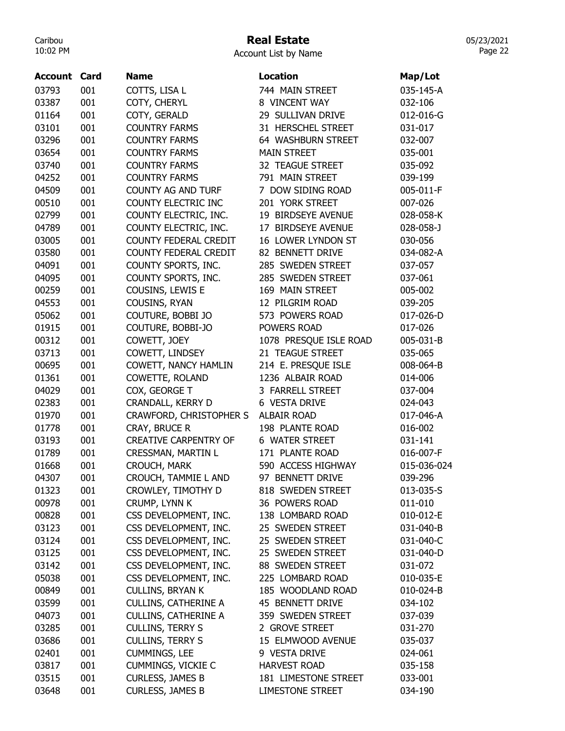# Real Estate

Account List by Name

| Account | Card | Name | Location | Map/Lot |
|---|---|---|---|---|
| 03793 | 001 | COTTS, LISA L | 744 MAIN STREET | 035-145-A |
| 03387 | 001 | COTY, CHERYL | 8 VINCENT WAY | 032-106 |
| 01164 | 001 | COTY, GERALD | 29 SULLIVAN DRIVE | 012-016-G |
| 03101 | 001 | COUNTRY FARMS | 31 HERSCHEL STREET | 031-017 |
| 03296 | 001 | COUNTRY FARMS | 64 WASHBURN STREET | 032-007 |
| 03654 | 001 | COUNTRY FARMS | MAIN STREET | 035-001 |
| 03740 | 001 | COUNTRY FARMS | 32 TEAGUE STREET | 035-092 |
| 04252 | 001 | COUNTRY FARMS | 791 MAIN STREET | 039-199 |
| 04509 | 001 | COUNTY AG AND TURF | 7 DOW SIDING ROAD | 005-011-F |
| 00510 | 001 | COUNTY ELECTRIC INC | 201 YORK STREET | 007-026 |
| 02799 | 001 | COUNTY ELECTRIC, INC. | 19 BIRDSEYE AVENUE | 028-058-K |
| 04789 | 001 | COUNTY ELECTRIC, INC. | 17 BIRDSEYE AVENUE | 028-058-J |
| 03005 | 001 | COUNTY FEDERAL CREDIT | 16 LOWER LYNDON ST | 030-056 |
| 03580 | 001 | COUNTY FEDERAL CREDIT | 82 BENNETT DRIVE | 034-082-A |
| 04091 | 001 | COUNTY SPORTS, INC. | 285 SWEDEN STREET | 037-057 |
| 04095 | 001 | COUNTY SPORTS, INC. | 285 SWEDEN STREET | 037-061 |
| 00259 | 001 | COUSINS, LEWIS E | 169 MAIN STREET | 005-002 |
| 04553 | 001 | COUSINS, RYAN | 12 PILGRIM ROAD | 039-205 |
| 05062 | 001 | COUTURE, BOBBI JO | 573 POWERS ROAD | 017-026-D |
| 01915 | 001 | COUTURE, BOBBI-JO | POWERS ROAD | 017-026 |
| 00312 | 001 | COWETT, JOEY | 1078 PRESQUE ISLE ROAD | 005-031-B |
| 03713 | 001 | COWETT, LINDSEY | 21 TEAGUE STREET | 035-065 |
| 00695 | 001 | COWETT, NANCY HAMLIN | 214 E. PRESQUE ISLE | 008-064-B |
| 01361 | 001 | COWETTE, ROLAND | 1236 ALBAIR ROAD | 014-006 |
| 04029 | 001 | COX, GEORGE T | 3 FARRELL STREET | 037-004 |
| 02383 | 001 | CRANDALL, KERRY D | 6 VESTA DRIVE | 024-043 |
| 01970 | 001 | CRAWFORD, CHRISTOPHER S | ALBAIR ROAD | 017-046-A |
| 01778 | 001 | CRAY, BRUCE R | 198 PLANTE ROAD | 016-002 |
| 03193 | 001 | CREATIVE CARPENTRY OF | 6 WATER STREET | 031-141 |
| 01789 | 001 | CRESSMAN, MARTIN L | 171 PLANTE ROAD | 016-007-F |
| 01668 | 001 | CROUCH, MARK | 590 ACCESS HIGHWAY | 015-036-024 |
| 04307 | 001 | CROUCH, TAMMIE L AND | 97 BENNETT DRIVE | 039-296 |
| 01323 | 001 | CROWLEY, TIMOTHY D | 818 SWEDEN STREET | 013-035-S |
| 00978 | 001 | CRUMP, LYNN K | 36 POWERS ROAD | 011-010 |
| 00828 | 001 | CSS DEVELOPMENT, INC. | 138 LOMBARD ROAD | 010-012-E |
| 03123 | 001 | CSS DEVELOPMENT, INC. | 25 SWEDEN STREET | 031-040-B |
| 03124 | 001 | CSS DEVELOPMENT, INC. | 25 SWEDEN STREET | 031-040-C |
| 03125 | 001 | CSS DEVELOPMENT, INC. | 25 SWEDEN STREET | 031-040-D |
| 03142 | 001 | CSS DEVELOPMENT, INC. | 88 SWEDEN STREET | 031-072 |
| 05038 | 001 | CSS DEVELOPMENT, INC. | 225 LOMBARD ROAD | 010-035-E |
| 00849 | 001 | CULLINS, BRYAN K | 185 WOODLAND ROAD | 010-024-B |
| 03599 | 001 | CULLINS, CATHERINE A | 45 BENNETT DRIVE | 034-102 |
| 04073 | 001 | CULLINS, CATHERINE A | 359 SWEDEN STREET | 037-039 |
| 03285 | 001 | CULLINS, TERRY S | 2 GROVE STREET | 031-270 |
| 03686 | 001 | CULLINS, TERRY S | 15 ELMWOOD AVENUE | 035-037 |
| 02401 | 001 | CUMMINGS, LEE | 9 VESTA DRIVE | 024-061 |
| 03817 | 001 | CUMMINGS, VICKIE C | HARVEST ROAD | 035-158 |
| 03515 | 001 | CURLESS, JAMES B | 181 LIMESTONE STREET | 033-001 |
| 03648 | 001 | CURLESS, JAMES B | LIMESTONE STREET | 034-190 |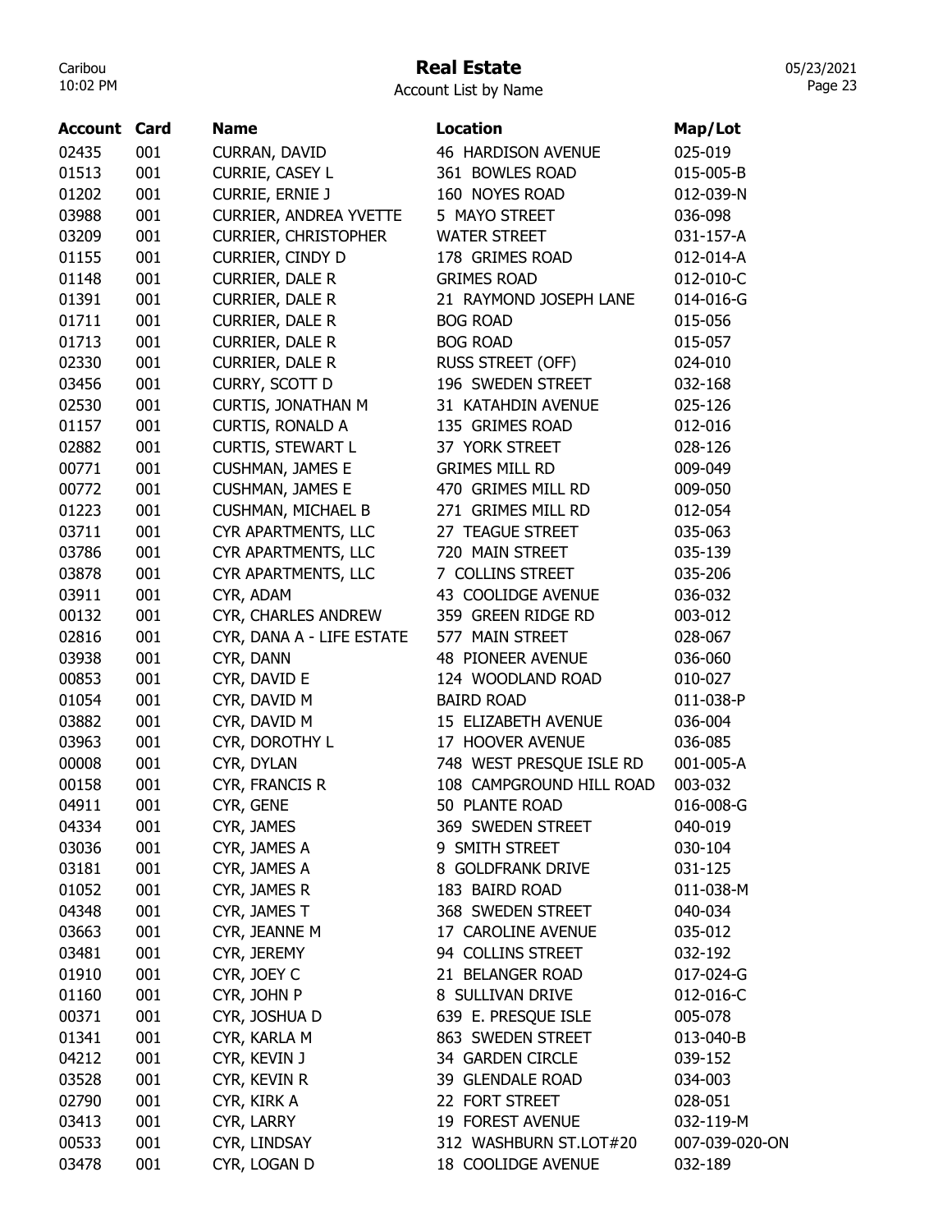# Real Estate

Account List by Name

| Account | Card | Name | Location | Map/Lot |
|---|---|---|---|---|
| 02435 | 001 | CURRAN, DAVID | 46 HARDISON AVENUE | 025-019 |
| 01513 | 001 | CURRIE, CASEY L | 361 BOWLES ROAD | 015-005-B |
| 01202 | 001 | CURRIE, ERNIE J | 160 NOYES ROAD | 012-039-N |
| 03988 | 001 | CURRIER, ANDREA YVETTE | 5 MAYO STREET | 036-098 |
| 03209 | 001 | CURRIER, CHRISTOPHER | WATER STREET | 031-157-A |
| 01155 | 001 | CURRIER, CINDY D | 178 GRIMES ROAD | 012-014-A |
| 01148 | 001 | CURRIER, DALE R | GRIMES ROAD | 012-010-C |
| 01391 | 001 | CURRIER, DALE R | 21 RAYMOND JOSEPH LANE | 014-016-G |
| 01711 | 001 | CURRIER, DALE R | BOG ROAD | 015-056 |
| 01713 | 001 | CURRIER, DALE R | BOG ROAD | 015-057 |
| 02330 | 001 | CURRIER, DALE R | RUSS STREET (OFF) | 024-010 |
| 03456 | 001 | CURRY, SCOTT D | 196 SWEDEN STREET | 032-168 |
| 02530 | 001 | CURTIS, JONATHAN M | 31 KATAHDIN AVENUE | 025-126 |
| 01157 | 001 | CURTIS, RONALD A | 135 GRIMES ROAD | 012-016 |
| 02882 | 001 | CURTIS, STEWART L | 37 YORK STREET | 028-126 |
| 00771 | 001 | CUSHMAN, JAMES E | GRIMES MILL RD | 009-049 |
| 00772 | 001 | CUSHMAN, JAMES E | 470 GRIMES MILL RD | 009-050 |
| 01223 | 001 | CUSHMAN, MICHAEL B | 271 GRIMES MILL RD | 012-054 |
| 03711 | 001 | CYR APARTMENTS, LLC | 27 TEAGUE STREET | 035-063 |
| 03786 | 001 | CYR APARTMENTS, LLC | 720 MAIN STREET | 035-139 |
| 03878 | 001 | CYR APARTMENTS, LLC | 7 COLLINS STREET | 035-206 |
| 03911 | 001 | CYR, ADAM | 43 COOLIDGE AVENUE | 036-032 |
| 00132 | 001 | CYR, CHARLES ANDREW | 359 GREEN RIDGE RD | 003-012 |
| 02816 | 001 | CYR, DANA A - LIFE ESTATE | 577 MAIN STREET | 028-067 |
| 03938 | 001 | CYR, DANN | 48 PIONEER AVENUE | 036-060 |
| 00853 | 001 | CYR, DAVID E | 124 WOODLAND ROAD | 010-027 |
| 01054 | 001 | CYR, DAVID M | BAIRD ROAD | 011-038-P |
| 03882 | 001 | CYR, DAVID M | 15 ELIZABETH AVENUE | 036-004 |
| 03963 | 001 | CYR, DOROTHY L | 17 HOOVER AVENUE | 036-085 |
| 00008 | 001 | CYR, DYLAN | 748 WEST PRESQUE ISLE RD | 001-005-A |
| 00158 | 001 | CYR, FRANCIS R | 108 CAMPGROUND HILL ROAD | 003-032 |
| 04911 | 001 | CYR, GENE | 50 PLANTE ROAD | 016-008-G |
| 04334 | 001 | CYR, JAMES | 369 SWEDEN STREET | 040-019 |
| 03036 | 001 | CYR, JAMES A | 9 SMITH STREET | 030-104 |
| 03181 | 001 | CYR, JAMES A | 8 GOLDFRANK DRIVE | 031-125 |
| 01052 | 001 | CYR, JAMES R | 183 BAIRD ROAD | 011-038-M |
| 04348 | 001 | CYR, JAMES T | 368 SWEDEN STREET | 040-034 |
| 03663 | 001 | CYR, JEANNE M | 17 CAROLINE AVENUE | 035-012 |
| 03481 | 001 | CYR, JEREMY | 94 COLLINS STREET | 032-192 |
| 01910 | 001 | CYR, JOEY C | 21 BELANGER ROAD | 017-024-G |
| 01160 | 001 | CYR, JOHN P | 8 SULLIVAN DRIVE | 012-016-C |
| 00371 | 001 | CYR, JOSHUA D | 639 E. PRESQUE ISLE | 005-078 |
| 01341 | 001 | CYR, KARLA M | 863 SWEDEN STREET | 013-040-B |
| 04212 | 001 | CYR, KEVIN J | 34 GARDEN CIRCLE | 039-152 |
| 03528 | 001 | CYR, KEVIN R | 39 GLENDALE ROAD | 034-003 |
| 02790 | 001 | CYR, KIRK A | 22 FORT STREET | 028-051 |
| 03413 | 001 | CYR, LARRY | 19 FOREST AVENUE | 032-119-M |
| 00533 | 001 | CYR, LINDSAY | 312 WASHBURN ST.LOT#20 | 007-039-020-ON |
| 03478 | 001 | CYR, LOGAN D | 18 COOLIDGE AVENUE | 032-189 |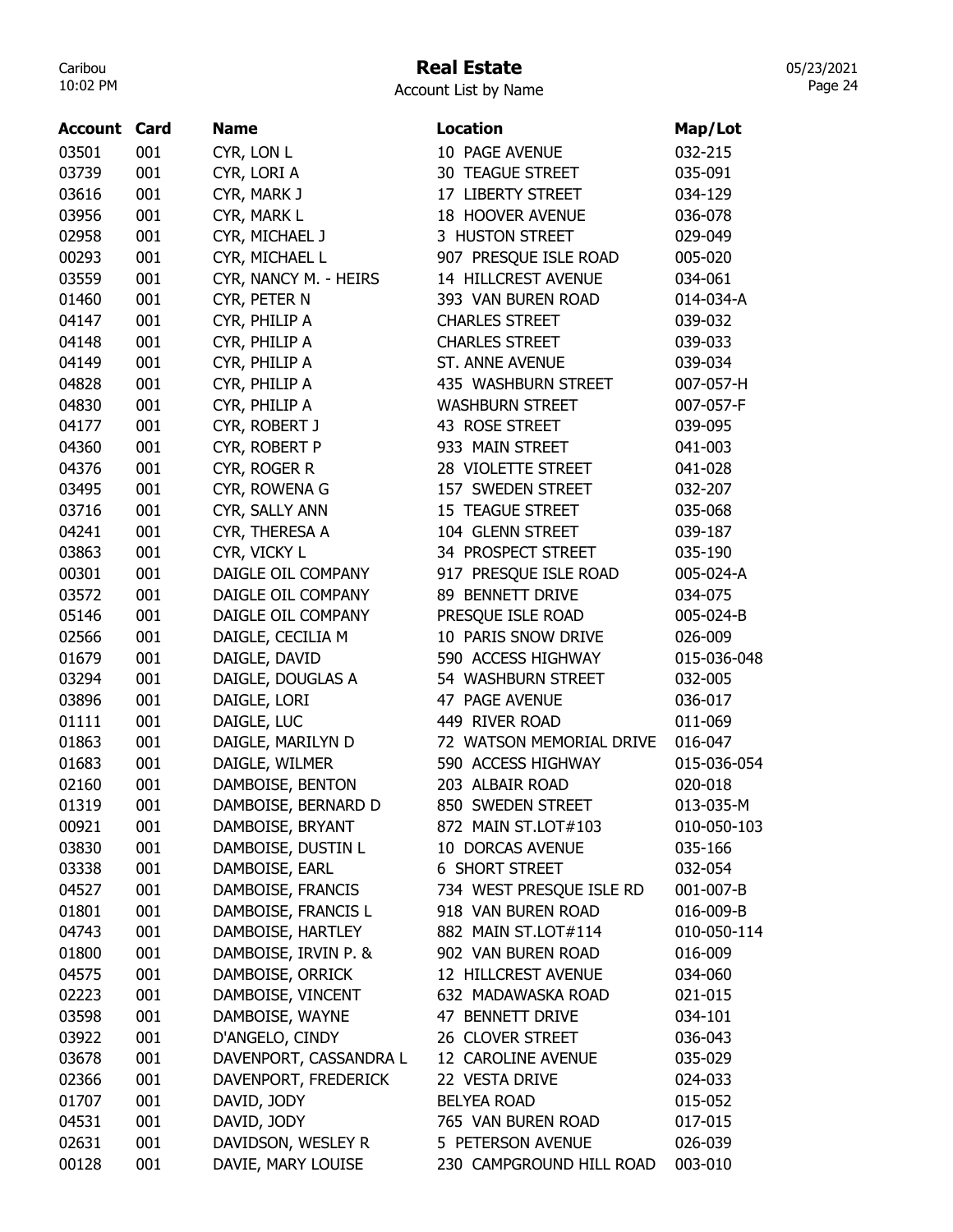# Real Estate

Account List by Name

| Account | Card | Name | Location | Map/Lot |
|---|---|---|---|---|
| 03501 | 001 | CYR, LON L | 10 PAGE AVENUE | 032-215 |
| 03739 | 001 | CYR, LORI A | 30 TEAGUE STREET | 035-091 |
| 03616 | 001 | CYR, MARK J | 17 LIBERTY STREET | 034-129 |
| 03956 | 001 | CYR, MARK L | 18 HOOVER AVENUE | 036-078 |
| 02958 | 001 | CYR, MICHAEL J | 3 HUSTON STREET | 029-049 |
| 00293 | 001 | CYR, MICHAEL L | 907 PRESQUE ISLE ROAD | 005-020 |
| 03559 | 001 | CYR, NANCY M. - HEIRS | 14 HILLCREST AVENUE | 034-061 |
| 01460 | 001 | CYR, PETER N | 393 VAN BUREN ROAD | 014-034-A |
| 04147 | 001 | CYR, PHILIP A | CHARLES STREET | 039-032 |
| 04148 | 001 | CYR, PHILIP A | CHARLES STREET | 039-033 |
| 04149 | 001 | CYR, PHILIP A | ST. ANNE AVENUE | 039-034 |
| 04828 | 001 | CYR, PHILIP A | 435 WASHBURN STREET | 007-057-H |
| 04830 | 001 | CYR, PHILIP A | WASHBURN STREET | 007-057-F |
| 04177 | 001 | CYR, ROBERT J | 43 ROSE STREET | 039-095 |
| 04360 | 001 | CYR, ROBERT P | 933 MAIN STREET | 041-003 |
| 04376 | 001 | CYR, ROGER R | 28 VIOLETTE STREET | 041-028 |
| 03495 | 001 | CYR, ROWENA G | 157 SWEDEN STREET | 032-207 |
| 03716 | 001 | CYR, SALLY ANN | 15 TEAGUE STREET | 035-068 |
| 04241 | 001 | CYR, THERESA A | 104 GLENN STREET | 039-187 |
| 03863 | 001 | CYR, VICKY L | 34 PROSPECT STREET | 035-190 |
| 00301 | 001 | DAIGLE OIL COMPANY | 917 PRESQUE ISLE ROAD | 005-024-A |
| 03572 | 001 | DAIGLE OIL COMPANY | 89 BENNETT DRIVE | 034-075 |
| 05146 | 001 | DAIGLE OIL COMPANY | PRESQUE ISLE ROAD | 005-024-B |
| 02566 | 001 | DAIGLE, CECILIA M | 10 PARIS SNOW DRIVE | 026-009 |
| 01679 | 001 | DAIGLE, DAVID | 590 ACCESS HIGHWAY | 015-036-048 |
| 03294 | 001 | DAIGLE, DOUGLAS A | 54 WASHBURN STREET | 032-005 |
| 03896 | 001 | DAIGLE, LORI | 47 PAGE AVENUE | 036-017 |
| 01111 | 001 | DAIGLE, LUC | 449 RIVER ROAD | 011-069 |
| 01863 | 001 | DAIGLE, MARILYN D | 72 WATSON MEMORIAL DRIVE | 016-047 |
| 01683 | 001 | DAIGLE, WILMER | 590 ACCESS HIGHWAY | 015-036-054 |
| 02160 | 001 | DAMBOISE, BENTON | 203 ALBAIR ROAD | 020-018 |
| 01319 | 001 | DAMBOISE, BERNARD D | 850 SWEDEN STREET | 013-035-M |
| 00921 | 001 | DAMBOISE, BRYANT | 872 MAIN ST.LOT#103 | 010-050-103 |
| 03830 | 001 | DAMBOISE, DUSTIN L | 10 DORCAS AVENUE | 035-166 |
| 03338 | 001 | DAMBOISE, EARL | 6 SHORT STREET | 032-054 |
| 04527 | 001 | DAMBOISE, FRANCIS | 734 WEST PRESQUE ISLE RD | 001-007-B |
| 01801 | 001 | DAMBOISE, FRANCIS L | 918 VAN BUREN ROAD | 016-009-B |
| 04743 | 001 | DAMBOISE, HARTLEY | 882 MAIN ST.LOT#114 | 010-050-114 |
| 01800 | 001 | DAMBOISE, IRVIN P. & | 902 VAN BUREN ROAD | 016-009 |
| 04575 | 001 | DAMBOISE, ORRICK | 12 HILLCREST AVENUE | 034-060 |
| 02223 | 001 | DAMBOISE, VINCENT | 632 MADAWASKA ROAD | 021-015 |
| 03598 | 001 | DAMBOISE, WAYNE | 47 BENNETT DRIVE | 034-101 |
| 03922 | 001 | D'ANGELO, CINDY | 26 CLOVER STREET | 036-043 |
| 03678 | 001 | DAVENPORT, CASSANDRA L | 12 CAROLINE AVENUE | 035-029 |
| 02366 | 001 | DAVENPORT, FREDERICK | 22 VESTA DRIVE | 024-033 |
| 01707 | 001 | DAVID, JODY | BELYEA ROAD | 015-052 |
| 04531 | 001 | DAVID, JODY | 765 VAN BUREN ROAD | 017-015 |
| 02631 | 001 | DAVIDSON, WESLEY R | 5 PETERSON AVENUE | 026-039 |
| 00128 | 001 | DAVIE, MARY LOUISE | 230 CAMPGROUND HILL ROAD | 003-010 |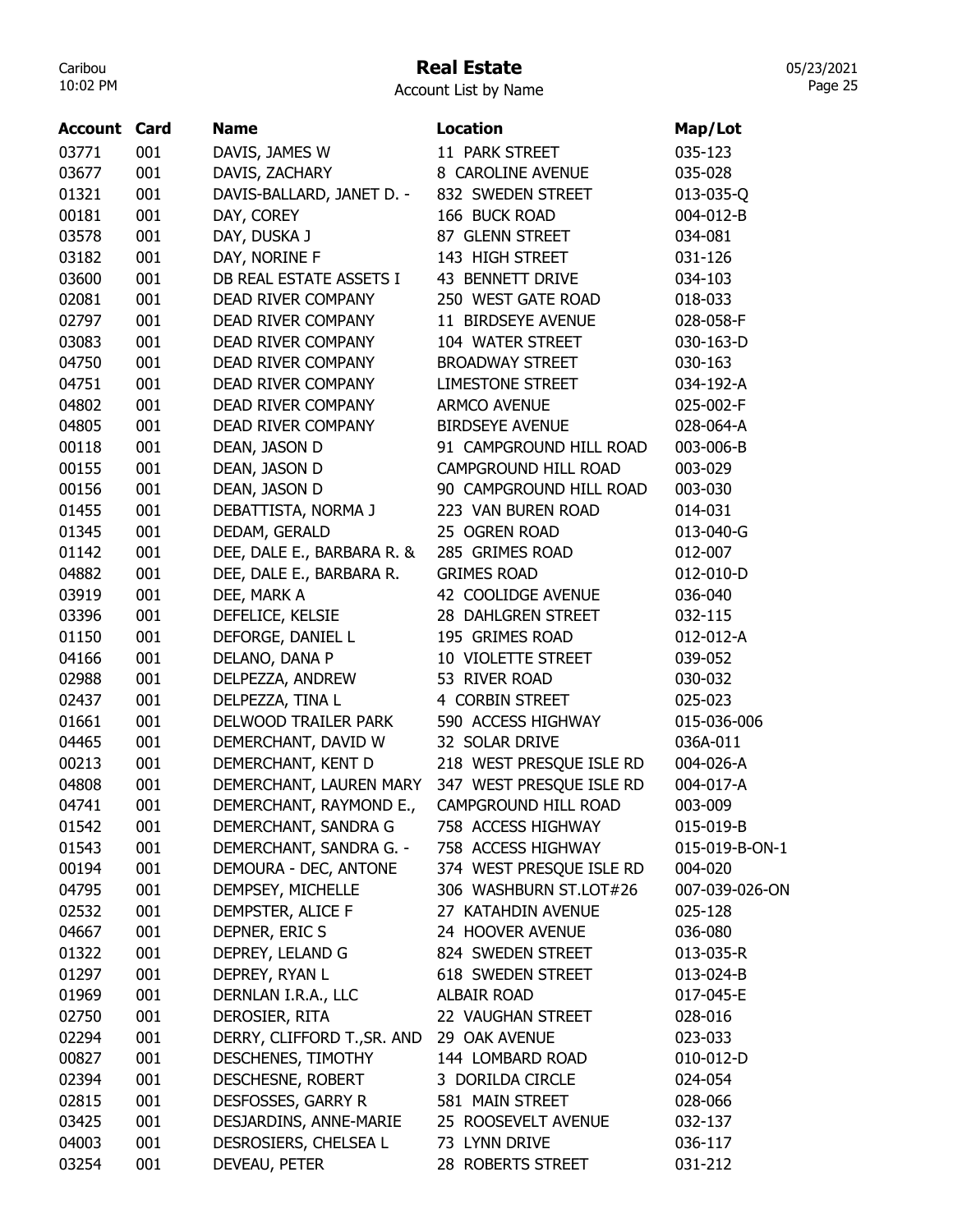# Real Estate

Account List by Name

| Account | Card | Name | Location | Map/Lot |
|---|---|---|---|---|
| 03771 | 001 | DAVIS, JAMES W | 11 PARK STREET | 035-123 |
| 03677 | 001 | DAVIS, ZACHARY | 8 CAROLINE AVENUE | 035-028 |
| 01321 | 001 | DAVIS-BALLARD, JANET D. - | 832 SWEDEN STREET | 013-035-Q |
| 00181 | 001 | DAY, COREY | 166 BUCK ROAD | 004-012-B |
| 03578 | 001 | DAY, DUSKA J | 87 GLENN STREET | 034-081 |
| 03182 | 001 | DAY, NORINE F | 143 HIGH STREET | 031-126 |
| 03600 | 001 | DB REAL ESTATE ASSETS I | 43 BENNETT DRIVE | 034-103 |
| 02081 | 001 | DEAD RIVER COMPANY | 250 WEST GATE ROAD | 018-033 |
| 02797 | 001 | DEAD RIVER COMPANY | 11 BIRDSEYE AVENUE | 028-058-F |
| 03083 | 001 | DEAD RIVER COMPANY | 104 WATER STREET | 030-163-D |
| 04750 | 001 | DEAD RIVER COMPANY | BROADWAY STREET | 030-163 |
| 04751 | 001 | DEAD RIVER COMPANY | LIMESTONE STREET | 034-192-A |
| 04802 | 001 | DEAD RIVER COMPANY | ARMCO AVENUE | 025-002-F |
| 04805 | 001 | DEAD RIVER COMPANY | BIRDSEYE AVENUE | 028-064-A |
| 00118 | 001 | DEAN, JASON D | 91 CAMPGROUND HILL ROAD | 003-006-B |
| 00155 | 001 | DEAN, JASON D | CAMPGROUND HILL ROAD | 003-029 |
| 00156 | 001 | DEAN, JASON D | 90 CAMPGROUND HILL ROAD | 003-030 |
| 01455 | 001 | DEBATTISTA, NORMA J | 223 VAN BUREN ROAD | 014-031 |
| 01345 | 001 | DEDAM, GERALD | 25 OGREN ROAD | 013-040-G |
| 01142 | 001 | DEE, DALE E., BARBARA R. & | 285 GRIMES ROAD | 012-007 |
| 04882 | 001 | DEE, DALE E., BARBARA R. | GRIMES ROAD | 012-010-D |
| 03919 | 001 | DEE, MARK A | 42 COOLIDGE AVENUE | 036-040 |
| 03396 | 001 | DEFELICE, KELSIE | 28 DAHLGREN STREET | 032-115 |
| 01150 | 001 | DEFORGE, DANIEL L | 195 GRIMES ROAD | 012-012-A |
| 04166 | 001 | DELANO, DANA P | 10 VIOLETTE STREET | 039-052 |
| 02988 | 001 | DELPEZZA, ANDREW | 53 RIVER ROAD | 030-032 |
| 02437 | 001 | DELPEZZA, TINA L | 4 CORBIN STREET | 025-023 |
| 01661 | 001 | DELWOOD TRAILER PARK | 590 ACCESS HIGHWAY | 015-036-006 |
| 04465 | 001 | DEMERCHANT, DAVID W | 32 SOLAR DRIVE | 036A-011 |
| 00213 | 001 | DEMERCHANT, KENT D | 218 WEST PRESQUE ISLE RD | 004-026-A |
| 04808 | 001 | DEMERCHANT, LAUREN MARY | 347 WEST PRESQUE ISLE RD | 004-017-A |
| 04741 | 001 | DEMERCHANT, RAYMOND E., | CAMPGROUND HILL ROAD | 003-009 |
| 01542 | 001 | DEMERCHANT, SANDRA G | 758 ACCESS HIGHWAY | 015-019-B |
| 01543 | 001 | DEMERCHANT, SANDRA G. - | 758 ACCESS HIGHWAY | 015-019-B-ON-1 |
| 00194 | 001 | DEMOURA - DEC, ANTONE | 374 WEST PRESQUE ISLE RD | 004-020 |
| 04795 | 001 | DEMPSEY, MICHELLE | 306 WASHBURN ST.LOT#26 | 007-039-026-ON |
| 02532 | 001 | DEMPSTER, ALICE F | 27 KATAHDIN AVENUE | 025-128 |
| 04667 | 001 | DEPNER, ERIC S | 24 HOOVER AVENUE | 036-080 |
| 01322 | 001 | DEPREY, LELAND G | 824 SWEDEN STREET | 013-035-R |
| 01297 | 001 | DEPREY, RYAN L | 618 SWEDEN STREET | 013-024-B |
| 01969 | 001 | DERNLAN I.R.A., LLC | ALBAIR ROAD | 017-045-E |
| 02750 | 001 | DEROSIER, RITA | 22 VAUGHAN STREET | 028-016 |
| 02294 | 001 | DERRY, CLIFFORD T.,SR. AND | 29 OAK AVENUE | 023-033 |
| 00827 | 001 | DESCHENES, TIMOTHY | 144 LOMBARD ROAD | 010-012-D |
| 02394 | 001 | DESCHESNE, ROBERT | 3 DORILDA CIRCLE | 024-054 |
| 02815 | 001 | DESFOSSES, GARRY R | 581 MAIN STREET | 028-066 |
| 03425 | 001 | DESJARDINS, ANNE-MARIE | 25 ROOSEVELT AVENUE | 032-137 |
| 04003 | 001 | DESROSIERS, CHELSEA L | 73 LYNN DRIVE | 036-117 |
| 03254 | 001 | DEVEAU, PETER | 28 ROBERTS STREET | 031-212 |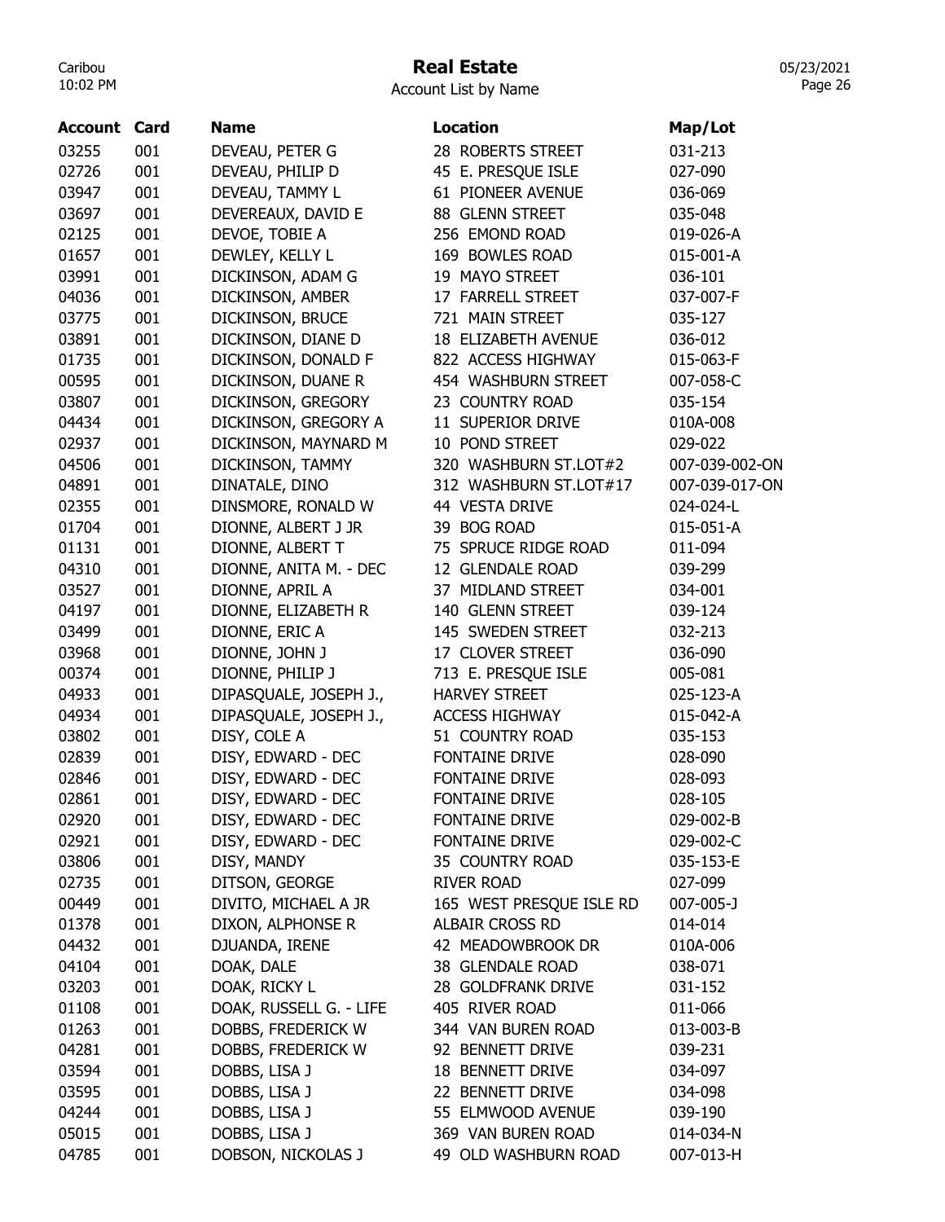# Real Estate

Account List by Name

| Account | Card | Name | Location | Map/Lot |
|---|---|---|---|---|
| 03255 | 001 | DEVEAU, PETER G | 28 ROBERTS STREET | 031-213 |
| 02726 | 001 | DEVEAU, PHILIP D | 45 E. PRESQUE ISLE | 027-090 |
| 03947 | 001 | DEVEAU, TAMMY L | 61 PIONEER AVENUE | 036-069 |
| 03697 | 001 | DEVEREAUX, DAVID E | 88 GLENN STREET | 035-048 |
| 02125 | 001 | DEVOE, TOBIE A | 256 EMOND ROAD | 019-026-A |
| 01657 | 001 | DEWLEY, KELLY L | 169 BOWLES ROAD | 015-001-A |
| 03991 | 001 | DICKINSON, ADAM G | 19 MAYO STREET | 036-101 |
| 04036 | 001 | DICKINSON, AMBER | 17 FARRELL STREET | 037-007-F |
| 03775 | 001 | DICKINSON, BRUCE | 721 MAIN STREET | 035-127 |
| 03891 | 001 | DICKINSON, DIANE D | 18 ELIZABETH AVENUE | 036-012 |
| 01735 | 001 | DICKINSON, DONALD F | 822 ACCESS HIGHWAY | 015-063-F |
| 00595 | 001 | DICKINSON, DUANE R | 454 WASHBURN STREET | 007-058-C |
| 03807 | 001 | DICKINSON, GREGORY | 23 COUNTRY ROAD | 035-154 |
| 04434 | 001 | DICKINSON, GREGORY A | 11 SUPERIOR DRIVE | 010A-008 |
| 02937 | 001 | DICKINSON, MAYNARD M | 10 POND STREET | 029-022 |
| 04506 | 001 | DICKINSON, TAMMY | 320 WASHBURN ST.LOT#2 | 007-039-002-ON |
| 04891 | 001 | DINATALE, DINO | 312 WASHBURN ST.LOT#17 | 007-039-017-ON |
| 02355 | 001 | DINSMORE, RONALD W | 44 VESTA DRIVE | 024-024-L |
| 01704 | 001 | DIONNE, ALBERT J JR | 39 BOG ROAD | 015-051-A |
| 01131 | 001 | DIONNE, ALBERT T | 75 SPRUCE RIDGE ROAD | 011-094 |
| 04310 | 001 | DIONNE, ANITA M. - DEC | 12 GLENDALE ROAD | 039-299 |
| 03527 | 001 | DIONNE, APRIL A | 37 MIDLAND STREET | 034-001 |
| 04197 | 001 | DIONNE, ELIZABETH R | 140 GLENN STREET | 039-124 |
| 03499 | 001 | DIONNE, ERIC A | 145 SWEDEN STREET | 032-213 |
| 03968 | 001 | DIONNE, JOHN J | 17 CLOVER STREET | 036-090 |
| 00374 | 001 | DIONNE, PHILIP J | 713 E. PRESQUE ISLE | 005-081 |
| 04933 | 001 | DIPASQUALE, JOSEPH J., | HARVEY STREET | 025-123-A |
| 04934 | 001 | DIPASQUALE, JOSEPH J., | ACCESS HIGHWAY | 015-042-A |
| 03802 | 001 | DISY, COLE A | 51 COUNTRY ROAD | 035-153 |
| 02839 | 001 | DISY, EDWARD - DEC | FONTAINE DRIVE | 028-090 |
| 02846 | 001 | DISY, EDWARD - DEC | FONTAINE DRIVE | 028-093 |
| 02861 | 001 | DISY, EDWARD - DEC | FONTAINE DRIVE | 028-105 |
| 02920 | 001 | DISY, EDWARD - DEC | FONTAINE DRIVE | 029-002-B |
| 02921 | 001 | DISY, EDWARD - DEC | FONTAINE DRIVE | 029-002-C |
| 03806 | 001 | DISY, MANDY | 35 COUNTRY ROAD | 035-153-E |
| 02735 | 001 | DITSON, GEORGE | RIVER ROAD | 027-099 |
| 00449 | 001 | DIVITO, MICHAEL A JR | 165 WEST PRESQUE ISLE RD | 007-005-J |
| 01378 | 001 | DIXON, ALPHONSE R | ALBAIR CROSS RD | 014-014 |
| 04432 | 001 | DJUANDA, IRENE | 42 MEADOWBROOK DR | 010A-006 |
| 04104 | 001 | DOAK, DALE | 38 GLENDALE ROAD | 038-071 |
| 03203 | 001 | DOAK, RICKY L | 28 GOLDFRANK DRIVE | 031-152 |
| 01108 | 001 | DOAK, RUSSELL G. - LIFE | 405 RIVER ROAD | 011-066 |
| 01263 | 001 | DOBBS, FREDERICK W | 344 VAN BUREN ROAD | 013-003-B |
| 04281 | 001 | DOBBS, FREDERICK W | 92 BENNETT DRIVE | 039-231 |
| 03594 | 001 | DOBBS, LISA J | 18 BENNETT DRIVE | 034-097 |
| 03595 | 001 | DOBBS, LISA J | 22 BENNETT DRIVE | 034-098 |
| 04244 | 001 | DOBBS, LISA J | 55 ELMWOOD AVENUE | 039-190 |
| 05015 | 001 | DOBBS, LISA J | 369 VAN BUREN ROAD | 014-034-N |
| 04785 | 001 | DOBSON, NICKOLAS J | 49 OLD WASHBURN ROAD | 007-013-H |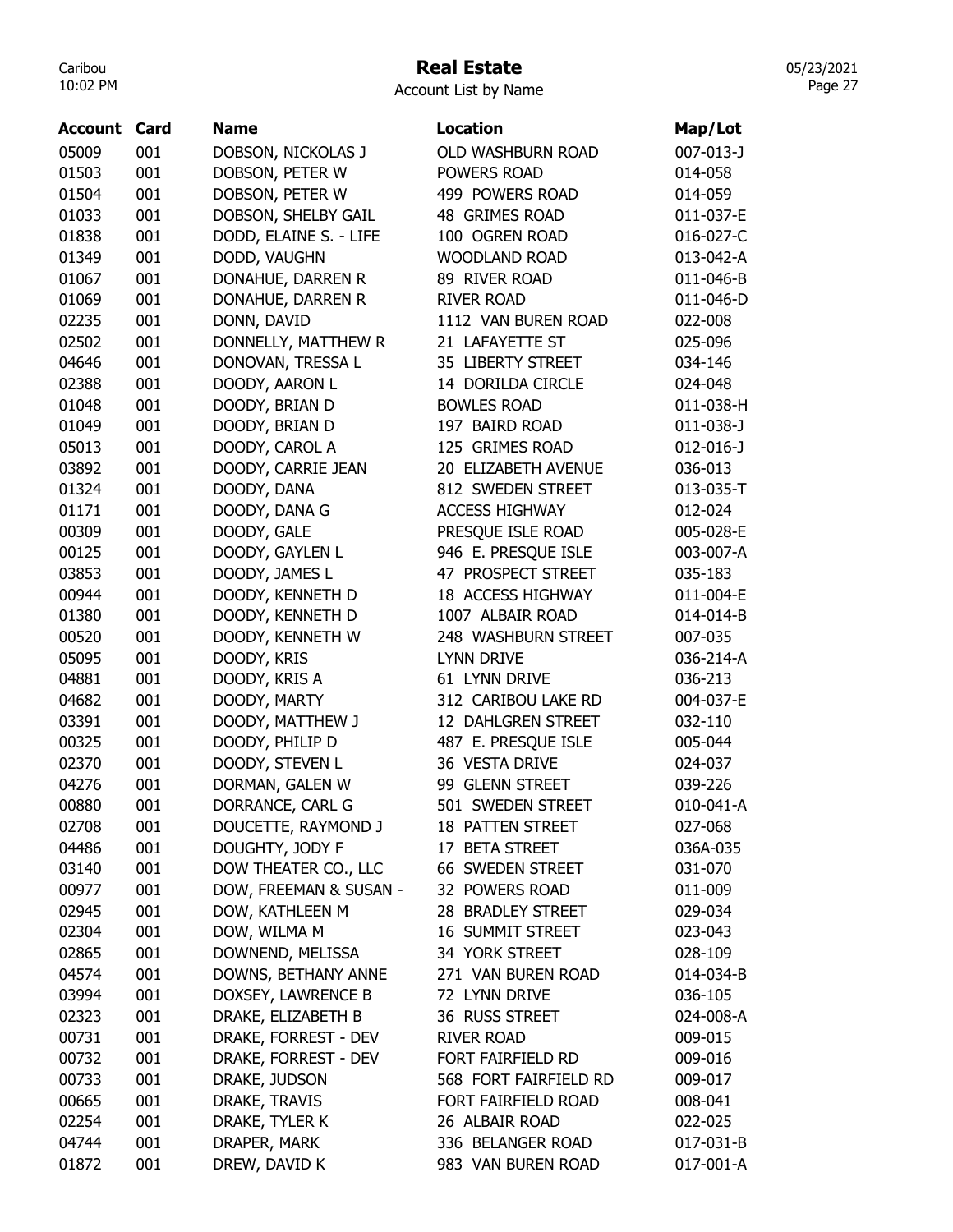# Real Estate

Account List by Name

| Account | Card | Name | Location | Map/Lot |
|---|---|---|---|---|
| 05009 | 001 | DOBSON, NICKOLAS J | OLD WASHBURN ROAD | 007-013-J |
| 01503 | 001 | DOBSON, PETER W | POWERS ROAD | 014-058 |
| 01504 | 001 | DOBSON, PETER W | 499 POWERS ROAD | 014-059 |
| 01033 | 001 | DOBSON, SHELBY GAIL | 48 GRIMES ROAD | 011-037-E |
| 01838 | 001 | DODD, ELAINE S. - LIFE | 100 OGREN ROAD | 016-027-C |
| 01349 | 001 | DODD, VAUGHN | WOODLAND ROAD | 013-042-A |
| 01067 | 001 | DONAHUE, DARREN R | 89 RIVER ROAD | 011-046-B |
| 01069 | 001 | DONAHUE, DARREN R | RIVER ROAD | 011-046-D |
| 02235 | 001 | DONN, DAVID | 1112 VAN BUREN ROAD | 022-008 |
| 02502 | 001 | DONNELLY, MATTHEW R | 21 LAFAYETTE ST | 025-096 |
| 04646 | 001 | DONOVAN, TRESSA L | 35 LIBERTY STREET | 034-146 |
| 02388 | 001 | DOODY, AARON L | 14 DORILDA CIRCLE | 024-048 |
| 01048 | 001 | DOODY, BRIAN D | BOWLES ROAD | 011-038-H |
| 01049 | 001 | DOODY, BRIAN D | 197 BAIRD ROAD | 011-038-J |
| 05013 | 001 | DOODY, CAROL A | 125 GRIMES ROAD | 012-016-J |
| 03892 | 001 | DOODY, CARRIE JEAN | 20 ELIZABETH AVENUE | 036-013 |
| 01324 | 001 | DOODY, DANA | 812 SWEDEN STREET | 013-035-T |
| 01171 | 001 | DOODY, DANA G | ACCESS HIGHWAY | 012-024 |
| 00309 | 001 | DOODY, GALE | PRESQUE ISLE ROAD | 005-028-E |
| 00125 | 001 | DOODY, GAYLEN L | 946 E. PRESQUE ISLE | 003-007-A |
| 03853 | 001 | DOODY, JAMES L | 47 PROSPECT STREET | 035-183 |
| 00944 | 001 | DOODY, KENNETH D | 18 ACCESS HIGHWAY | 011-004-E |
| 01380 | 001 | DOODY, KENNETH D | 1007 ALBAIR ROAD | 014-014-B |
| 00520 | 001 | DOODY, KENNETH W | 248 WASHBURN STREET | 007-035 |
| 05095 | 001 | DOODY, KRIS | LYNN DRIVE | 036-214-A |
| 04881 | 001 | DOODY, KRIS A | 61 LYNN DRIVE | 036-213 |
| 04682 | 001 | DOODY, MARTY | 312 CARIBOU LAKE RD | 004-037-E |
| 03391 | 001 | DOODY, MATTHEW J | 12 DAHLGREN STREET | 032-110 |
| 00325 | 001 | DOODY, PHILIP D | 487 E. PRESQUE ISLE | 005-044 |
| 02370 | 001 | DOODY, STEVEN L | 36 VESTA DRIVE | 024-037 |
| 04276 | 001 | DORMAN, GALEN W | 99 GLENN STREET | 039-226 |
| 00880 | 001 | DORRANCE, CARL G | 501 SWEDEN STREET | 010-041-A |
| 02708 | 001 | DOUCETTE, RAYMOND J | 18 PATTEN STREET | 027-068 |
| 04486 | 001 | DOUGHTY, JODY F | 17 BETA STREET | 036A-035 |
| 03140 | 001 | DOW THEATER CO., LLC | 66 SWEDEN STREET | 031-070 |
| 00977 | 001 | DOW, FREEMAN & SUSAN - | 32 POWERS ROAD | 011-009 |
| 02945 | 001 | DOW, KATHLEEN M | 28 BRADLEY STREET | 029-034 |
| 02304 | 001 | DOW, WILMA M | 16 SUMMIT STREET | 023-043 |
| 02865 | 001 | DOWNEND, MELISSA | 34 YORK STREET | 028-109 |
| 04574 | 001 | DOWNS, BETHANY ANNE | 271 VAN BUREN ROAD | 014-034-B |
| 03994 | 001 | DOXSEY, LAWRENCE B | 72 LYNN DRIVE | 036-105 |
| 02323 | 001 | DRAKE, ELIZABETH B | 36 RUSS STREET | 024-008-A |
| 00731 | 001 | DRAKE, FORREST - DEV | RIVER ROAD | 009-015 |
| 00732 | 001 | DRAKE, FORREST - DEV | FORT FAIRFIELD RD | 009-016 |
| 00733 | 001 | DRAKE, JUDSON | 568 FORT FAIRFIELD RD | 009-017 |
| 00665 | 001 | DRAKE, TRAVIS | FORT FAIRFIELD ROAD | 008-041 |
| 02254 | 001 | DRAKE, TYLER K | 26 ALBAIR ROAD | 022-025 |
| 04744 | 001 | DRAPER, MARK | 336 BELANGER ROAD | 017-031-B |
| 01872 | 001 | DREW, DAVID K | 983 VAN BUREN ROAD | 017-001-A |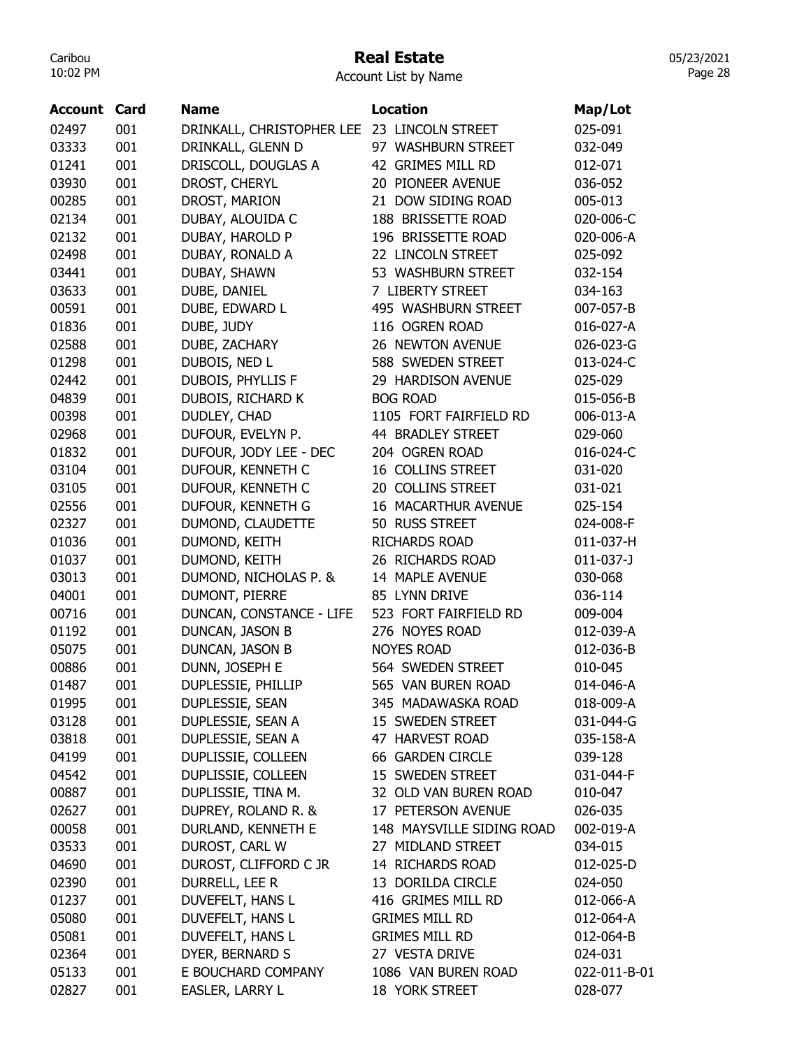# Real Estate

Account List by Name

| Account | Card | Name | Location | Map/Lot |
|---|---|---|---|---|
| 02497 | 001 | DRINKALL, CHRISTOPHER LEE | 23 LINCOLN STREET | 025-091 |
| 03333 | 001 | DRINKALL, GLENN D | 97 WASHBURN STREET | 032-049 |
| 01241 | 001 | DRISCOLL, DOUGLAS A | 42 GRIMES MILL RD | 012-071 |
| 03930 | 001 | DROST, CHERYL | 20 PIONEER AVENUE | 036-052 |
| 00285 | 001 | DROST, MARION | 21 DOW SIDING ROAD | 005-013 |
| 02134 | 001 | DUBAY, ALOUIDA C | 188 BRISSETTE ROAD | 020-006-C |
| 02132 | 001 | DUBAY, HAROLD P | 196 BRISSETTE ROAD | 020-006-A |
| 02498 | 001 | DUBAY, RONALD A | 22 LINCOLN STREET | 025-092 |
| 03441 | 001 | DUBAY, SHAWN | 53 WASHBURN STREET | 032-154 |
| 03633 | 001 | DUBE, DANIEL | 7 LIBERTY STREET | 034-163 |
| 00591 | 001 | DUBE, EDWARD L | 495 WASHBURN STREET | 007-057-B |
| 01836 | 001 | DUBE, JUDY | 116 OGREN ROAD | 016-027-A |
| 02588 | 001 | DUBE, ZACHARY | 26 NEWTON AVENUE | 026-023-G |
| 01298 | 001 | DUBOIS, NED L | 588 SWEDEN STREET | 013-024-C |
| 02442 | 001 | DUBOIS, PHYLLIS F | 29 HARDISON AVENUE | 025-029 |
| 04839 | 001 | DUBOIS, RICHARD K | BOG ROAD | 015-056-B |
| 00398 | 001 | DUDLEY, CHAD | 1105 FORT FAIRFIELD RD | 006-013-A |
| 02968 | 001 | DUFOUR, EVELYN P. | 44 BRADLEY STREET | 029-060 |
| 01832 | 001 | DUFOUR, JODY LEE - DEC | 204 OGREN ROAD | 016-024-C |
| 03104 | 001 | DUFOUR, KENNETH C | 16 COLLINS STREET | 031-020 |
| 03105 | 001 | DUFOUR, KENNETH C | 20 COLLINS STREET | 031-021 |
| 02556 | 001 | DUFOUR, KENNETH G | 16 MACARTHUR AVENUE | 025-154 |
| 02327 | 001 | DUMOND, CLAUDETTE | 50 RUSS STREET | 024-008-F |
| 01036 | 001 | DUMOND, KEITH | RICHARDS ROAD | 011-037-H |
| 01037 | 001 | DUMOND, KEITH | 26 RICHARDS ROAD | 011-037-J |
| 03013 | 001 | DUMOND, NICHOLAS P. & | 14 MAPLE AVENUE | 030-068 |
| 04001 | 001 | DUMONT, PIERRE | 85 LYNN DRIVE | 036-114 |
| 00716 | 001 | DUNCAN, CONSTANCE - LIFE | 523 FORT FAIRFIELD RD | 009-004 |
| 01192 | 001 | DUNCAN, JASON B | 276 NOYES ROAD | 012-039-A |
| 05075 | 001 | DUNCAN, JASON B | NOYES ROAD | 012-036-B |
| 00886 | 001 | DUNN, JOSEPH E | 564 SWEDEN STREET | 010-045 |
| 01487 | 001 | DUPLESSIE, PHILLIP | 565 VAN BUREN ROAD | 014-046-A |
| 01995 | 001 | DUPLESSIE, SEAN | 345 MADAWASKA ROAD | 018-009-A |
| 03128 | 001 | DUPLESSIE, SEAN A | 15 SWEDEN STREET | 031-044-G |
| 03818 | 001 | DUPLESSIE, SEAN A | 47 HARVEST ROAD | 035-158-A |
| 04199 | 001 | DUPLISSIE, COLLEEN | 66 GARDEN CIRCLE | 039-128 |
| 04542 | 001 | DUPLISSIE, COLLEEN | 15 SWEDEN STREET | 031-044-F |
| 00887 | 001 | DUPLISSIE, TINA M. | 32 OLD VAN BUREN ROAD | 010-047 |
| 02627 | 001 | DUPREY, ROLAND R. & | 17 PETERSON AVENUE | 026-035 |
| 00058 | 001 | DURLAND, KENNETH E | 148 MAYSVILLE SIDING ROAD | 002-019-A |
| 03533 | 001 | DUROST, CARL W | 27 MIDLAND STREET | 034-015 |
| 04690 | 001 | DUROST, CLIFFORD C JR | 14 RICHARDS ROAD | 012-025-D |
| 02390 | 001 | DURRELL, LEE R | 13 DORILDA CIRCLE | 024-050 |
| 01237 | 001 | DUVEFELT, HANS L | 416 GRIMES MILL RD | 012-066-A |
| 05080 | 001 | DUVEFELT, HANS L | GRIMES MILL RD | 012-064-A |
| 05081 | 001 | DUVEFELT, HANS L | GRIMES MILL RD | 012-064-B |
| 02364 | 001 | DYER, BERNARD S | 27 VESTA DRIVE | 024-031 |
| 05133 | 001 | E BOUCHARD COMPANY | 1086 VAN BUREN ROAD | 022-011-B-01 |
| 02827 | 001 | EASLER, LARRY L | 18 YORK STREET | 028-077 |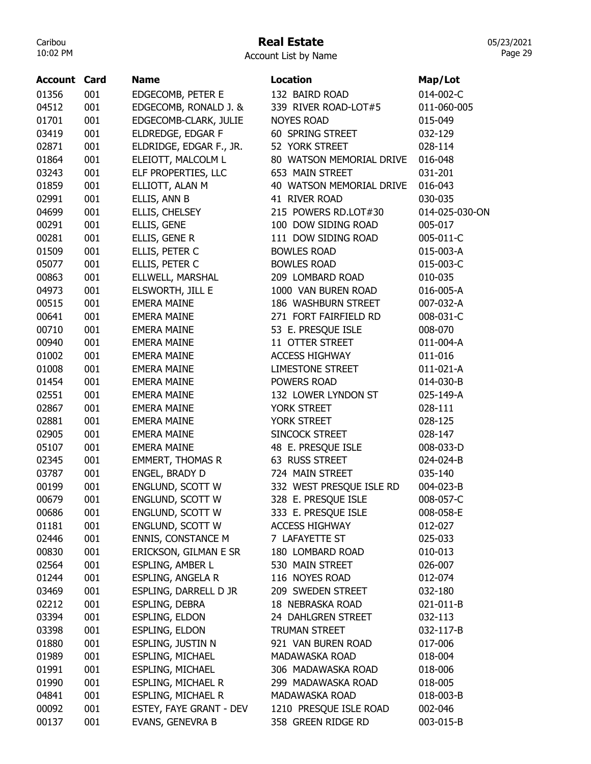# Real Estate

Account List by Name

| Account | Card | Name | Location | Map/Lot |
|---|---|---|---|---|
| 01356 | 001 | EDGECOMB, PETER E | 132 BAIRD ROAD | 014-002-C |
| 04512 | 001 | EDGECOMB, RONALD J. & | 339 RIVER ROAD-LOT#5 | 011-060-005 |
| 01701 | 001 | EDGECOMB-CLARK, JULIE | NOYES ROAD | 015-049 |
| 03419 | 001 | ELDREDGE, EDGAR F | 60 SPRING STREET | 032-129 |
| 02871 | 001 | ELDRIDGE, EDGAR F., JR. | 52 YORK STREET | 028-114 |
| 01864 | 001 | ELEIOTT, MALCOLM L | 80 WATSON MEMORIAL DRIVE | 016-048 |
| 03243 | 001 | ELF PROPERTIES, LLC | 653 MAIN STREET | 031-201 |
| 01859 | 001 | ELLIOTT, ALAN M | 40 WATSON MEMORIAL DRIVE | 016-043 |
| 02991 | 001 | ELLIS, ANN B | 41 RIVER ROAD | 030-035 |
| 04699 | 001 | ELLIS, CHELSEY | 215 POWERS RD.LOT#30 | 014-025-030-ON |
| 00291 | 001 | ELLIS, GENE | 100 DOW SIDING ROAD | 005-017 |
| 00281 | 001 | ELLIS, GENE R | 111 DOW SIDING ROAD | 005-011-C |
| 01509 | 001 | ELLIS, PETER C | BOWLES ROAD | 015-003-A |
| 05077 | 001 | ELLIS, PETER C | BOWLES ROAD | 015-003-C |
| 00863 | 001 | ELLWELL, MARSHAL | 209 LOMBARD ROAD | 010-035 |
| 04973 | 001 | ELSWORTH, JILL E | 1000 VAN BUREN ROAD | 016-005-A |
| 00515 | 001 | EMERA MAINE | 186 WASHBURN STREET | 007-032-A |
| 00641 | 001 | EMERA MAINE | 271 FORT FAIRFIELD RD | 008-031-C |
| 00710 | 001 | EMERA MAINE | 53 E. PRESQUE ISLE | 008-070 |
| 00940 | 001 | EMERA MAINE | 11 OTTER STREET | 011-004-A |
| 01002 | 001 | EMERA MAINE | ACCESS HIGHWAY | 011-016 |
| 01008 | 001 | EMERA MAINE | LIMESTONE STREET | 011-021-A |
| 01454 | 001 | EMERA MAINE | POWERS ROAD | 014-030-B |
| 02551 | 001 | EMERA MAINE | 132 LOWER LYNDON ST | 025-149-A |
| 02867 | 001 | EMERA MAINE | YORK STREET | 028-111 |
| 02881 | 001 | EMERA MAINE | YORK STREET | 028-125 |
| 02905 | 001 | EMERA MAINE | SINCOCK STREET | 028-147 |
| 05107 | 001 | EMERA MAINE | 48 E. PRESQUE ISLE | 008-033-D |
| 02345 | 001 | EMMERT, THOMAS R | 63 RUSS STREET | 024-024-B |
| 03787 | 001 | ENGEL, BRADY D | 724 MAIN STREET | 035-140 |
| 00199 | 001 | ENGLUND, SCOTT W | 332 WEST PRESQUE ISLE RD | 004-023-B |
| 00679 | 001 | ENGLUND, SCOTT W | 328 E. PRESQUE ISLE | 008-057-C |
| 00686 | 001 | ENGLUND, SCOTT W | 333 E. PRESQUE ISLE | 008-058-E |
| 01181 | 001 | ENGLUND, SCOTT W | ACCESS HIGHWAY | 012-027 |
| 02446 | 001 | ENNIS, CONSTANCE M | 7 LAFAYETTE ST | 025-033 |
| 00830 | 001 | ERICKSON, GILMAN E SR | 180 LOMBARD ROAD | 010-013 |
| 02564 | 001 | ESPLING, AMBER L | 530 MAIN STREET | 026-007 |
| 01244 | 001 | ESPLING, ANGELA R | 116 NOYES ROAD | 012-074 |
| 03469 | 001 | ESPLING, DARRELL D JR | 209 SWEDEN STREET | 032-180 |
| 02212 | 001 | ESPLING, DEBRA | 18 NEBRASKA ROAD | 021-011-B |
| 03394 | 001 | ESPLING, ELDON | 24 DAHLGREN STREET | 032-113 |
| 03398 | 001 | ESPLING, ELDON | TRUMAN STREET | 032-117-B |
| 01880 | 001 | ESPLING, JUSTIN N | 921 VAN BUREN ROAD | 017-006 |
| 01989 | 001 | ESPLING, MICHAEL | MADAWASKA ROAD | 018-004 |
| 01991 | 001 | ESPLING, MICHAEL | 306 MADAWASKA ROAD | 018-006 |
| 01990 | 001 | ESPLING, MICHAEL R | 299 MADAWASKA ROAD | 018-005 |
| 04841 | 001 | ESPLING, MICHAEL R | MADAWASKA ROAD | 018-003-B |
| 00092 | 001 | ESTEY, FAYE GRANT - DEV | 1210 PRESQUE ISLE ROAD | 002-046 |
| 00137 | 001 | EVANS, GENEVRA B | 358 GREEN RIDGE RD | 003-015-B |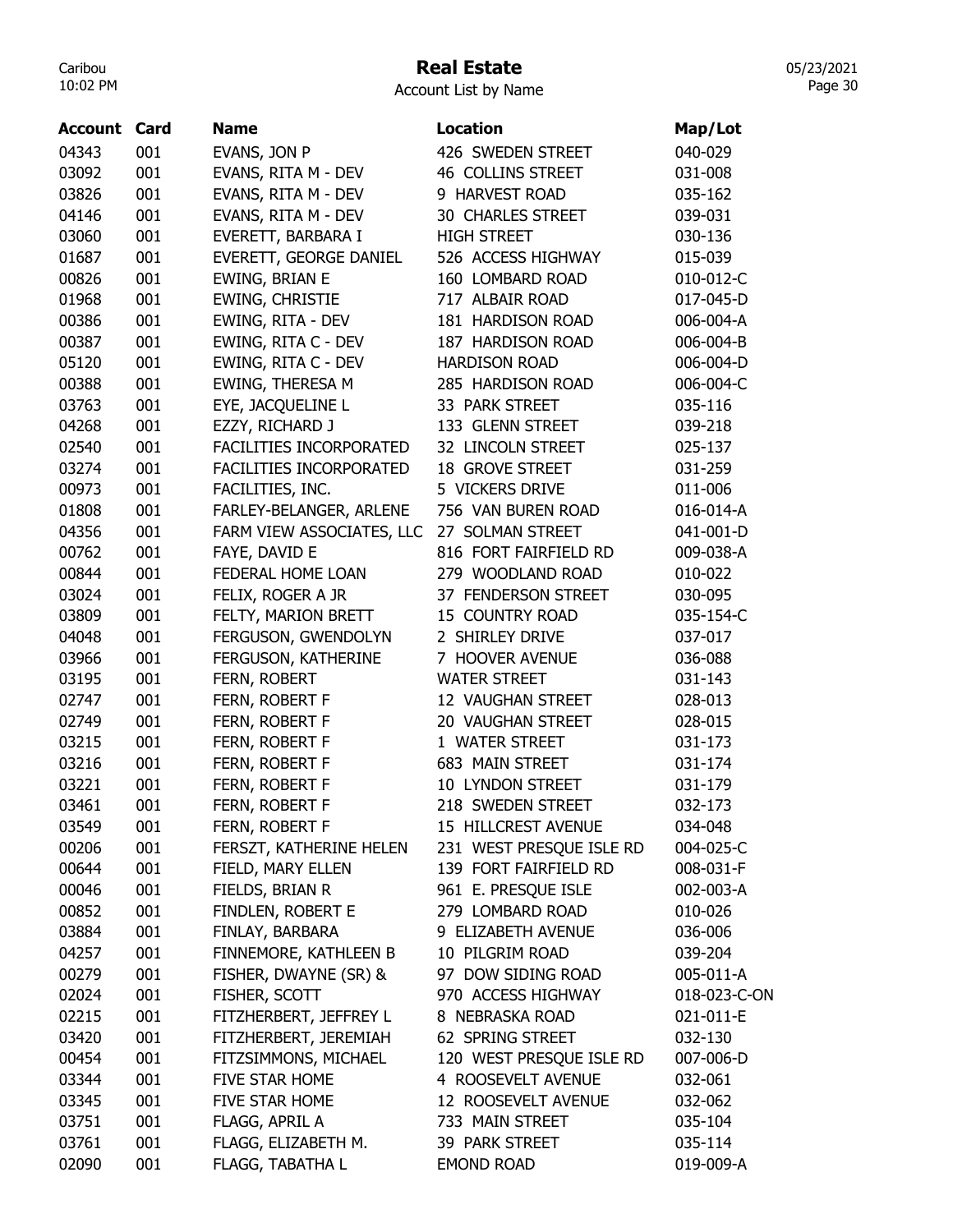# Real Estate

Account List by Name

| Account | Card | Name | Location | Map/Lot |
|---|---|---|---|---|
| 04343 | 001 | EVANS, JON P | 426 SWEDEN STREET | 040-029 |
| 03092 | 001 | EVANS, RITA M - DEV | 46 COLLINS STREET | 031-008 |
| 03826 | 001 | EVANS, RITA M - DEV | 9 HARVEST ROAD | 035-162 |
| 04146 | 001 | EVANS, RITA M - DEV | 30 CHARLES STREET | 039-031 |
| 03060 | 001 | EVERETT, BARBARA I | HIGH STREET | 030-136 |
| 01687 | 001 | EVERETT, GEORGE DANIEL | 526 ACCESS HIGHWAY | 015-039 |
| 00826 | 001 | EWING, BRIAN E | 160 LOMBARD ROAD | 010-012-C |
| 01968 | 001 | EWING, CHRISTIE | 717 ALBAIR ROAD | 017-045-D |
| 00386 | 001 | EWING, RITA - DEV | 181 HARDISON ROAD | 006-004-A |
| 00387 | 001 | EWING, RITA C - DEV | 187 HARDISON ROAD | 006-004-B |
| 05120 | 001 | EWING, RITA C - DEV | HARDISON ROAD | 006-004-D |
| 00388 | 001 | EWING, THERESA M | 285 HARDISON ROAD | 006-004-C |
| 03763 | 001 | EYE, JACQUELINE L | 33 PARK STREET | 035-116 |
| 04268 | 001 | EZZY, RICHARD J | 133 GLENN STREET | 039-218 |
| 02540 | 001 | FACILITIES INCORPORATED | 32 LINCOLN STREET | 025-137 |
| 03274 | 001 | FACILITIES INCORPORATED | 18 GROVE STREET | 031-259 |
| 00973 | 001 | FACILITIES, INC. | 5 VICKERS DRIVE | 011-006 |
| 01808 | 001 | FARLEY-BELANGER, ARLENE | 756 VAN BUREN ROAD | 016-014-A |
| 04356 | 001 | FARM VIEW ASSOCIATES, LLC | 27 SOLMAN STREET | 041-001-D |
| 00762 | 001 | FAYE, DAVID E | 816 FORT FAIRFIELD RD | 009-038-A |
| 00844 | 001 | FEDERAL HOME LOAN | 279 WOODLAND ROAD | 010-022 |
| 03024 | 001 | FELIX, ROGER A JR | 37 FENDERSON STREET | 030-095 |
| 03809 | 001 | FELTY, MARION BRETT | 15 COUNTRY ROAD | 035-154-C |
| 04048 | 001 | FERGUSON, GWENDOLYN | 2 SHIRLEY DRIVE | 037-017 |
| 03966 | 001 | FERGUSON, KATHERINE | 7 HOOVER AVENUE | 036-088 |
| 03195 | 001 | FERN, ROBERT | WATER STREET | 031-143 |
| 02747 | 001 | FERN, ROBERT F | 12 VAUGHAN STREET | 028-013 |
| 02749 | 001 | FERN, ROBERT F | 20 VAUGHAN STREET | 028-015 |
| 03215 | 001 | FERN, ROBERT F | 1 WATER STREET | 031-173 |
| 03216 | 001 | FERN, ROBERT F | 683 MAIN STREET | 031-174 |
| 03221 | 001 | FERN, ROBERT F | 10 LYNDON STREET | 031-179 |
| 03461 | 001 | FERN, ROBERT F | 218 SWEDEN STREET | 032-173 |
| 03549 | 001 | FERN, ROBERT F | 15 HILLCREST AVENUE | 034-048 |
| 00206 | 001 | FERSZT, KATHERINE HELEN | 231 WEST PRESQUE ISLE RD | 004-025-C |
| 00644 | 001 | FIELD, MARY ELLEN | 139 FORT FAIRFIELD RD | 008-031-F |
| 00046 | 001 | FIELDS, BRIAN R | 961 E. PRESQUE ISLE | 002-003-A |
| 00852 | 001 | FINDLEN, ROBERT E | 279 LOMBARD ROAD | 010-026 |
| 03884 | 001 | FINLAY, BARBARA | 9 ELIZABETH AVENUE | 036-006 |
| 04257 | 001 | FINNEMORE, KATHLEEN B | 10 PILGRIM ROAD | 039-204 |
| 00279 | 001 | FISHER, DWAYNE (SR) & | 97 DOW SIDING ROAD | 005-011-A |
| 02024 | 001 | FISHER, SCOTT | 970 ACCESS HIGHWAY | 018-023-C-ON |
| 02215 | 001 | FITZHERBERT, JEFFREY L | 8 NEBRASKA ROAD | 021-011-E |
| 03420 | 001 | FITZHERBERT, JEREMIAH | 62 SPRING STREET | 032-130 |
| 00454 | 001 | FITZSIMMONS, MICHAEL | 120 WEST PRESQUE ISLE RD | 007-006-D |
| 03344 | 001 | FIVE STAR HOME | 4 ROOSEVELT AVENUE | 032-061 |
| 03345 | 001 | FIVE STAR HOME | 12 ROOSEVELT AVENUE | 032-062 |
| 03751 | 001 | FLAGG, APRIL A | 733 MAIN STREET | 035-104 |
| 03761 | 001 | FLAGG, ELIZABETH M. | 39 PARK STREET | 035-114 |
| 02090 | 001 | FLAGG, TABATHA L | EMOND ROAD | 019-009-A |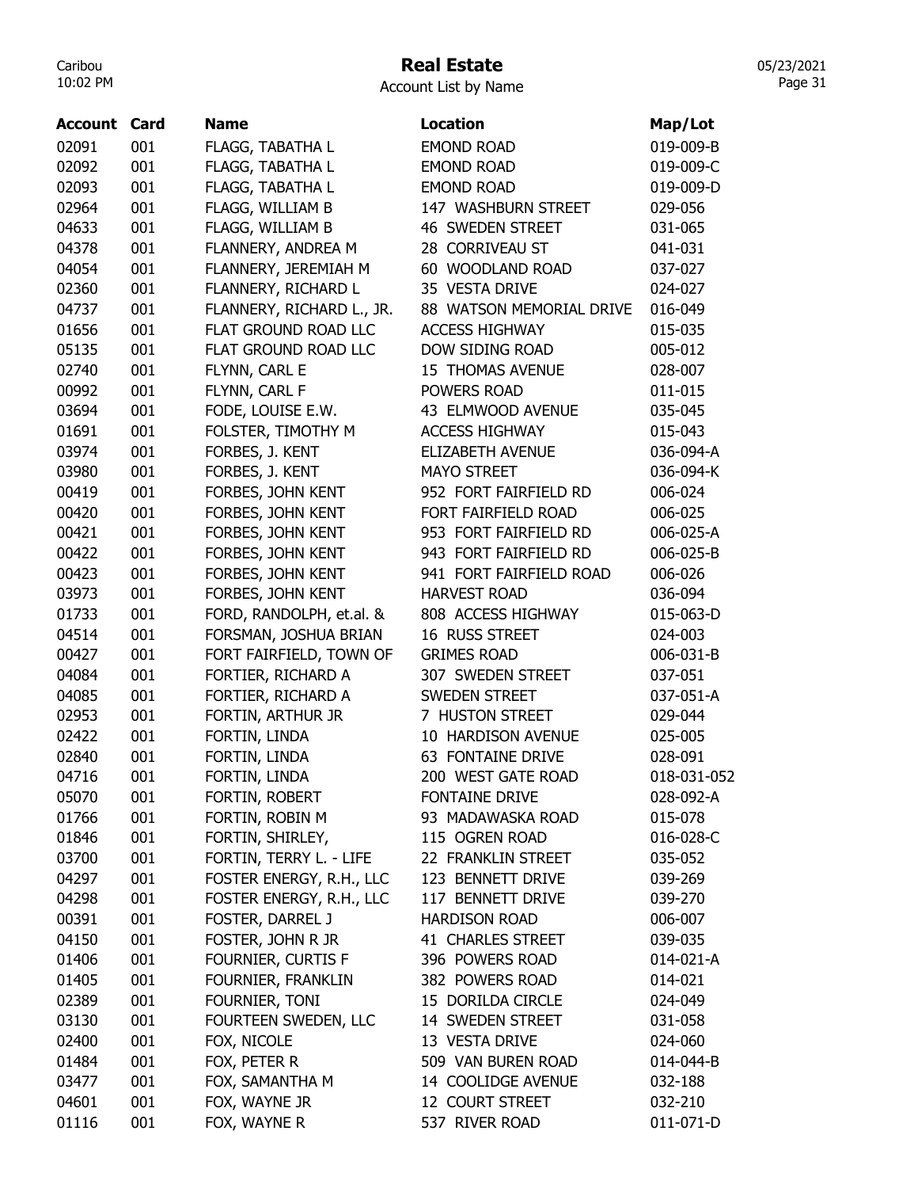# Real Estate

Account List by Name

| Account | Card | Name | Location | Map/Lot |
|---|---|---|---|---|
| 02091 | 001 | FLAGG, TABATHA L | EMOND ROAD | 019-009-B |
| 02092 | 001 | FLAGG, TABATHA L | EMOND ROAD | 019-009-C |
| 02093 | 001 | FLAGG, TABATHA L | EMOND ROAD | 019-009-D |
| 02964 | 001 | FLAGG, WILLIAM B | 147 WASHBURN STREET | 029-056 |
| 04633 | 001 | FLAGG, WILLIAM B | 46 SWEDEN STREET | 031-065 |
| 04378 | 001 | FLANNERY, ANDREA M | 28 CORRIVEAU ST | 041-031 |
| 04054 | 001 | FLANNERY, JEREMIAH M | 60 WOODLAND ROAD | 037-027 |
| 02360 | 001 | FLANNERY, RICHARD L | 35 VESTA DRIVE | 024-027 |
| 04737 | 001 | FLANNERY, RICHARD L., JR. | 88 WATSON MEMORIAL DRIVE | 016-049 |
| 01656 | 001 | FLAT GROUND ROAD LLC | ACCESS HIGHWAY | 015-035 |
| 05135 | 001 | FLAT GROUND ROAD LLC | DOW SIDING ROAD | 005-012 |
| 02740 | 001 | FLYNN, CARL E | 15 THOMAS AVENUE | 028-007 |
| 00992 | 001 | FLYNN, CARL F | POWERS ROAD | 011-015 |
| 03694 | 001 | FODE, LOUISE E.W. | 43 ELMWOOD AVENUE | 035-045 |
| 01691 | 001 | FOLSTER, TIMOTHY M | ACCESS HIGHWAY | 015-043 |
| 03974 | 001 | FORBES, J. KENT | ELIZABETH AVENUE | 036-094-A |
| 03980 | 001 | FORBES, J. KENT | MAYO STREET | 036-094-K |
| 00419 | 001 | FORBES, JOHN KENT | 952 FORT FAIRFIELD RD | 006-024 |
| 00420 | 001 | FORBES, JOHN KENT | FORT FAIRFIELD ROAD | 006-025 |
| 00421 | 001 | FORBES, JOHN KENT | 953 FORT FAIRFIELD RD | 006-025-A |
| 00422 | 001 | FORBES, JOHN KENT | 943 FORT FAIRFIELD RD | 006-025-B |
| 00423 | 001 | FORBES, JOHN KENT | 941 FORT FAIRFIELD ROAD | 006-026 |
| 03973 | 001 | FORBES, JOHN KENT | HARVEST ROAD | 036-094 |
| 01733 | 001 | FORD, RANDOLPH, et.al. & | 808 ACCESS HIGHWAY | 015-063-D |
| 04514 | 001 | FORSMAN, JOSHUA BRIAN | 16 RUSS STREET | 024-003 |
| 00427 | 001 | FORT FAIRFIELD, TOWN OF | GRIMES ROAD | 006-031-B |
| 04084 | 001 | FORTIER, RICHARD A | 307 SWEDEN STREET | 037-051 |
| 04085 | 001 | FORTIER, RICHARD A | SWEDEN STREET | 037-051-A |
| 02953 | 001 | FORTIN, ARTHUR JR | 7 HUSTON STREET | 029-044 |
| 02422 | 001 | FORTIN, LINDA | 10 HARDISON AVENUE | 025-005 |
| 02840 | 001 | FORTIN, LINDA | 63 FONTAINE DRIVE | 028-091 |
| 04716 | 001 | FORTIN, LINDA | 200 WEST GATE ROAD | 018-031-052 |
| 05070 | 001 | FORTIN, ROBERT | FONTAINE DRIVE | 028-092-A |
| 01766 | 001 | FORTIN, ROBIN M | 93 MADAWASKA ROAD | 015-078 |
| 01846 | 001 | FORTIN, SHIRLEY, | 115 OGREN ROAD | 016-028-C |
| 03700 | 001 | FORTIN, TERRY L. - LIFE | 22 FRANKLIN STREET | 035-052 |
| 04297 | 001 | FOSTER ENERGY, R.H., LLC | 123 BENNETT DRIVE | 039-269 |
| 04298 | 001 | FOSTER ENERGY, R.H., LLC | 117 BENNETT DRIVE | 039-270 |
| 00391 | 001 | FOSTER, DARREL J | HARDISON ROAD | 006-007 |
| 04150 | 001 | FOSTER, JOHN R JR | 41 CHARLES STREET | 039-035 |
| 01406 | 001 | FOURNIER, CURTIS F | 396 POWERS ROAD | 014-021-A |
| 01405 | 001 | FOURNIER, FRANKLIN | 382 POWERS ROAD | 014-021 |
| 02389 | 001 | FOURNIER, TONI | 15 DORILDA CIRCLE | 024-049 |
| 03130 | 001 | FOURTEEN SWEDEN, LLC | 14 SWEDEN STREET | 031-058 |
| 02400 | 001 | FOX, NICOLE | 13 VESTA DRIVE | 024-060 |
| 01484 | 001 | FOX, PETER R | 509 VAN BUREN ROAD | 014-044-B |
| 03477 | 001 | FOX, SAMANTHA M | 14 COOLIDGE AVENUE | 032-188 |
| 04601 | 001 | FOX, WAYNE JR | 12 COURT STREET | 032-210 |
| 01116 | 001 | FOX, WAYNE R | 537 RIVER ROAD | 011-071-D |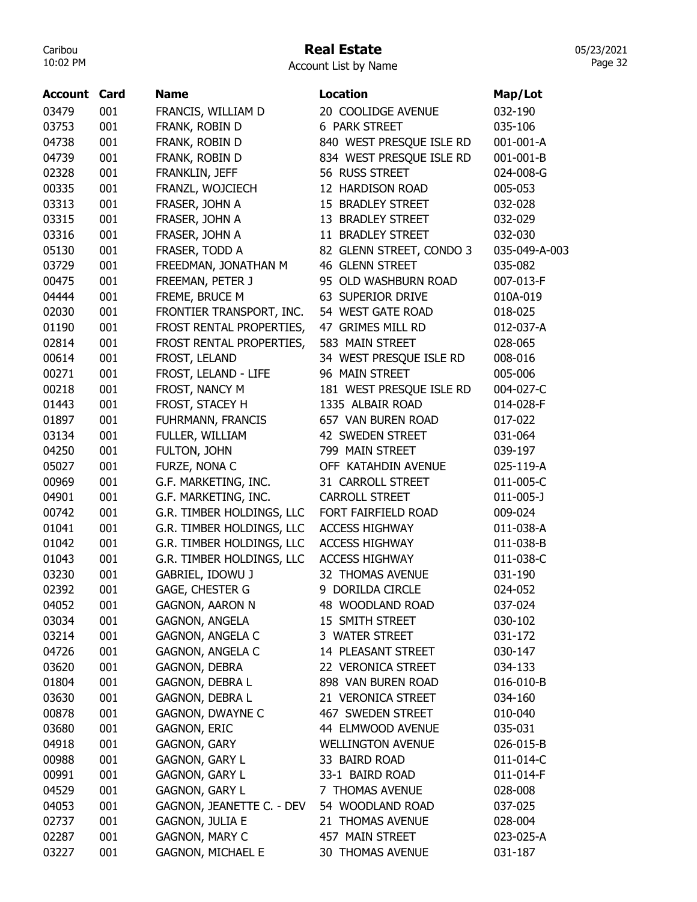# Real Estate

Account List by Name

| Account | Card | Name | Location | Map/Lot |
|---|---|---|---|---|
| 03479 | 001 | FRANCIS, WILLIAM D | 20 COOLIDGE AVENUE | 032-190 |
| 03753 | 001 | FRANK, ROBIN D | 6 PARK STREET | 035-106 |
| 04738 | 001 | FRANK, ROBIN D | 840 WEST PRESQUE ISLE RD | 001-001-A |
| 04739 | 001 | FRANK, ROBIN D | 834 WEST PRESQUE ISLE RD | 001-001-B |
| 02328 | 001 | FRANKLIN, JEFF | 56 RUSS STREET | 024-008-G |
| 00335 | 001 | FRANZL, WOJCIECH | 12 HARDISON ROAD | 005-053 |
| 03313 | 001 | FRASER, JOHN A | 15 BRADLEY STREET | 032-028 |
| 03315 | 001 | FRASER, JOHN A | 13 BRADLEY STREET | 032-029 |
| 03316 | 001 | FRASER, JOHN A | 11 BRADLEY STREET | 032-030 |
| 05130 | 001 | FRASER, TODD A | 82 GLENN STREET, CONDO 3 | 035-049-A-003 |
| 03729 | 001 | FREEDMAN, JONATHAN M | 46 GLENN STREET | 035-082 |
| 00475 | 001 | FREEMAN, PETER J | 95 OLD WASHBURN ROAD | 007-013-F |
| 04444 | 001 | FREME, BRUCE M | 63 SUPERIOR DRIVE | 010A-019 |
| 02030 | 001 | FRONTIER TRANSPORT, INC. | 54 WEST GATE ROAD | 018-025 |
| 01190 | 001 | FROST RENTAL PROPERTIES, | 47 GRIMES MILL RD | 012-037-A |
| 02814 | 001 | FROST RENTAL PROPERTIES, | 583 MAIN STREET | 028-065 |
| 00614 | 001 | FROST, LELAND | 34 WEST PRESQUE ISLE RD | 008-016 |
| 00271 | 001 | FROST, LELAND - LIFE | 96 MAIN STREET | 005-006 |
| 00218 | 001 | FROST, NANCY M | 181 WEST PRESQUE ISLE RD | 004-027-C |
| 01443 | 001 | FROST, STACEY H | 1335 ALBAIR ROAD | 014-028-F |
| 01897 | 001 | FUHRMANN, FRANCIS | 657 VAN BUREN ROAD | 017-022 |
| 03134 | 001 | FULLER, WILLIAM | 42 SWEDEN STREET | 031-064 |
| 04250 | 001 | FULTON, JOHN | 799 MAIN STREET | 039-197 |
| 05027 | 001 | FURZE, NONA C | OFF KATAHDIN AVENUE | 025-119-A |
| 00969 | 001 | G.F. MARKETING, INC. | 31 CARROLL STREET | 011-005-C |
| 04901 | 001 | G.F. MARKETING, INC. | CARROLL STREET | 011-005-J |
| 00742 | 001 | G.R. TIMBER HOLDINGS, LLC | FORT FAIRFIELD ROAD | 009-024 |
| 01041 | 001 | G.R. TIMBER HOLDINGS, LLC | ACCESS HIGHWAY | 011-038-A |
| 01042 | 001 | G.R. TIMBER HOLDINGS, LLC | ACCESS HIGHWAY | 011-038-B |
| 01043 | 001 | G.R. TIMBER HOLDINGS, LLC | ACCESS HIGHWAY | 011-038-C |
| 03230 | 001 | GABRIEL, IDOWU J | 32 THOMAS AVENUE | 031-190 |
| 02392 | 001 | GAGE, CHESTER G | 9 DORILDA CIRCLE | 024-052 |
| 04052 | 001 | GAGNON, AARON N | 48 WOODLAND ROAD | 037-024 |
| 03034 | 001 | GAGNON, ANGELA | 15 SMITH STREET | 030-102 |
| 03214 | 001 | GAGNON, ANGELA C | 3 WATER STREET | 031-172 |
| 04726 | 001 | GAGNON, ANGELA C | 14 PLEASANT STREET | 030-147 |
| 03620 | 001 | GAGNON, DEBRA | 22 VERONICA STREET | 034-133 |
| 01804 | 001 | GAGNON, DEBRA L | 898 VAN BUREN ROAD | 016-010-B |
| 03630 | 001 | GAGNON, DEBRA L | 21 VERONICA STREET | 034-160 |
| 00878 | 001 | GAGNON, DWAYNE C | 467 SWEDEN STREET | 010-040 |
| 03680 | 001 | GAGNON, ERIC | 44 ELMWOOD AVENUE | 035-031 |
| 04918 | 001 | GAGNON, GARY | WELLINGTON AVENUE | 026-015-B |
| 00988 | 001 | GAGNON, GARY L | 33 BAIRD ROAD | 011-014-C |
| 00991 | 001 | GAGNON, GARY L | 33-1 BAIRD ROAD | 011-014-F |
| 04529 | 001 | GAGNON, GARY L | 7 THOMAS AVENUE | 028-008 |
| 04053 | 001 | GAGNON, JEANETTE C. - DEV | 54 WOODLAND ROAD | 037-025 |
| 02737 | 001 | GAGNON, JULIA E | 21 THOMAS AVENUE | 028-004 |
| 02287 | 001 | GAGNON, MARY C | 457 MAIN STREET | 023-025-A |
| 03227 | 001 | GAGNON, MICHAEL E | 30 THOMAS AVENUE | 031-187 |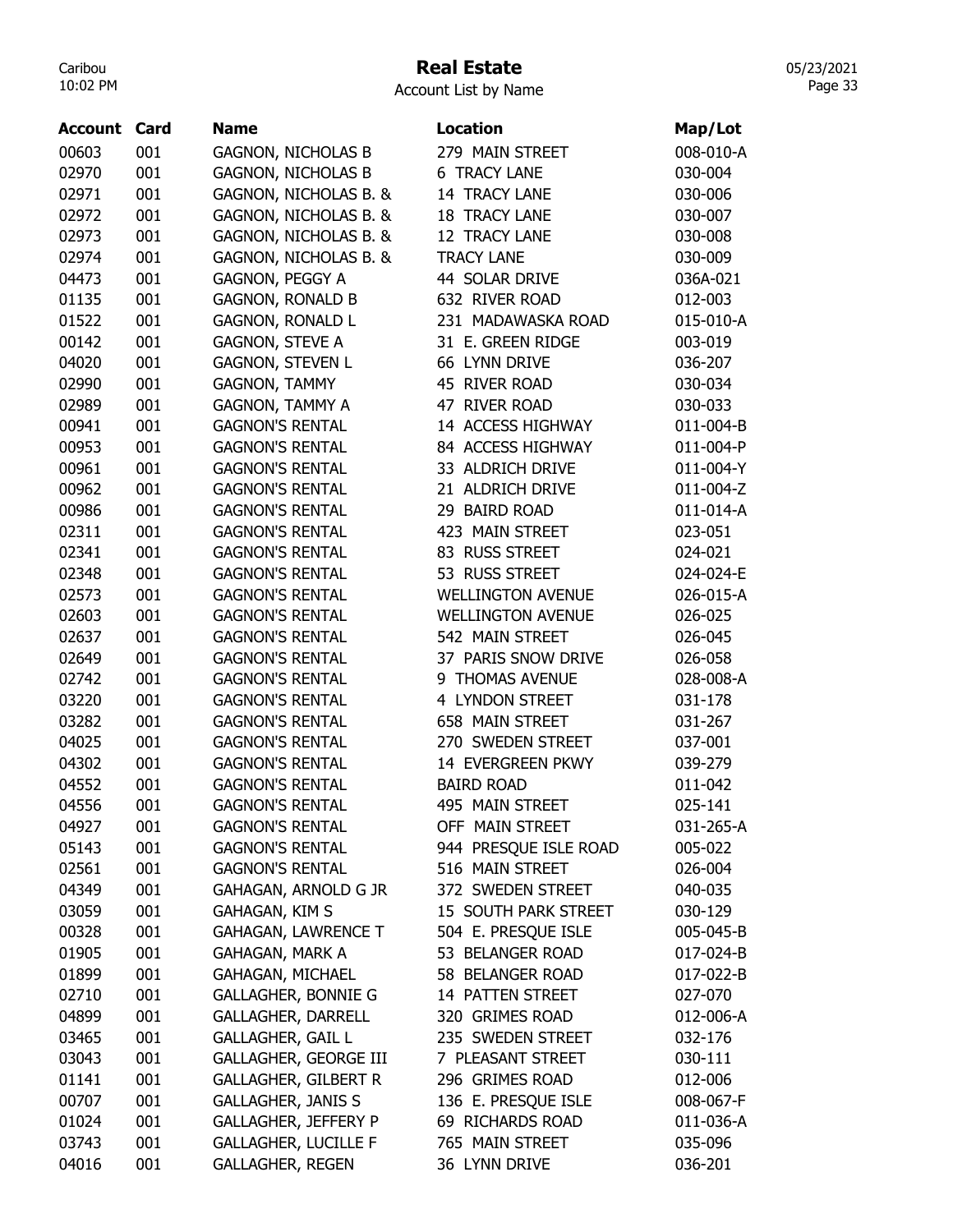# Real Estate

Account List by Name

| Account | Card | Name | Location | Map/Lot |
|---|---|---|---|---|
| 00603 | 001 | GAGNON, NICHOLAS B | 279 MAIN STREET | 008-010-A |
| 02970 | 001 | GAGNON, NICHOLAS B | 6 TRACY LANE | 030-004 |
| 02971 | 001 | GAGNON, NICHOLAS B. & | 14 TRACY LANE | 030-006 |
| 02972 | 001 | GAGNON, NICHOLAS B. & | 18 TRACY LANE | 030-007 |
| 02973 | 001 | GAGNON, NICHOLAS B. & | 12 TRACY LANE | 030-008 |
| 02974 | 001 | GAGNON, NICHOLAS B. & | TRACY LANE | 030-009 |
| 04473 | 001 | GAGNON, PEGGY A | 44 SOLAR DRIVE | 036A-021 |
| 01135 | 001 | GAGNON, RONALD B | 632 RIVER ROAD | 012-003 |
| 01522 | 001 | GAGNON, RONALD L | 231 MADAWASKA ROAD | 015-010-A |
| 00142 | 001 | GAGNON, STEVE A | 31 E. GREEN RIDGE | 003-019 |
| 04020 | 001 | GAGNON, STEVEN L | 66 LYNN DRIVE | 036-207 |
| 02990 | 001 | GAGNON, TAMMY | 45 RIVER ROAD | 030-034 |
| 02989 | 001 | GAGNON, TAMMY A | 47 RIVER ROAD | 030-033 |
| 00941 | 001 | GAGNON'S RENTAL | 14 ACCESS HIGHWAY | 011-004-B |
| 00953 | 001 | GAGNON'S RENTAL | 84 ACCESS HIGHWAY | 011-004-P |
| 00961 | 001 | GAGNON'S RENTAL | 33 ALDRICH DRIVE | 011-004-Y |
| 00962 | 001 | GAGNON'S RENTAL | 21 ALDRICH DRIVE | 011-004-Z |
| 00986 | 001 | GAGNON'S RENTAL | 29 BAIRD ROAD | 011-014-A |
| 02311 | 001 | GAGNON'S RENTAL | 423 MAIN STREET | 023-051 |
| 02341 | 001 | GAGNON'S RENTAL | 83 RUSS STREET | 024-021 |
| 02348 | 001 | GAGNON'S RENTAL | 53 RUSS STREET | 024-024-E |
| 02573 | 001 | GAGNON'S RENTAL | WELLINGTON AVENUE | 026-015-A |
| 02603 | 001 | GAGNON'S RENTAL | WELLINGTON AVENUE | 026-025 |
| 02637 | 001 | GAGNON'S RENTAL | 542 MAIN STREET | 026-045 |
| 02649 | 001 | GAGNON'S RENTAL | 37 PARIS SNOW DRIVE | 026-058 |
| 02742 | 001 | GAGNON'S RENTAL | 9 THOMAS AVENUE | 028-008-A |
| 03220 | 001 | GAGNON'S RENTAL | 4 LYNDON STREET | 031-178 |
| 03282 | 001 | GAGNON'S RENTAL | 658 MAIN STREET | 031-267 |
| 04025 | 001 | GAGNON'S RENTAL | 270 SWEDEN STREET | 037-001 |
| 04302 | 001 | GAGNON'S RENTAL | 14 EVERGREEN PKWY | 039-279 |
| 04552 | 001 | GAGNON'S RENTAL | BAIRD ROAD | 011-042 |
| 04556 | 001 | GAGNON'S RENTAL | 495 MAIN STREET | 025-141 |
| 04927 | 001 | GAGNON'S RENTAL | OFF MAIN STREET | 031-265-A |
| 05143 | 001 | GAGNON'S RENTAL | 944 PRESQUE ISLE ROAD | 005-022 |
| 02561 | 001 | GAGNON'S RENTAL | 516 MAIN STREET | 026-004 |
| 04349 | 001 | GAHAGAN, ARNOLD G JR | 372 SWEDEN STREET | 040-035 |
| 03059 | 001 | GAHAGAN, KIM S | 15 SOUTH PARK STREET | 030-129 |
| 00328 | 001 | GAHAGAN, LAWRENCE T | 504 E. PRESQUE ISLE | 005-045-B |
| 01905 | 001 | GAHAGAN, MARK A | 53 BELANGER ROAD | 017-024-B |
| 01899 | 001 | GAHAGAN, MICHAEL | 58 BELANGER ROAD | 017-022-B |
| 02710 | 001 | GALLAGHER, BONNIE G | 14 PATTEN STREET | 027-070 |
| 04899 | 001 | GALLAGHER, DARRELL | 320 GRIMES ROAD | 012-006-A |
| 03465 | 001 | GALLAGHER, GAIL L | 235 SWEDEN STREET | 032-176 |
| 03043 | 001 | GALLAGHER, GEORGE III | 7 PLEASANT STREET | 030-111 |
| 01141 | 001 | GALLAGHER, GILBERT R | 296 GRIMES ROAD | 012-006 |
| 00707 | 001 | GALLAGHER, JANIS S | 136 E. PRESQUE ISLE | 008-067-F |
| 01024 | 001 | GALLAGHER, JEFFERY P | 69 RICHARDS ROAD | 011-036-A |
| 03743 | 001 | GALLAGHER, LUCILLE F | 765 MAIN STREET | 035-096 |
| 04016 | 001 | GALLAGHER, REGEN | 36 LYNN DRIVE | 036-201 |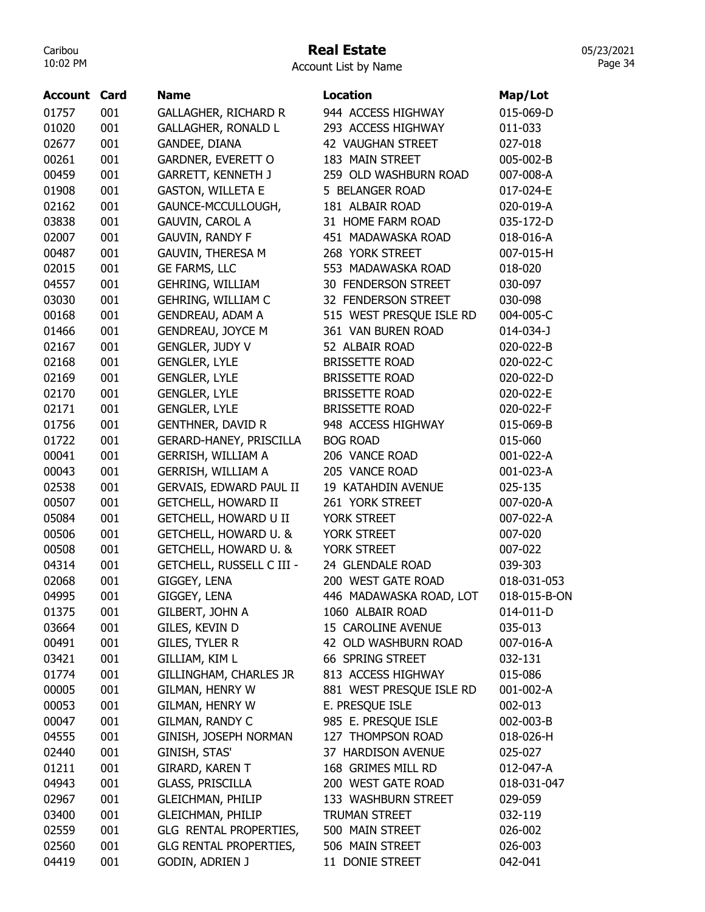# Real Estate

Account List by Name

| Account | Card | Name | Location | Map/Lot |
|---|---|---|---|---|
| 01757 | 001 | GALLAGHER, RICHARD R | 944 ACCESS HIGHWAY | 015-069-D |
| 01020 | 001 | GALLAGHER, RONALD L | 293 ACCESS HIGHWAY | 011-033 |
| 02677 | 001 | GANDEE, DIANA | 42 VAUGHAN STREET | 027-018 |
| 00261 | 001 | GARDNER, EVERETT O | 183 MAIN STREET | 005-002-B |
| 00459 | 001 | GARRETT, KENNETH J | 259 OLD WASHBURN ROAD | 007-008-A |
| 01908 | 001 | GASTON, WILLETA E | 5 BELANGER ROAD | 017-024-E |
| 02162 | 001 | GAUNCE-MCCULLOUGH, | 181 ALBAIR ROAD | 020-019-A |
| 03838 | 001 | GAUVIN, CAROL A | 31 HOME FARM ROAD | 035-172-D |
| 02007 | 001 | GAUVIN, RANDY F | 451 MADAWASKA ROAD | 018-016-A |
| 00487 | 001 | GAUVIN, THERESA M | 268 YORK STREET | 007-015-H |
| 02015 | 001 | GE FARMS, LLC | 553 MADAWASKA ROAD | 018-020 |
| 04557 | 001 | GEHRING, WILLIAM | 30 FENDERSON STREET | 030-097 |
| 03030 | 001 | GEHRING, WILLIAM C | 32 FENDERSON STREET | 030-098 |
| 00168 | 001 | GENDREAU, ADAM A | 515 WEST PRESQUE ISLE RD | 004-005-C |
| 01466 | 001 | GENDREAU, JOYCE M | 361 VAN BUREN ROAD | 014-034-J |
| 02167 | 001 | GENGLER, JUDY V | 52 ALBAIR ROAD | 020-022-B |
| 02168 | 001 | GENGLER, LYLE | BRISSETTE ROAD | 020-022-C |
| 02169 | 001 | GENGLER, LYLE | BRISSETTE ROAD | 020-022-D |
| 02170 | 001 | GENGLER, LYLE | BRISSETTE ROAD | 020-022-E |
| 02171 | 001 | GENGLER, LYLE | BRISSETTE ROAD | 020-022-F |
| 01756 | 001 | GENTHNER, DAVID R | 948 ACCESS HIGHWAY | 015-069-B |
| 01722 | 001 | GERARD-HANEY, PRISCILLA | BOG ROAD | 015-060 |
| 00041 | 001 | GERRISH, WILLIAM A | 206 VANCE ROAD | 001-022-A |
| 00043 | 001 | GERRISH, WILLIAM A | 205 VANCE ROAD | 001-023-A |
| 02538 | 001 | GERVAIS, EDWARD PAUL II | 19 KATAHDIN AVENUE | 025-135 |
| 00507 | 001 | GETCHELL, HOWARD II | 261 YORK STREET | 007-020-A |
| 05084 | 001 | GETCHELL, HOWARD U II | YORK STREET | 007-022-A |
| 00506 | 001 | GETCHELL, HOWARD U. & | YORK STREET | 007-020 |
| 00508 | 001 | GETCHELL, HOWARD U. & | YORK STREET | 007-022 |
| 04314 | 001 | GETCHELL, RUSSELL C III - | 24 GLENDALE ROAD | 039-303 |
| 02068 | 001 | GIGGEY, LENA | 200 WEST GATE ROAD | 018-031-053 |
| 04995 | 001 | GIGGEY, LENA | 446 MADAWASKA ROAD, LOT | 018-015-B-ON |
| 01375 | 001 | GILBERT, JOHN A | 1060 ALBAIR ROAD | 014-011-D |
| 03664 | 001 | GILES, KEVIN D | 15 CAROLINE AVENUE | 035-013 |
| 00491 | 001 | GILES, TYLER R | 42 OLD WASHBURN ROAD | 007-016-A |
| 03421 | 001 | GILLIAM, KIM L | 66 SPRING STREET | 032-131 |
| 01774 | 001 | GILLINGHAM, CHARLES JR | 813 ACCESS HIGHWAY | 015-086 |
| 00005 | 001 | GILMAN, HENRY W | 881 WEST PRESQUE ISLE RD | 001-002-A |
| 00053 | 001 | GILMAN, HENRY W | E. PRESQUE ISLE | 002-013 |
| 00047 | 001 | GILMAN, RANDY C | 985 E. PRESQUE ISLE | 002-003-B |
| 04555 | 001 | GINISH, JOSEPH NORMAN | 127 THOMPSON ROAD | 018-026-H |
| 02440 | 001 | GINISH, STAS' | 37 HARDISON AVENUE | 025-027 |
| 01211 | 001 | GIRARD, KAREN T | 168 GRIMES MILL RD | 012-047-A |
| 04943 | 001 | GLASS, PRISCILLA | 200 WEST GATE ROAD | 018-031-047 |
| 02967 | 001 | GLEICHMAN, PHILIP | 133 WASHBURN STREET | 029-059 |
| 03400 | 001 | GLEICHMAN, PHILIP | TRUMAN STREET | 032-119 |
| 02559 | 001 | GLG RENTAL PROPERTIES, | 500 MAIN STREET | 026-002 |
| 02560 | 001 | GLG RENTAL PROPERTIES, | 506 MAIN STREET | 026-003 |
| 04419 | 001 | GODIN, ADRIEN J | 11 DONIE STREET | 042-041 |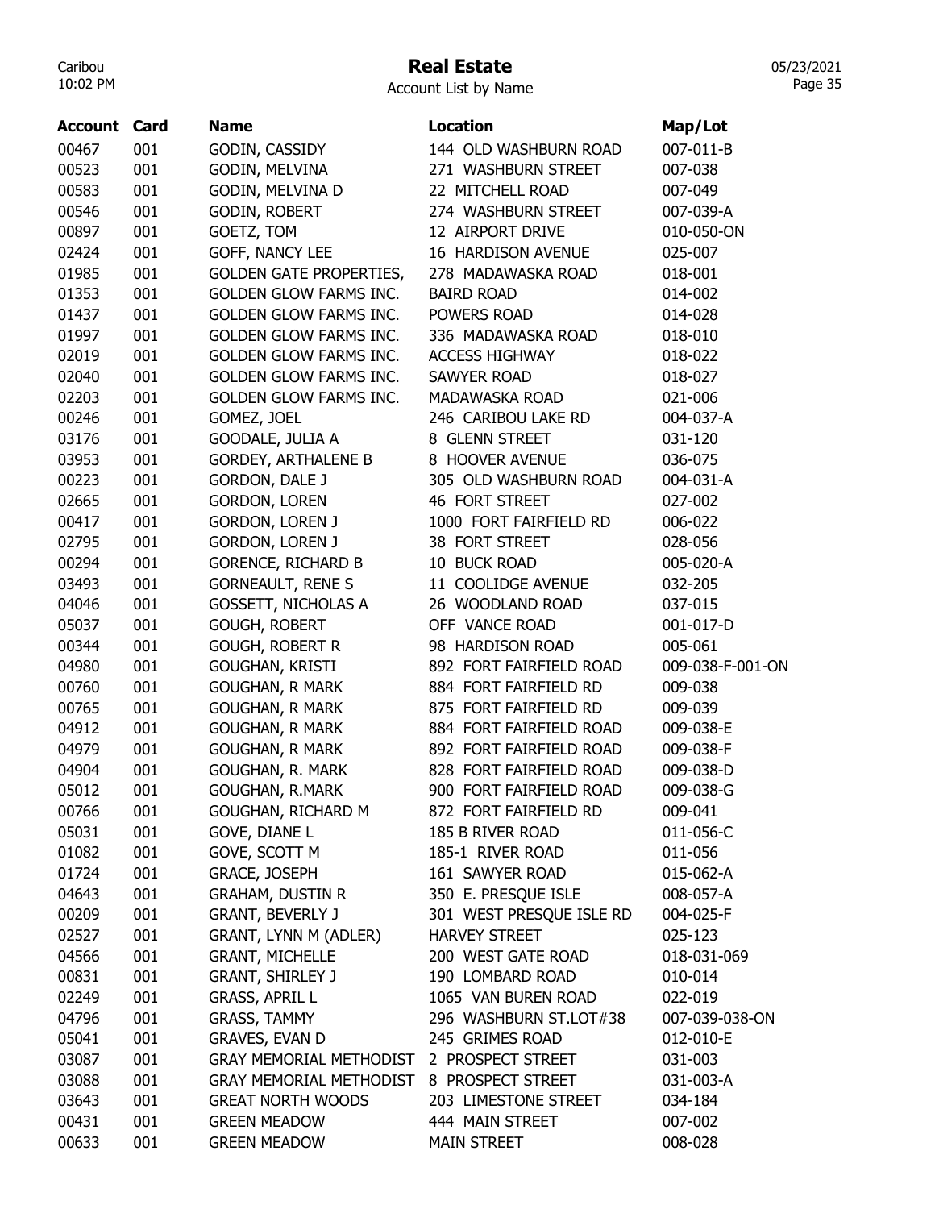# Real Estate

Account List by Name

| Account | Card | Name | Location | Map/Lot |
|---|---|---|---|---|
| 00467 | 001 | GODIN, CASSIDY | 144 OLD WASHBURN ROAD | 007-011-B |
| 00523 | 001 | GODIN, MELVINA | 271 WASHBURN STREET | 007-038 |
| 00583 | 001 | GODIN, MELVINA D | 22 MITCHELL ROAD | 007-049 |
| 00546 | 001 | GODIN, ROBERT | 274 WASHBURN STREET | 007-039-A |
| 00897 | 001 | GOETZ, TOM | 12 AIRPORT DRIVE | 010-050-ON |
| 02424 | 001 | GOFF, NANCY LEE | 16 HARDISON AVENUE | 025-007 |
| 01985 | 001 | GOLDEN GATE PROPERTIES, | 278 MADAWASKA ROAD | 018-001 |
| 01353 | 001 | GOLDEN GLOW FARMS INC. | BAIRD ROAD | 014-002 |
| 01437 | 001 | GOLDEN GLOW FARMS INC. | POWERS ROAD | 014-028 |
| 01997 | 001 | GOLDEN GLOW FARMS INC. | 336 MADAWASKA ROAD | 018-010 |
| 02019 | 001 | GOLDEN GLOW FARMS INC. | ACCESS HIGHWAY | 018-022 |
| 02040 | 001 | GOLDEN GLOW FARMS INC. | SAWYER ROAD | 018-027 |
| 02203 | 001 | GOLDEN GLOW FARMS INC. | MADAWASKA ROAD | 021-006 |
| 00246 | 001 | GOMEZ, JOEL | 246 CARIBOU LAKE RD | 004-037-A |
| 03176 | 001 | GOODALE, JULIA A | 8 GLENN STREET | 031-120 |
| 03953 | 001 | GORDEY, ARTHALENE B | 8 HOOVER AVENUE | 036-075 |
| 00223 | 001 | GORDON, DALE J | 305 OLD WASHBURN ROAD | 004-031-A |
| 02665 | 001 | GORDON, LOREN | 46 FORT STREET | 027-002 |
| 00417 | 001 | GORDON, LOREN J | 1000 FORT FAIRFIELD RD | 006-022 |
| 02795 | 001 | GORDON, LOREN J | 38 FORT STREET | 028-056 |
| 00294 | 001 | GORENCE, RICHARD B | 10 BUCK ROAD | 005-020-A |
| 03493 | 001 | GORNEAULT, RENE S | 11 COOLIDGE AVENUE | 032-205 |
| 04046 | 001 | GOSSETT, NICHOLAS A | 26 WOODLAND ROAD | 037-015 |
| 05037 | 001 | GOUGH, ROBERT | OFF VANCE ROAD | 001-017-D |
| 00344 | 001 | GOUGH, ROBERT R | 98 HARDISON ROAD | 005-061 |
| 04980 | 001 | GOUGHAN, KRISTI | 892 FORT FAIRFIELD ROAD | 009-038-F-001-ON |
| 00760 | 001 | GOUGHAN, R MARK | 884 FORT FAIRFIELD RD | 009-038 |
| 00765 | 001 | GOUGHAN, R MARK | 875 FORT FAIRFIELD RD | 009-039 |
| 04912 | 001 | GOUGHAN, R MARK | 884 FORT FAIRFIELD ROAD | 009-038-E |
| 04979 | 001 | GOUGHAN, R MARK | 892 FORT FAIRFIELD ROAD | 009-038-F |
| 04904 | 001 | GOUGHAN, R. MARK | 828 FORT FAIRFIELD ROAD | 009-038-D |
| 05012 | 001 | GOUGHAN, R.MARK | 900 FORT FAIRFIELD ROAD | 009-038-G |
| 00766 | 001 | GOUGHAN, RICHARD M | 872 FORT FAIRFIELD RD | 009-041 |
| 05031 | 001 | GOVE, DIANE L | 185 B RIVER ROAD | 011-056-C |
| 01082 | 001 | GOVE, SCOTT M | 185-1 RIVER ROAD | 011-056 |
| 01724 | 001 | GRACE, JOSEPH | 161 SAWYER ROAD | 015-062-A |
| 04643 | 001 | GRAHAM, DUSTIN R | 350 E. PRESQUE ISLE | 008-057-A |
| 00209 | 001 | GRANT, BEVERLY J | 301 WEST PRESQUE ISLE RD | 004-025-F |
| 02527 | 001 | GRANT, LYNN M (ADLER) | HARVEY STREET | 025-123 |
| 04566 | 001 | GRANT, MICHELLE | 200 WEST GATE ROAD | 018-031-069 |
| 00831 | 001 | GRANT, SHIRLEY J | 190 LOMBARD ROAD | 010-014 |
| 02249 | 001 | GRASS, APRIL L | 1065 VAN BUREN ROAD | 022-019 |
| 04796 | 001 | GRASS, TAMMY | 296 WASHBURN ST.LOT#38 | 007-039-038-ON |
| 05041 | 001 | GRAVES, EVAN D | 245 GRIMES ROAD | 012-010-E |
| 03087 | 001 | GRAY MEMORIAL METHODIST | 2 PROSPECT STREET | 031-003 |
| 03088 | 001 | GRAY MEMORIAL METHODIST | 8 PROSPECT STREET | 031-003-A |
| 03643 | 001 | GREAT NORTH WOODS | 203 LIMESTONE STREET | 034-184 |
| 00431 | 001 | GREEN MEADOW | 444 MAIN STREET | 007-002 |
| 00633 | 001 | GREEN MEADOW | MAIN STREET | 008-028 |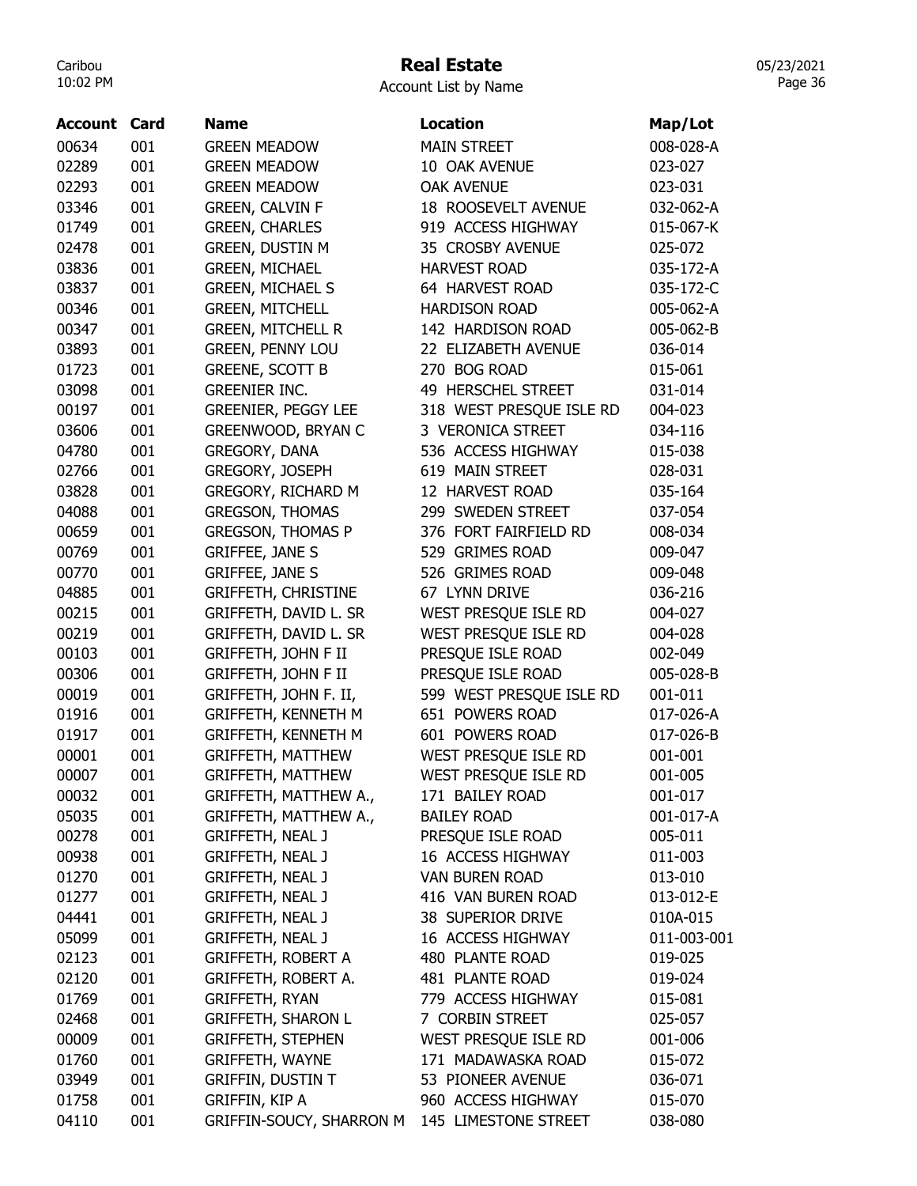# Real Estate

Account List by Name

| Account | Card | Name | Location | Map/Lot |
|---|---|---|---|---|
| 00634 | 001 | GREEN MEADOW | MAIN STREET | 008-028-A |
| 02289 | 001 | GREEN MEADOW | 10 OAK AVENUE | 023-027 |
| 02293 | 001 | GREEN MEADOW | OAK AVENUE | 023-031 |
| 03346 | 001 | GREEN, CALVIN F | 18 ROOSEVELT AVENUE | 032-062-A |
| 01749 | 001 | GREEN, CHARLES | 919 ACCESS HIGHWAY | 015-067-K |
| 02478 | 001 | GREEN, DUSTIN M | 35 CROSBY AVENUE | 025-072 |
| 03836 | 001 | GREEN, MICHAEL | HARVEST ROAD | 035-172-A |
| 03837 | 001 | GREEN, MICHAEL S | 64 HARVEST ROAD | 035-172-C |
| 00346 | 001 | GREEN, MITCHELL | HARDISON ROAD | 005-062-A |
| 00347 | 001 | GREEN, MITCHELL R | 142 HARDISON ROAD | 005-062-B |
| 03893 | 001 | GREEN, PENNY LOU | 22 ELIZABETH AVENUE | 036-014 |
| 01723 | 001 | GREENE, SCOTT B | 270 BOG ROAD | 015-061 |
| 03098 | 001 | GREENIER INC. | 49 HERSCHEL STREET | 031-014 |
| 00197 | 001 | GREENIER, PEGGY LEE | 318 WEST PRESQUE ISLE RD | 004-023 |
| 03606 | 001 | GREENWOOD, BRYAN C | 3 VERONICA STREET | 034-116 |
| 04780 | 001 | GREGORY, DANA | 536 ACCESS HIGHWAY | 015-038 |
| 02766 | 001 | GREGORY, JOSEPH | 619 MAIN STREET | 028-031 |
| 03828 | 001 | GREGORY, RICHARD M | 12 HARVEST ROAD | 035-164 |
| 04088 | 001 | GREGSON, THOMAS | 299 SWEDEN STREET | 037-054 |
| 00659 | 001 | GREGSON, THOMAS P | 376 FORT FAIRFIELD RD | 008-034 |
| 00769 | 001 | GRIFFEE, JANE S | 529 GRIMES ROAD | 009-047 |
| 00770 | 001 | GRIFFEE, JANE S | 526 GRIMES ROAD | 009-048 |
| 04885 | 001 | GRIFFETH, CHRISTINE | 67 LYNN DRIVE | 036-216 |
| 00215 | 001 | GRIFFETH, DAVID L. SR | WEST PRESQUE ISLE RD | 004-027 |
| 00219 | 001 | GRIFFETH, DAVID L. SR | WEST PRESQUE ISLE RD | 004-028 |
| 00103 | 001 | GRIFFETH, JOHN F II | PRESQUE ISLE ROAD | 002-049 |
| 00306 | 001 | GRIFFETH, JOHN F II | PRESQUE ISLE ROAD | 005-028-B |
| 00019 | 001 | GRIFFETH, JOHN F. II, | 599 WEST PRESQUE ISLE RD | 001-011 |
| 01916 | 001 | GRIFFETH, KENNETH M | 651 POWERS ROAD | 017-026-A |
| 01917 | 001 | GRIFFETH, KENNETH M | 601 POWERS ROAD | 017-026-B |
| 00001 | 001 | GRIFFETH, MATTHEW | WEST PRESQUE ISLE RD | 001-001 |
| 00007 | 001 | GRIFFETH, MATTHEW | WEST PRESQUE ISLE RD | 001-005 |
| 00032 | 001 | GRIFFETH, MATTHEW A., | 171 BAILEY ROAD | 001-017 |
| 05035 | 001 | GRIFFETH, MATTHEW A., | BAILEY ROAD | 001-017-A |
| 00278 | 001 | GRIFFETH, NEAL J | PRESQUE ISLE ROAD | 005-011 |
| 00938 | 001 | GRIFFETH, NEAL J | 16 ACCESS HIGHWAY | 011-003 |
| 01270 | 001 | GRIFFETH, NEAL J | VAN BUREN ROAD | 013-010 |
| 01277 | 001 | GRIFFETH, NEAL J | 416 VAN BUREN ROAD | 013-012-E |
| 04441 | 001 | GRIFFETH, NEAL J | 38 SUPERIOR DRIVE | 010A-015 |
| 05099 | 001 | GRIFFETH, NEAL J | 16 ACCESS HIGHWAY | 011-003-001 |
| 02123 | 001 | GRIFFETH, ROBERT A | 480 PLANTE ROAD | 019-025 |
| 02120 | 001 | GRIFFETH, ROBERT A. | 481 PLANTE ROAD | 019-024 |
| 01769 | 001 | GRIFFETH, RYAN | 779 ACCESS HIGHWAY | 015-081 |
| 02468 | 001 | GRIFFETH, SHARON L | 7 CORBIN STREET | 025-057 |
| 00009 | 001 | GRIFFETH, STEPHEN | WEST PRESQUE ISLE RD | 001-006 |
| 01760 | 001 | GRIFFETH, WAYNE | 171 MADAWASKA ROAD | 015-072 |
| 03949 | 001 | GRIFFIN, DUSTIN T | 53 PIONEER AVENUE | 036-071 |
| 01758 | 001 | GRIFFIN, KIP A | 960 ACCESS HIGHWAY | 015-070 |
| 04110 | 001 | GRIFFIN-SOUCY, SHARRON M | 145 LIMESTONE STREET | 038-080 |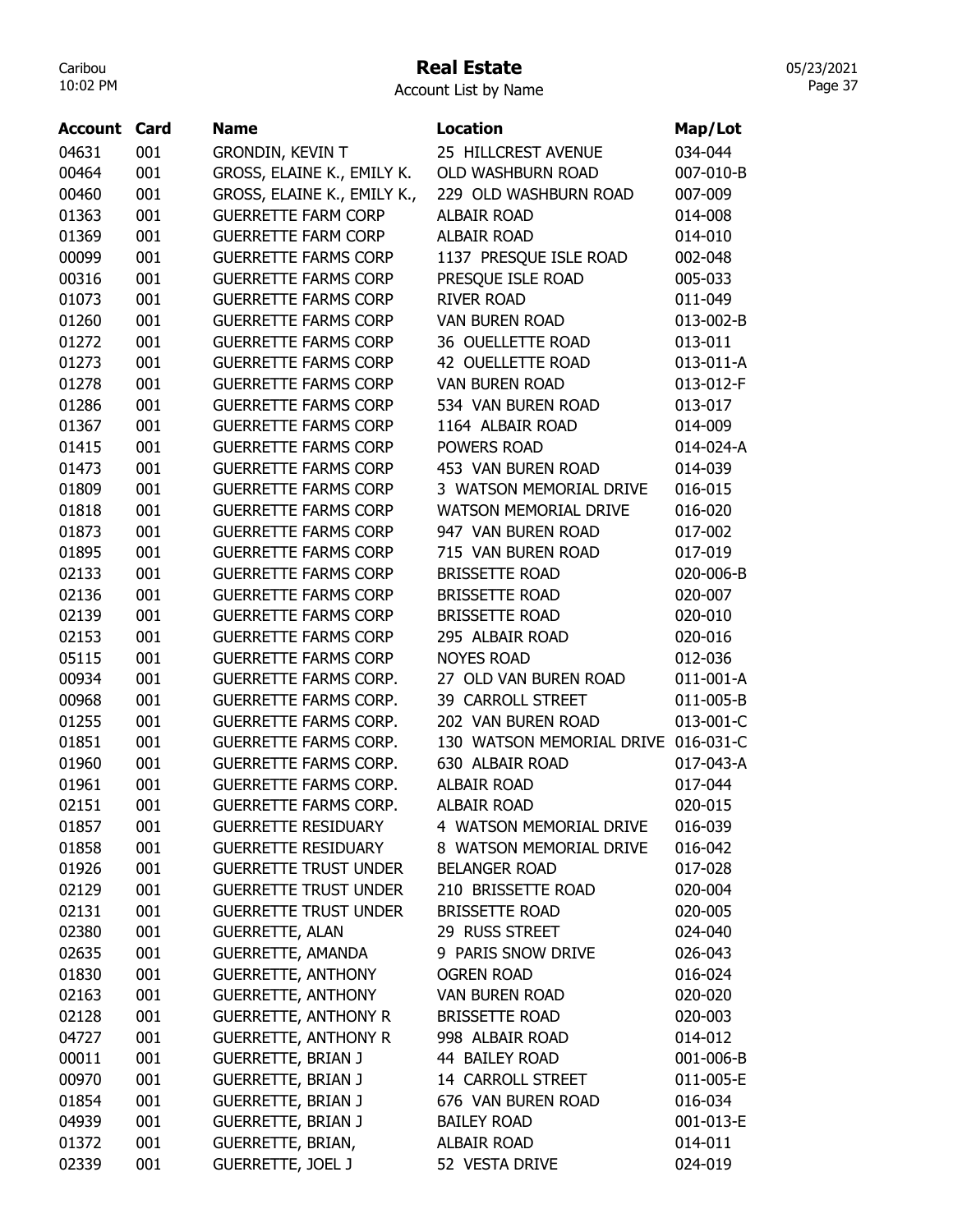# Real Estate

Account List by Name

| Account | Card | Name | Location | Map/Lot |
|---|---|---|---|---|
| 04631 | 001 | GRONDIN, KEVIN T | 25 HILLCREST AVENUE | 034-044 |
| 00464 | 001 | GROSS, ELAINE K., EMILY K. | OLD WASHBURN ROAD | 007-010-B |
| 00460 | 001 | GROSS, ELAINE K., EMILY K., | 229 OLD WASHBURN ROAD | 007-009 |
| 01363 | 001 | GUERRETTE FARM CORP | ALBAIR ROAD | 014-008 |
| 01369 | 001 | GUERRETTE FARM CORP | ALBAIR ROAD | 014-010 |
| 00099 | 001 | GUERRETTE FARMS CORP | 1137 PRESQUE ISLE ROAD | 002-048 |
| 00316 | 001 | GUERRETTE FARMS CORP | PRESQUE ISLE ROAD | 005-033 |
| 01073 | 001 | GUERRETTE FARMS CORP | RIVER ROAD | 011-049 |
| 01260 | 001 | GUERRETTE FARMS CORP | VAN BUREN ROAD | 013-002-B |
| 01272 | 001 | GUERRETTE FARMS CORP | 36 OUELLETTE ROAD | 013-011 |
| 01273 | 001 | GUERRETTE FARMS CORP | 42 OUELLETTE ROAD | 013-011-A |
| 01278 | 001 | GUERRETTE FARMS CORP | VAN BUREN ROAD | 013-012-F |
| 01286 | 001 | GUERRETTE FARMS CORP | 534 VAN BUREN ROAD | 013-017 |
| 01367 | 001 | GUERRETTE FARMS CORP | 1164 ALBAIR ROAD | 014-009 |
| 01415 | 001 | GUERRETTE FARMS CORP | POWERS ROAD | 014-024-A |
| 01473 | 001 | GUERRETTE FARMS CORP | 453 VAN BUREN ROAD | 014-039 |
| 01809 | 001 | GUERRETTE FARMS CORP | 3 WATSON MEMORIAL DRIVE | 016-015 |
| 01818 | 001 | GUERRETTE FARMS CORP | WATSON MEMORIAL DRIVE | 016-020 |
| 01873 | 001 | GUERRETTE FARMS CORP | 947 VAN BUREN ROAD | 017-002 |
| 01895 | 001 | GUERRETTE FARMS CORP | 715 VAN BUREN ROAD | 017-019 |
| 02133 | 001 | GUERRETTE FARMS CORP | BRISSETTE ROAD | 020-006-B |
| 02136 | 001 | GUERRETTE FARMS CORP | BRISSETTE ROAD | 020-007 |
| 02139 | 001 | GUERRETTE FARMS CORP | BRISSETTE ROAD | 020-010 |
| 02153 | 001 | GUERRETTE FARMS CORP | 295 ALBAIR ROAD | 020-016 |
| 05115 | 001 | GUERRETTE FARMS CORP | NOYES ROAD | 012-036 |
| 00934 | 001 | GUERRETTE FARMS CORP. | 27 OLD VAN BUREN ROAD | 011-001-A |
| 00968 | 001 | GUERRETTE FARMS CORP. | 39 CARROLL STREET | 011-005-B |
| 01255 | 001 | GUERRETTE FARMS CORP. | 202 VAN BUREN ROAD | 013-001-C |
| 01851 | 001 | GUERRETTE FARMS CORP. | 130 WATSON MEMORIAL DRIVE | 016-031-C |
| 01960 | 001 | GUERRETTE FARMS CORP. | 630 ALBAIR ROAD | 017-043-A |
| 01961 | 001 | GUERRETTE FARMS CORP. | ALBAIR ROAD | 017-044 |
| 02151 | 001 | GUERRETTE FARMS CORP. | ALBAIR ROAD | 020-015 |
| 01857 | 001 | GUERRETTE RESIDUARY | 4 WATSON MEMORIAL DRIVE | 016-039 |
| 01858 | 001 | GUERRETTE RESIDUARY | 8 WATSON MEMORIAL DRIVE | 016-042 |
| 01926 | 001 | GUERRETTE TRUST UNDER | BELANGER ROAD | 017-028 |
| 02129 | 001 | GUERRETTE TRUST UNDER | 210 BRISSETTE ROAD | 020-004 |
| 02131 | 001 | GUERRETTE TRUST UNDER | BRISSETTE ROAD | 020-005 |
| 02380 | 001 | GUERRETTE, ALAN | 29 RUSS STREET | 024-040 |
| 02635 | 001 | GUERRETTE, AMANDA | 9 PARIS SNOW DRIVE | 026-043 |
| 01830 | 001 | GUERRETTE, ANTHONY | OGREN ROAD | 016-024 |
| 02163 | 001 | GUERRETTE, ANTHONY | VAN BUREN ROAD | 020-020 |
| 02128 | 001 | GUERRETTE, ANTHONY R | BRISSETTE ROAD | 020-003 |
| 04727 | 001 | GUERRETTE, ANTHONY R | 998 ALBAIR ROAD | 014-012 |
| 00011 | 001 | GUERRETTE, BRIAN J | 44 BAILEY ROAD | 001-006-B |
| 00970 | 001 | GUERRETTE, BRIAN J | 14 CARROLL STREET | 011-005-E |
| 01854 | 001 | GUERRETTE, BRIAN J | 676 VAN BUREN ROAD | 016-034 |
| 04939 | 001 | GUERRETTE, BRIAN J | BAILEY ROAD | 001-013-E |
| 01372 | 001 | GUERRETTE, BRIAN, | ALBAIR ROAD | 014-011 |
| 02339 | 001 | GUERRETTE, JOEL J | 52 VESTA DRIVE | 024-019 |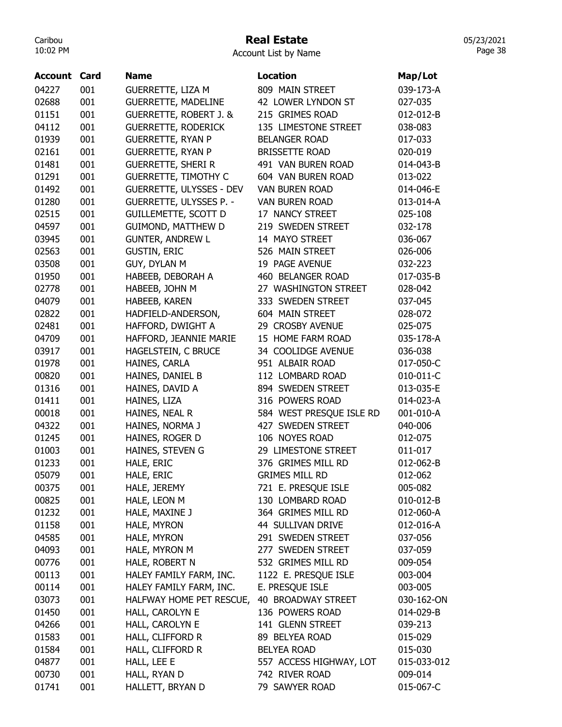# Real Estate

Account List by Name

| Account | Card | Name | Location | Map/Lot |
|---|---|---|---|---|
| 04227 | 001 | GUERRETTE, LIZA M | 809 MAIN STREET | 039-173-A |
| 02688 | 001 | GUERRETTE, MADELINE | 42 LOWER LYNDON ST | 027-035 |
| 01151 | 001 | GUERRETTE, ROBERT J. & | 215 GRIMES ROAD | 012-012-B |
| 04112 | 001 | GUERRETTE, RODERICK | 135 LIMESTONE STREET | 038-083 |
| 01939 | 001 | GUERRETTE, RYAN P | BELANGER ROAD | 017-033 |
| 02161 | 001 | GUERRETTE, RYAN P | BRISSETTE ROAD | 020-019 |
| 01481 | 001 | GUERRETTE, SHERI R | 491 VAN BUREN ROAD | 014-043-B |
| 01291 | 001 | GUERRETTE, TIMOTHY C | 604 VAN BUREN ROAD | 013-022 |
| 01492 | 001 | GUERRETTE, ULYSSES - DEV | VAN BUREN ROAD | 014-046-E |
| 01280 | 001 | GUERRETTE, ULYSSES P. - | VAN BUREN ROAD | 013-014-A |
| 02515 | 001 | GUILLEMETTE, SCOTT D | 17 NANCY STREET | 025-108 |
| 04597 | 001 | GUIMOND, MATTHEW D | 219 SWEDEN STREET | 032-178 |
| 03945 | 001 | GUNTER, ANDREW L | 14 MAYO STREET | 036-067 |
| 02563 | 001 | GUSTIN, ERIC | 526 MAIN STREET | 026-006 |
| 03508 | 001 | GUY, DYLAN M | 19 PAGE AVENUE | 032-223 |
| 01950 | 001 | HABEEB, DEBORAH A | 460 BELANGER ROAD | 017-035-B |
| 02778 | 001 | HABEEB, JOHN M | 27 WASHINGTON STREET | 028-042 |
| 04079 | 001 | HABEEB, KAREN | 333 SWEDEN STREET | 037-045 |
| 02822 | 001 | HADFIELD-ANDERSON, | 604 MAIN STREET | 028-072 |
| 02481 | 001 | HAFFORD, DWIGHT A | 29 CROSBY AVENUE | 025-075 |
| 04709 | 001 | HAFFORD, JEANNIE MARIE | 15 HOME FARM ROAD | 035-178-A |
| 03917 | 001 | HAGELSTEIN, C BRUCE | 34 COOLIDGE AVENUE | 036-038 |
| 01978 | 001 | HAINES, CARLA | 951 ALBAIR ROAD | 017-050-C |
| 00820 | 001 | HAINES, DANIEL B | 112 LOMBARD ROAD | 010-011-C |
| 01316 | 001 | HAINES, DAVID A | 894 SWEDEN STREET | 013-035-E |
| 01411 | 001 | HAINES, LIZA | 316 POWERS ROAD | 014-023-A |
| 00018 | 001 | HAINES, NEAL R | 584 WEST PRESQUE ISLE RD | 001-010-A |
| 04322 | 001 | HAINES, NORMA J | 427 SWEDEN STREET | 040-006 |
| 01245 | 001 | HAINES, ROGER D | 106 NOYES ROAD | 012-075 |
| 01003 | 001 | HAINES, STEVEN G | 29 LIMESTONE STREET | 011-017 |
| 01233 | 001 | HALE, ERIC | 376 GRIMES MILL RD | 012-062-B |
| 05079 | 001 | HALE, ERIC | GRIMES MILL RD | 012-062 |
| 00375 | 001 | HALE, JEREMY | 721 E. PRESQUE ISLE | 005-082 |
| 00825 | 001 | HALE, LEON M | 130 LOMBARD ROAD | 010-012-B |
| 01232 | 001 | HALE, MAXINE J | 364 GRIMES MILL RD | 012-060-A |
| 01158 | 001 | HALE, MYRON | 44 SULLIVAN DRIVE | 012-016-A |
| 04585 | 001 | HALE, MYRON | 291 SWEDEN STREET | 037-056 |
| 04093 | 001 | HALE, MYRON M | 277 SWEDEN STREET | 037-059 |
| 00776 | 001 | HALE, ROBERT N | 532 GRIMES MILL RD | 009-054 |
| 00113 | 001 | HALEY FAMILY FARM, INC. | 1122 E. PRESQUE ISLE | 003-004 |
| 00114 | 001 | HALEY FAMILY FARM, INC. | E. PRESQUE ISLE | 003-005 |
| 03073 | 001 | HALFWAY HOME PET RESCUE, | 40 BROADWAY STREET | 030-162-ON |
| 01450 | 001 | HALL, CAROLYN E | 136 POWERS ROAD | 014-029-B |
| 04266 | 001 | HALL, CAROLYN E | 141 GLENN STREET | 039-213 |
| 01583 | 001 | HALL, CLIFFORD R | 89 BELYEA ROAD | 015-029 |
| 01584 | 001 | HALL, CLIFFORD R | BELYEA ROAD | 015-030 |
| 04877 | 001 | HALL, LEE E | 557 ACCESS HIGHWAY, LOT | 015-033-012 |
| 00730 | 001 | HALL, RYAN D | 742 RIVER ROAD | 009-014 |
| 01741 | 001 | HALLETT, BRYAN D | 79 SAWYER ROAD | 015-067-C |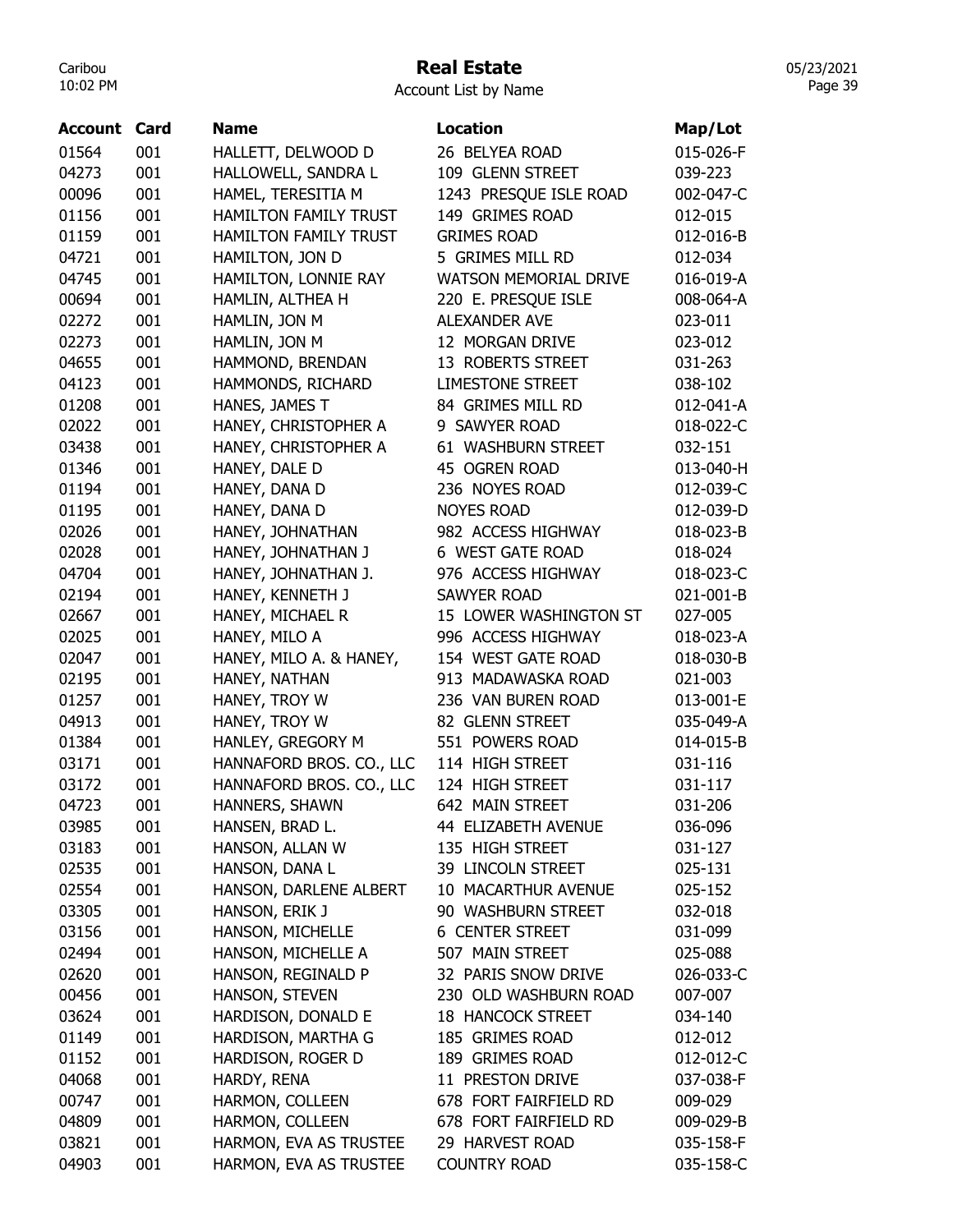# Real Estate

Account List by Name

| Account | Card | Name | Location | Map/Lot |
|---|---|---|---|---|
| 01564 | 001 | HALLETT, DELWOOD D | 26 BELYEA ROAD | 015-026-F |
| 04273 | 001 | HALLOWELL, SANDRA L | 109 GLENN STREET | 039-223 |
| 00096 | 001 | HAMEL, TERESITIA M | 1243 PRESQUE ISLE ROAD | 002-047-C |
| 01156 | 001 | HAMILTON FAMILY TRUST | 149 GRIMES ROAD | 012-015 |
| 01159 | 001 | HAMILTON FAMILY TRUST | GRIMES ROAD | 012-016-B |
| 04721 | 001 | HAMILTON, JON D | 5 GRIMES MILL RD | 012-034 |
| 04745 | 001 | HAMILTON, LONNIE RAY | WATSON MEMORIAL DRIVE | 016-019-A |
| 00694 | 001 | HAMLIN, ALTHEA H | 220 E. PRESQUE ISLE | 008-064-A |
| 02272 | 001 | HAMLIN, JON M | ALEXANDER AVE | 023-011 |
| 02273 | 001 | HAMLIN, JON M | 12 MORGAN DRIVE | 023-012 |
| 04655 | 001 | HAMMOND, BRENDAN | 13 ROBERTS STREET | 031-263 |
| 04123 | 001 | HAMMONDS, RICHARD | LIMESTONE STREET | 038-102 |
| 01208 | 001 | HANES, JAMES T | 84 GRIMES MILL RD | 012-041-A |
| 02022 | 001 | HANEY, CHRISTOPHER A | 9 SAWYER ROAD | 018-022-C |
| 03438 | 001 | HANEY, CHRISTOPHER A | 61 WASHBURN STREET | 032-151 |
| 01346 | 001 | HANEY, DALE D | 45 OGREN ROAD | 013-040-H |
| 01194 | 001 | HANEY, DANA D | 236 NOYES ROAD | 012-039-C |
| 01195 | 001 | HANEY, DANA D | NOYES ROAD | 012-039-D |
| 02026 | 001 | HANEY, JOHNATHAN | 982 ACCESS HIGHWAY | 018-023-B |
| 02028 | 001 | HANEY, JOHNATHAN J | 6 WEST GATE ROAD | 018-024 |
| 04704 | 001 | HANEY, JOHNATHAN J. | 976 ACCESS HIGHWAY | 018-023-C |
| 02194 | 001 | HANEY, KENNETH J | SAWYER ROAD | 021-001-B |
| 02667 | 001 | HANEY, MICHAEL R | 15 LOWER WASHINGTON ST | 027-005 |
| 02025 | 001 | HANEY, MILO A | 996 ACCESS HIGHWAY | 018-023-A |
| 02047 | 001 | HANEY, MILO A. & HANEY, | 154 WEST GATE ROAD | 018-030-B |
| 02195 | 001 | HANEY, NATHAN | 913 MADAWASKA ROAD | 021-003 |
| 01257 | 001 | HANEY, TROY W | 236 VAN BUREN ROAD | 013-001-E |
| 04913 | 001 | HANEY, TROY W | 82 GLENN STREET | 035-049-A |
| 01384 | 001 | HANLEY, GREGORY M | 551 POWERS ROAD | 014-015-B |
| 03171 | 001 | HANNAFORD BROS. CO., LLC | 114 HIGH STREET | 031-116 |
| 03172 | 001 | HANNAFORD BROS. CO., LLC | 124 HIGH STREET | 031-117 |
| 04723 | 001 | HANNERS, SHAWN | 642 MAIN STREET | 031-206 |
| 03985 | 001 | HANSEN, BRAD L. | 44 ELIZABETH AVENUE | 036-096 |
| 03183 | 001 | HANSON, ALLAN W | 135 HIGH STREET | 031-127 |
| 02535 | 001 | HANSON, DANA L | 39 LINCOLN STREET | 025-131 |
| 02554 | 001 | HANSON, DARLENE ALBERT | 10 MACARTHUR AVENUE | 025-152 |
| 03305 | 001 | HANSON, ERIK J | 90 WASHBURN STREET | 032-018 |
| 03156 | 001 | HANSON, MICHELLE | 6 CENTER STREET | 031-099 |
| 02494 | 001 | HANSON, MICHELLE A | 507 MAIN STREET | 025-088 |
| 02620 | 001 | HANSON, REGINALD P | 32 PARIS SNOW DRIVE | 026-033-C |
| 00456 | 001 | HANSON, STEVEN | 230 OLD WASHBURN ROAD | 007-007 |
| 03624 | 001 | HARDISON, DONALD E | 18 HANCOCK STREET | 034-140 |
| 01149 | 001 | HARDISON, MARTHA G | 185 GRIMES ROAD | 012-012 |
| 01152 | 001 | HARDISON, ROGER D | 189 GRIMES ROAD | 012-012-C |
| 04068 | 001 | HARDY, RENA | 11 PRESTON DRIVE | 037-038-F |
| 00747 | 001 | HARMON, COLLEEN | 678 FORT FAIRFIELD RD | 009-029 |
| 04809 | 001 | HARMON, COLLEEN | 678 FORT FAIRFIELD RD | 009-029-B |
| 03821 | 001 | HARMON, EVA AS TRUSTEE | 29 HARVEST ROAD | 035-158-F |
| 04903 | 001 | HARMON, EVA AS TRUSTEE | COUNTRY ROAD | 035-158-C |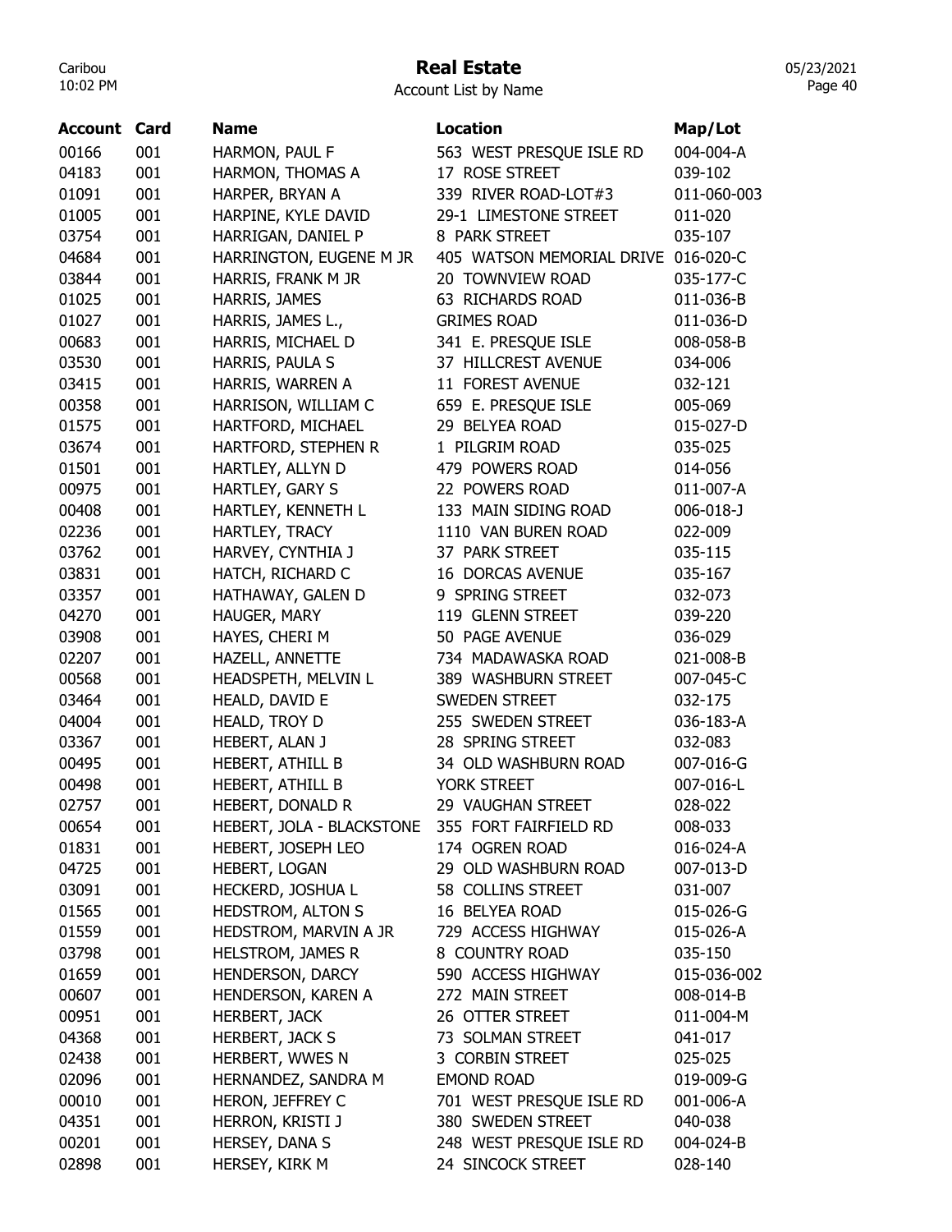# Real Estate

Account List by Name

| Account | Card | Name | Location | Map/Lot |
|---|---|---|---|---|
| 00166 | 001 | HARMON, PAUL F | 563 WEST PRESQUE ISLE RD | 004-004-A |
| 04183 | 001 | HARMON, THOMAS A | 17 ROSE STREET | 039-102 |
| 01091 | 001 | HARPER, BRYAN A | 339 RIVER ROAD-LOT#3 | 011-060-003 |
| 01005 | 001 | HARPINE, KYLE DAVID | 29-1 LIMESTONE STREET | 011-020 |
| 03754 | 001 | HARRIGAN, DANIEL P | 8 PARK STREET | 035-107 |
| 04684 | 001 | HARRINGTON, EUGENE M JR | 405 WATSON MEMORIAL DRIVE | 016-020-C |
| 03844 | 001 | HARRIS, FRANK M JR | 20 TOWNVIEW ROAD | 035-177-C |
| 01025 | 001 | HARRIS, JAMES | 63 RICHARDS ROAD | 011-036-B |
| 01027 | 001 | HARRIS, JAMES L., | GRIMES ROAD | 011-036-D |
| 00683 | 001 | HARRIS, MICHAEL D | 341 E. PRESQUE ISLE | 008-058-B |
| 03530 | 001 | HARRIS, PAULA S | 37 HILLCREST AVENUE | 034-006 |
| 03415 | 001 | HARRIS, WARREN A | 11 FOREST AVENUE | 032-121 |
| 00358 | 001 | HARRISON, WILLIAM C | 659 E. PRESQUE ISLE | 005-069 |
| 01575 | 001 | HARTFORD, MICHAEL | 29 BELYEA ROAD | 015-027-D |
| 03674 | 001 | HARTFORD, STEPHEN R | 1 PILGRIM ROAD | 035-025 |
| 01501 | 001 | HARTLEY, ALLYN D | 479 POWERS ROAD | 014-056 |
| 00975 | 001 | HARTLEY, GARY S | 22 POWERS ROAD | 011-007-A |
| 00408 | 001 | HARTLEY, KENNETH L | 133 MAIN SIDING ROAD | 006-018-J |
| 02236 | 001 | HARTLEY, TRACY | 1110 VAN BUREN ROAD | 022-009 |
| 03762 | 001 | HARVEY, CYNTHIA J | 37 PARK STREET | 035-115 |
| 03831 | 001 | HATCH, RICHARD C | 16 DORCAS AVENUE | 035-167 |
| 03357 | 001 | HATHAWAY, GALEN D | 9 SPRING STREET | 032-073 |
| 04270 | 001 | HAUGER, MARY | 119 GLENN STREET | 039-220 |
| 03908 | 001 | HAYES, CHERI M | 50 PAGE AVENUE | 036-029 |
| 02207 | 001 | HAZELL, ANNETTE | 734 MADAWASKA ROAD | 021-008-B |
| 00568 | 001 | HEADSPETH, MELVIN L | 389 WASHBURN STREET | 007-045-C |
| 03464 | 001 | HEALD, DAVID E | SWEDEN STREET | 032-175 |
| 04004 | 001 | HEALD, TROY D | 255 SWEDEN STREET | 036-183-A |
| 03367 | 001 | HEBERT, ALAN J | 28 SPRING STREET | 032-083 |
| 00495 | 001 | HEBERT, ATHILL B | 34 OLD WASHBURN ROAD | 007-016-G |
| 00498 | 001 | HEBERT, ATHILL B | YORK STREET | 007-016-L |
| 02757 | 001 | HEBERT, DONALD R | 29 VAUGHAN STREET | 028-022 |
| 00654 | 001 | HEBERT, JOLA - BLACKSTONE | 355 FORT FAIRFIELD RD | 008-033 |
| 01831 | 001 | HEBERT, JOSEPH LEO | 174 OGREN ROAD | 016-024-A |
| 04725 | 001 | HEBERT, LOGAN | 29 OLD WASHBURN ROAD | 007-013-D |
| 03091 | 001 | HECKERD, JOSHUA L | 58 COLLINS STREET | 031-007 |
| 01565 | 001 | HEDSTROM, ALTON S | 16 BELYEA ROAD | 015-026-G |
| 01559 | 001 | HEDSTROM, MARVIN A JR | 729 ACCESS HIGHWAY | 015-026-A |
| 03798 | 001 | HELSTROM, JAMES R | 8 COUNTRY ROAD | 035-150 |
| 01659 | 001 | HENDERSON, DARCY | 590 ACCESS HIGHWAY | 015-036-002 |
| 00607 | 001 | HENDERSON, KAREN A | 272 MAIN STREET | 008-014-B |
| 00951 | 001 | HERBERT, JACK | 26 OTTER STREET | 011-004-M |
| 04368 | 001 | HERBERT, JACK S | 73 SOLMAN STREET | 041-017 |
| 02438 | 001 | HERBERT, WWES N | 3 CORBIN STREET | 025-025 |
| 02096 | 001 | HERNANDEZ, SANDRA M | EMOND ROAD | 019-009-G |
| 00010 | 001 | HERON, JEFFREY C | 701 WEST PRESQUE ISLE RD | 001-006-A |
| 04351 | 001 | HERRON, KRISTI J | 380 SWEDEN STREET | 040-038 |
| 00201 | 001 | HERSEY, DANA S | 248 WEST PRESQUE ISLE RD | 004-024-B |
| 02898 | 001 | HERSEY, KIRK M | 24 SINCOCK STREET | 028-140 |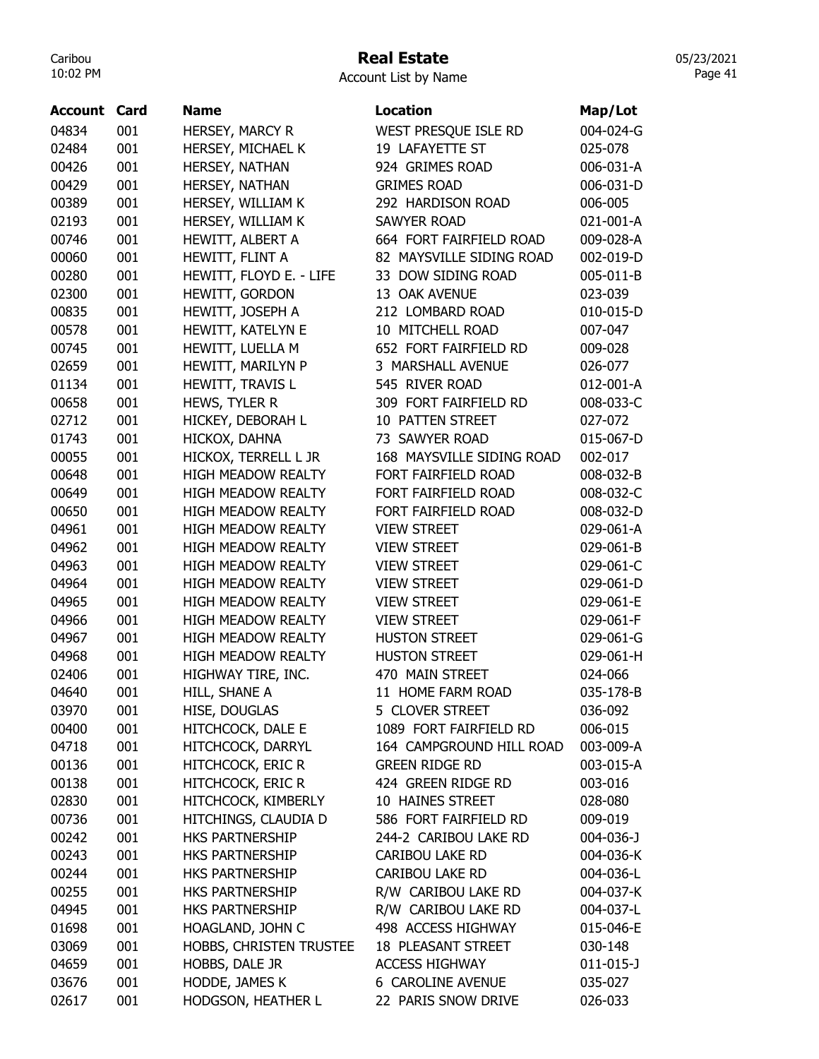# Real Estate

Account List by Name

| Account | Card | Name | Location | Map/Lot |
|---|---|---|---|---|
| 04834 | 001 | HERSEY, MARCY R | WEST PRESQUE ISLE RD | 004-024-G |
| 02484 | 001 | HERSEY, MICHAEL K | 19 LAFAYETTE ST | 025-078 |
| 00426 | 001 | HERSEY, NATHAN | 924 GRIMES ROAD | 006-031-A |
| 00429 | 001 | HERSEY, NATHAN | GRIMES ROAD | 006-031-D |
| 00389 | 001 | HERSEY, WILLIAM K | 292 HARDISON ROAD | 006-005 |
| 02193 | 001 | HERSEY, WILLIAM K | SAWYER ROAD | 021-001-A |
| 00746 | 001 | HEWITT, ALBERT A | 664 FORT FAIRFIELD ROAD | 009-028-A |
| 00060 | 001 | HEWITT, FLINT A | 82 MAYSVILLE SIDING ROAD | 002-019-D |
| 00280 | 001 | HEWITT, FLOYD E. - LIFE | 33 DOW SIDING ROAD | 005-011-B |
| 02300 | 001 | HEWITT, GORDON | 13 OAK AVENUE | 023-039 |
| 00835 | 001 | HEWITT, JOSEPH A | 212 LOMBARD ROAD | 010-015-D |
| 00578 | 001 | HEWITT, KATELYN E | 10 MITCHELL ROAD | 007-047 |
| 00745 | 001 | HEWITT, LUELLA M | 652 FORT FAIRFIELD RD | 009-028 |
| 02659 | 001 | HEWITT, MARILYN P | 3 MARSHALL AVENUE | 026-077 |
| 01134 | 001 | HEWITT, TRAVIS L | 545 RIVER ROAD | 012-001-A |
| 00658 | 001 | HEWS, TYLER R | 309 FORT FAIRFIELD RD | 008-033-C |
| 02712 | 001 | HICKEY, DEBORAH L | 10 PATTEN STREET | 027-072 |
| 01743 | 001 | HICKOX, DAHNA | 73 SAWYER ROAD | 015-067-D |
| 00055 | 001 | HICKOX, TERRELL L JR | 168 MAYSVILLE SIDING ROAD | 002-017 |
| 00648 | 001 | HIGH MEADOW REALTY | FORT FAIRFIELD ROAD | 008-032-B |
| 00649 | 001 | HIGH MEADOW REALTY | FORT FAIRFIELD ROAD | 008-032-C |
| 00650 | 001 | HIGH MEADOW REALTY | FORT FAIRFIELD ROAD | 008-032-D |
| 04961 | 001 | HIGH MEADOW REALTY | VIEW STREET | 029-061-A |
| 04962 | 001 | HIGH MEADOW REALTY | VIEW STREET | 029-061-B |
| 04963 | 001 | HIGH MEADOW REALTY | VIEW STREET | 029-061-C |
| 04964 | 001 | HIGH MEADOW REALTY | VIEW STREET | 029-061-D |
| 04965 | 001 | HIGH MEADOW REALTY | VIEW STREET | 029-061-E |
| 04966 | 001 | HIGH MEADOW REALTY | VIEW STREET | 029-061-F |
| 04967 | 001 | HIGH MEADOW REALTY | HUSTON STREET | 029-061-G |
| 04968 | 001 | HIGH MEADOW REALTY | HUSTON STREET | 029-061-H |
| 02406 | 001 | HIGHWAY TIRE, INC. | 470 MAIN STREET | 024-066 |
| 04640 | 001 | HILL, SHANE A | 11 HOME FARM ROAD | 035-178-B |
| 03970 | 001 | HISE, DOUGLAS | 5 CLOVER STREET | 036-092 |
| 00400 | 001 | HITCHCOCK, DALE E | 1089 FORT FAIRFIELD RD | 006-015 |
| 04718 | 001 | HITCHCOCK, DARRYL | 164 CAMPGROUND HILL ROAD | 003-009-A |
| 00136 | 001 | HITCHCOCK, ERIC R | GREEN RIDGE RD | 003-015-A |
| 00138 | 001 | HITCHCOCK, ERIC R | 424 GREEN RIDGE RD | 003-016 |
| 02830 | 001 | HITCHCOCK, KIMBERLY | 10 HAINES STREET | 028-080 |
| 00736 | 001 | HITCHINGS, CLAUDIA D | 586 FORT FAIRFIELD RD | 009-019 |
| 00242 | 001 | HKS PARTNERSHIP | 244-2 CARIBOU LAKE RD | 004-036-J |
| 00243 | 001 | HKS PARTNERSHIP | CARIBOU LAKE RD | 004-036-K |
| 00244 | 001 | HKS PARTNERSHIP | CARIBOU LAKE RD | 004-036-L |
| 00255 | 001 | HKS PARTNERSHIP | R/W CARIBOU LAKE RD | 004-037-K |
| 04945 | 001 | HKS PARTNERSHIP | R/W CARIBOU LAKE RD | 004-037-L |
| 01698 | 001 | HOAGLAND, JOHN C | 498 ACCESS HIGHWAY | 015-046-E |
| 03069 | 001 | HOBBS, CHRISTEN TRUSTEE | 18 PLEASANT STREET | 030-148 |
| 04659 | 001 | HOBBS, DALE JR | ACCESS HIGHWAY | 011-015-J |
| 03676 | 001 | HODDE, JAMES K | 6 CAROLINE AVENUE | 035-027 |
| 02617 | 001 | HODGSON, HEATHER L | 22 PARIS SNOW DRIVE | 026-033 |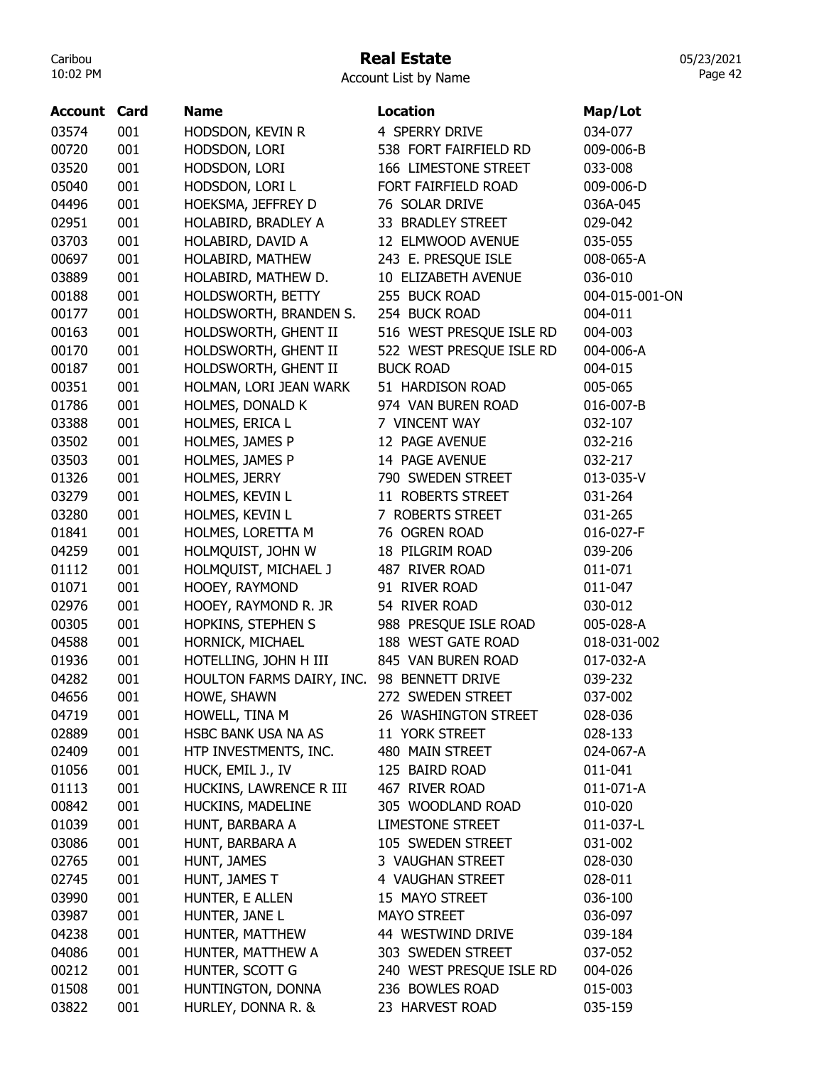# Real Estate

Account List by Name

| Account | Card | Name | Location | Map/Lot |
| --- | --- | --- | --- | --- |
| 03574 | 001 | HODSDON, KEVIN R | 4 SPERRY DRIVE | 034-077 |
| 00720 | 001 | HODSDON, LORI | 538 FORT FAIRFIELD RD | 009-006-B |
| 03520 | 001 | HODSDON, LORI | 166 LIMESTONE STREET | 033-008 |
| 05040 | 001 | HODSDON, LORI L | FORT FAIRFIELD ROAD | 009-006-D |
| 04496 | 001 | HOEKSMA, JEFFREY D | 76 SOLAR DRIVE | 036A-045 |
| 02951 | 001 | HOLABIRD, BRADLEY A | 33 BRADLEY STREET | 029-042 |
| 03703 | 001 | HOLABIRD, DAVID A | 12 ELMWOOD AVENUE | 035-055 |
| 00697 | 001 | HOLABIRD, MATHEW | 243 E. PRESQUE ISLE | 008-065-A |
| 03889 | 001 | HOLABIRD, MATHEW D. | 10 ELIZABETH AVENUE | 036-010 |
| 00188 | 001 | HOLDSWORTH, BETTY | 255 BUCK ROAD | 004-015-001-ON |
| 00177 | 001 | HOLDSWORTH, BRANDEN S. | 254 BUCK ROAD | 004-011 |
| 00163 | 001 | HOLDSWORTH, GHENT II | 516 WEST PRESQUE ISLE RD | 004-003 |
| 00170 | 001 | HOLDSWORTH, GHENT II | 522 WEST PRESQUE ISLE RD | 004-006-A |
| 00187 | 001 | HOLDSWORTH, GHENT II | BUCK ROAD | 004-015 |
| 00351 | 001 | HOLMAN, LORI JEAN WARK | 51 HARDISON ROAD | 005-065 |
| 01786 | 001 | HOLMES, DONALD K | 974 VAN BUREN ROAD | 016-007-B |
| 03388 | 001 | HOLMES, ERICA L | 7 VINCENT WAY | 032-107 |
| 03502 | 001 | HOLMES, JAMES P | 12 PAGE AVENUE | 032-216 |
| 03503 | 001 | HOLMES, JAMES P | 14 PAGE AVENUE | 032-217 |
| 01326 | 001 | HOLMES, JERRY | 790 SWEDEN STREET | 013-035-V |
| 03279 | 001 | HOLMES, KEVIN L | 11 ROBERTS STREET | 031-264 |
| 03280 | 001 | HOLMES, KEVIN L | 7 ROBERTS STREET | 031-265 |
| 01841 | 001 | HOLMES, LORETTA M | 76 OGREN ROAD | 016-027-F |
| 04259 | 001 | HOLMQUIST, JOHN W | 18 PILGRIM ROAD | 039-206 |
| 01112 | 001 | HOLMQUIST, MICHAEL J | 487 RIVER ROAD | 011-071 |
| 01071 | 001 | HOOEY, RAYMOND | 91 RIVER ROAD | 011-047 |
| 02976 | 001 | HOOEY, RAYMOND R. JR | 54 RIVER ROAD | 030-012 |
| 00305 | 001 | HOPKINS, STEPHEN S | 988 PRESQUE ISLE ROAD | 005-028-A |
| 04588 | 001 | HORNICK, MICHAEL | 188 WEST GATE ROAD | 018-031-002 |
| 01936 | 001 | HOTELLING, JOHN H III | 845 VAN BUREN ROAD | 017-032-A |
| 04282 | 001 | HOULTON FARMS DAIRY, INC. | 98 BENNETT DRIVE | 039-232 |
| 04656 | 001 | HOWE, SHAWN | 272 SWEDEN STREET | 037-002 |
| 04719 | 001 | HOWELL, TINA M | 26 WASHINGTON STREET | 028-036 |
| 02889 | 001 | HSBC BANK USA NA AS | 11 YORK STREET | 028-133 |
| 02409 | 001 | HTP INVESTMENTS, INC. | 480 MAIN STREET | 024-067-A |
| 01056 | 001 | HUCK, EMIL J., IV | 125 BAIRD ROAD | 011-041 |
| 01113 | 001 | HUCKINS, LAWRENCE R III | 467 RIVER ROAD | 011-071-A |
| 00842 | 001 | HUCKINS, MADELINE | 305 WOODLAND ROAD | 010-020 |
| 01039 | 001 | HUNT, BARBARA A | LIMESTONE STREET | 011-037-L |
| 03086 | 001 | HUNT, BARBARA A | 105 SWEDEN STREET | 031-002 |
| 02765 | 001 | HUNT, JAMES | 3 VAUGHAN STREET | 028-030 |
| 02745 | 001 | HUNT, JAMES T | 4 VAUGHAN STREET | 028-011 |
| 03990 | 001 | HUNTER, E ALLEN | 15 MAYO STREET | 036-100 |
| 03987 | 001 | HUNTER, JANE L | MAYO STREET | 036-097 |
| 04238 | 001 | HUNTER, MATTHEW | 44 WESTWIND DRIVE | 039-184 |
| 04086 | 001 | HUNTER, MATTHEW A | 303 SWEDEN STREET | 037-052 |
| 00212 | 001 | HUNTER, SCOTT G | 240 WEST PRESQUE ISLE RD | 004-026 |
| 01508 | 001 | HUNTINGTON, DONNA | 236 BOWLES ROAD | 015-003 |
| 03822 | 001 | HURLEY, DONNA R. & | 23 HARVEST ROAD | 035-159 |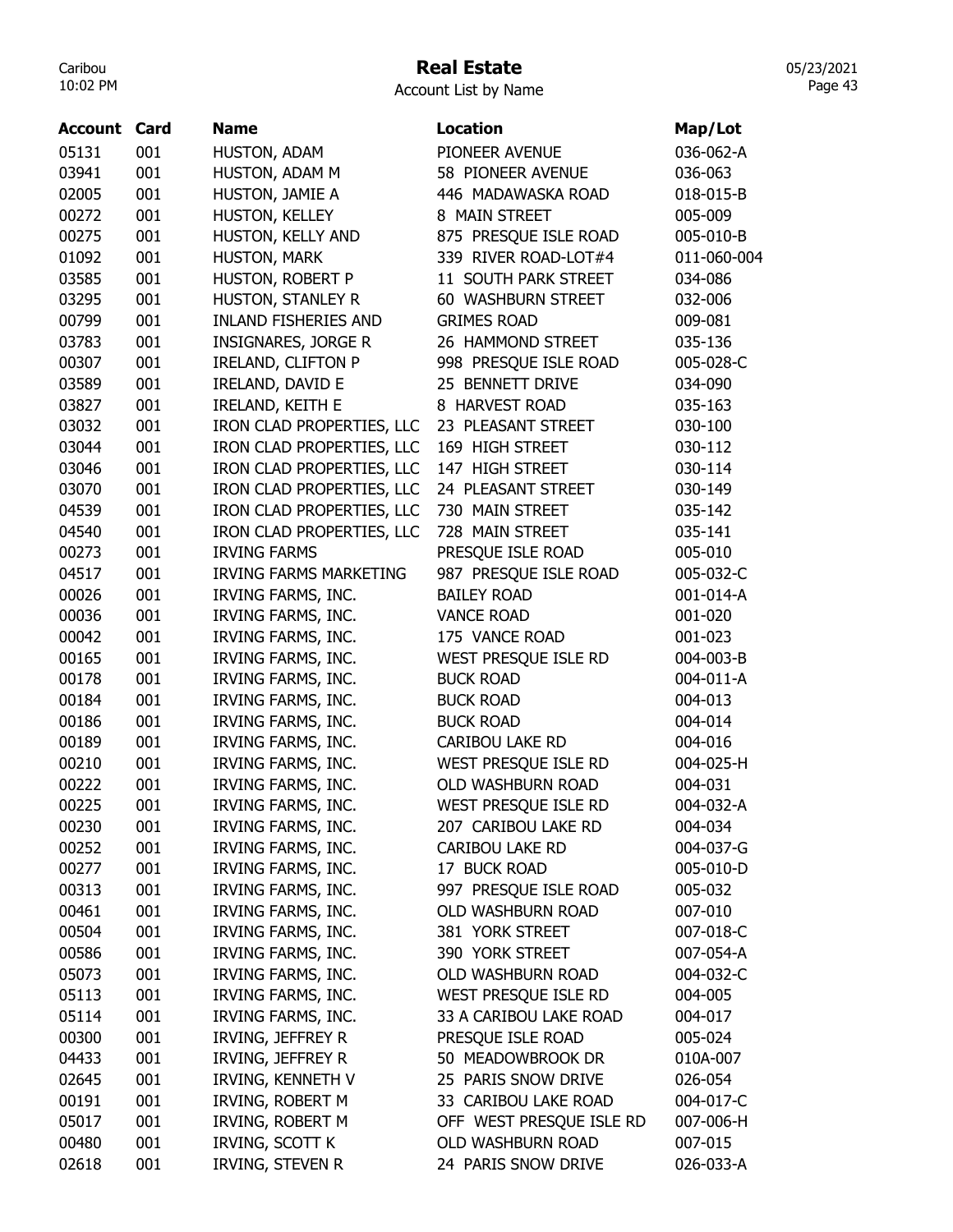# Real Estate

Account List by Name

| Account | Card | Name | Location | Map/Lot |
|---|---|---|---|---|
| 05131 | 001 | HUSTON, ADAM | PIONEER AVENUE | 036-062-A |
| 03941 | 001 | HUSTON, ADAM M | 58 PIONEER AVENUE | 036-063 |
| 02005 | 001 | HUSTON, JAMIE A | 446 MADAWASKA ROAD | 018-015-B |
| 00272 | 001 | HUSTON, KELLEY | 8 MAIN STREET | 005-009 |
| 00275 | 001 | HUSTON, KELLY AND | 875 PRESQUE ISLE ROAD | 005-010-B |
| 01092 | 001 | HUSTON, MARK | 339 RIVER ROAD-LOT#4 | 011-060-004 |
| 03585 | 001 | HUSTON, ROBERT P | 11 SOUTH PARK STREET | 034-086 |
| 03295 | 001 | HUSTON, STANLEY R | 60 WASHBURN STREET | 032-006 |
| 00799 | 001 | INLAND FISHERIES AND | GRIMES ROAD | 009-081 |
| 03783 | 001 | INSIGNARES, JORGE R | 26 HAMMOND STREET | 035-136 |
| 00307 | 001 | IRELAND, CLIFTON P | 998 PRESQUE ISLE ROAD | 005-028-C |
| 03589 | 001 | IRELAND, DAVID E | 25 BENNETT DRIVE | 034-090 |
| 03827 | 001 | IRELAND, KEITH E | 8 HARVEST ROAD | 035-163 |
| 03032 | 001 | IRON CLAD PROPERTIES, LLC | 23 PLEASANT STREET | 030-100 |
| 03044 | 001 | IRON CLAD PROPERTIES, LLC | 169 HIGH STREET | 030-112 |
| 03046 | 001 | IRON CLAD PROPERTIES, LLC | 147 HIGH STREET | 030-114 |
| 03070 | 001 | IRON CLAD PROPERTIES, LLC | 24 PLEASANT STREET | 030-149 |
| 04539 | 001 | IRON CLAD PROPERTIES, LLC | 730 MAIN STREET | 035-142 |
| 04540 | 001 | IRON CLAD PROPERTIES, LLC | 728 MAIN STREET | 035-141 |
| 00273 | 001 | IRVING FARMS | PRESQUE ISLE ROAD | 005-010 |
| 04517 | 001 | IRVING FARMS MARKETING | 987 PRESQUE ISLE ROAD | 005-032-C |
| 00026 | 001 | IRVING FARMS, INC. | BAILEY ROAD | 001-014-A |
| 00036 | 001 | IRVING FARMS, INC. | VANCE ROAD | 001-020 |
| 00042 | 001 | IRVING FARMS, INC. | 175 VANCE ROAD | 001-023 |
| 00165 | 001 | IRVING FARMS, INC. | WEST PRESQUE ISLE RD | 004-003-B |
| 00178 | 001 | IRVING FARMS, INC. | BUCK ROAD | 004-011-A |
| 00184 | 001 | IRVING FARMS, INC. | BUCK ROAD | 004-013 |
| 00186 | 001 | IRVING FARMS, INC. | BUCK ROAD | 004-014 |
| 00189 | 001 | IRVING FARMS, INC. | CARIBOU LAKE RD | 004-016 |
| 00210 | 001 | IRVING FARMS, INC. | WEST PRESQUE ISLE RD | 004-025-H |
| 00222 | 001 | IRVING FARMS, INC. | OLD WASHBURN ROAD | 004-031 |
| 00225 | 001 | IRVING FARMS, INC. | WEST PRESQUE ISLE RD | 004-032-A |
| 00230 | 001 | IRVING FARMS, INC. | 207 CARIBOU LAKE RD | 004-034 |
| 00252 | 001 | IRVING FARMS, INC. | CARIBOU LAKE RD | 004-037-G |
| 00277 | 001 | IRVING FARMS, INC. | 17 BUCK ROAD | 005-010-D |
| 00313 | 001 | IRVING FARMS, INC. | 997 PRESQUE ISLE ROAD | 005-032 |
| 00461 | 001 | IRVING FARMS, INC. | OLD WASHBURN ROAD | 007-010 |
| 00504 | 001 | IRVING FARMS, INC. | 381 YORK STREET | 007-018-C |
| 00586 | 001 | IRVING FARMS, INC. | 390 YORK STREET | 007-054-A |
| 05073 | 001 | IRVING FARMS, INC. | OLD WASHBURN ROAD | 004-032-C |
| 05113 | 001 | IRVING FARMS, INC. | WEST PRESQUE ISLE RD | 004-005 |
| 05114 | 001 | IRVING FARMS, INC. | 33 A CARIBOU LAKE ROAD | 004-017 |
| 00300 | 001 | IRVING, JEFFREY R | PRESQUE ISLE ROAD | 005-024 |
| 04433 | 001 | IRVING, JEFFREY R | 50 MEADOWBROOK DR | 010A-007 |
| 02645 | 001 | IRVING, KENNETH V | 25 PARIS SNOW DRIVE | 026-054 |
| 00191 | 001 | IRVING, ROBERT M | 33 CARIBOU LAKE ROAD | 004-017-C |
| 05017 | 001 | IRVING, ROBERT M | OFF WEST PRESQUE ISLE RD | 007-006-H |
| 00480 | 001 | IRVING, SCOTT K | OLD WASHBURN ROAD | 007-015 |
| 02618 | 001 | IRVING, STEVEN R | 24 PARIS SNOW DRIVE | 026-033-A |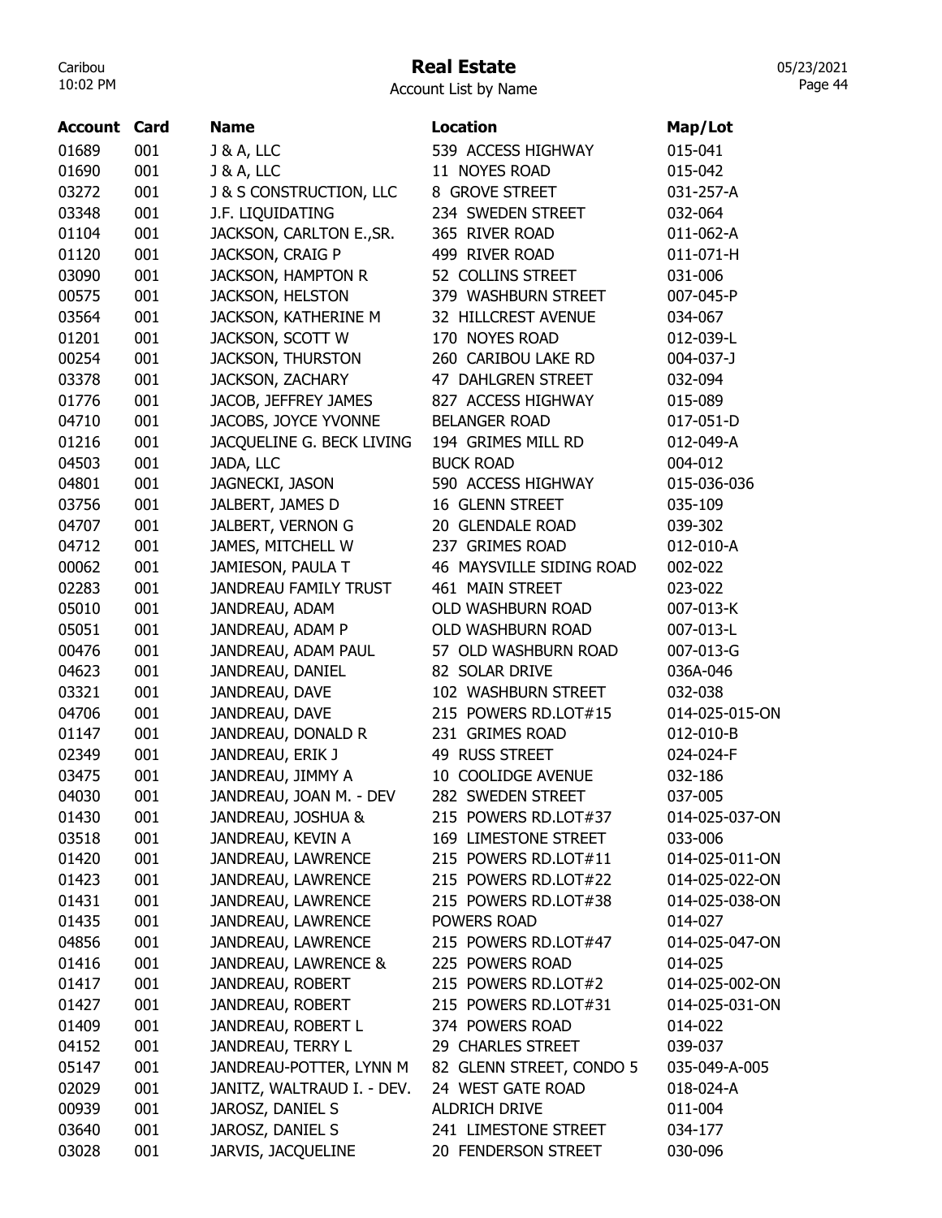# Real Estate

Account List by Name

| Account | Card | Name | Location | Map/Lot |
|---|---|---|---|---|
| 01689 | 001 | J & A, LLC | 539 ACCESS HIGHWAY | 015-041 |
| 01690 | 001 | J & A, LLC | 11 NOYES ROAD | 015-042 |
| 03272 | 001 | J & S CONSTRUCTION, LLC | 8 GROVE STREET | 031-257-A |
| 03348 | 001 | J.F. LIQUIDATING | 234 SWEDEN STREET | 032-064 |
| 01104 | 001 | JACKSON, CARLTON E.,SR. | 365 RIVER ROAD | 011-062-A |
| 01120 | 001 | JACKSON, CRAIG P | 499 RIVER ROAD | 011-071-H |
| 03090 | 001 | JACKSON, HAMPTON R | 52 COLLINS STREET | 031-006 |
| 00575 | 001 | JACKSON, HELSTON | 379 WASHBURN STREET | 007-045-P |
| 03564 | 001 | JACKSON, KATHERINE M | 32 HILLCREST AVENUE | 034-067 |
| 01201 | 001 | JACKSON, SCOTT W | 170 NOYES ROAD | 012-039-L |
| 00254 | 001 | JACKSON, THURSTON | 260 CARIBOU LAKE RD | 004-037-J |
| 03378 | 001 | JACKSON, ZACHARY | 47 DAHLGREN STREET | 032-094 |
| 01776 | 001 | JACOB, JEFFREY JAMES | 827 ACCESS HIGHWAY | 015-089 |
| 04710 | 001 | JACOBS, JOYCE YVONNE | BELANGER ROAD | 017-051-D |
| 01216 | 001 | JACQUELINE G. BECK LIVING | 194 GRIMES MILL RD | 012-049-A |
| 04503 | 001 | JADA, LLC | BUCK ROAD | 004-012 |
| 04801 | 001 | JAGNECKI, JASON | 590 ACCESS HIGHWAY | 015-036-036 |
| 03756 | 001 | JALBERT, JAMES D | 16 GLENN STREET | 035-109 |
| 04707 | 001 | JALBERT, VERNON G | 20 GLENDALE ROAD | 039-302 |
| 04712 | 001 | JAMES, MITCHELL W | 237 GRIMES ROAD | 012-010-A |
| 00062 | 001 | JAMIESON, PAULA T | 46 MAYSVILLE SIDING ROAD | 002-022 |
| 02283 | 001 | JANDREAU FAMILY TRUST | 461 MAIN STREET | 023-022 |
| 05010 | 001 | JANDREAU, ADAM | OLD WASHBURN ROAD | 007-013-K |
| 05051 | 001 | JANDREAU, ADAM P | OLD WASHBURN ROAD | 007-013-L |
| 00476 | 001 | JANDREAU, ADAM PAUL | 57 OLD WASHBURN ROAD | 007-013-G |
| 04623 | 001 | JANDREAU, DANIEL | 82 SOLAR DRIVE | 036A-046 |
| 03321 | 001 | JANDREAU, DAVE | 102 WASHBURN STREET | 032-038 |
| 04706 | 001 | JANDREAU, DAVE | 215 POWERS RD.LOT#15 | 014-025-015-ON |
| 01147 | 001 | JANDREAU, DONALD R | 231 GRIMES ROAD | 012-010-B |
| 02349 | 001 | JANDREAU, ERIK J | 49 RUSS STREET | 024-024-F |
| 03475 | 001 | JANDREAU, JIMMY A | 10 COOLIDGE AVENUE | 032-186 |
| 04030 | 001 | JANDREAU, JOAN M. - DEV | 282 SWEDEN STREET | 037-005 |
| 01430 | 001 | JANDREAU, JOSHUA & | 215 POWERS RD.LOT#37 | 014-025-037-ON |
| 03518 | 001 | JANDREAU, KEVIN A | 169 LIMESTONE STREET | 033-006 |
| 01420 | 001 | JANDREAU, LAWRENCE | 215 POWERS RD.LOT#11 | 014-025-011-ON |
| 01423 | 001 | JANDREAU, LAWRENCE | 215 POWERS RD.LOT#22 | 014-025-022-ON |
| 01431 | 001 | JANDREAU, LAWRENCE | 215 POWERS RD.LOT#38 | 014-025-038-ON |
| 01435 | 001 | JANDREAU, LAWRENCE | POWERS ROAD | 014-027 |
| 04856 | 001 | JANDREAU, LAWRENCE | 215 POWERS RD.LOT#47 | 014-025-047-ON |
| 01416 | 001 | JANDREAU, LAWRENCE & | 225 POWERS ROAD | 014-025 |
| 01417 | 001 | JANDREAU, ROBERT | 215 POWERS RD.LOT#2 | 014-025-002-ON |
| 01427 | 001 | JANDREAU, ROBERT | 215 POWERS RD.LOT#31 | 014-025-031-ON |
| 01409 | 001 | JANDREAU, ROBERT L | 374 POWERS ROAD | 014-022 |
| 04152 | 001 | JANDREAU, TERRY L | 29 CHARLES STREET | 039-037 |
| 05147 | 001 | JANDREAU-POTTER, LYNN M | 82 GLENN STREET, CONDO 5 | 035-049-A-005 |
| 02029 | 001 | JANITZ, WALTRAUD I. - DEV. | 24 WEST GATE ROAD | 018-024-A |
| 00939 | 001 | JAROSZ, DANIEL S | ALDRICH DRIVE | 011-004 |
| 03640 | 001 | JAROSZ, DANIEL S | 241 LIMESTONE STREET | 034-177 |
| 03028 | 001 | JARVIS, JACQUELINE | 20 FENDERSON STREET | 030-096 |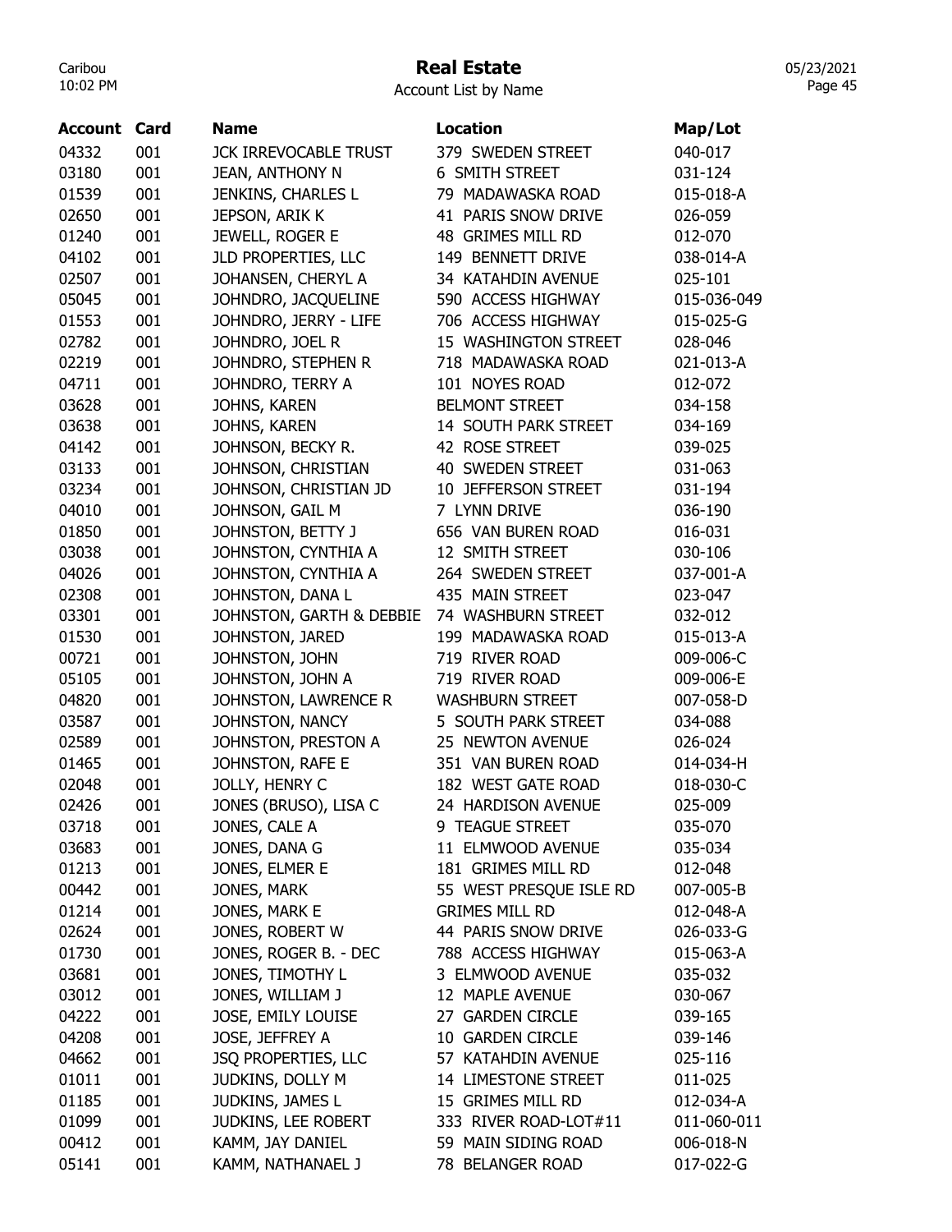# Real Estate

Account List by Name

| Account | Card | Name | Location | Map/Lot |
| --- | --- | --- | --- | --- |
| 04332 | 001 | JCK IRREVOCABLE TRUST | 379 SWEDEN STREET | 040-017 |
| 03180 | 001 | JEAN, ANTHONY N | 6 SMITH STREET | 031-124 |
| 01539 | 001 | JENKINS, CHARLES L | 79 MADAWASKA ROAD | 015-018-A |
| 02650 | 001 | JEPSON, ARIK K | 41 PARIS SNOW DRIVE | 026-059 |
| 01240 | 001 | JEWELL, ROGER E | 48 GRIMES MILL RD | 012-070 |
| 04102 | 001 | JLD PROPERTIES, LLC | 149 BENNETT DRIVE | 038-014-A |
| 02507 | 001 | JOHANSEN, CHERYL A | 34 KATAHDIN AVENUE | 025-101 |
| 05045 | 001 | JOHNDRO, JACQUELINE | 590 ACCESS HIGHWAY | 015-036-049 |
| 01553 | 001 | JOHNDRO, JERRY - LIFE | 706 ACCESS HIGHWAY | 015-025-G |
| 02782 | 001 | JOHNDRO, JOEL R | 15 WASHINGTON STREET | 028-046 |
| 02219 | 001 | JOHNDRO, STEPHEN R | 718 MADAWASKA ROAD | 021-013-A |
| 04711 | 001 | JOHNDRO, TERRY A | 101 NOYES ROAD | 012-072 |
| 03628 | 001 | JOHNS, KAREN | BELMONT STREET | 034-158 |
| 03638 | 001 | JOHNS, KAREN | 14 SOUTH PARK STREET | 034-169 |
| 04142 | 001 | JOHNSON, BECKY R. | 42 ROSE STREET | 039-025 |
| 03133 | 001 | JOHNSON, CHRISTIAN | 40 SWEDEN STREET | 031-063 |
| 03234 | 001 | JOHNSON, CHRISTIAN JD | 10 JEFFERSON STREET | 031-194 |
| 04010 | 001 | JOHNSON, GAIL M | 7 LYNN DRIVE | 036-190 |
| 01850 | 001 | JOHNSTON, BETTY J | 656 VAN BUREN ROAD | 016-031 |
| 03038 | 001 | JOHNSTON, CYNTHIA A | 12 SMITH STREET | 030-106 |
| 04026 | 001 | JOHNSTON, CYNTHIA A | 264 SWEDEN STREET | 037-001-A |
| 02308 | 001 | JOHNSTON, DANA L | 435 MAIN STREET | 023-047 |
| 03301 | 001 | JOHNSTON, GARTH & DEBBIE | 74 WASHBURN STREET | 032-012 |
| 01530 | 001 | JOHNSTON, JARED | 199 MADAWASKA ROAD | 015-013-A |
| 00721 | 001 | JOHNSTON, JOHN | 719 RIVER ROAD | 009-006-C |
| 05105 | 001 | JOHNSTON, JOHN A | 719 RIVER ROAD | 009-006-E |
| 04820 | 001 | JOHNSTON, LAWRENCE R | WASHBURN STREET | 007-058-D |
| 03587 | 001 | JOHNSTON, NANCY | 5 SOUTH PARK STREET | 034-088 |
| 02589 | 001 | JOHNSTON, PRESTON A | 25 NEWTON AVENUE | 026-024 |
| 01465 | 001 | JOHNSTON, RAFE E | 351 VAN BUREN ROAD | 014-034-H |
| 02048 | 001 | JOLLY, HENRY C | 182 WEST GATE ROAD | 018-030-C |
| 02426 | 001 | JONES (BRUSO), LISA C | 24 HARDISON AVENUE | 025-009 |
| 03718 | 001 | JONES, CALE A | 9 TEAGUE STREET | 035-070 |
| 03683 | 001 | JONES, DANA G | 11 ELMWOOD AVENUE | 035-034 |
| 01213 | 001 | JONES, ELMER E | 181 GRIMES MILL RD | 012-048 |
| 00442 | 001 | JONES, MARK | 55 WEST PRESQUE ISLE RD | 007-005-B |
| 01214 | 001 | JONES, MARK E | GRIMES MILL RD | 012-048-A |
| 02624 | 001 | JONES, ROBERT W | 44 PARIS SNOW DRIVE | 026-033-G |
| 01730 | 001 | JONES, ROGER B. - DEC | 788 ACCESS HIGHWAY | 015-063-A |
| 03681 | 001 | JONES, TIMOTHY L | 3 ELMWOOD AVENUE | 035-032 |
| 03012 | 001 | JONES, WILLIAM J | 12 MAPLE AVENUE | 030-067 |
| 04222 | 001 | JOSE, EMILY LOUISE | 27 GARDEN CIRCLE | 039-165 |
| 04208 | 001 | JOSE, JEFFREY A | 10 GARDEN CIRCLE | 039-146 |
| 04662 | 001 | JSQ PROPERTIES, LLC | 57 KATAHDIN AVENUE | 025-116 |
| 01011 | 001 | JUDKINS, DOLLY M | 14 LIMESTONE STREET | 011-025 |
| 01185 | 001 | JUDKINS, JAMES L | 15 GRIMES MILL RD | 012-034-A |
| 01099 | 001 | JUDKINS, LEE ROBERT | 333 RIVER ROAD-LOT#11 | 011-060-011 |
| 00412 | 001 | KAMM, JAY DANIEL | 59 MAIN SIDING ROAD | 006-018-N |
| 05141 | 001 | KAMM, NATHANAEL J | 78 BELANGER ROAD | 017-022-G |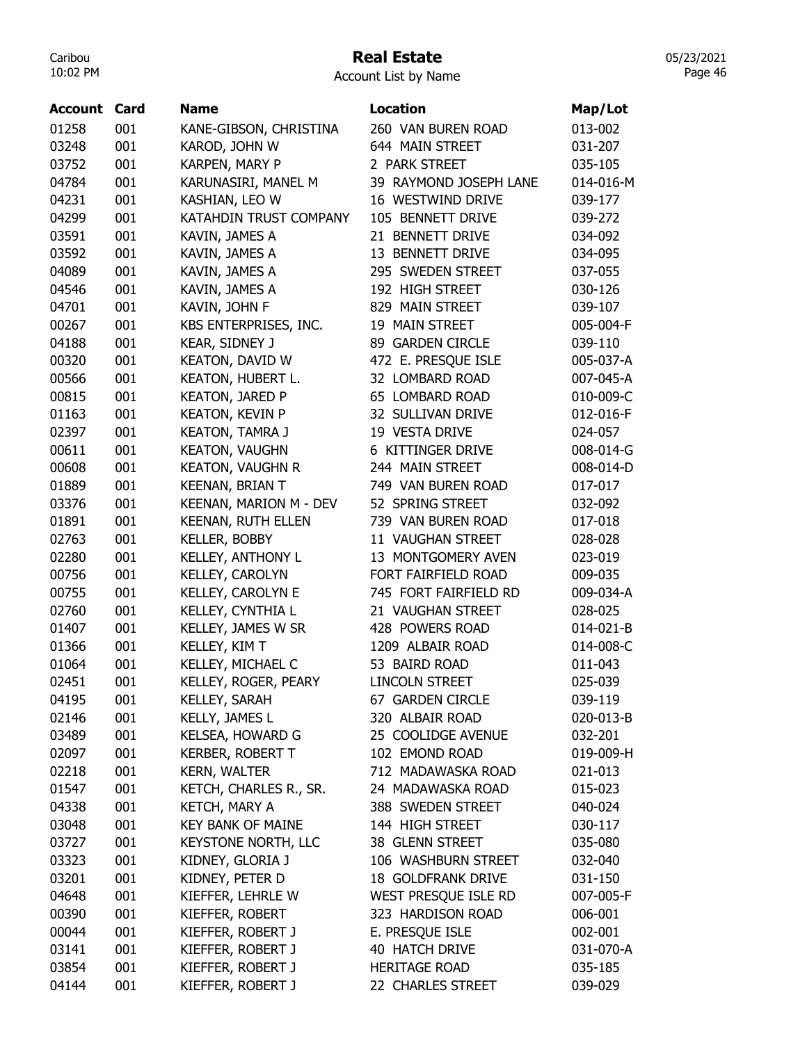# Real Estate

Account List by Name

| Account | Card | Name | Location | Map/Lot |
|---|---|---|---|---|
| 01258 | 001 | KANE-GIBSON, CHRISTINA | 260 VAN BUREN ROAD | 013-002 |
| 03248 | 001 | KAROD, JOHN W | 644 MAIN STREET | 031-207 |
| 03752 | 001 | KARPEN, MARY P | 2 PARK STREET | 035-105 |
| 04784 | 001 | KARUNASIRI, MANEL M | 39 RAYMOND JOSEPH LANE | 014-016-M |
| 04231 | 001 | KASHIAN, LEO W | 16 WESTWIND DRIVE | 039-177 |
| 04299 | 001 | KATAHDIN TRUST COMPANY | 105 BENNETT DRIVE | 039-272 |
| 03591 | 001 | KAVIN, JAMES A | 21 BENNETT DRIVE | 034-092 |
| 03592 | 001 | KAVIN, JAMES A | 13 BENNETT DRIVE | 034-095 |
| 04089 | 001 | KAVIN, JAMES A | 295 SWEDEN STREET | 037-055 |
| 04546 | 001 | KAVIN, JAMES A | 192 HIGH STREET | 030-126 |
| 04701 | 001 | KAVIN, JOHN F | 829 MAIN STREET | 039-107 |
| 00267 | 001 | KBS ENTERPRISES, INC. | 19 MAIN STREET | 005-004-F |
| 04188 | 001 | KEAR, SIDNEY J | 89 GARDEN CIRCLE | 039-110 |
| 00320 | 001 | KEATON, DAVID W | 472 E. PRESQUE ISLE | 005-037-A |
| 00566 | 001 | KEATON, HUBERT L. | 32 LOMBARD ROAD | 007-045-A |
| 00815 | 001 | KEATON, JARED P | 65 LOMBARD ROAD | 010-009-C |
| 01163 | 001 | KEATON, KEVIN P | 32 SULLIVAN DRIVE | 012-016-F |
| 02397 | 001 | KEATON, TAMRA J | 19 VESTA DRIVE | 024-057 |
| 00611 | 001 | KEATON, VAUGHN | 6 KITTINGER DRIVE | 008-014-G |
| 00608 | 001 | KEATON, VAUGHN R | 244 MAIN STREET | 008-014-D |
| 01889 | 001 | KEENAN, BRIAN T | 749 VAN BUREN ROAD | 017-017 |
| 03376 | 001 | KEENAN, MARION M - DEV | 52 SPRING STREET | 032-092 |
| 01891 | 001 | KEENAN, RUTH ELLEN | 739 VAN BUREN ROAD | 017-018 |
| 02763 | 001 | KELLER, BOBBY | 11 VAUGHAN STREET | 028-028 |
| 02280 | 001 | KELLEY, ANTHONY L | 13 MONTGOMERY AVEN | 023-019 |
| 00756 | 001 | KELLEY, CAROLYN | FORT FAIRFIELD ROAD | 009-035 |
| 00755 | 001 | KELLEY, CAROLYN E | 745 FORT FAIRFIELD RD | 009-034-A |
| 02760 | 001 | KELLEY, CYNTHIA L | 21 VAUGHAN STREET | 028-025 |
| 01407 | 001 | KELLEY, JAMES W SR | 428 POWERS ROAD | 014-021-B |
| 01366 | 001 | KELLEY, KIM T | 1209 ALBAIR ROAD | 014-008-C |
| 01064 | 001 | KELLEY, MICHAEL C | 53 BAIRD ROAD | 011-043 |
| 02451 | 001 | KELLEY, ROGER, PEARY | LINCOLN STREET | 025-039 |
| 04195 | 001 | KELLEY, SARAH | 67 GARDEN CIRCLE | 039-119 |
| 02146 | 001 | KELLY, JAMES L | 320 ALBAIR ROAD | 020-013-B |
| 03489 | 001 | KELSEA, HOWARD G | 25 COOLIDGE AVENUE | 032-201 |
| 02097 | 001 | KERBER, ROBERT T | 102 EMOND ROAD | 019-009-H |
| 02218 | 001 | KERN, WALTER | 712 MADAWASKA ROAD | 021-013 |
| 01547 | 001 | KETCH, CHARLES R., SR. | 24 MADAWASKA ROAD | 015-023 |
| 04338 | 001 | KETCH, MARY A | 388 SWEDEN STREET | 040-024 |
| 03048 | 001 | KEY BANK OF MAINE | 144 HIGH STREET | 030-117 |
| 03727 | 001 | KEYSTONE NORTH, LLC | 38 GLENN STREET | 035-080 |
| 03323 | 001 | KIDNEY, GLORIA J | 106 WASHBURN STREET | 032-040 |
| 03201 | 001 | KIDNEY, PETER D | 18 GOLDFRANK DRIVE | 031-150 |
| 04648 | 001 | KIEFFER, LEHRLE W | WEST PRESQUE ISLE RD | 007-005-F |
| 00390 | 001 | KIEFFER, ROBERT | 323 HARDISON ROAD | 006-001 |
| 00044 | 001 | KIEFFER, ROBERT J | E. PRESQUE ISLE | 002-001 |
| 03141 | 001 | KIEFFER, ROBERT J | 40 HATCH DRIVE | 031-070-A |
| 03854 | 001 | KIEFFER, ROBERT J | HERITAGE ROAD | 035-185 |
| 04144 | 001 | KIEFFER, ROBERT J | 22 CHARLES STREET | 039-029 |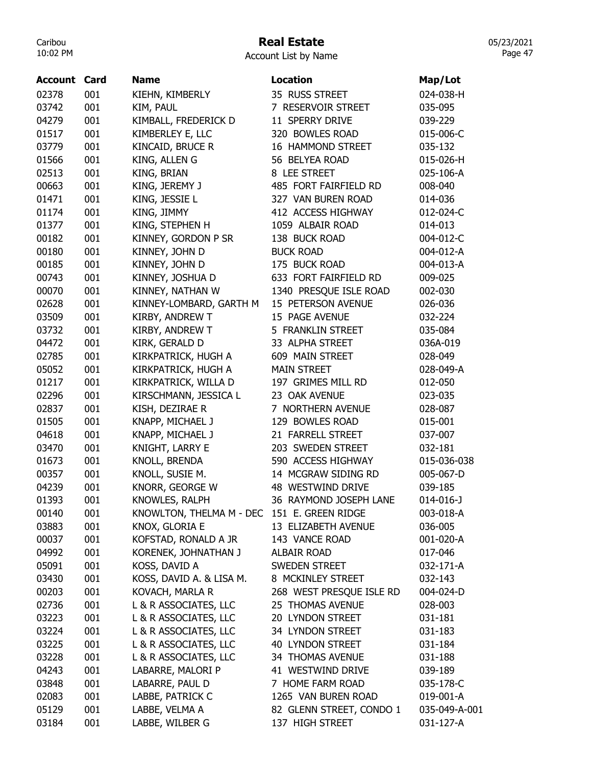# Real Estate

Account List by Name

| Account | Card | Name | Location | Map/Lot |
|---|---|---|---|---|
| 02378 | 001 | KIEHN, KIMBERLY | 35 RUSS STREET | 024-038-H |
| 03742 | 001 | KIM, PAUL | 7 RESERVOIR STREET | 035-095 |
| 04279 | 001 | KIMBALL, FREDERICK D | 11 SPERRY DRIVE | 039-229 |
| 01517 | 001 | KIMBERLEY E, LLC | 320 BOWLES ROAD | 015-006-C |
| 03779 | 001 | KINCAID, BRUCE R | 16 HAMMOND STREET | 035-132 |
| 01566 | 001 | KING, ALLEN G | 56 BELYEA ROAD | 015-026-H |
| 02513 | 001 | KING, BRIAN | 8 LEE STREET | 025-106-A |
| 00663 | 001 | KING, JEREMY J | 485 FORT FAIRFIELD RD | 008-040 |
| 01471 | 001 | KING, JESSIE L | 327 VAN BUREN ROAD | 014-036 |
| 01174 | 001 | KING, JIMMY | 412 ACCESS HIGHWAY | 012-024-C |
| 01377 | 001 | KING, STEPHEN H | 1059 ALBAIR ROAD | 014-013 |
| 00182 | 001 | KINNEY, GORDON P SR | 138 BUCK ROAD | 004-012-C |
| 00180 | 001 | KINNEY, JOHN D | BUCK ROAD | 004-012-A |
| 00185 | 001 | KINNEY, JOHN D | 175 BUCK ROAD | 004-013-A |
| 00743 | 001 | KINNEY, JOSHUA D | 633 FORT FAIRFIELD RD | 009-025 |
| 00070 | 001 | KINNEY, NATHAN W | 1340 PRESQUE ISLE ROAD | 002-030 |
| 02628 | 001 | KINNEY-LOMBARD, GARTH M | 15 PETERSON AVENUE | 026-036 |
| 03509 | 001 | KIRBY, ANDREW T | 15 PAGE AVENUE | 032-224 |
| 03732 | 001 | KIRBY, ANDREW T | 5 FRANKLIN STREET | 035-084 |
| 04472 | 001 | KIRK, GERALD D | 33 ALPHA STREET | 036A-019 |
| 02785 | 001 | KIRKPATRICK, HUGH A | 609 MAIN STREET | 028-049 |
| 05052 | 001 | KIRKPATRICK, HUGH A | MAIN STREET | 028-049-A |
| 01217 | 001 | KIRKPATRICK, WILLA D | 197 GRIMES MILL RD | 012-050 |
| 02296 | 001 | KIRSCHMANN, JESSICA L | 23 OAK AVENUE | 023-035 |
| 02837 | 001 | KISH, DEZIRAE R | 7 NORTHERN AVENUE | 028-087 |
| 01505 | 001 | KNAPP, MICHAEL J | 129 BOWLES ROAD | 015-001 |
| 04618 | 001 | KNAPP, MICHAEL J | 21 FARRELL STREET | 037-007 |
| 03470 | 001 | KNIGHT, LARRY E | 203 SWEDEN STREET | 032-181 |
| 01673 | 001 | KNOLL, BRENDA | 590 ACCESS HIGHWAY | 015-036-038 |
| 00357 | 001 | KNOLL, SUSIE M. | 14 MCGRAW SIDING RD | 005-067-D |
| 04239 | 001 | KNORR, GEORGE W | 48 WESTWIND DRIVE | 039-185 |
| 01393 | 001 | KNOWLES, RALPH | 36 RAYMOND JOSEPH LANE | 014-016-J |
| 00140 | 001 | KNOWLTON, THELMA M - DEC | 151 E. GREEN RIDGE | 003-018-A |
| 03883 | 001 | KNOX, GLORIA E | 13 ELIZABETH AVENUE | 036-005 |
| 00037 | 001 | KOFSTAD, RONALD A JR | 143 VANCE ROAD | 001-020-A |
| 04992 | 001 | KORENEK, JOHNATHAN J | ALBAIR ROAD | 017-046 |
| 05091 | 001 | KOSS, DAVID A | SWEDEN STREET | 032-171-A |
| 03430 | 001 | KOSS, DAVID A. & LISA M. | 8 MCKINLEY STREET | 032-143 |
| 00203 | 001 | KOVACH, MARLA R | 268 WEST PRESQUE ISLE RD | 004-024-D |
| 02736 | 001 | L & R ASSOCIATES, LLC | 25 THOMAS AVENUE | 028-003 |
| 03223 | 001 | L & R ASSOCIATES, LLC | 20 LYNDON STREET | 031-181 |
| 03224 | 001 | L & R ASSOCIATES, LLC | 34 LYNDON STREET | 031-183 |
| 03225 | 001 | L & R ASSOCIATES, LLC | 40 LYNDON STREET | 031-184 |
| 03228 | 001 | L & R ASSOCIATES, LLC | 34 THOMAS AVENUE | 031-188 |
| 04243 | 001 | LABARRE, MALORI P | 41 WESTWIND DRIVE | 039-189 |
| 03848 | 001 | LABARRE, PAUL D | 7 HOME FARM ROAD | 035-178-C |
| 02083 | 001 | LABBE, PATRICK C | 1265 VAN BUREN ROAD | 019-001-A |
| 05129 | 001 | LABBE, VELMA A | 82 GLENN STREET, CONDO 1 | 035-049-A-001 |
| 03184 | 001 | LABBE, WILBER G | 137 HIGH STREET | 031-127-A |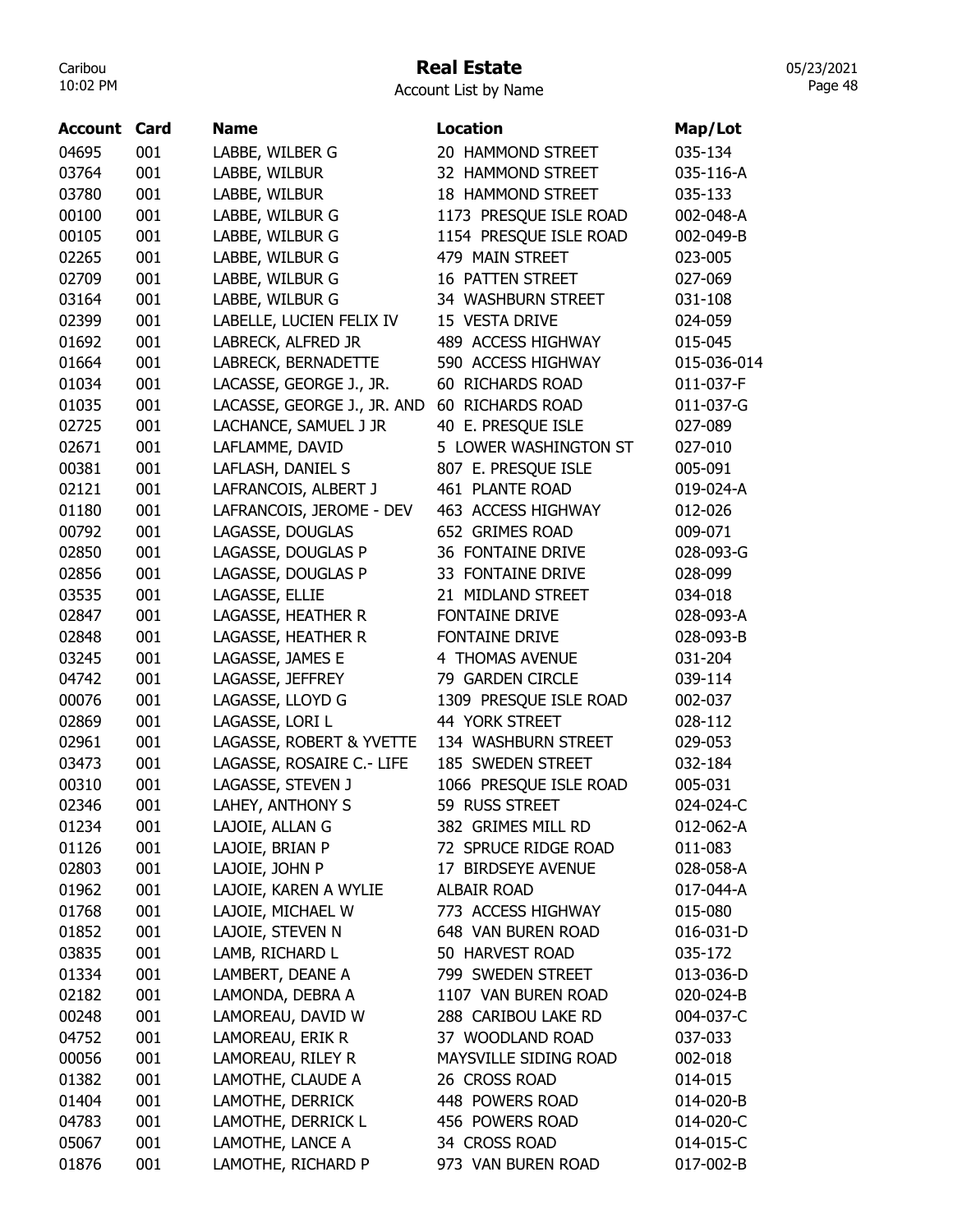# Real Estate

Account List by Name

| Account | Card | Name | Location | Map/Lot |
|---|---|---|---|---|
| 04695 | 001 | LABBE, WILBER G | 20 HAMMOND STREET | 035-134 |
| 03764 | 001 | LABBE, WILBUR | 32 HAMMOND STREET | 035-116-A |
| 03780 | 001 | LABBE, WILBUR | 18 HAMMOND STREET | 035-133 |
| 00100 | 001 | LABBE, WILBUR G | 1173 PRESQUE ISLE ROAD | 002-048-A |
| 00105 | 001 | LABBE, WILBUR G | 1154 PRESQUE ISLE ROAD | 002-049-B |
| 02265 | 001 | LABBE, WILBUR G | 479 MAIN STREET | 023-005 |
| 02709 | 001 | LABBE, WILBUR G | 16 PATTEN STREET | 027-069 |
| 03164 | 001 | LABBE, WILBUR G | 34 WASHBURN STREET | 031-108 |
| 02399 | 001 | LABELLE, LUCIEN FELIX IV | 15 VESTA DRIVE | 024-059 |
| 01692 | 001 | LABRECK, ALFRED JR | 489 ACCESS HIGHWAY | 015-045 |
| 01664 | 001 | LABRECK, BERNADETTE | 590 ACCESS HIGHWAY | 015-036-014 |
| 01034 | 001 | LACASSE, GEORGE J., JR. | 60 RICHARDS ROAD | 011-037-F |
| 01035 | 001 | LACASSE, GEORGE J., JR. AND | 60 RICHARDS ROAD | 011-037-G |
| 02725 | 001 | LACHANCE, SAMUEL J JR | 40 E. PRESQUE ISLE | 027-089 |
| 02671 | 001 | LAFLAMME, DAVID | 5 LOWER WASHINGTON ST | 027-010 |
| 00381 | 001 | LAFLASH, DANIEL S | 807 E. PRESQUE ISLE | 005-091 |
| 02121 | 001 | LAFRANCOIS, ALBERT J | 461 PLANTE ROAD | 019-024-A |
| 01180 | 001 | LAFRANCOIS, JEROME - DEV | 463 ACCESS HIGHWAY | 012-026 |
| 00792 | 001 | LAGASSE, DOUGLAS | 652 GRIMES ROAD | 009-071 |
| 02850 | 001 | LAGASSE, DOUGLAS P | 36 FONTAINE DRIVE | 028-093-G |
| 02856 | 001 | LAGASSE, DOUGLAS P | 33 FONTAINE DRIVE | 028-099 |
| 03535 | 001 | LAGASSE, ELLIE | 21 MIDLAND STREET | 034-018 |
| 02847 | 001 | LAGASSE, HEATHER R | FONTAINE DRIVE | 028-093-A |
| 02848 | 001 | LAGASSE, HEATHER R | FONTAINE DRIVE | 028-093-B |
| 03245 | 001 | LAGASSE, JAMES E | 4 THOMAS AVENUE | 031-204 |
| 04742 | 001 | LAGASSE, JEFFREY | 79 GARDEN CIRCLE | 039-114 |
| 00076 | 001 | LAGASSE, LLOYD G | 1309 PRESQUE ISLE ROAD | 002-037 |
| 02869 | 001 | LAGASSE, LORI L | 44 YORK STREET | 028-112 |
| 02961 | 001 | LAGASSE, ROBERT & YVETTE | 134 WASHBURN STREET | 029-053 |
| 03473 | 001 | LAGASSE, ROSAIRE C.- LIFE | 185 SWEDEN STREET | 032-184 |
| 00310 | 001 | LAGASSE, STEVEN J | 1066 PRESQUE ISLE ROAD | 005-031 |
| 02346 | 001 | LAHEY, ANTHONY S | 59 RUSS STREET | 024-024-C |
| 01234 | 001 | LAJOIE, ALLAN G | 382 GRIMES MILL RD | 012-062-A |
| 01126 | 001 | LAJOIE, BRIAN P | 72 SPRUCE RIDGE ROAD | 011-083 |
| 02803 | 001 | LAJOIE, JOHN P | 17 BIRDSEYE AVENUE | 028-058-A |
| 01962 | 001 | LAJOIE, KAREN A WYLIE | ALBAIR ROAD | 017-044-A |
| 01768 | 001 | LAJOIE, MICHAEL W | 773 ACCESS HIGHWAY | 015-080 |
| 01852 | 001 | LAJOIE, STEVEN N | 648 VAN BUREN ROAD | 016-031-D |
| 03835 | 001 | LAMB, RICHARD L | 50 HARVEST ROAD | 035-172 |
| 01334 | 001 | LAMBERT, DEANE A | 799 SWEDEN STREET | 013-036-D |
| 02182 | 001 | LAMONDA, DEBRA A | 1107 VAN BUREN ROAD | 020-024-B |
| 00248 | 001 | LAMOREAU, DAVID W | 288 CARIBOU LAKE RD | 004-037-C |
| 04752 | 001 | LAMOREAU, ERIK R | 37 WOODLAND ROAD | 037-033 |
| 00056 | 001 | LAMOREAU, RILEY R | MAYSVILLE SIDING ROAD | 002-018 |
| 01382 | 001 | LAMOTHE, CLAUDE A | 26 CROSS ROAD | 014-015 |
| 01404 | 001 | LAMOTHE, DERRICK | 448 POWERS ROAD | 014-020-B |
| 04783 | 001 | LAMOTHE, DERRICK L | 456 POWERS ROAD | 014-020-C |
| 05067 | 001 | LAMOTHE, LANCE A | 34 CROSS ROAD | 014-015-C |
| 01876 | 001 | LAMOTHE, RICHARD P | 973 VAN BUREN ROAD | 017-002-B |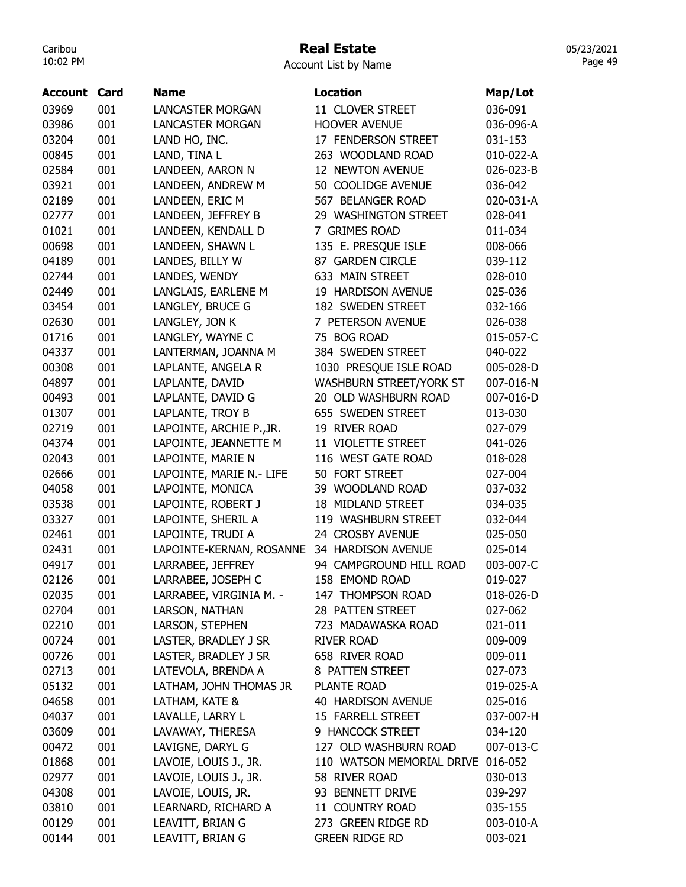# Real Estate

Account List by Name

| Account | Card | Name | Location | Map/Lot |
|---|---|---|---|---|
| 03969 | 001 | LANCASTER MORGAN | 11 CLOVER STREET | 036-091 |
| 03986 | 001 | LANCASTER MORGAN | HOOVER AVENUE | 036-096-A |
| 03204 | 001 | LAND HO, INC. | 17 FENDERSON STREET | 031-153 |
| 00845 | 001 | LAND, TINA L | 263 WOODLAND ROAD | 010-022-A |
| 02584 | 001 | LANDEEN, AARON N | 12 NEWTON AVENUE | 026-023-B |
| 03921 | 001 | LANDEEN, ANDREW M | 50 COOLIDGE AVENUE | 036-042 |
| 02189 | 001 | LANDEEN, ERIC M | 567 BELANGER ROAD | 020-031-A |
| 02777 | 001 | LANDEEN, JEFFREY B | 29 WASHINGTON STREET | 028-041 |
| 01021 | 001 | LANDEEN, KENDALL D | 7 GRIMES ROAD | 011-034 |
| 00698 | 001 | LANDEEN, SHAWN L | 135 E. PRESQUE ISLE | 008-066 |
| 04189 | 001 | LANDES, BILLY W | 87 GARDEN CIRCLE | 039-112 |
| 02744 | 001 | LANDES, WENDY | 633 MAIN STREET | 028-010 |
| 02449 | 001 | LANGLAIS, EARLENE M | 19 HARDISON AVENUE | 025-036 |
| 03454 | 001 | LANGLEY, BRUCE G | 182 SWEDEN STREET | 032-166 |
| 02630 | 001 | LANGLEY, JON K | 7 PETERSON AVENUE | 026-038 |
| 01716 | 001 | LANGLEY, WAYNE C | 75 BOG ROAD | 015-057-C |
| 04337 | 001 | LANTERMAN, JOANNA M | 384 SWEDEN STREET | 040-022 |
| 00308 | 001 | LAPLANTE, ANGELA R | 1030 PRESQUE ISLE ROAD | 005-028-D |
| 04897 | 001 | LAPLANTE, DAVID | WASHBURN STREET/YORK ST | 007-016-N |
| 00493 | 001 | LAPLANTE, DAVID G | 20 OLD WASHBURN ROAD | 007-016-D |
| 01307 | 001 | LAPLANTE, TROY B | 655 SWEDEN STREET | 013-030 |
| 02719 | 001 | LAPOINTE, ARCHIE P.,JR. | 19 RIVER ROAD | 027-079 |
| 04374 | 001 | LAPOINTE, JEANNETTE M | 11 VIOLETTE STREET | 041-026 |
| 02043 | 001 | LAPOINTE, MARIE N | 116 WEST GATE ROAD | 018-028 |
| 02666 | 001 | LAPOINTE, MARIE N.- LIFE | 50 FORT STREET | 027-004 |
| 04058 | 001 | LAPOINTE, MONICA | 39 WOODLAND ROAD | 037-032 |
| 03538 | 001 | LAPOINTE, ROBERT J | 18 MIDLAND STREET | 034-035 |
| 03327 | 001 | LAPOINTE, SHERIL A | 119 WASHBURN STREET | 032-044 |
| 02461 | 001 | LAPOINTE, TRUDI A | 24 CROSBY AVENUE | 025-050 |
| 02431 | 001 | LAPOINTE-KERNAN, ROSANNE | 34 HARDISON AVENUE | 025-014 |
| 04917 | 001 | LARRABEE, JEFFREY | 94 CAMPGROUND HILL ROAD | 003-007-C |
| 02126 | 001 | LARRABEE, JOSEPH C | 158 EMOND ROAD | 019-027 |
| 02035 | 001 | LARRABEE, VIRGINIA M. - | 147 THOMPSON ROAD | 018-026-D |
| 02704 | 001 | LARSON, NATHAN | 28 PATTEN STREET | 027-062 |
| 02210 | 001 | LARSON, STEPHEN | 723 MADAWASKA ROAD | 021-011 |
| 00724 | 001 | LASTER, BRADLEY J SR | RIVER ROAD | 009-009 |
| 00726 | 001 | LASTER, BRADLEY J SR | 658 RIVER ROAD | 009-011 |
| 02713 | 001 | LATEVOLA, BRENDA A | 8 PATTEN STREET | 027-073 |
| 05132 | 001 | LATHAM, JOHN THOMAS JR | PLANTE ROAD | 019-025-A |
| 04658 | 001 | LATHAM, KATE & | 40 HARDISON AVENUE | 025-016 |
| 04037 | 001 | LAVALLE, LARRY L | 15 FARRELL STREET | 037-007-H |
| 03609 | 001 | LAVAWAY, THERESA | 9 HANCOCK STREET | 034-120 |
| 00472 | 001 | LAVIGNE, DARYL G | 127 OLD WASHBURN ROAD | 007-013-C |
| 01868 | 001 | LAVOIE, LOUIS J., JR. | 110 WATSON MEMORIAL DRIVE | 016-052 |
| 02977 | 001 | LAVOIE, LOUIS J., JR. | 58 RIVER ROAD | 030-013 |
| 04308 | 001 | LAVOIE, LOUIS, JR. | 93 BENNETT DRIVE | 039-297 |
| 03810 | 001 | LEARNARD, RICHARD A | 11 COUNTRY ROAD | 035-155 |
| 00129 | 001 | LEAVITT, BRIAN G | 273 GREEN RIDGE RD | 003-010-A |
| 00144 | 001 | LEAVITT, BRIAN G | GREEN RIDGE RD | 003-021 |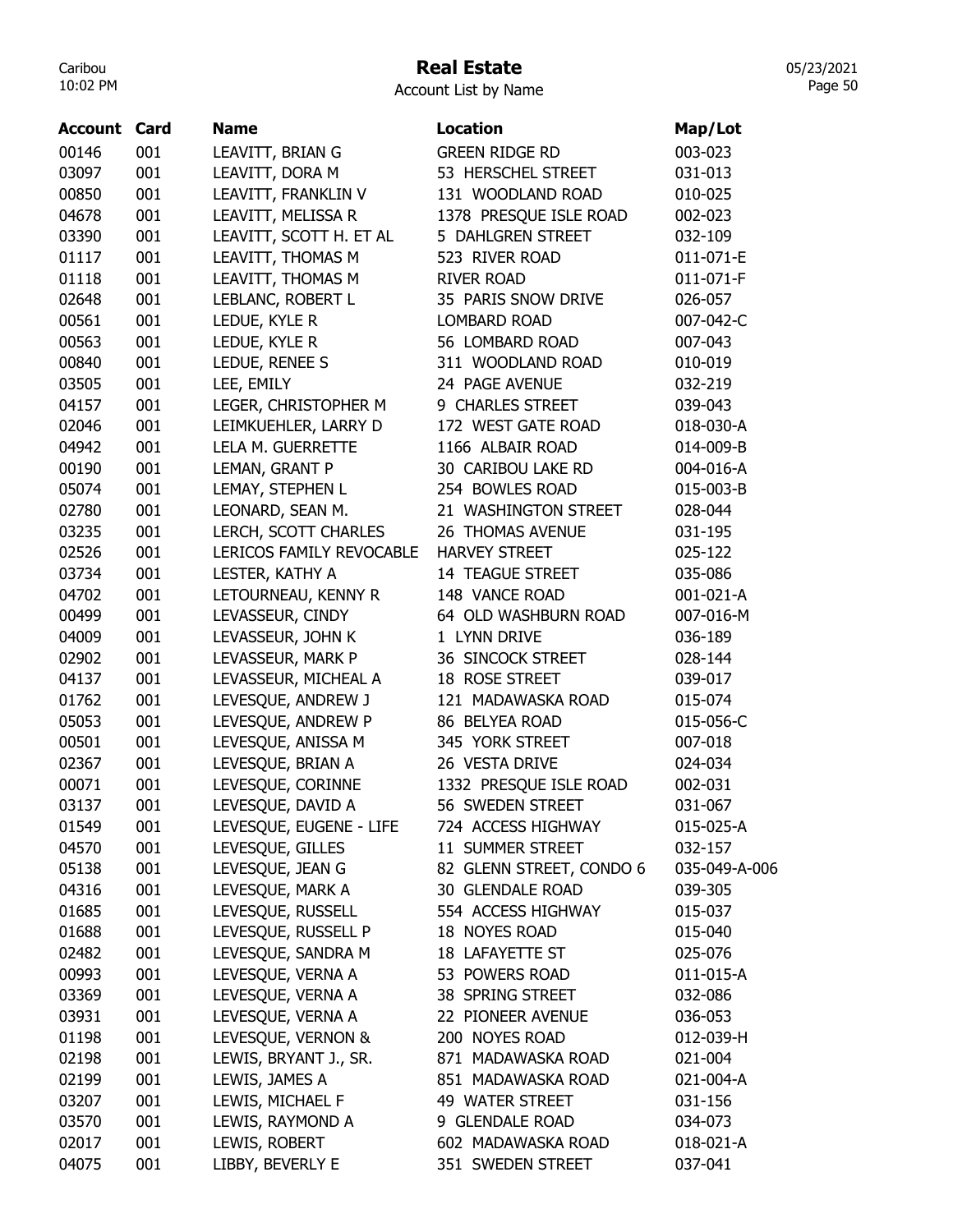# Real Estate

Account List by Name

| Account | Card | Name | Location | Map/Lot |
|---|---|---|---|---|
| 00146 | 001 | LEAVITT, BRIAN G | GREEN RIDGE RD | 003-023 |
| 03097 | 001 | LEAVITT, DORA M | 53 HERSCHEL STREET | 031-013 |
| 00850 | 001 | LEAVITT, FRANKLIN V | 131 WOODLAND ROAD | 010-025 |
| 04678 | 001 | LEAVITT, MELISSA R | 1378 PRESQUE ISLE ROAD | 002-023 |
| 03390 | 001 | LEAVITT, SCOTT H. ET AL | 5 DAHLGREN STREET | 032-109 |
| 01117 | 001 | LEAVITT, THOMAS M | 523 RIVER ROAD | 011-071-E |
| 01118 | 001 | LEAVITT, THOMAS M | RIVER ROAD | 011-071-F |
| 02648 | 001 | LEBLANC, ROBERT L | 35 PARIS SNOW DRIVE | 026-057 |
| 00561 | 001 | LEDUE, KYLE R | LOMBARD ROAD | 007-042-C |
| 00563 | 001 | LEDUE, KYLE R | 56 LOMBARD ROAD | 007-043 |
| 00840 | 001 | LEDUE, RENEE S | 311 WOODLAND ROAD | 010-019 |
| 03505 | 001 | LEE, EMILY | 24 PAGE AVENUE | 032-219 |
| 04157 | 001 | LEGER, CHRISTOPHER M | 9 CHARLES STREET | 039-043 |
| 02046 | 001 | LEIMKUEHLER, LARRY D | 172 WEST GATE ROAD | 018-030-A |
| 04942 | 001 | LELA M. GUERRETTE | 1166 ALBAIR ROAD | 014-009-B |
| 00190 | 001 | LEMAN, GRANT P | 30 CARIBOU LAKE RD | 004-016-A |
| 05074 | 001 | LEMAY, STEPHEN L | 254 BOWLES ROAD | 015-003-B |
| 02780 | 001 | LEONARD, SEAN M. | 21 WASHINGTON STREET | 028-044 |
| 03235 | 001 | LERCH, SCOTT CHARLES | 26 THOMAS AVENUE | 031-195 |
| 02526 | 001 | LERICOS FAMILY REVOCABLE | HARVEY STREET | 025-122 |
| 03734 | 001 | LESTER, KATHY A | 14 TEAGUE STREET | 035-086 |
| 04702 | 001 | LETOURNEAU, KENNY R | 148 VANCE ROAD | 001-021-A |
| 00499 | 001 | LEVASSEUR, CINDY | 64 OLD WASHBURN ROAD | 007-016-M |
| 04009 | 001 | LEVASSEUR, JOHN K | 1 LYNN DRIVE | 036-189 |
| 02902 | 001 | LEVASSEUR, MARK P | 36 SINCOCK STREET | 028-144 |
| 04137 | 001 | LEVASSEUR, MICHEAL A | 18 ROSE STREET | 039-017 |
| 01762 | 001 | LEVESQUE, ANDREW J | 121 MADAWASKA ROAD | 015-074 |
| 05053 | 001 | LEVESQUE, ANDREW P | 86 BELYEA ROAD | 015-056-C |
| 00501 | 001 | LEVESQUE, ANISSA M | 345 YORK STREET | 007-018 |
| 02367 | 001 | LEVESQUE, BRIAN A | 26 VESTA DRIVE | 024-034 |
| 00071 | 001 | LEVESQUE, CORINNE | 1332 PRESQUE ISLE ROAD | 002-031 |
| 03137 | 001 | LEVESQUE, DAVID A | 56 SWEDEN STREET | 031-067 |
| 01549 | 001 | LEVESQUE, EUGENE - LIFE | 724 ACCESS HIGHWAY | 015-025-A |
| 04570 | 001 | LEVESQUE, GILLES | 11 SUMMER STREET | 032-157 |
| 05138 | 001 | LEVESQUE, JEAN G | 82 GLENN STREET, CONDO 6 | 035-049-A-006 |
| 04316 | 001 | LEVESQUE, MARK A | 30 GLENDALE ROAD | 039-305 |
| 01685 | 001 | LEVESQUE, RUSSELL | 554 ACCESS HIGHWAY | 015-037 |
| 01688 | 001 | LEVESQUE, RUSSELL P | 18 NOYES ROAD | 015-040 |
| 02482 | 001 | LEVESQUE, SANDRA M | 18 LAFAYETTE ST | 025-076 |
| 00993 | 001 | LEVESQUE, VERNA A | 53 POWERS ROAD | 011-015-A |
| 03369 | 001 | LEVESQUE, VERNA A | 38 SPRING STREET | 032-086 |
| 03931 | 001 | LEVESQUE, VERNA A | 22 PIONEER AVENUE | 036-053 |
| 01198 | 001 | LEVESQUE, VERNON & | 200 NOYES ROAD | 012-039-H |
| 02198 | 001 | LEWIS, BRYANT J., SR. | 871 MADAWASKA ROAD | 021-004 |
| 02199 | 001 | LEWIS, JAMES A | 851 MADAWASKA ROAD | 021-004-A |
| 03207 | 001 | LEWIS, MICHAEL F | 49 WATER STREET | 031-156 |
| 03570 | 001 | LEWIS, RAYMOND A | 9 GLENDALE ROAD | 034-073 |
| 02017 | 001 | LEWIS, ROBERT | 602 MADAWASKA ROAD | 018-021-A |
| 04075 | 001 | LIBBY, BEVERLY E | 351 SWEDEN STREET | 037-041 |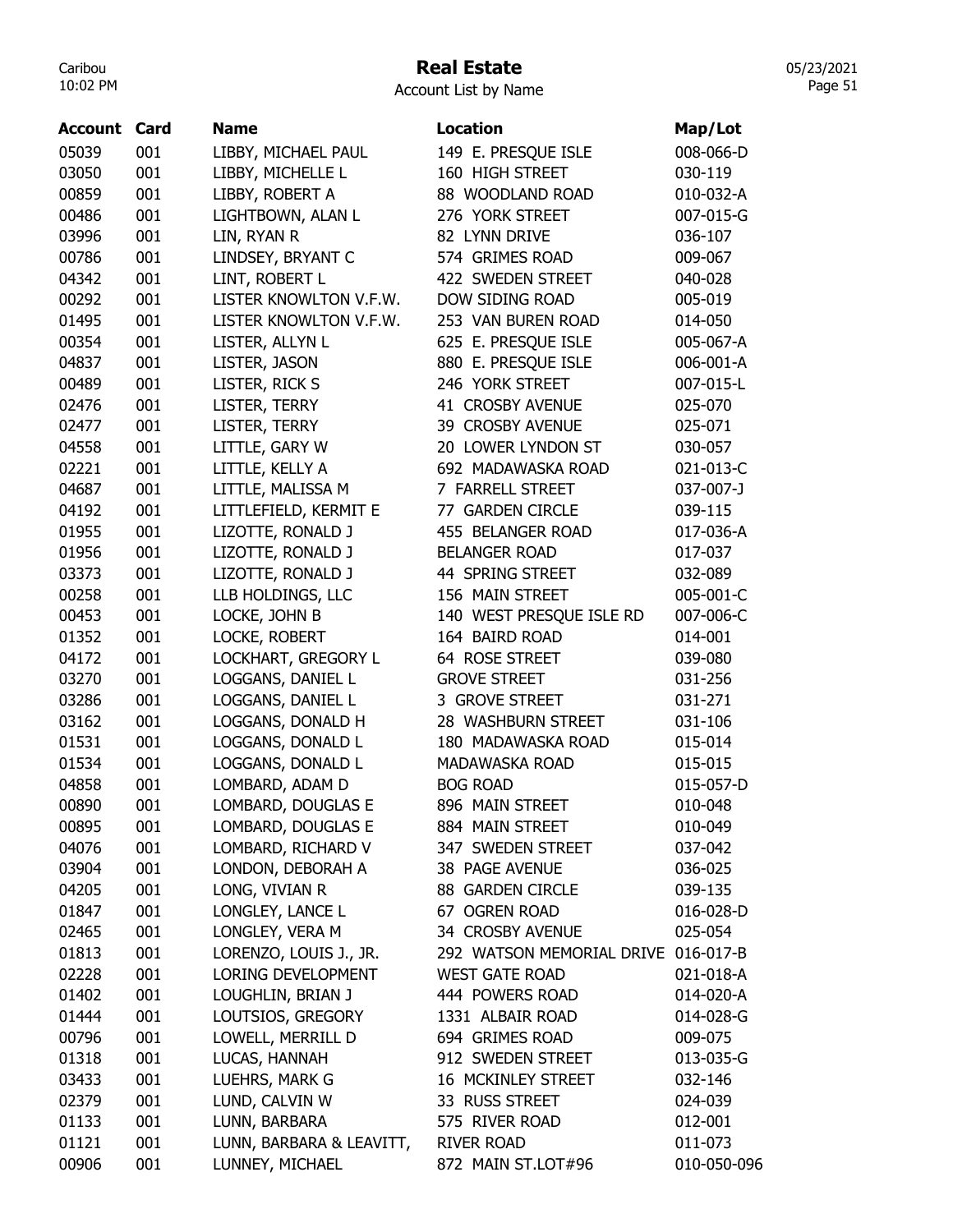# Real Estate

Account List by Name

| Account | Card | Name | Location | Map/Lot |
|---|---|---|---|---|
| 05039 | 001 | LIBBY, MICHAEL PAUL | 149 E. PRESQUE ISLE | 008-066-D |
| 03050 | 001 | LIBBY, MICHELLE L | 160 HIGH STREET | 030-119 |
| 00859 | 001 | LIBBY, ROBERT A | 88 WOODLAND ROAD | 010-032-A |
| 00486 | 001 | LIGHTBOWN, ALAN L | 276 YORK STREET | 007-015-G |
| 03996 | 001 | LIN, RYAN R | 82 LYNN DRIVE | 036-107 |
| 00786 | 001 | LINDSEY, BRYANT C | 574 GRIMES ROAD | 009-067 |
| 04342 | 001 | LINT, ROBERT L | 422 SWEDEN STREET | 040-028 |
| 00292 | 001 | LISTER KNOWLTON V.F.W. | DOW SIDING ROAD | 005-019 |
| 01495 | 001 | LISTER KNOWLTON V.F.W. | 253 VAN BUREN ROAD | 014-050 |
| 00354 | 001 | LISTER, ALLYN L | 625 E. PRESQUE ISLE | 005-067-A |
| 04837 | 001 | LISTER, JASON | 880 E. PRESQUE ISLE | 006-001-A |
| 00489 | 001 | LISTER, RICK S | 246 YORK STREET | 007-015-L |
| 02476 | 001 | LISTER, TERRY | 41 CROSBY AVENUE | 025-070 |
| 02477 | 001 | LISTER, TERRY | 39 CROSBY AVENUE | 025-071 |
| 04558 | 001 | LITTLE, GARY W | 20 LOWER LYNDON ST | 030-057 |
| 02221 | 001 | LITTLE, KELLY A | 692 MADAWASKA ROAD | 021-013-C |
| 04687 | 001 | LITTLE, MALISSA M | 7 FARRELL STREET | 037-007-J |
| 04192 | 001 | LITTLEFIELD, KERMIT E | 77 GARDEN CIRCLE | 039-115 |
| 01955 | 001 | LIZOTTE, RONALD J | 455 BELANGER ROAD | 017-036-A |
| 01956 | 001 | LIZOTTE, RONALD J | BELANGER ROAD | 017-037 |
| 03373 | 001 | LIZOTTE, RONALD J | 44 SPRING STREET | 032-089 |
| 00258 | 001 | LLB HOLDINGS, LLC | 156 MAIN STREET | 005-001-C |
| 00453 | 001 | LOCKE, JOHN B | 140 WEST PRESQUE ISLE RD | 007-006-C |
| 01352 | 001 | LOCKE, ROBERT | 164 BAIRD ROAD | 014-001 |
| 04172 | 001 | LOCKHART, GREGORY L | 64 ROSE STREET | 039-080 |
| 03270 | 001 | LOGGANS, DANIEL L | GROVE STREET | 031-256 |
| 03286 | 001 | LOGGANS, DANIEL L | 3 GROVE STREET | 031-271 |
| 03162 | 001 | LOGGANS, DONALD H | 28 WASHBURN STREET | 031-106 |
| 01531 | 001 | LOGGANS, DONALD L | 180 MADAWASKA ROAD | 015-014 |
| 01534 | 001 | LOGGANS, DONALD L | MADAWASKA ROAD | 015-015 |
| 04858 | 001 | LOMBARD, ADAM D | BOG ROAD | 015-057-D |
| 00890 | 001 | LOMBARD, DOUGLAS E | 896 MAIN STREET | 010-048 |
| 00895 | 001 | LOMBARD, DOUGLAS E | 884 MAIN STREET | 010-049 |
| 04076 | 001 | LOMBARD, RICHARD V | 347 SWEDEN STREET | 037-042 |
| 03904 | 001 | LONDON, DEBORAH A | 38 PAGE AVENUE | 036-025 |
| 04205 | 001 | LONG, VIVIAN R | 88 GARDEN CIRCLE | 039-135 |
| 01847 | 001 | LONGLEY, LANCE L | 67 OGREN ROAD | 016-028-D |
| 02465 | 001 | LONGLEY, VERA M | 34 CROSBY AVENUE | 025-054 |
| 01813 | 001 | LORENZO, LOUIS J., JR. | 292 WATSON MEMORIAL DRIVE | 016-017-B |
| 02228 | 001 | LORING DEVELOPMENT | WEST GATE ROAD | 021-018-A |
| 01402 | 001 | LOUGHLIN, BRIAN J | 444 POWERS ROAD | 014-020-A |
| 01444 | 001 | LOUTSIOS, GREGORY | 1331 ALBAIR ROAD | 014-028-G |
| 00796 | 001 | LOWELL, MERRILL D | 694 GRIMES ROAD | 009-075 |
| 01318 | 001 | LUCAS, HANNAH | 912 SWEDEN STREET | 013-035-G |
| 03433 | 001 | LUEHRS, MARK G | 16 MCKINLEY STREET | 032-146 |
| 02379 | 001 | LUND, CALVIN W | 33 RUSS STREET | 024-039 |
| 01133 | 001 | LUNN, BARBARA | 575 RIVER ROAD | 012-001 |
| 01121 | 001 | LUNN, BARBARA & LEAVITT, | RIVER ROAD | 011-073 |
| 00906 | 001 | LUNNEY, MICHAEL | 872 MAIN ST.LOT#96 | 010-050-096 |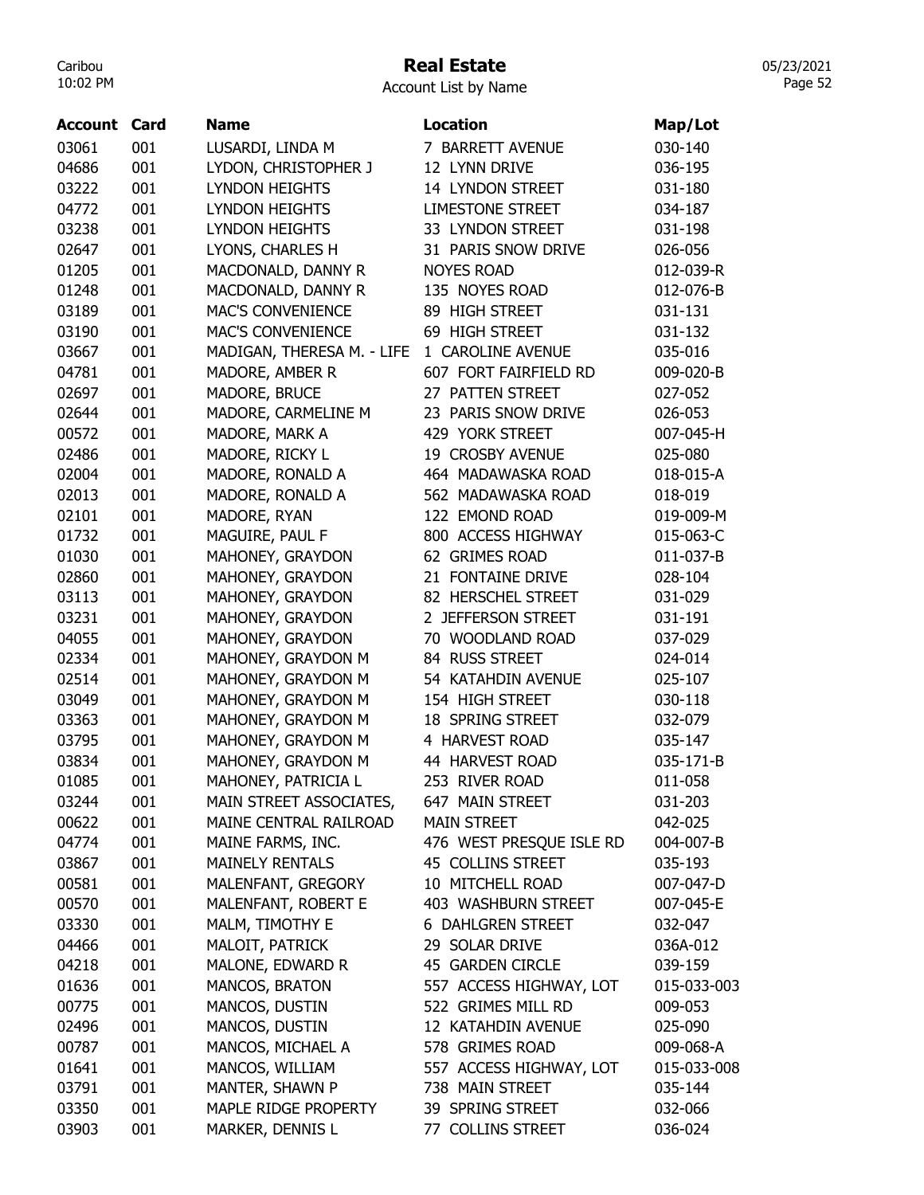# Real Estate

Account List by Name

| Account | Card | Name | Location | Map/Lot |
|---|---|---|---|---|
| 03061 | 001 | LUSARDI, LINDA M | 7 BARRETT AVENUE | 030-140 |
| 04686 | 001 | LYDON, CHRISTOPHER J | 12 LYNN DRIVE | 036-195 |
| 03222 | 001 | LYNDON HEIGHTS | 14 LYNDON STREET | 031-180 |
| 04772 | 001 | LYNDON HEIGHTS | LIMESTONE STREET | 034-187 |
| 03238 | 001 | LYNDON HEIGHTS | 33 LYNDON STREET | 031-198 |
| 02647 | 001 | LYONS, CHARLES H | 31 PARIS SNOW DRIVE | 026-056 |
| 01205 | 001 | MACDONALD, DANNY R | NOYES ROAD | 012-039-R |
| 01248 | 001 | MACDONALD, DANNY R | 135 NOYES ROAD | 012-076-B |
| 03189 | 001 | MAC'S CONVENIENCE | 89 HIGH STREET | 031-131 |
| 03190 | 001 | MAC'S CONVENIENCE | 69 HIGH STREET | 031-132 |
| 03667 | 001 | MADIGAN, THERESA M. - LIFE | 1 CAROLINE AVENUE | 035-016 |
| 04781 | 001 | MADORE, AMBER R | 607 FORT FAIRFIELD RD | 009-020-B |
| 02697 | 001 | MADORE, BRUCE | 27 PATTEN STREET | 027-052 |
| 02644 | 001 | MADORE, CARMELINE M | 23 PARIS SNOW DRIVE | 026-053 |
| 00572 | 001 | MADORE, MARK A | 429 YORK STREET | 007-045-H |
| 02486 | 001 | MADORE, RICKY L | 19 CROSBY AVENUE | 025-080 |
| 02004 | 001 | MADORE, RONALD A | 464 MADAWASKA ROAD | 018-015-A |
| 02013 | 001 | MADORE, RONALD A | 562 MADAWASKA ROAD | 018-019 |
| 02101 | 001 | MADORE, RYAN | 122 EMOND ROAD | 019-009-M |
| 01732 | 001 | MAGUIRE, PAUL F | 800 ACCESS HIGHWAY | 015-063-C |
| 01030 | 001 | MAHONEY, GRAYDON | 62 GRIMES ROAD | 011-037-B |
| 02860 | 001 | MAHONEY, GRAYDON | 21 FONTAINE DRIVE | 028-104 |
| 03113 | 001 | MAHONEY, GRAYDON | 82 HERSCHEL STREET | 031-029 |
| 03231 | 001 | MAHONEY, GRAYDON | 2 JEFFERSON STREET | 031-191 |
| 04055 | 001 | MAHONEY, GRAYDON | 70 WOODLAND ROAD | 037-029 |
| 02334 | 001 | MAHONEY, GRAYDON M | 84 RUSS STREET | 024-014 |
| 02514 | 001 | MAHONEY, GRAYDON M | 54 KATAHDIN AVENUE | 025-107 |
| 03049 | 001 | MAHONEY, GRAYDON M | 154 HIGH STREET | 030-118 |
| 03363 | 001 | MAHONEY, GRAYDON M | 18 SPRING STREET | 032-079 |
| 03795 | 001 | MAHONEY, GRAYDON M | 4 HARVEST ROAD | 035-147 |
| 03834 | 001 | MAHONEY, GRAYDON M | 44 HARVEST ROAD | 035-171-B |
| 01085 | 001 | MAHONEY, PATRICIA L | 253 RIVER ROAD | 011-058 |
| 03244 | 001 | MAIN STREET ASSOCIATES, | 647 MAIN STREET | 031-203 |
| 00622 | 001 | MAINE CENTRAL RAILROAD | MAIN STREET | 042-025 |
| 04774 | 001 | MAINE FARMS, INC. | 476 WEST PRESQUE ISLE RD | 004-007-B |
| 03867 | 001 | MAINELY RENTALS | 45 COLLINS STREET | 035-193 |
| 00581 | 001 | MALENFANT, GREGORY | 10 MITCHELL ROAD | 007-047-D |
| 00570 | 001 | MALENFANT, ROBERT E | 403 WASHBURN STREET | 007-045-E |
| 03330 | 001 | MALM, TIMOTHY E | 6 DAHLGREN STREET | 032-047 |
| 04466 | 001 | MALOIT, PATRICK | 29 SOLAR DRIVE | 036A-012 |
| 04218 | 001 | MALONE, EDWARD R | 45 GARDEN CIRCLE | 039-159 |
| 01636 | 001 | MANCOS, BRATON | 557 ACCESS HIGHWAY, LOT | 015-033-003 |
| 00775 | 001 | MANCOS, DUSTIN | 522 GRIMES MILL RD | 009-053 |
| 02496 | 001 | MANCOS, DUSTIN | 12 KATAHDIN AVENUE | 025-090 |
| 00787 | 001 | MANCOS, MICHAEL A | 578 GRIMES ROAD | 009-068-A |
| 01641 | 001 | MANCOS, WILLIAM | 557 ACCESS HIGHWAY, LOT | 015-033-008 |
| 03791 | 001 | MANTER, SHAWN P | 738 MAIN STREET | 035-144 |
| 03350 | 001 | MAPLE RIDGE PROPERTY | 39 SPRING STREET | 032-066 |
| 03903 | 001 | MARKER, DENNIS L | 77 COLLINS STREET | 036-024 |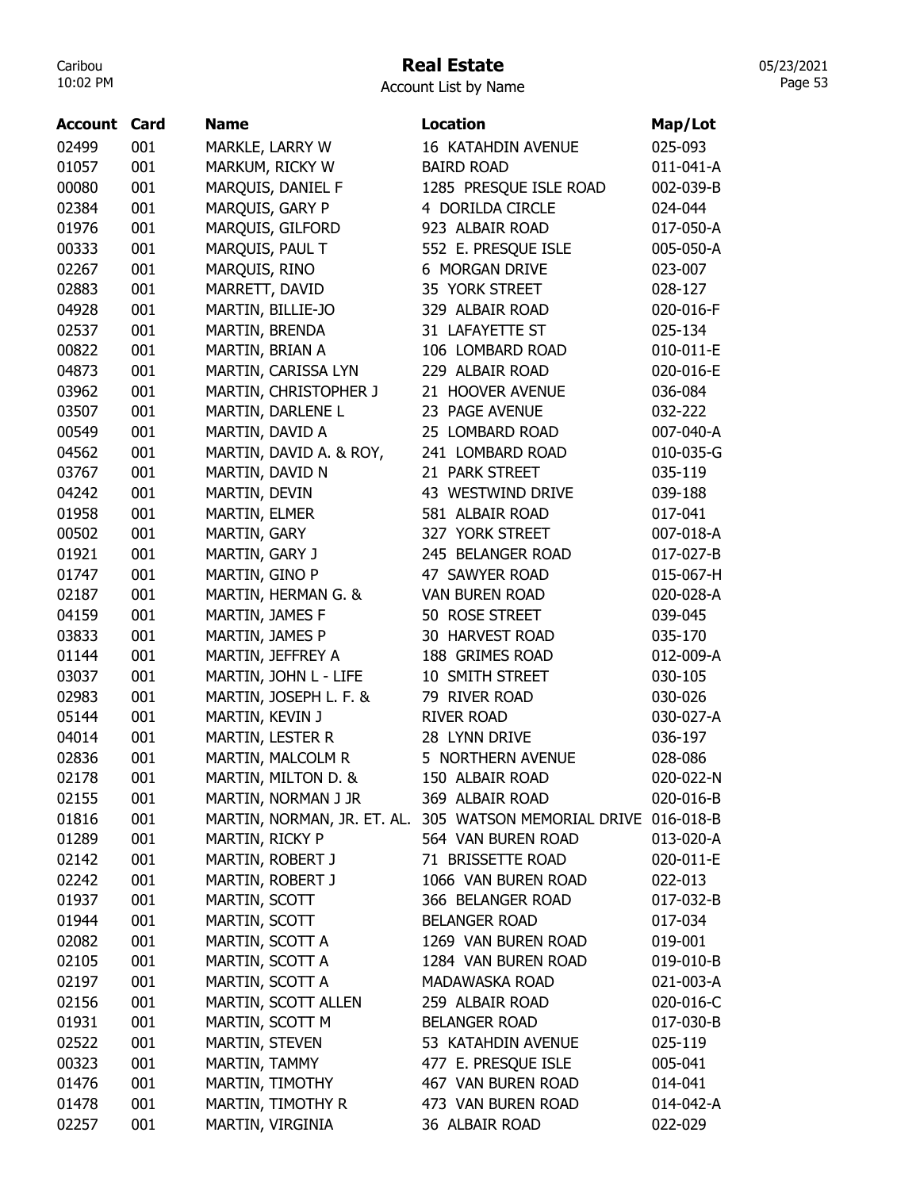# Real Estate

Account List by Name

| Account | Card | Name | Location | Map/Lot |
|---|---|---|---|---|
| 02499 | 001 | MARKLE, LARRY W | 16 KATAHDIN AVENUE | 025-093 |
| 01057 | 001 | MARKUM, RICKY W | BAIRD ROAD | 011-041-A |
| 00080 | 001 | MARQUIS, DANIEL F | 1285 PRESQUE ISLE ROAD | 002-039-B |
| 02384 | 001 | MARQUIS, GARY P | 4 DORILDA CIRCLE | 024-044 |
| 01976 | 001 | MARQUIS, GILFORD | 923 ALBAIR ROAD | 017-050-A |
| 00333 | 001 | MARQUIS, PAUL T | 552 E. PRESQUE ISLE | 005-050-A |
| 02267 | 001 | MARQUIS, RINO | 6 MORGAN DRIVE | 023-007 |
| 02883 | 001 | MARRETT, DAVID | 35 YORK STREET | 028-127 |
| 04928 | 001 | MARTIN, BILLIE-JO | 329 ALBAIR ROAD | 020-016-F |
| 02537 | 001 | MARTIN, BRENDA | 31 LAFAYETTE ST | 025-134 |
| 00822 | 001 | MARTIN, BRIAN A | 106 LOMBARD ROAD | 010-011-E |
| 04873 | 001 | MARTIN, CARISSA LYN | 229 ALBAIR ROAD | 020-016-E |
| 03962 | 001 | MARTIN, CHRISTOPHER J | 21 HOOVER AVENUE | 036-084 |
| 03507 | 001 | MARTIN, DARLENE L | 23 PAGE AVENUE | 032-222 |
| 00549 | 001 | MARTIN, DAVID A | 25 LOMBARD ROAD | 007-040-A |
| 04562 | 001 | MARTIN, DAVID A. & ROY, | 241 LOMBARD ROAD | 010-035-G |
| 03767 | 001 | MARTIN, DAVID N | 21 PARK STREET | 035-119 |
| 04242 | 001 | MARTIN, DEVIN | 43 WESTWIND DRIVE | 039-188 |
| 01958 | 001 | MARTIN, ELMER | 581 ALBAIR ROAD | 017-041 |
| 00502 | 001 | MARTIN, GARY | 327 YORK STREET | 007-018-A |
| 01921 | 001 | MARTIN, GARY J | 245 BELANGER ROAD | 017-027-B |
| 01747 | 001 | MARTIN, GINO P | 47 SAWYER ROAD | 015-067-H |
| 02187 | 001 | MARTIN, HERMAN G. & | VAN BUREN ROAD | 020-028-A |
| 04159 | 001 | MARTIN, JAMES F | 50 ROSE STREET | 039-045 |
| 03833 | 001 | MARTIN, JAMES P | 30 HARVEST ROAD | 035-170 |
| 01144 | 001 | MARTIN, JEFFREY A | 188 GRIMES ROAD | 012-009-A |
| 03037 | 001 | MARTIN, JOHN L - LIFE | 10 SMITH STREET | 030-105 |
| 02983 | 001 | MARTIN, JOSEPH L. F. & | 79 RIVER ROAD | 030-026 |
| 05144 | 001 | MARTIN, KEVIN J | RIVER ROAD | 030-027-A |
| 04014 | 001 | MARTIN, LESTER R | 28 LYNN DRIVE | 036-197 |
| 02836 | 001 | MARTIN, MALCOLM R | 5 NORTHERN AVENUE | 028-086 |
| 02178 | 001 | MARTIN, MILTON D. & | 150 ALBAIR ROAD | 020-022-N |
| 02155 | 001 | MARTIN, NORMAN J JR | 369 ALBAIR ROAD | 020-016-B |
| 01816 | 001 | MARTIN, NORMAN, JR. ET. AL. | 305 WATSON MEMORIAL DRIVE | 016-018-B |
| 01289 | 001 | MARTIN, RICKY P | 564 VAN BUREN ROAD | 013-020-A |
| 02142 | 001 | MARTIN, ROBERT J | 71 BRISSETTE ROAD | 020-011-E |
| 02242 | 001 | MARTIN, ROBERT J | 1066 VAN BUREN ROAD | 022-013 |
| 01937 | 001 | MARTIN, SCOTT | 366 BELANGER ROAD | 017-032-B |
| 01944 | 001 | MARTIN, SCOTT | BELANGER ROAD | 017-034 |
| 02082 | 001 | MARTIN, SCOTT A | 1269 VAN BUREN ROAD | 019-001 |
| 02105 | 001 | MARTIN, SCOTT A | 1284 VAN BUREN ROAD | 019-010-B |
| 02197 | 001 | MARTIN, SCOTT A | MADAWASKA ROAD | 021-003-A |
| 02156 | 001 | MARTIN, SCOTT ALLEN | 259 ALBAIR ROAD | 020-016-C |
| 01931 | 001 | MARTIN, SCOTT M | BELANGER ROAD | 017-030-B |
| 02522 | 001 | MARTIN, STEVEN | 53 KATAHDIN AVENUE | 025-119 |
| 00323 | 001 | MARTIN, TAMMY | 477 E. PRESQUE ISLE | 005-041 |
| 01476 | 001 | MARTIN, TIMOTHY | 467 VAN BUREN ROAD | 014-041 |
| 01478 | 001 | MARTIN, TIMOTHY R | 473 VAN BUREN ROAD | 014-042-A |
| 02257 | 001 | MARTIN, VIRGINIA | 36 ALBAIR ROAD | 022-029 |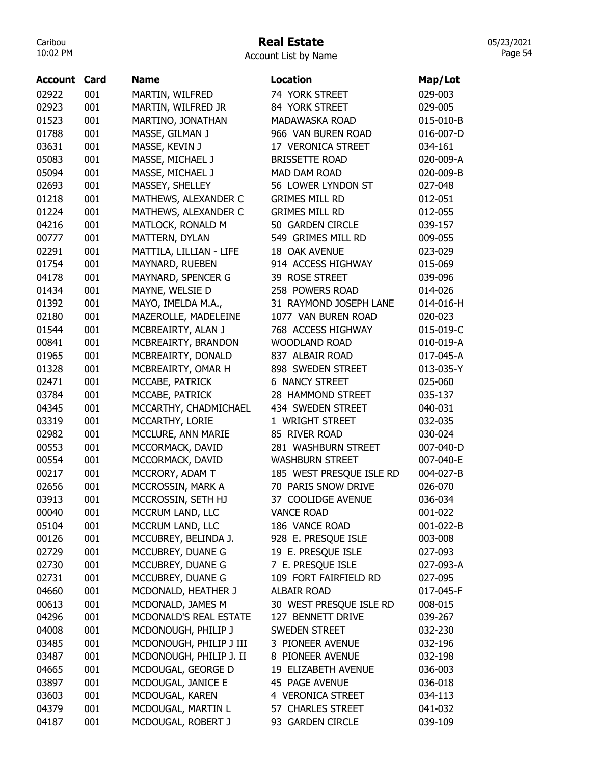# Real Estate

Account List by Name

| Account | Card | Name | Location | Map/Lot |
|---|---|---|---|---|
| 02922 | 001 | MARTIN, WILFRED | 74 YORK STREET | 029-003 |
| 02923 | 001 | MARTIN, WILFRED JR | 84 YORK STREET | 029-005 |
| 01523 | 001 | MARTINO, JONATHAN | MADAWASKA ROAD | 015-010-B |
| 01788 | 001 | MASSE, GILMAN J | 966 VAN BUREN ROAD | 016-007-D |
| 03631 | 001 | MASSE, KEVIN J | 17 VERONICA STREET | 034-161 |
| 05083 | 001 | MASSE, MICHAEL J | BRISSETTE ROAD | 020-009-A |
| 05094 | 001 | MASSE, MICHAEL J | MAD DAM ROAD | 020-009-B |
| 02693 | 001 | MASSEY, SHELLEY | 56 LOWER LYNDON ST | 027-048 |
| 01218 | 001 | MATHEWS, ALEXANDER C | GRIMES MILL RD | 012-051 |
| 01224 | 001 | MATHEWS, ALEXANDER C | GRIMES MILL RD | 012-055 |
| 04216 | 001 | MATLOCK, RONALD M | 50 GARDEN CIRCLE | 039-157 |
| 00777 | 001 | MATTERN, DYLAN | 549 GRIMES MILL RD | 009-055 |
| 02291 | 001 | MATTILA, LILLIAN - LIFE | 18 OAK AVENUE | 023-029 |
| 01754 | 001 | MAYNARD, RUEBEN | 914 ACCESS HIGHWAY | 015-069 |
| 04178 | 001 | MAYNARD, SPENCER G | 39 ROSE STREET | 039-096 |
| 01434 | 001 | MAYNE, WELSIE D | 258 POWERS ROAD | 014-026 |
| 01392 | 001 | MAYO, IMELDA M.A., | 31 RAYMOND JOSEPH LANE | 014-016-H |
| 02180 | 001 | MAZEROLLE, MADELEINE | 1077 VAN BUREN ROAD | 020-023 |
| 01544 | 001 | MCBREAIRTY, ALAN J | 768 ACCESS HIGHWAY | 015-019-C |
| 00841 | 001 | MCBREAIRTY, BRANDON | WOODLAND ROAD | 010-019-A |
| 01965 | 001 | MCBREAIRTY, DONALD | 837 ALBAIR ROAD | 017-045-A |
| 01328 | 001 | MCBREAIRTY, OMAR H | 898 SWEDEN STREET | 013-035-Y |
| 02471 | 001 | MCCABE, PATRICK | 6 NANCY STREET | 025-060 |
| 03784 | 001 | MCCABE, PATRICK | 28 HAMMOND STREET | 035-137 |
| 04345 | 001 | MCCARTHY, CHADMICHAEL | 434 SWEDEN STREET | 040-031 |
| 03319 | 001 | MCCARTHY, LORIE | 1 WRIGHT STREET | 032-035 |
| 02982 | 001 | MCCLURE, ANN MARIE | 85 RIVER ROAD | 030-024 |
| 00553 | 001 | MCCORMACK, DAVID | 281 WASHBURN STREET | 007-040-D |
| 00554 | 001 | MCCORMACK, DAVID | WASHBURN STREET | 007-040-E |
| 00217 | 001 | MCCRORY, ADAM T | 185 WEST PRESQUE ISLE RD | 004-027-B |
| 02656 | 001 | MCCROSSIN, MARK A | 70 PARIS SNOW DRIVE | 026-070 |
| 03913 | 001 | MCCROSSIN, SETH HJ | 37 COOLIDGE AVENUE | 036-034 |
| 00040 | 001 | MCCRUM LAND, LLC | VANCE ROAD | 001-022 |
| 05104 | 001 | MCCRUM LAND, LLC | 186 VANCE ROAD | 001-022-B |
| 00126 | 001 | MCCUBREY, BELINDA J. | 928 E. PRESQUE ISLE | 003-008 |
| 02729 | 001 | MCCUBREY, DUANE G | 19 E. PRESQUE ISLE | 027-093 |
| 02730 | 001 | MCCUBREY, DUANE G | 7 E. PRESQUE ISLE | 027-093-A |
| 02731 | 001 | MCCUBREY, DUANE G | 109 FORT FAIRFIELD RD | 027-095 |
| 04660 | 001 | MCDONALD, HEATHER J | ALBAIR ROAD | 017-045-F |
| 00613 | 001 | MCDONALD, JAMES M | 30 WEST PRESQUE ISLE RD | 008-015 |
| 04296 | 001 | MCDONALD'S REAL ESTATE | 127 BENNETT DRIVE | 039-267 |
| 04008 | 001 | MCDONOUGH, PHILIP J | SWEDEN STREET | 032-230 |
| 03485 | 001 | MCDONOUGH, PHILIP J III | 3 PIONEER AVENUE | 032-196 |
| 03487 | 001 | MCDONOUGH, PHILIP J. II | 8 PIONEER AVENUE | 032-198 |
| 04665 | 001 | MCDOUGAL, GEORGE D | 19 ELIZABETH AVENUE | 036-003 |
| 03897 | 001 | MCDOUGAL, JANICE E | 45 PAGE AVENUE | 036-018 |
| 03603 | 001 | MCDOUGAL, KAREN | 4 VERONICA STREET | 034-113 |
| 04379 | 001 | MCDOUGAL, MARTIN L | 57 CHARLES STREET | 041-032 |
| 04187 | 001 | MCDOUGAL, ROBERT J | 93 GARDEN CIRCLE | 039-109 |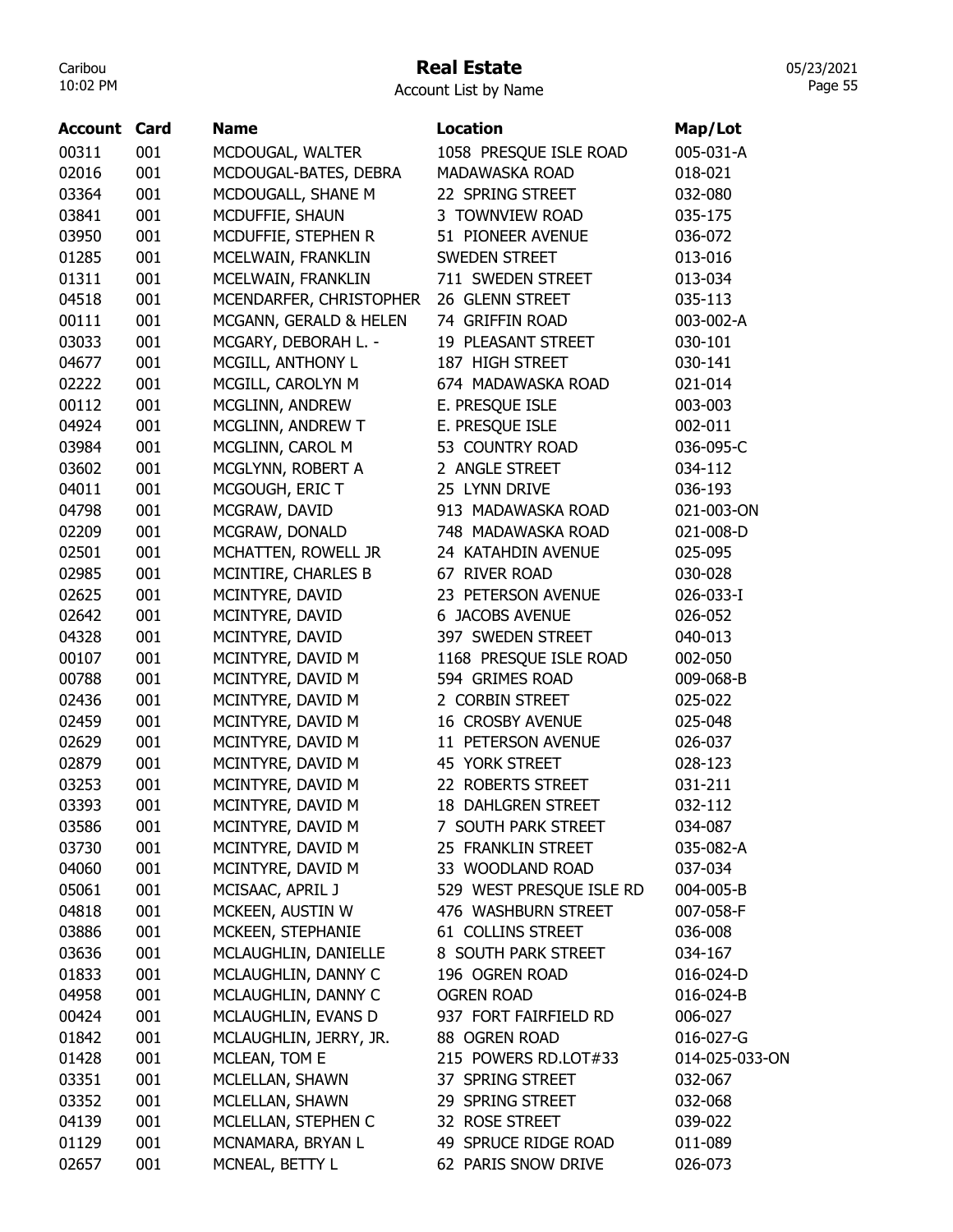# Real Estate

Account List by Name

| Account | Card | Name | Location | Map/Lot |
|---|---|---|---|---|
| 00311 | 001 | MCDOUGAL, WALTER | 1058 PRESQUE ISLE ROAD | 005-031-A |
| 02016 | 001 | MCDOUGAL-BATES, DEBRA | MADAWASKA ROAD | 018-021 |
| 03364 | 001 | MCDOUGALL, SHANE M | 22 SPRING STREET | 032-080 |
| 03841 | 001 | MCDUFFIE, SHAUN | 3 TOWNVIEW ROAD | 035-175 |
| 03950 | 001 | MCDUFFIE, STEPHEN R | 51 PIONEER AVENUE | 036-072 |
| 01285 | 001 | MCELWAIN, FRANKLIN | SWEDEN STREET | 013-016 |
| 01311 | 001 | MCELWAIN, FRANKLIN | 711 SWEDEN STREET | 013-034 |
| 04518 | 001 | MCENDARFER, CHRISTOPHER | 26 GLENN STREET | 035-113 |
| 00111 | 001 | MCGANN, GERALD & HELEN | 74 GRIFFIN ROAD | 003-002-A |
| 03033 | 001 | MCGARY, DEBORAH L. - | 19 PLEASANT STREET | 030-101 |
| 04677 | 001 | MCGILL, ANTHONY L | 187 HIGH STREET | 030-141 |
| 02222 | 001 | MCGILL, CAROLYN M | 674 MADAWASKA ROAD | 021-014 |
| 00112 | 001 | MCGLINN, ANDREW | E. PRESQUE ISLE | 003-003 |
| 04924 | 001 | MCGLINN, ANDREW T | E. PRESQUE ISLE | 002-011 |
| 03984 | 001 | MCGLINN, CAROL M | 53 COUNTRY ROAD | 036-095-C |
| 03602 | 001 | MCGLYNN, ROBERT A | 2 ANGLE STREET | 034-112 |
| 04011 | 001 | MCGOUGH, ERIC T | 25 LYNN DRIVE | 036-193 |
| 04798 | 001 | MCGRAW, DAVID | 913 MADAWASKA ROAD | 021-003-ON |
| 02209 | 001 | MCGRAW, DONALD | 748 MADAWASKA ROAD | 021-008-D |
| 02501 | 001 | MCHATTEN, ROWELL JR | 24 KATAHDIN AVENUE | 025-095 |
| 02985 | 001 | MCINTIRE, CHARLES B | 67 RIVER ROAD | 030-028 |
| 02625 | 001 | MCINTYRE, DAVID | 23 PETERSON AVENUE | 026-033-I |
| 02642 | 001 | MCINTYRE, DAVID | 6 JACOBS AVENUE | 026-052 |
| 04328 | 001 | MCINTYRE, DAVID | 397 SWEDEN STREET | 040-013 |
| 00107 | 001 | MCINTYRE, DAVID M | 1168 PRESQUE ISLE ROAD | 002-050 |
| 00788 | 001 | MCINTYRE, DAVID M | 594 GRIMES ROAD | 009-068-B |
| 02436 | 001 | MCINTYRE, DAVID M | 2 CORBIN STREET | 025-022 |
| 02459 | 001 | MCINTYRE, DAVID M | 16 CROSBY AVENUE | 025-048 |
| 02629 | 001 | MCINTYRE, DAVID M | 11 PETERSON AVENUE | 026-037 |
| 02879 | 001 | MCINTYRE, DAVID M | 45 YORK STREET | 028-123 |
| 03253 | 001 | MCINTYRE, DAVID M | 22 ROBERTS STREET | 031-211 |
| 03393 | 001 | MCINTYRE, DAVID M | 18 DAHLGREN STREET | 032-112 |
| 03586 | 001 | MCINTYRE, DAVID M | 7 SOUTH PARK STREET | 034-087 |
| 03730 | 001 | MCINTYRE, DAVID M | 25 FRANKLIN STREET | 035-082-A |
| 04060 | 001 | MCINTYRE, DAVID M | 33 WOODLAND ROAD | 037-034 |
| 05061 | 001 | MCISAAC, APRIL J | 529 WEST PRESQUE ISLE RD | 004-005-B |
| 04818 | 001 | MCKEEN, AUSTIN W | 476 WASHBURN STREET | 007-058-F |
| 03886 | 001 | MCKEEN, STEPHANIE | 61 COLLINS STREET | 036-008 |
| 03636 | 001 | MCLAUGHLIN, DANIELLE | 8 SOUTH PARK STREET | 034-167 |
| 01833 | 001 | MCLAUGHLIN, DANNY C | 196 OGREN ROAD | 016-024-D |
| 04958 | 001 | MCLAUGHLIN, DANNY C | OGREN ROAD | 016-024-B |
| 00424 | 001 | MCLAUGHLIN, EVANS D | 937 FORT FAIRFIELD RD | 006-027 |
| 01842 | 001 | MCLAUGHLIN, JERRY, JR. | 88 OGREN ROAD | 016-027-G |
| 01428 | 001 | MCLEAN, TOM E | 215 POWERS RD.LOT#33 | 014-025-033-ON |
| 03351 | 001 | MCLELLAN, SHAWN | 37 SPRING STREET | 032-067 |
| 03352 | 001 | MCLELLAN, SHAWN | 29 SPRING STREET | 032-068 |
| 04139 | 001 | MCLELLAN, STEPHEN C | 32 ROSE STREET | 039-022 |
| 01129 | 001 | MCNAMARA, BRYAN L | 49 SPRUCE RIDGE ROAD | 011-089 |
| 02657 | 001 | MCNEAL, BETTY L | 62 PARIS SNOW DRIVE | 026-073 |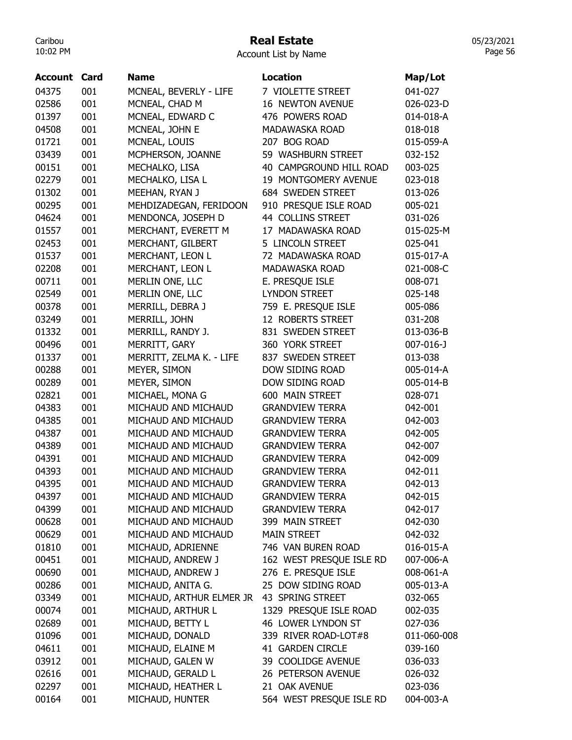# Real Estate

Account List by Name

| Account | Card | Name | Location | Map/Lot |
|---|---|---|---|---|
| 04375 | 001 | MCNEAL, BEVERLY - LIFE | 7 VIOLETTE STREET | 041-027 |
| 02586 | 001 | MCNEAL, CHAD M | 16 NEWTON AVENUE | 026-023-D |
| 01397 | 001 | MCNEAL, EDWARD C | 476 POWERS ROAD | 014-018-A |
| 04508 | 001 | MCNEAL, JOHN E | MADAWASKA ROAD | 018-018 |
| 01721 | 001 | MCNEAL, LOUIS | 207 BOG ROAD | 015-059-A |
| 03439 | 001 | MCPHERSON, JOANNE | 59 WASHBURN STREET | 032-152 |
| 00151 | 001 | MECHALKO, LISA | 40 CAMPGROUND HILL ROAD | 003-025 |
| 02279 | 001 | MECHALKO, LISA L | 19 MONTGOMERY AVENUE | 023-018 |
| 01302 | 001 | MEEHAN, RYAN J | 684 SWEDEN STREET | 013-026 |
| 00295 | 001 | MEHDIZADEGAN, FERIDOON | 910 PRESQUE ISLE ROAD | 005-021 |
| 04624 | 001 | MENDONCA, JOSEPH D | 44 COLLINS STREET | 031-026 |
| 01557 | 001 | MERCHANT, EVERETT M | 17 MADAWASKA ROAD | 015-025-M |
| 02453 | 001 | MERCHANT, GILBERT | 5 LINCOLN STREET | 025-041 |
| 01537 | 001 | MERCHANT, LEON L | 72 MADAWASKA ROAD | 015-017-A |
| 02208 | 001 | MERCHANT, LEON L | MADAWASKA ROAD | 021-008-C |
| 00711 | 001 | MERLIN ONE, LLC | E. PRESQUE ISLE | 008-071 |
| 02549 | 001 | MERLIN ONE, LLC | LYNDON STREET | 025-148 |
| 00378 | 001 | MERRILL, DEBRA J | 759 E. PRESQUE ISLE | 005-086 |
| 03249 | 001 | MERRILL, JOHN | 12 ROBERTS STREET | 031-208 |
| 01332 | 001 | MERRILL, RANDY J. | 831 SWEDEN STREET | 013-036-B |
| 00496 | 001 | MERRITT, GARY | 360 YORK STREET | 007-016-J |
| 01337 | 001 | MERRITT, ZELMA K. - LIFE | 837 SWEDEN STREET | 013-038 |
| 00288 | 001 | MEYER, SIMON | DOW SIDING ROAD | 005-014-A |
| 00289 | 001 | MEYER, SIMON | DOW SIDING ROAD | 005-014-B |
| 02821 | 001 | MICHAEL, MONA G | 600 MAIN STREET | 028-071 |
| 04383 | 001 | MICHAUD AND MICHAUD | GRANDVIEW TERRA | 042-001 |
| 04385 | 001 | MICHAUD AND MICHAUD | GRANDVIEW TERRA | 042-003 |
| 04387 | 001 | MICHAUD AND MICHAUD | GRANDVIEW TERRA | 042-005 |
| 04389 | 001 | MICHAUD AND MICHAUD | GRANDVIEW TERRA | 042-007 |
| 04391 | 001 | MICHAUD AND MICHAUD | GRANDVIEW TERRA | 042-009 |
| 04393 | 001 | MICHAUD AND MICHAUD | GRANDVIEW TERRA | 042-011 |
| 04395 | 001 | MICHAUD AND MICHAUD | GRANDVIEW TERRA | 042-013 |
| 04397 | 001 | MICHAUD AND MICHAUD | GRANDVIEW TERRA | 042-015 |
| 04399 | 001 | MICHAUD AND MICHAUD | GRANDVIEW TERRA | 042-017 |
| 00628 | 001 | MICHAUD AND MICHAUD | 399 MAIN STREET | 042-030 |
| 00629 | 001 | MICHAUD AND MICHAUD | MAIN STREET | 042-032 |
| 01810 | 001 | MICHAUD, ADRIENNE | 746 VAN BUREN ROAD | 016-015-A |
| 00451 | 001 | MICHAUD, ANDREW J | 162 WEST PRESQUE ISLE RD | 007-006-A |
| 00690 | 001 | MICHAUD, ANDREW J | 276 E. PRESQUE ISLE | 008-061-A |
| 00286 | 001 | MICHAUD, ANITA G. | 25 DOW SIDING ROAD | 005-013-A |
| 03349 | 001 | MICHAUD, ARTHUR ELMER JR | 43 SPRING STREET | 032-065 |
| 00074 | 001 | MICHAUD, ARTHUR L | 1329 PRESQUE ISLE ROAD | 002-035 |
| 02689 | 001 | MICHAUD, BETTY L | 46 LOWER LYNDON ST | 027-036 |
| 01096 | 001 | MICHAUD, DONALD | 339 RIVER ROAD-LOT#8 | 011-060-008 |
| 04611 | 001 | MICHAUD, ELAINE M | 41 GARDEN CIRCLE | 039-160 |
| 03912 | 001 | MICHAUD, GALEN W | 39 COOLIDGE AVENUE | 036-033 |
| 02616 | 001 | MICHAUD, GERALD L | 26 PETERSON AVENUE | 026-032 |
| 02297 | 001 | MICHAUD, HEATHER L | 21 OAK AVENUE | 023-036 |
| 00164 | 001 | MICHAUD, HUNTER | 564 WEST PRESQUE ISLE RD | 004-003-A |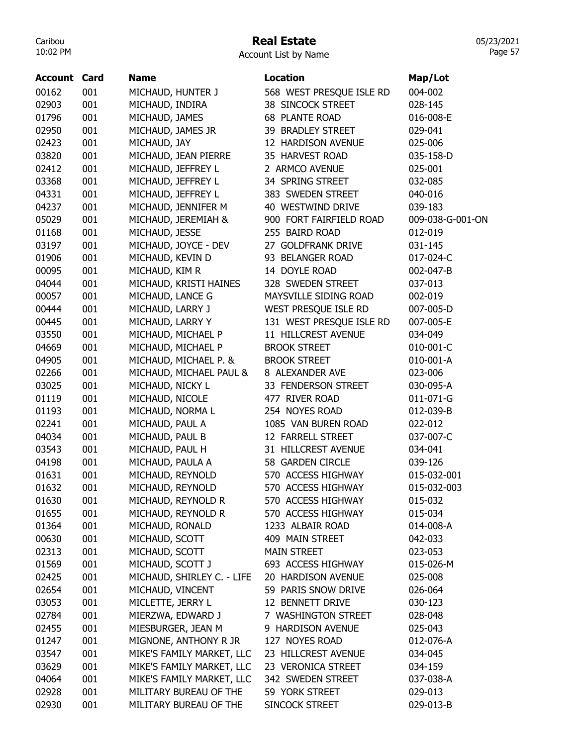# Real Estate

Account List by Name

| Account | Card | Name | Location | Map/Lot |
|---|---|---|---|---|
| 00162 | 001 | MICHAUD, HUNTER J | 568 WEST PRESQUE ISLE RD | 004-002 |
| 02903 | 001 | MICHAUD, INDIRA | 38 SINCOCK STREET | 028-145 |
| 01796 | 001 | MICHAUD, JAMES | 68 PLANTE ROAD | 016-008-E |
| 02950 | 001 | MICHAUD, JAMES JR | 39 BRADLEY STREET | 029-041 |
| 02423 | 001 | MICHAUD, JAY | 12 HARDISON AVENUE | 025-006 |
| 03820 | 001 | MICHAUD, JEAN PIERRE | 35 HARVEST ROAD | 035-158-D |
| 02412 | 001 | MICHAUD, JEFFREY L | 2 ARMCO AVENUE | 025-001 |
| 03368 | 001 | MICHAUD, JEFFREY L | 34 SPRING STREET | 032-085 |
| 04331 | 001 | MICHAUD, JEFFREY L | 383 SWEDEN STREET | 040-016 |
| 04237 | 001 | MICHAUD, JENNIFER M | 40 WESTWIND DRIVE | 039-183 |
| 05029 | 001 | MICHAUD, JEREMIAH & | 900 FORT FAIRFIELD ROAD | 009-038-G-001-ON |
| 01168 | 001 | MICHAUD, JESSE | 255 BAIRD ROAD | 012-019 |
| 03197 | 001 | MICHAUD, JOYCE - DEV | 27 GOLDFRANK DRIVE | 031-145 |
| 01906 | 001 | MICHAUD, KEVIN D | 93 BELANGER ROAD | 017-024-C |
| 00095 | 001 | MICHAUD, KIM R | 14 DOYLE ROAD | 002-047-B |
| 04044 | 001 | MICHAUD, KRISTI HAINES | 328 SWEDEN STREET | 037-013 |
| 00057 | 001 | MICHAUD, LANCE G | MAYSVILLE SIDING ROAD | 002-019 |
| 00444 | 001 | MICHAUD, LARRY J | WEST PRESQUE ISLE RD | 007-005-D |
| 00445 | 001 | MICHAUD, LARRY Y | 131 WEST PRESQUE ISLE RD | 007-005-E |
| 03550 | 001 | MICHAUD, MICHAEL P | 11 HILLCREST AVENUE | 034-049 |
| 04669 | 001 | MICHAUD, MICHAEL P | BROOK STREET | 010-001-C |
| 04905 | 001 | MICHAUD, MICHAEL P. & | BROOK STREET | 010-001-A |
| 02266 | 001 | MICHAUD, MICHAEL PAUL & | 8 ALEXANDER AVE | 023-006 |
| 03025 | 001 | MICHAUD, NICKY L | 33 FENDERSON STREET | 030-095-A |
| 01119 | 001 | MICHAUD, NICOLE | 477 RIVER ROAD | 011-071-G |
| 01193 | 001 | MICHAUD, NORMA L | 254 NOYES ROAD | 012-039-B |
| 02241 | 001 | MICHAUD, PAUL A | 1085 VAN BUREN ROAD | 022-012 |
| 04034 | 001 | MICHAUD, PAUL B | 12 FARRELL STREET | 037-007-C |
| 03543 | 001 | MICHAUD, PAUL H | 31 HILLCREST AVENUE | 034-041 |
| 04198 | 001 | MICHAUD, PAULA A | 58 GARDEN CIRCLE | 039-126 |
| 01631 | 001 | MICHAUD, REYNOLD | 570 ACCESS HIGHWAY | 015-032-001 |
| 01632 | 001 | MICHAUD, REYNOLD | 570 ACCESS HIGHWAY | 015-032-003 |
| 01630 | 001 | MICHAUD, REYNOLD R | 570 ACCESS HIGHWAY | 015-032 |
| 01655 | 001 | MICHAUD, REYNOLD R | 570 ACCESS HIGHWAY | 015-034 |
| 01364 | 001 | MICHAUD, RONALD | 1233 ALBAIR ROAD | 014-008-A |
| 00630 | 001 | MICHAUD, SCOTT | 409 MAIN STREET | 042-033 |
| 02313 | 001 | MICHAUD, SCOTT | MAIN STREET | 023-053 |
| 01569 | 001 | MICHAUD, SCOTT J | 693 ACCESS HIGHWAY | 015-026-M |
| 02425 | 001 | MICHAUD, SHIRLEY C. - LIFE | 20 HARDISON AVENUE | 025-008 |
| 02654 | 001 | MICHAUD, VINCENT | 59 PARIS SNOW DRIVE | 026-064 |
| 03053 | 001 | MICLETTE, JERRY L | 12 BENNETT DRIVE | 030-123 |
| 02784 | 001 | MIERZWA, EDWARD J | 7 WASHINGTON STREET | 028-048 |
| 02455 | 001 | MIESBURGER, JEAN M | 9 HARDISON AVENUE | 025-043 |
| 01247 | 001 | MIGNONE, ANTHONY R JR | 127 NOYES ROAD | 012-076-A |
| 03547 | 001 | MIKE'S FAMILY MARKET, LLC | 23 HILLCREST AVENUE | 034-045 |
| 03629 | 001 | MIKE'S FAMILY MARKET, LLC | 23 VERONICA STREET | 034-159 |
| 04064 | 001 | MIKE'S FAMILY MARKET, LLC | 342 SWEDEN STREET | 037-038-A |
| 02928 | 001 | MILITARY BUREAU OF THE | 59 YORK STREET | 029-013 |
| 02930 | 001 | MILITARY BUREAU OF THE | SINCOCK STREET | 029-013-B |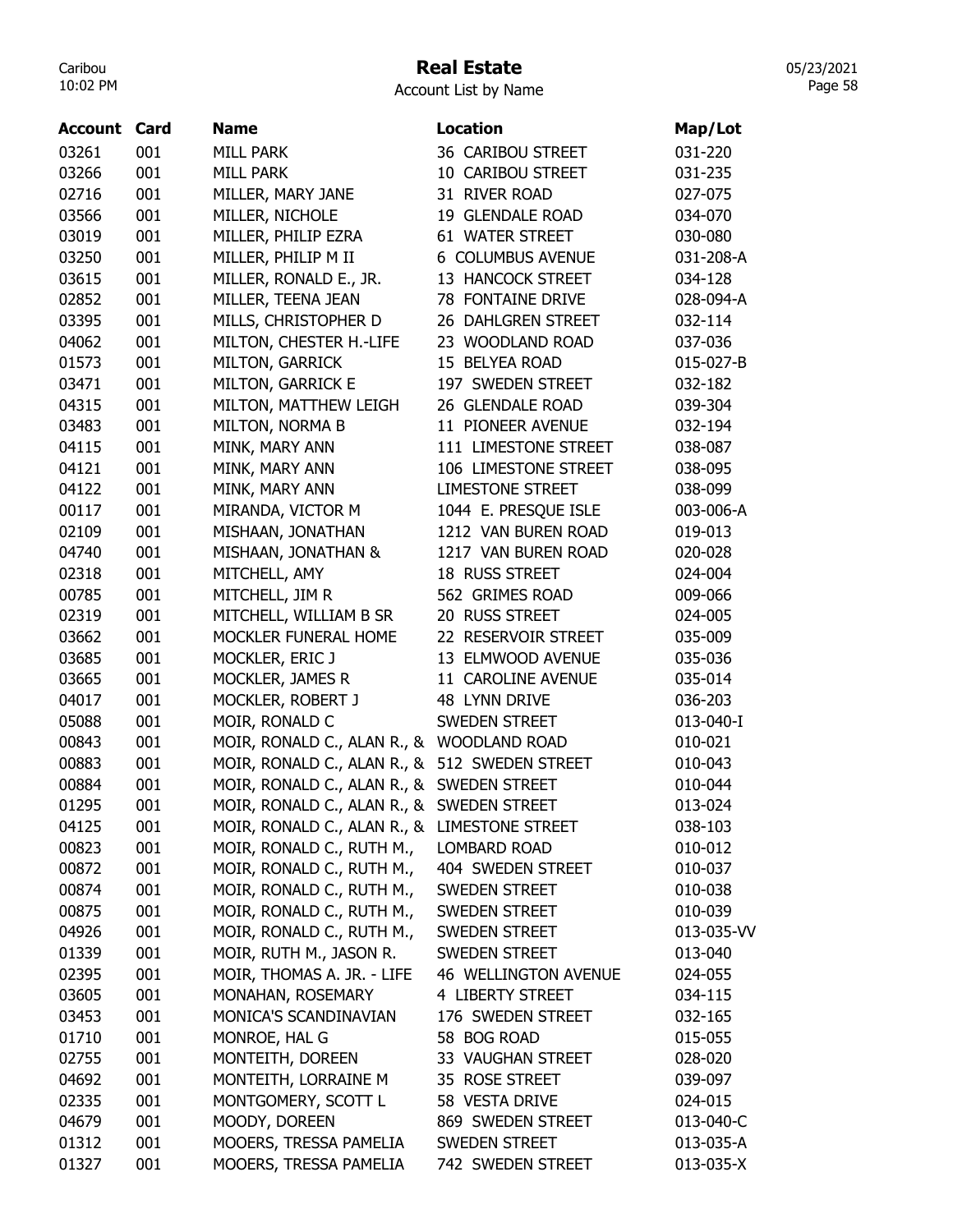# Real Estate

Account List by Name

| Account | Card | Name | Location | Map/Lot |
|---|---|---|---|---|
| 03261 | 001 | MILL PARK | 36 CARIBOU STREET | 031-220 |
| 03266 | 001 | MILL PARK | 10 CARIBOU STREET | 031-235 |
| 02716 | 001 | MILLER, MARY JANE | 31 RIVER ROAD | 027-075 |
| 03566 | 001 | MILLER, NICHOLE | 19 GLENDALE ROAD | 034-070 |
| 03019 | 001 | MILLER, PHILIP EZRA | 61 WATER STREET | 030-080 |
| 03250 | 001 | MILLER, PHILIP M II | 6 COLUMBUS AVENUE | 031-208-A |
| 03615 | 001 | MILLER, RONALD E., JR. | 13 HANCOCK STREET | 034-128 |
| 02852 | 001 | MILLER, TEENA JEAN | 78 FONTAINE DRIVE | 028-094-A |
| 03395 | 001 | MILLS, CHRISTOPHER D | 26 DAHLGREN STREET | 032-114 |
| 04062 | 001 | MILTON, CHESTER H.-LIFE | 23 WOODLAND ROAD | 037-036 |
| 01573 | 001 | MILTON, GARRICK | 15 BELYEA ROAD | 015-027-B |
| 03471 | 001 | MILTON, GARRICK E | 197 SWEDEN STREET | 032-182 |
| 04315 | 001 | MILTON, MATTHEW LEIGH | 26 GLENDALE ROAD | 039-304 |
| 03483 | 001 | MILTON, NORMA B | 11 PIONEER AVENUE | 032-194 |
| 04115 | 001 | MINK, MARY ANN | 111 LIMESTONE STREET | 038-087 |
| 04121 | 001 | MINK, MARY ANN | 106 LIMESTONE STREET | 038-095 |
| 04122 | 001 | MINK, MARY ANN | LIMESTONE STREET | 038-099 |
| 00117 | 001 | MIRANDA, VICTOR M | 1044 E. PRESQUE ISLE | 003-006-A |
| 02109 | 001 | MISHAAN, JONATHAN | 1212 VAN BUREN ROAD | 019-013 |
| 04740 | 001 | MISHAAN, JONATHAN & | 1217 VAN BUREN ROAD | 020-028 |
| 02318 | 001 | MITCHELL, AMY | 18 RUSS STREET | 024-004 |
| 00785 | 001 | MITCHELL, JIM R | 562 GRIMES ROAD | 009-066 |
| 02319 | 001 | MITCHELL, WILLIAM B SR | 20 RUSS STREET | 024-005 |
| 03662 | 001 | MOCKLER FUNERAL HOME | 22 RESERVOIR STREET | 035-009 |
| 03685 | 001 | MOCKLER, ERIC J | 13 ELMWOOD AVENUE | 035-036 |
| 03665 | 001 | MOCKLER, JAMES R | 11 CAROLINE AVENUE | 035-014 |
| 04017 | 001 | MOCKLER, ROBERT J | 48 LYNN DRIVE | 036-203 |
| 05088 | 001 | MOIR, RONALD C | SWEDEN STREET | 013-040-I |
| 00843 | 001 | MOIR, RONALD C., ALAN R., & | WOODLAND ROAD | 010-021 |
| 00883 | 001 | MOIR, RONALD C., ALAN R., & | 512 SWEDEN STREET | 010-043 |
| 00884 | 001 | MOIR, RONALD C., ALAN R., & | SWEDEN STREET | 010-044 |
| 01295 | 001 | MOIR, RONALD C., ALAN R., & | SWEDEN STREET | 013-024 |
| 04125 | 001 | MOIR, RONALD C., ALAN R., & | LIMESTONE STREET | 038-103 |
| 00823 | 001 | MOIR, RONALD C., RUTH M., | LOMBARD ROAD | 010-012 |
| 00872 | 001 | MOIR, RONALD C., RUTH M., | 404 SWEDEN STREET | 010-037 |
| 00874 | 001 | MOIR, RONALD C., RUTH M., | SWEDEN STREET | 010-038 |
| 00875 | 001 | MOIR, RONALD C., RUTH M., | SWEDEN STREET | 010-039 |
| 04926 | 001 | MOIR, RONALD C., RUTH M., | SWEDEN STREET | 013-035-VV |
| 01339 | 001 | MOIR, RUTH M., JASON R. | SWEDEN STREET | 013-040 |
| 02395 | 001 | MOIR, THOMAS A. JR. - LIFE | 46 WELLINGTON AVENUE | 024-055 |
| 03605 | 001 | MONAHAN, ROSEMARY | 4 LIBERTY STREET | 034-115 |
| 03453 | 001 | MONICA'S SCANDINAVIAN | 176 SWEDEN STREET | 032-165 |
| 01710 | 001 | MONROE, HAL G | 58 BOG ROAD | 015-055 |
| 02755 | 001 | MONTEITH, DOREEN | 33 VAUGHAN STREET | 028-020 |
| 04692 | 001 | MONTEITH, LORRAINE M | 35 ROSE STREET | 039-097 |
| 02335 | 001 | MONTGOMERY, SCOTT L | 58 VESTA DRIVE | 024-015 |
| 04679 | 001 | MOODY, DOREEN | 869 SWEDEN STREET | 013-040-C |
| 01312 | 001 | MOOERS, TRESSA PAMELIA | SWEDEN STREET | 013-035-A |
| 01327 | 001 | MOOERS, TRESSA PAMELIA | 742 SWEDEN STREET | 013-035-X |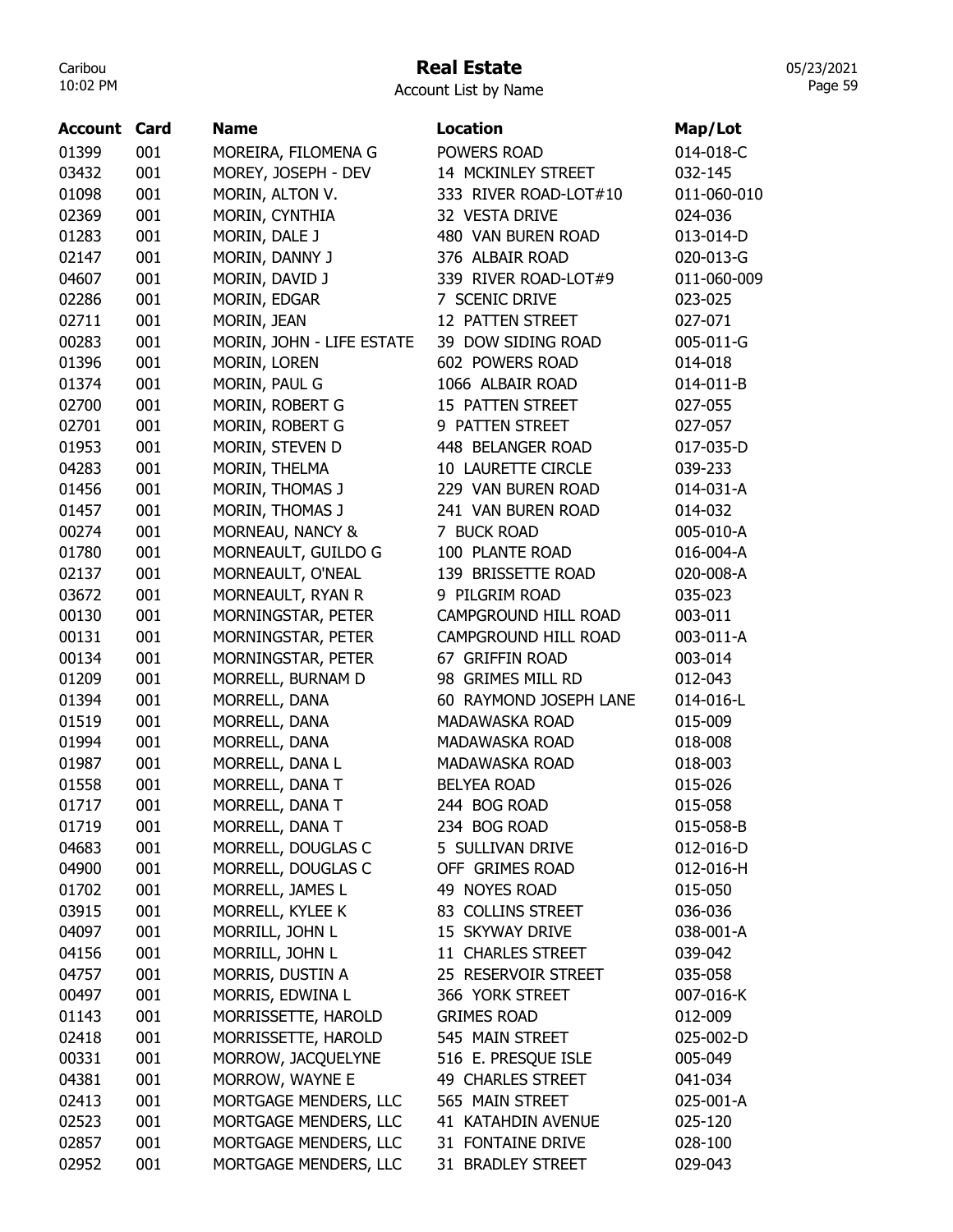# Real Estate

Account List by Name

| Account | Card | Name | Location | Map/Lot |
| --- | --- | --- | --- | --- |
| 01399 | 001 | MOREIRA, FILOMENA G | POWERS ROAD | 014-018-C |
| 03432 | 001 | MOREY, JOSEPH - DEV | 14 MCKINLEY STREET | 032-145 |
| 01098 | 001 | MORIN, ALTON V. | 333 RIVER ROAD-LOT#10 | 011-060-010 |
| 02369 | 001 | MORIN, CYNTHIA | 32 VESTA DRIVE | 024-036 |
| 01283 | 001 | MORIN, DALE J | 480 VAN BUREN ROAD | 013-014-D |
| 02147 | 001 | MORIN, DANNY J | 376 ALBAIR ROAD | 020-013-G |
| 04607 | 001 | MORIN, DAVID J | 339 RIVER ROAD-LOT#9 | 011-060-009 |
| 02286 | 001 | MORIN, EDGAR | 7 SCENIC DRIVE | 023-025 |
| 02711 | 001 | MORIN, JEAN | 12 PATTEN STREET | 027-071 |
| 00283 | 001 | MORIN, JOHN - LIFE ESTATE | 39 DOW SIDING ROAD | 005-011-G |
| 01396 | 001 | MORIN, LOREN | 602 POWERS ROAD | 014-018 |
| 01374 | 001 | MORIN, PAUL G | 1066 ALBAIR ROAD | 014-011-B |
| 02700 | 001 | MORIN, ROBERT G | 15 PATTEN STREET | 027-055 |
| 02701 | 001 | MORIN, ROBERT G | 9 PATTEN STREET | 027-057 |
| 01953 | 001 | MORIN, STEVEN D | 448 BELANGER ROAD | 017-035-D |
| 04283 | 001 | MORIN, THELMA | 10 LAURETTE CIRCLE | 039-233 |
| 01456 | 001 | MORIN, THOMAS J | 229 VAN BUREN ROAD | 014-031-A |
| 01457 | 001 | MORIN, THOMAS J | 241 VAN BUREN ROAD | 014-032 |
| 00274 | 001 | MORNEAU, NANCY & | 7 BUCK ROAD | 005-010-A |
| 01780 | 001 | MORNEAULT, GUILDO G | 100 PLANTE ROAD | 016-004-A |
| 02137 | 001 | MORNEAULT, O'NEAL | 139 BRISSETTE ROAD | 020-008-A |
| 03672 | 001 | MORNEAULT, RYAN R | 9 PILGRIM ROAD | 035-023 |
| 00130 | 001 | MORNINGSTAR, PETER | CAMPGROUND HILL ROAD | 003-011 |
| 00131 | 001 | MORNINGSTAR, PETER | CAMPGROUND HILL ROAD | 003-011-A |
| 00134 | 001 | MORNINGSTAR, PETER | 67 GRIFFIN ROAD | 003-014 |
| 01209 | 001 | MORRELL, BURNAM D | 98 GRIMES MILL RD | 012-043 |
| 01394 | 001 | MORRELL, DANA | 60 RAYMOND JOSEPH LANE | 014-016-L |
| 01519 | 001 | MORRELL, DANA | MADAWASKA ROAD | 015-009 |
| 01994 | 001 | MORRELL, DANA | MADAWASKA ROAD | 018-008 |
| 01987 | 001 | MORRELL, DANA L | MADAWASKA ROAD | 018-003 |
| 01558 | 001 | MORRELL, DANA T | BELYEA ROAD | 015-026 |
| 01717 | 001 | MORRELL, DANA T | 244 BOG ROAD | 015-058 |
| 01719 | 001 | MORRELL, DANA T | 234 BOG ROAD | 015-058-B |
| 04683 | 001 | MORRELL, DOUGLAS C | 5 SULLIVAN DRIVE | 012-016-D |
| 04900 | 001 | MORRELL, DOUGLAS C | OFF GRIMES ROAD | 012-016-H |
| 01702 | 001 | MORRELL, JAMES L | 49 NOYES ROAD | 015-050 |
| 03915 | 001 | MORRELL, KYLEE K | 83 COLLINS STREET | 036-036 |
| 04097 | 001 | MORRILL, JOHN L | 15 SKYWAY DRIVE | 038-001-A |
| 04156 | 001 | MORRILL, JOHN L | 11 CHARLES STREET | 039-042 |
| 04757 | 001 | MORRIS, DUSTIN A | 25 RESERVOIR STREET | 035-058 |
| 00497 | 001 | MORRIS, EDWINA L | 366 YORK STREET | 007-016-K |
| 01143 | 001 | MORRISSETTE, HAROLD | GRIMES ROAD | 012-009 |
| 02418 | 001 | MORRISSETTE, HAROLD | 545 MAIN STREET | 025-002-D |
| 00331 | 001 | MORROW, JACQUELYNE | 516 E. PRESQUE ISLE | 005-049 |
| 04381 | 001 | MORROW, WAYNE E | 49 CHARLES STREET | 041-034 |
| 02413 | 001 | MORTGAGE MENDERS, LLC | 565 MAIN STREET | 025-001-A |
| 02523 | 001 | MORTGAGE MENDERS, LLC | 41 KATAHDIN AVENUE | 025-120 |
| 02857 | 001 | MORTGAGE MENDERS, LLC | 31 FONTAINE DRIVE | 028-100 |
| 02952 | 001 | MORTGAGE MENDERS, LLC | 31 BRADLEY STREET | 029-043 |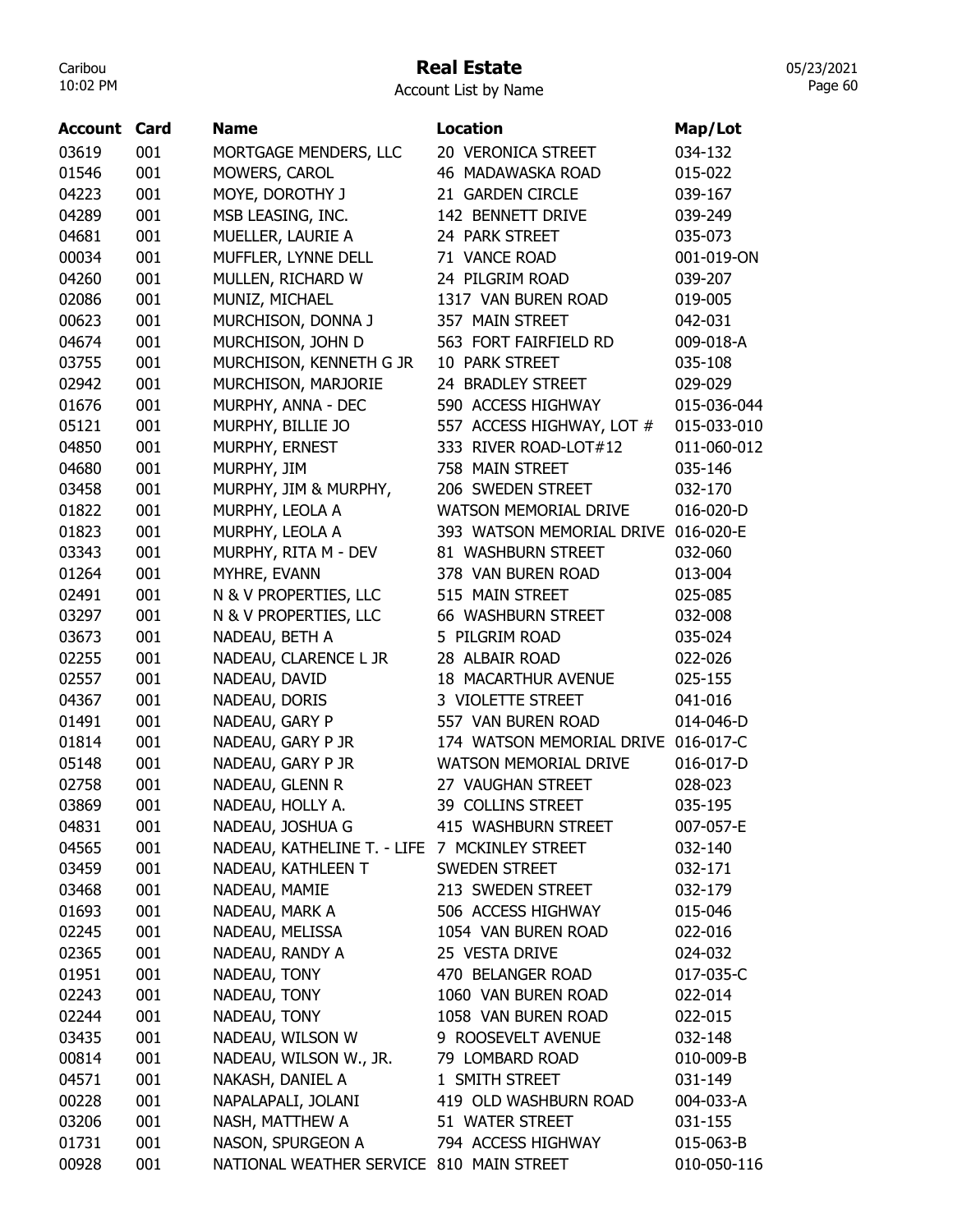# Real Estate

Account List by Name

| Account | Card | Name | Location | Map/Lot |
|---|---|---|---|---|
| 03619 | 001 | MORTGAGE MENDERS, LLC | 20 VERONICA STREET | 034-132 |
| 01546 | 001 | MOWERS, CAROL | 46 MADAWASKA ROAD | 015-022 |
| 04223 | 001 | MOYE, DOROTHY J | 21 GARDEN CIRCLE | 039-167 |
| 04289 | 001 | MSB LEASING, INC. | 142 BENNETT DRIVE | 039-249 |
| 04681 | 001 | MUELLER, LAURIE A | 24 PARK STREET | 035-073 |
| 00034 | 001 | MUFFLER, LYNNE DELL | 71 VANCE ROAD | 001-019-ON |
| 04260 | 001 | MULLEN, RICHARD W | 24 PILGRIM ROAD | 039-207 |
| 02086 | 001 | MUNIZ, MICHAEL | 1317 VAN BUREN ROAD | 019-005 |
| 00623 | 001 | MURCHISON, DONNA J | 357 MAIN STREET | 042-031 |
| 04674 | 001 | MURCHISON, JOHN D | 563 FORT FAIRFIELD RD | 009-018-A |
| 03755 | 001 | MURCHISON, KENNETH G JR | 10 PARK STREET | 035-108 |
| 02942 | 001 | MURCHISON, MARJORIE | 24 BRADLEY STREET | 029-029 |
| 01676 | 001 | MURPHY, ANNA - DEC | 590 ACCESS HIGHWAY | 015-036-044 |
| 05121 | 001 | MURPHY, BILLIE JO | 557 ACCESS HIGHWAY, LOT # | 015-033-010 |
| 04850 | 001 | MURPHY, ERNEST | 333 RIVER ROAD-LOT#12 | 011-060-012 |
| 04680 | 001 | MURPHY, JIM | 758 MAIN STREET | 035-146 |
| 03458 | 001 | MURPHY, JIM & MURPHY, | 206 SWEDEN STREET | 032-170 |
| 01822 | 001 | MURPHY, LEOLA A | WATSON MEMORIAL DRIVE | 016-020-D |
| 01823 | 001 | MURPHY, LEOLA A | 393 WATSON MEMORIAL DRIVE | 016-020-E |
| 03343 | 001 | MURPHY, RITA M - DEV | 81 WASHBURN STREET | 032-060 |
| 01264 | 001 | MYHRE, EVANN | 378 VAN BUREN ROAD | 013-004 |
| 02491 | 001 | N & V PROPERTIES, LLC | 515 MAIN STREET | 025-085 |
| 03297 | 001 | N & V PROPERTIES, LLC | 66 WASHBURN STREET | 032-008 |
| 03673 | 001 | NADEAU, BETH A | 5 PILGRIM ROAD | 035-024 |
| 02255 | 001 | NADEAU, CLARENCE L JR | 28 ALBAIR ROAD | 022-026 |
| 02557 | 001 | NADEAU, DAVID | 18 MACARTHUR AVENUE | 025-155 |
| 04367 | 001 | NADEAU, DORIS | 3 VIOLETTE STREET | 041-016 |
| 01491 | 001 | NADEAU, GARY P | 557 VAN BUREN ROAD | 014-046-D |
| 01814 | 001 | NADEAU, GARY P JR | 174 WATSON MEMORIAL DRIVE | 016-017-C |
| 05148 | 001 | NADEAU, GARY P JR | WATSON MEMORIAL DRIVE | 016-017-D |
| 02758 | 001 | NADEAU, GLENN R | 27 VAUGHAN STREET | 028-023 |
| 03869 | 001 | NADEAU, HOLLY A. | 39 COLLINS STREET | 035-195 |
| 04831 | 001 | NADEAU, JOSHUA G | 415 WASHBURN STREET | 007-057-E |
| 04565 | 001 | NADEAU, KATHELINE T. - LIFE | 7 MCKINLEY STREET | 032-140 |
| 03459 | 001 | NADEAU, KATHLEEN T | SWEDEN STREET | 032-171 |
| 03468 | 001 | NADEAU, MAMIE | 213 SWEDEN STREET | 032-179 |
| 01693 | 001 | NADEAU, MARK A | 506 ACCESS HIGHWAY | 015-046 |
| 02245 | 001 | NADEAU, MELISSA | 1054 VAN BUREN ROAD | 022-016 |
| 02365 | 001 | NADEAU, RANDY A | 25 VESTA DRIVE | 024-032 |
| 01951 | 001 | NADEAU, TONY | 470 BELANGER ROAD | 017-035-C |
| 02243 | 001 | NADEAU, TONY | 1060 VAN BUREN ROAD | 022-014 |
| 02244 | 001 | NADEAU, TONY | 1058 VAN BUREN ROAD | 022-015 |
| 03435 | 001 | NADEAU, WILSON W | 9 ROOSEVELT AVENUE | 032-148 |
| 00814 | 001 | NADEAU, WILSON W., JR. | 79 LOMBARD ROAD | 010-009-B |
| 04571 | 001 | NAKASH, DANIEL A | 1 SMITH STREET | 031-149 |
| 00228 | 001 | NAPALAPALI, JOLANI | 419 OLD WASHBURN ROAD | 004-033-A |
| 03206 | 001 | NASH, MATTHEW A | 51 WATER STREET | 031-155 |
| 01731 | 001 | NASON, SPURGEON A | 794 ACCESS HIGHWAY | 015-063-B |
| 00928 | 001 | NATIONAL WEATHER SERVICE | 810 MAIN STREET | 010-050-116 |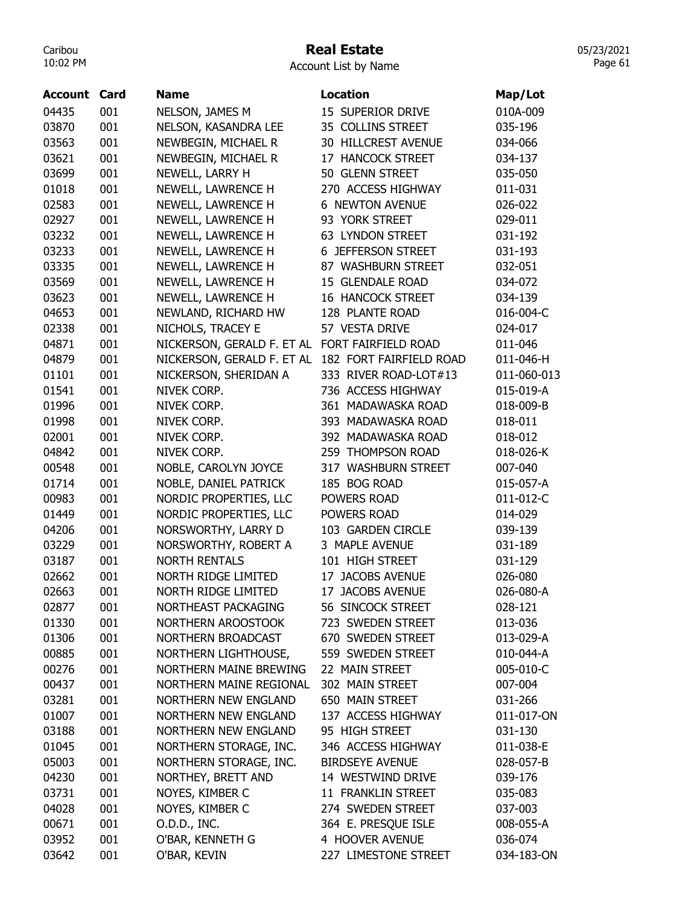# Real Estate

Account List by Name

| Account | Card | Name | Location | Map/Lot |
|---|---|---|---|---|
| 04435 | 001 | NELSON, JAMES M | 15 SUPERIOR DRIVE | 010A-009 |
| 03870 | 001 | NELSON, KASANDRA LEE | 35 COLLINS STREET | 035-196 |
| 03563 | 001 | NEWBEGIN, MICHAEL R | 30 HILLCREST AVENUE | 034-066 |
| 03621 | 001 | NEWBEGIN, MICHAEL R | 17 HANCOCK STREET | 034-137 |
| 03699 | 001 | NEWELL, LARRY H | 50 GLENN STREET | 035-050 |
| 01018 | 001 | NEWELL, LAWRENCE H | 270 ACCESS HIGHWAY | 011-031 |
| 02583 | 001 | NEWELL, LAWRENCE H | 6 NEWTON AVENUE | 026-022 |
| 02927 | 001 | NEWELL, LAWRENCE H | 93 YORK STREET | 029-011 |
| 03232 | 001 | NEWELL, LAWRENCE H | 63 LYNDON STREET | 031-192 |
| 03233 | 001 | NEWELL, LAWRENCE H | 6 JEFFERSON STREET | 031-193 |
| 03335 | 001 | NEWELL, LAWRENCE H | 87 WASHBURN STREET | 032-051 |
| 03569 | 001 | NEWELL, LAWRENCE H | 15 GLENDALE ROAD | 034-072 |
| 03623 | 001 | NEWELL, LAWRENCE H | 16 HANCOCK STREET | 034-139 |
| 04653 | 001 | NEWLAND, RICHARD HW | 128 PLANTE ROAD | 016-004-C |
| 02338 | 001 | NICHOLS, TRACEY E | 57 VESTA DRIVE | 024-017 |
| 04871 | 001 | NICKERSON, GERALD F. ET AL | FORT FAIRFIELD ROAD | 011-046 |
| 04879 | 001 | NICKERSON, GERALD F. ET AL | 182 FORT FAIRFIELD ROAD | 011-046-H |
| 01101 | 001 | NICKERSON, SHERIDAN A | 333 RIVER ROAD-LOT#13 | 011-060-013 |
| 01541 | 001 | NIVEK CORP. | 736 ACCESS HIGHWAY | 015-019-A |
| 01996 | 001 | NIVEK CORP. | 361 MADAWASKA ROAD | 018-009-B |
| 01998 | 001 | NIVEK CORP. | 393 MADAWASKA ROAD | 018-011 |
| 02001 | 001 | NIVEK CORP. | 392 MADAWASKA ROAD | 018-012 |
| 04842 | 001 | NIVEK CORP. | 259 THOMPSON ROAD | 018-026-K |
| 00548 | 001 | NOBLE, CAROLYN JOYCE | 317 WASHBURN STREET | 007-040 |
| 01714 | 001 | NOBLE, DANIEL PATRICK | 185 BOG ROAD | 015-057-A |
| 00983 | 001 | NORDIC PROPERTIES, LLC | POWERS ROAD | 011-012-C |
| 01449 | 001 | NORDIC PROPERTIES, LLC | POWERS ROAD | 014-029 |
| 04206 | 001 | NORSWORTHY, LARRY D | 103 GARDEN CIRCLE | 039-139 |
| 03229 | 001 | NORSWORTHY, ROBERT A | 3 MAPLE AVENUE | 031-189 |
| 03187 | 001 | NORTH RENTALS | 101 HIGH STREET | 031-129 |
| 02662 | 001 | NORTH RIDGE LIMITED | 17 JACOBS AVENUE | 026-080 |
| 02663 | 001 | NORTH RIDGE LIMITED | 17 JACOBS AVENUE | 026-080-A |
| 02877 | 001 | NORTHEAST PACKAGING | 56 SINCOCK STREET | 028-121 |
| 01330 | 001 | NORTHERN AROOSTOOK | 723 SWEDEN STREET | 013-036 |
| 01306 | 001 | NORTHERN BROADCAST | 670 SWEDEN STREET | 013-029-A |
| 00885 | 001 | NORTHERN LIGHTHOUSE, | 559 SWEDEN STREET | 010-044-A |
| 00276 | 001 | NORTHERN MAINE BREWING | 22 MAIN STREET | 005-010-C |
| 00437 | 001 | NORTHERN MAINE REGIONAL | 302 MAIN STREET | 007-004 |
| 03281 | 001 | NORTHERN NEW ENGLAND | 650 MAIN STREET | 031-266 |
| 01007 | 001 | NORTHERN NEW ENGLAND | 137 ACCESS HIGHWAY | 011-017-ON |
| 03188 | 001 | NORTHERN NEW ENGLAND | 95 HIGH STREET | 031-130 |
| 01045 | 001 | NORTHERN STORAGE, INC. | 346 ACCESS HIGHWAY | 011-038-E |
| 05003 | 001 | NORTHERN STORAGE, INC. | BIRDSEYE AVENUE | 028-057-B |
| 04230 | 001 | NORTHEY, BRETT AND | 14 WESTWIND DRIVE | 039-176 |
| 03731 | 001 | NOYES, KIMBER C | 11 FRANKLIN STREET | 035-083 |
| 04028 | 001 | NOYES, KIMBER C | 274 SWEDEN STREET | 037-003 |
| 00671 | 001 | O.D.D., INC. | 364 E. PRESQUE ISLE | 008-055-A |
| 03952 | 001 | O'BAR, KENNETH G | 4 HOOVER AVENUE | 036-074 |
| 03642 | 001 | O'BAR, KEVIN | 227 LIMESTONE STREET | 034-183-ON |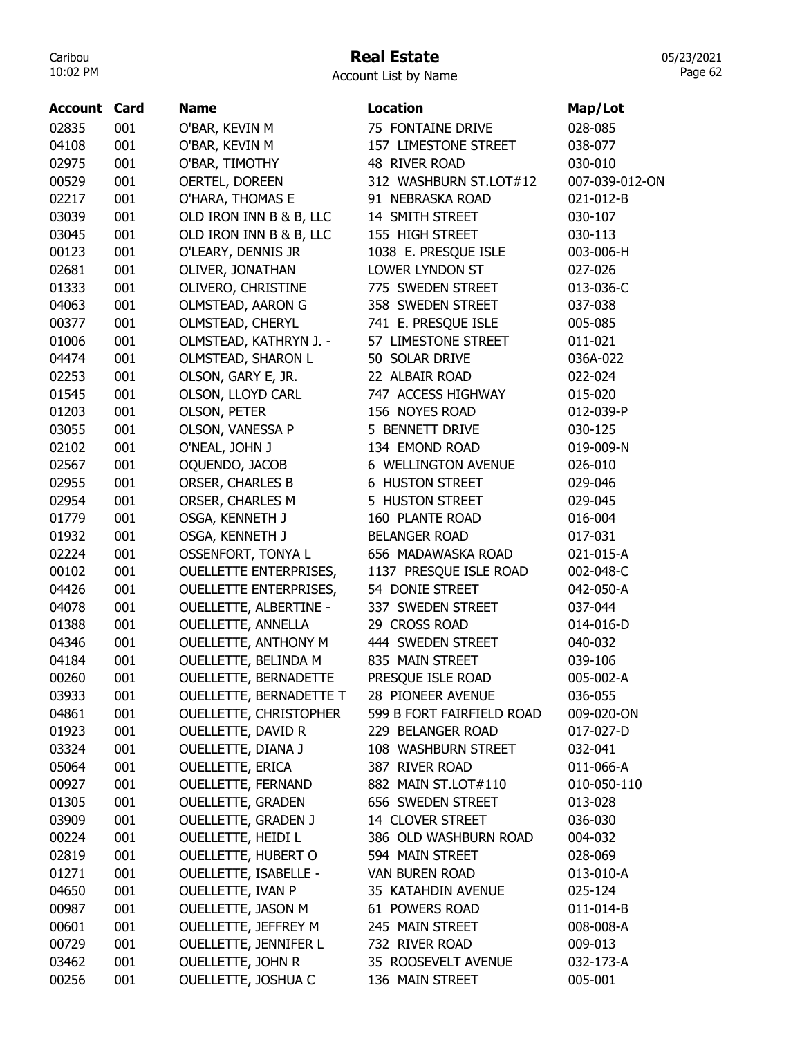# Real Estate

Account List by Name

| Account | Card | Name | Location | Map/Lot |
|---|---|---|---|---|
| 02835 | 001 | O'BAR, KEVIN M | 75 FONTAINE DRIVE | 028-085 |
| 04108 | 001 | O'BAR, KEVIN M | 157 LIMESTONE STREET | 038-077 |
| 02975 | 001 | O'BAR, TIMOTHY | 48 RIVER ROAD | 030-010 |
| 00529 | 001 | OERTEL, DOREEN | 312 WASHBURN ST.LOT#12 | 007-039-012-ON |
| 02217 | 001 | O'HARA, THOMAS E | 91 NEBRASKA ROAD | 021-012-B |
| 03039 | 001 | OLD IRON INN B & B, LLC | 14 SMITH STREET | 030-107 |
| 03045 | 001 | OLD IRON INN B & B, LLC | 155 HIGH STREET | 030-113 |
| 00123 | 001 | O'LEARY, DENNIS JR | 1038 E. PRESQUE ISLE | 003-006-H |
| 02681 | 001 | OLIVER, JONATHAN | LOWER LYNDON ST | 027-026 |
| 01333 | 001 | OLIVERO, CHRISTINE | 775 SWEDEN STREET | 013-036-C |
| 04063 | 001 | OLMSTEAD, AARON G | 358 SWEDEN STREET | 037-038 |
| 00377 | 001 | OLMSTEAD, CHERYL | 741 E. PRESQUE ISLE | 005-085 |
| 01006 | 001 | OLMSTEAD, KATHRYN J. - | 57 LIMESTONE STREET | 011-021 |
| 04474 | 001 | OLMSTEAD, SHARON L | 50 SOLAR DRIVE | 036A-022 |
| 02253 | 001 | OLSON, GARY E, JR. | 22 ALBAIR ROAD | 022-024 |
| 01545 | 001 | OLSON, LLOYD CARL | 747 ACCESS HIGHWAY | 015-020 |
| 01203 | 001 | OLSON, PETER | 156 NOYES ROAD | 012-039-P |
| 03055 | 001 | OLSON, VANESSA P | 5 BENNETT DRIVE | 030-125 |
| 02102 | 001 | O'NEAL, JOHN J | 134 EMOND ROAD | 019-009-N |
| 02567 | 001 | OQUENDO, JACOB | 6 WELLINGTON AVENUE | 026-010 |
| 02955 | 001 | ORSER, CHARLES B | 6 HUSTON STREET | 029-046 |
| 02954 | 001 | ORSER, CHARLES M | 5 HUSTON STREET | 029-045 |
| 01779 | 001 | OSGA, KENNETH J | 160 PLANTE ROAD | 016-004 |
| 01932 | 001 | OSGA, KENNETH J | BELANGER ROAD | 017-031 |
| 02224 | 001 | OSSENFORT, TONYA L | 656 MADAWASKA ROAD | 021-015-A |
| 00102 | 001 | OUELLETTE ENTERPRISES, | 1137 PRESQUE ISLE ROAD | 002-048-C |
| 04426 | 001 | OUELLETTE ENTERPRISES, | 54 DONIE STREET | 042-050-A |
| 04078 | 001 | OUELLETTE, ALBERTINE - | 337 SWEDEN STREET | 037-044 |
| 01388 | 001 | OUELLETTE, ANNELLA | 29 CROSS ROAD | 014-016-D |
| 04346 | 001 | OUELLETTE, ANTHONY M | 444 SWEDEN STREET | 040-032 |
| 04184 | 001 | OUELLETTE, BELINDA M | 835 MAIN STREET | 039-106 |
| 00260 | 001 | OUELLETTE, BERNADETTE | PRESQUE ISLE ROAD | 005-002-A |
| 03933 | 001 | OUELLETTE, BERNADETTE T | 28 PIONEER AVENUE | 036-055 |
| 04861 | 001 | OUELLETTE, CHRISTOPHER | 599 B FORT FAIRFIELD ROAD | 009-020-ON |
| 01923 | 001 | OUELLETTE, DAVID R | 229 BELANGER ROAD | 017-027-D |
| 03324 | 001 | OUELLETTE, DIANA J | 108 WASHBURN STREET | 032-041 |
| 05064 | 001 | OUELLETTE, ERICA | 387 RIVER ROAD | 011-066-A |
| 00927 | 001 | OUELLETTE, FERNAND | 882 MAIN ST.LOT#110 | 010-050-110 |
| 01305 | 001 | OUELLETTE, GRADEN | 656 SWEDEN STREET | 013-028 |
| 03909 | 001 | OUELLETTE, GRADEN J | 14 CLOVER STREET | 036-030 |
| 00224 | 001 | OUELLETTE, HEIDI L | 386 OLD WASHBURN ROAD | 004-032 |
| 02819 | 001 | OUELLETTE, HUBERT O | 594 MAIN STREET | 028-069 |
| 01271 | 001 | OUELLETTE, ISABELLE - | VAN BUREN ROAD | 013-010-A |
| 04650 | 001 | OUELLETTE, IVAN P | 35 KATAHDIN AVENUE | 025-124 |
| 00987 | 001 | OUELLETTE, JASON M | 61 POWERS ROAD | 011-014-B |
| 00601 | 001 | OUELLETTE, JEFFREY M | 245 MAIN STREET | 008-008-A |
| 00729 | 001 | OUELLETTE, JENNIFER L | 732 RIVER ROAD | 009-013 |
| 03462 | 001 | OUELLETTE, JOHN R | 35 ROOSEVELT AVENUE | 032-173-A |
| 00256 | 001 | OUELLETTE, JOSHUA C | 136 MAIN STREET | 005-001 |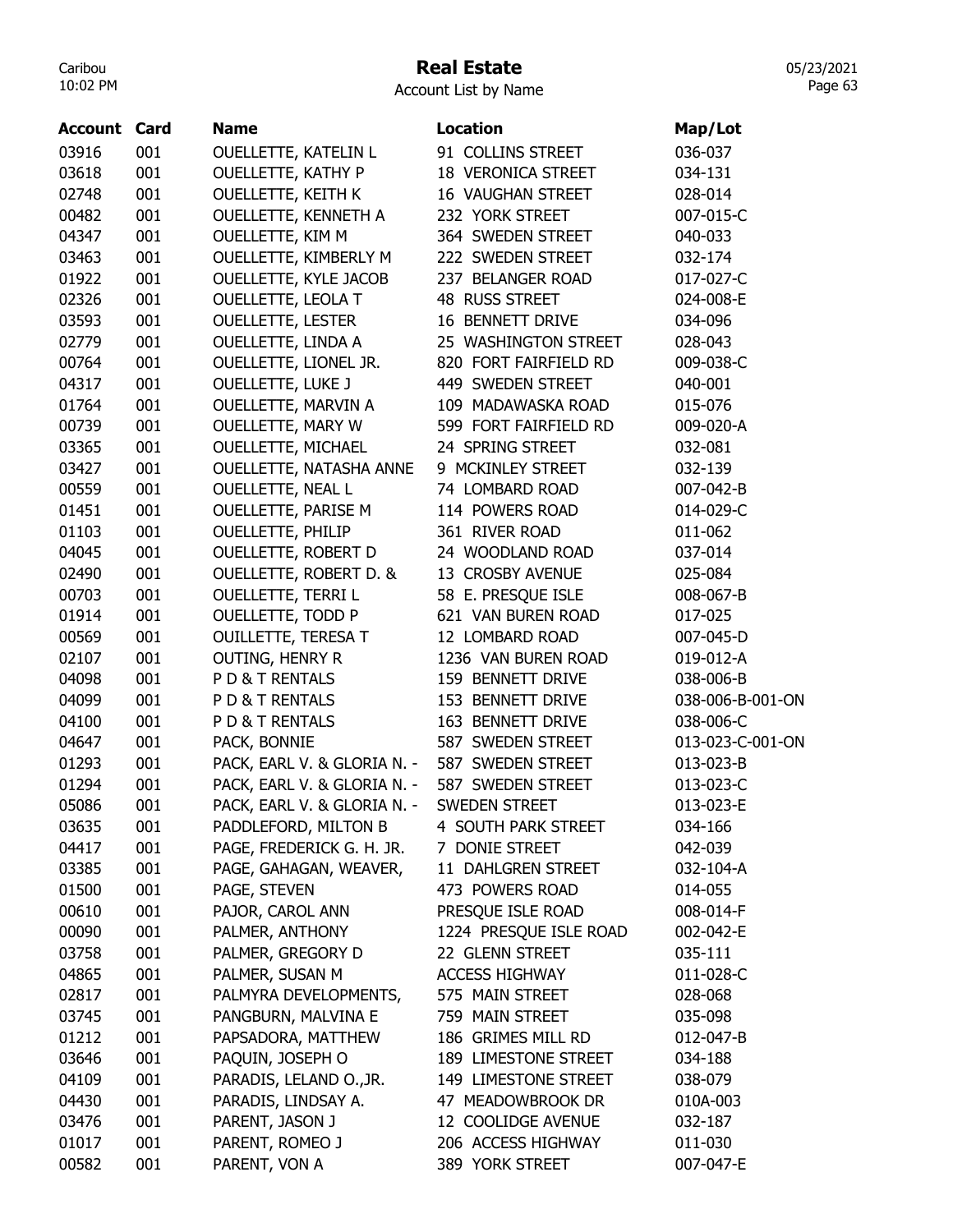# Real Estate

Account List by Name

| Account | Card | Name | Location | Map/Lot |
|---|---|---|---|---|
| 03916 | 001 | OUELLETTE, KATELIN L | 91 COLLINS STREET | 036-037 |
| 03618 | 001 | OUELLETTE, KATHY P | 18 VERONICA STREET | 034-131 |
| 02748 | 001 | OUELLETTE, KEITH K | 16 VAUGHAN STREET | 028-014 |
| 00482 | 001 | OUELLETTE, KENNETH A | 232 YORK STREET | 007-015-C |
| 04347 | 001 | OUELLETTE, KIM M | 364 SWEDEN STREET | 040-033 |
| 03463 | 001 | OUELLETTE, KIMBERLY M | 222 SWEDEN STREET | 032-174 |
| 01922 | 001 | OUELLETTE, KYLE JACOB | 237 BELANGER ROAD | 017-027-C |
| 02326 | 001 | OUELLETTE, LEOLA T | 48 RUSS STREET | 024-008-E |
| 03593 | 001 | OUELLETTE, LESTER | 16 BENNETT DRIVE | 034-096 |
| 02779 | 001 | OUELLETTE, LINDA A | 25 WASHINGTON STREET | 028-043 |
| 00764 | 001 | OUELLETTE, LIONEL JR. | 820 FORT FAIRFIELD RD | 009-038-C |
| 04317 | 001 | OUELLETTE, LUKE J | 449 SWEDEN STREET | 040-001 |
| 01764 | 001 | OUELLETTE, MARVIN A | 109 MADAWASKA ROAD | 015-076 |
| 00739 | 001 | OUELLETTE, MARY W | 599 FORT FAIRFIELD RD | 009-020-A |
| 03365 | 001 | OUELLETTE, MICHAEL | 24 SPRING STREET | 032-081 |
| 03427 | 001 | OUELLETTE, NATASHA ANNE | 9 MCKINLEY STREET | 032-139 |
| 00559 | 001 | OUELLETTE, NEAL L | 74 LOMBARD ROAD | 007-042-B |
| 01451 | 001 | OUELLETTE, PARISE M | 114 POWERS ROAD | 014-029-C |
| 01103 | 001 | OUELLETTE, PHILIP | 361 RIVER ROAD | 011-062 |
| 04045 | 001 | OUELLETTE, ROBERT D | 24 WOODLAND ROAD | 037-014 |
| 02490 | 001 | OUELLETTE, ROBERT D. & | 13 CROSBY AVENUE | 025-084 |
| 00703 | 001 | OUELLETTE, TERRI L | 58 E. PRESQUE ISLE | 008-067-B |
| 01914 | 001 | OUELLETTE, TODD P | 621 VAN BUREN ROAD | 017-025 |
| 00569 | 001 | OUILLETTE, TERESA T | 12 LOMBARD ROAD | 007-045-D |
| 02107 | 001 | OUTING, HENRY R | 1236 VAN BUREN ROAD | 019-012-A |
| 04098 | 001 | P D & T RENTALS | 159 BENNETT DRIVE | 038-006-B |
| 04099 | 001 | P D & T RENTALS | 153 BENNETT DRIVE | 038-006-B-001-ON |
| 04100 | 001 | P D & T RENTALS | 163 BENNETT DRIVE | 038-006-C |
| 04647 | 001 | PACK, BONNIE | 587 SWEDEN STREET | 013-023-C-001-ON |
| 01293 | 001 | PACK, EARL V. & GLORIA N. - | 587 SWEDEN STREET | 013-023-B |
| 01294 | 001 | PACK, EARL V. & GLORIA N. - | 587 SWEDEN STREET | 013-023-C |
| 05086 | 001 | PACK, EARL V. & GLORIA N. - | SWEDEN STREET | 013-023-E |
| 03635 | 001 | PADDLEFORD, MILTON B | 4 SOUTH PARK STREET | 034-166 |
| 04417 | 001 | PAGE, FREDERICK G. H. JR. | 7 DONIE STREET | 042-039 |
| 03385 | 001 | PAGE, GAHAGAN, WEAVER, | 11 DAHLGREN STREET | 032-104-A |
| 01500 | 001 | PAGE, STEVEN | 473 POWERS ROAD | 014-055 |
| 00610 | 001 | PAJOR, CAROL ANN | PRESQUE ISLE ROAD | 008-014-F |
| 00090 | 001 | PALMER, ANTHONY | 1224 PRESQUE ISLE ROAD | 002-042-E |
| 03758 | 001 | PALMER, GREGORY D | 22 GLENN STREET | 035-111 |
| 04865 | 001 | PALMER, SUSAN M | ACCESS HIGHWAY | 011-028-C |
| 02817 | 001 | PALMYRA DEVELOPMENTS, | 575 MAIN STREET | 028-068 |
| 03745 | 001 | PANGBURN, MALVINA E | 759 MAIN STREET | 035-098 |
| 01212 | 001 | PAPSADORA, MATTHEW | 186 GRIMES MILL RD | 012-047-B |
| 03646 | 001 | PAQUIN, JOSEPH O | 189 LIMESTONE STREET | 034-188 |
| 04109 | 001 | PARADIS, LELAND O.,JR. | 149 LIMESTONE STREET | 038-079 |
| 04430 | 001 | PARADIS, LINDSAY A. | 47 MEADOWBROOK DR | 010A-003 |
| 03476 | 001 | PARENT, JASON J | 12 COOLIDGE AVENUE | 032-187 |
| 01017 | 001 | PARENT, ROMEO J | 206 ACCESS HIGHWAY | 011-030 |
| 00582 | 001 | PARENT, VON A | 389 YORK STREET | 007-047-E |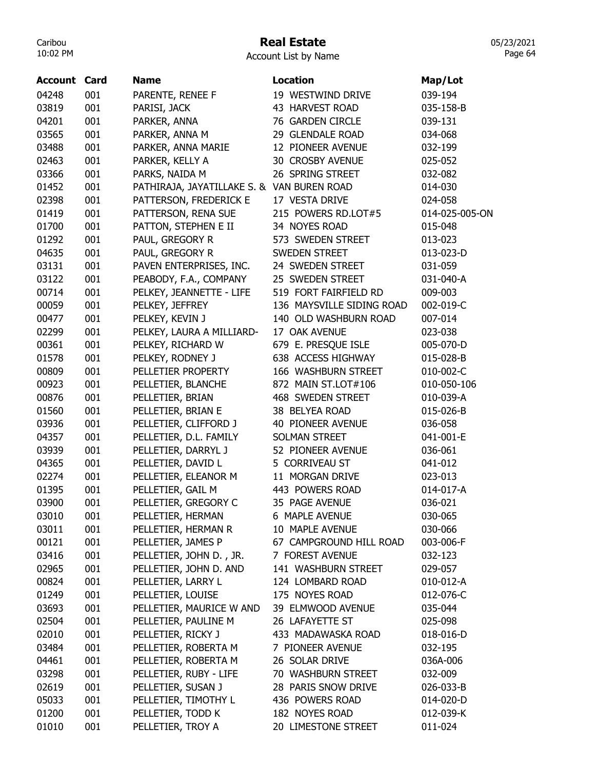# Real Estate

Account List by Name

| Account | Card | Name | Location | Map/Lot |
|---|---|---|---|---|
| 04248 | 001 | PARENTE, RENEE F | 19 WESTWIND DRIVE | 039-194 |
| 03819 | 001 | PARISI, JACK | 43 HARVEST ROAD | 035-158-B |
| 04201 | 001 | PARKER, ANNA | 76 GARDEN CIRCLE | 039-131 |
| 03565 | 001 | PARKER, ANNA M | 29 GLENDALE ROAD | 034-068 |
| 03488 | 001 | PARKER, ANNA MARIE | 12 PIONEER AVENUE | 032-199 |
| 02463 | 001 | PARKER, KELLY A | 30 CROSBY AVENUE | 025-052 |
| 03366 | 001 | PARKS, NAIDA M | 26 SPRING STREET | 032-082 |
| 01452 | 001 | PATHIRAJA, JAYATILLAKE S. & | VAN BUREN ROAD | 014-030 |
| 02398 | 001 | PATTERSON, FREDERICK E | 17 VESTA DRIVE | 024-058 |
| 01419 | 001 | PATTERSON, RENA SUE | 215 POWERS RD.LOT#5 | 014-025-005-ON |
| 01700 | 001 | PATTON, STEPHEN E II | 34 NOYES ROAD | 015-048 |
| 01292 | 001 | PAUL, GREGORY R | 573 SWEDEN STREET | 013-023 |
| 04635 | 001 | PAUL, GREGORY R | SWEDEN STREET | 013-023-D |
| 03131 | 001 | PAVEN ENTERPRISES, INC. | 24 SWEDEN STREET | 031-059 |
| 03122 | 001 | PEABODY, F.A., COMPANY | 25 SWEDEN STREET | 031-040-A |
| 00714 | 001 | PELKEY, JEANNETTE - LIFE | 519 FORT FAIRFIELD RD | 009-003 |
| 00059 | 001 | PELKEY, JEFFREY | 136 MAYSVILLE SIDING ROAD | 002-019-C |
| 00477 | 001 | PELKEY, KEVIN J | 140 OLD WASHBURN ROAD | 007-014 |
| 02299 | 001 | PELKEY, LAURA A MILLIARD- | 17 OAK AVENUE | 023-038 |
| 00361 | 001 | PELKEY, RICHARD W | 679 E. PRESQUE ISLE | 005-070-D |
| 01578 | 001 | PELKEY, RODNEY J | 638 ACCESS HIGHWAY | 015-028-B |
| 00809 | 001 | PELLETIER PROPERTY | 166 WASHBURN STREET | 010-002-C |
| 00923 | 001 | PELLETIER, BLANCHE | 872 MAIN ST.LOT#106 | 010-050-106 |
| 00876 | 001 | PELLETIER, BRIAN | 468 SWEDEN STREET | 010-039-A |
| 01560 | 001 | PELLETIER, BRIAN E | 38 BELYEA ROAD | 015-026-B |
| 03936 | 001 | PELLETIER, CLIFFORD J | 40 PIONEER AVENUE | 036-058 |
| 04357 | 001 | PELLETIER, D.L. FAMILY | SOLMAN STREET | 041-001-E |
| 03939 | 001 | PELLETIER, DARRYL J | 52 PIONEER AVENUE | 036-061 |
| 04365 | 001 | PELLETIER, DAVID L | 5 CORRIVEAU ST | 041-012 |
| 02274 | 001 | PELLETIER, ELEANOR M | 11 MORGAN DRIVE | 023-013 |
| 01395 | 001 | PELLETIER, GAIL M | 443 POWERS ROAD | 014-017-A |
| 03900 | 001 | PELLETIER, GREGORY C | 35 PAGE AVENUE | 036-021 |
| 03010 | 001 | PELLETIER, HERMAN | 6 MAPLE AVENUE | 030-065 |
| 03011 | 001 | PELLETIER, HERMAN R | 10 MAPLE AVENUE | 030-066 |
| 00121 | 001 | PELLETIER, JAMES P | 67 CAMPGROUND HILL ROAD | 003-006-F |
| 03416 | 001 | PELLETIER, JOHN D. , JR. | 7 FOREST AVENUE | 032-123 |
| 02965 | 001 | PELLETIER, JOHN D. AND | 141 WASHBURN STREET | 029-057 |
| 00824 | 001 | PELLETIER, LARRY L | 124 LOMBARD ROAD | 010-012-A |
| 01249 | 001 | PELLETIER, LOUISE | 175 NOYES ROAD | 012-076-C |
| 03693 | 001 | PELLETIER, MAURICE W AND | 39 ELMWOOD AVENUE | 035-044 |
| 02504 | 001 | PELLETIER, PAULINE M | 26 LAFAYETTE ST | 025-098 |
| 02010 | 001 | PELLETIER, RICKY J | 433 MADAWASKA ROAD | 018-016-D |
| 03484 | 001 | PELLETIER, ROBERTA M | 7 PIONEER AVENUE | 032-195 |
| 04461 | 001 | PELLETIER, ROBERTA M | 26 SOLAR DRIVE | 036A-006 |
| 03298 | 001 | PELLETIER, RUBY - LIFE | 70 WASHBURN STREET | 032-009 |
| 02619 | 001 | PELLETIER, SUSAN J | 28 PARIS SNOW DRIVE | 026-033-B |
| 05033 | 001 | PELLETIER, TIMOTHY L | 436 POWERS ROAD | 014-020-D |
| 01200 | 001 | PELLETIER, TODD K | 182 NOYES ROAD | 012-039-K |
| 01010 | 001 | PELLETIER, TROY A | 20 LIMESTONE STREET | 011-024 |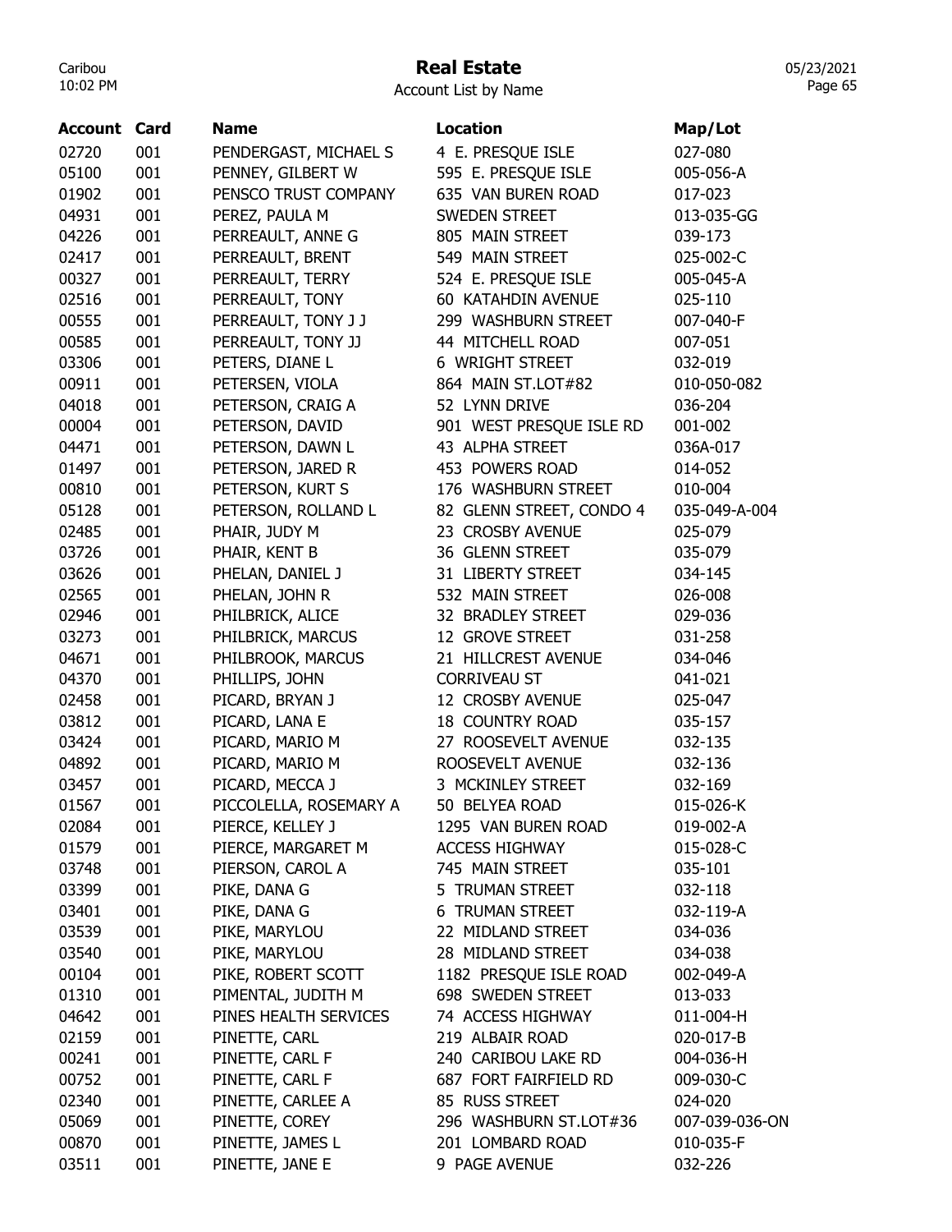# Real Estate

Account List by Name

| Account | Card | Name | Location | Map/Lot |
|---|---|---|---|---|
| 02720 | 001 | PENDERGAST, MICHAEL S | 4 E. PRESQUE ISLE | 027-080 |
| 05100 | 001 | PENNEY, GILBERT W | 595 E. PRESQUE ISLE | 005-056-A |
| 01902 | 001 | PENSCO TRUST COMPANY | 635 VAN BUREN ROAD | 017-023 |
| 04931 | 001 | PEREZ, PAULA M | SWEDEN STREET | 013-035-GG |
| 04226 | 001 | PERREAULT, ANNE G | 805 MAIN STREET | 039-173 |
| 02417 | 001 | PERREAULT, BRENT | 549 MAIN STREET | 025-002-C |
| 00327 | 001 | PERREAULT, TERRY | 524 E. PRESQUE ISLE | 005-045-A |
| 02516 | 001 | PERREAULT, TONY | 60 KATAHDIN AVENUE | 025-110 |
| 00555 | 001 | PERREAULT, TONY J J | 299 WASHBURN STREET | 007-040-F |
| 00585 | 001 | PERREAULT, TONY JJ | 44 MITCHELL ROAD | 007-051 |
| 03306 | 001 | PETERS, DIANE L | 6 WRIGHT STREET | 032-019 |
| 00911 | 001 | PETERSEN, VIOLA | 864 MAIN ST.LOT#82 | 010-050-082 |
| 04018 | 001 | PETERSON, CRAIG A | 52 LYNN DRIVE | 036-204 |
| 00004 | 001 | PETERSON, DAVID | 901 WEST PRESQUE ISLE RD | 001-002 |
| 04471 | 001 | PETERSON, DAWN L | 43 ALPHA STREET | 036A-017 |
| 01497 | 001 | PETERSON, JARED R | 453 POWERS ROAD | 014-052 |
| 00810 | 001 | PETERSON, KURT S | 176 WASHBURN STREET | 010-004 |
| 05128 | 001 | PETERSON, ROLLAND L | 82 GLENN STREET, CONDO 4 | 035-049-A-004 |
| 02485 | 001 | PHAIR, JUDY M | 23 CROSBY AVENUE | 025-079 |
| 03726 | 001 | PHAIR, KENT B | 36 GLENN STREET | 035-079 |
| 03626 | 001 | PHELAN, DANIEL J | 31 LIBERTY STREET | 034-145 |
| 02565 | 001 | PHELAN, JOHN R | 532 MAIN STREET | 026-008 |
| 02946 | 001 | PHILBRICK, ALICE | 32 BRADLEY STREET | 029-036 |
| 03273 | 001 | PHILBRICK, MARCUS | 12 GROVE STREET | 031-258 |
| 04671 | 001 | PHILBROOK, MARCUS | 21 HILLCREST AVENUE | 034-046 |
| 04370 | 001 | PHILLIPS, JOHN | CORRIVEAU ST | 041-021 |
| 02458 | 001 | PICARD, BRYAN J | 12 CROSBY AVENUE | 025-047 |
| 03812 | 001 | PICARD, LANA E | 18 COUNTRY ROAD | 035-157 |
| 03424 | 001 | PICARD, MARIO M | 27 ROOSEVELT AVENUE | 032-135 |
| 04892 | 001 | PICARD, MARIO M | ROOSEVELT AVENUE | 032-136 |
| 03457 | 001 | PICARD, MECCA J | 3 MCKINLEY STREET | 032-169 |
| 01567 | 001 | PICCOLELLA, ROSEMARY A | 50 BELYEA ROAD | 015-026-K |
| 02084 | 001 | PIERCE, KELLEY J | 1295 VAN BUREN ROAD | 019-002-A |
| 01579 | 001 | PIERCE, MARGARET M | ACCESS HIGHWAY | 015-028-C |
| 03748 | 001 | PIERSON, CAROL A | 745 MAIN STREET | 035-101 |
| 03399 | 001 | PIKE, DANA G | 5 TRUMAN STREET | 032-118 |
| 03401 | 001 | PIKE, DANA G | 6 TRUMAN STREET | 032-119-A |
| 03539 | 001 | PIKE, MARYLOU | 22 MIDLAND STREET | 034-036 |
| 03540 | 001 | PIKE, MARYLOU | 28 MIDLAND STREET | 034-038 |
| 00104 | 001 | PIKE, ROBERT SCOTT | 1182 PRESQUE ISLE ROAD | 002-049-A |
| 01310 | 001 | PIMENTAL, JUDITH M | 698 SWEDEN STREET | 013-033 |
| 04642 | 001 | PINES HEALTH SERVICES | 74 ACCESS HIGHWAY | 011-004-H |
| 02159 | 001 | PINETTE, CARL | 219 ALBAIR ROAD | 020-017-B |
| 00241 | 001 | PINETTE, CARL F | 240 CARIBOU LAKE RD | 004-036-H |
| 00752 | 001 | PINETTE, CARL F | 687 FORT FAIRFIELD RD | 009-030-C |
| 02340 | 001 | PINETTE, CARLEE A | 85 RUSS STREET | 024-020 |
| 05069 | 001 | PINETTE, COREY | 296 WASHBURN ST.LOT#36 | 007-039-036-ON |
| 00870 | 001 | PINETTE, JAMES L | 201 LOMBARD ROAD | 010-035-F |
| 03511 | 001 | PINETTE, JANE E | 9 PAGE AVENUE | 032-226 |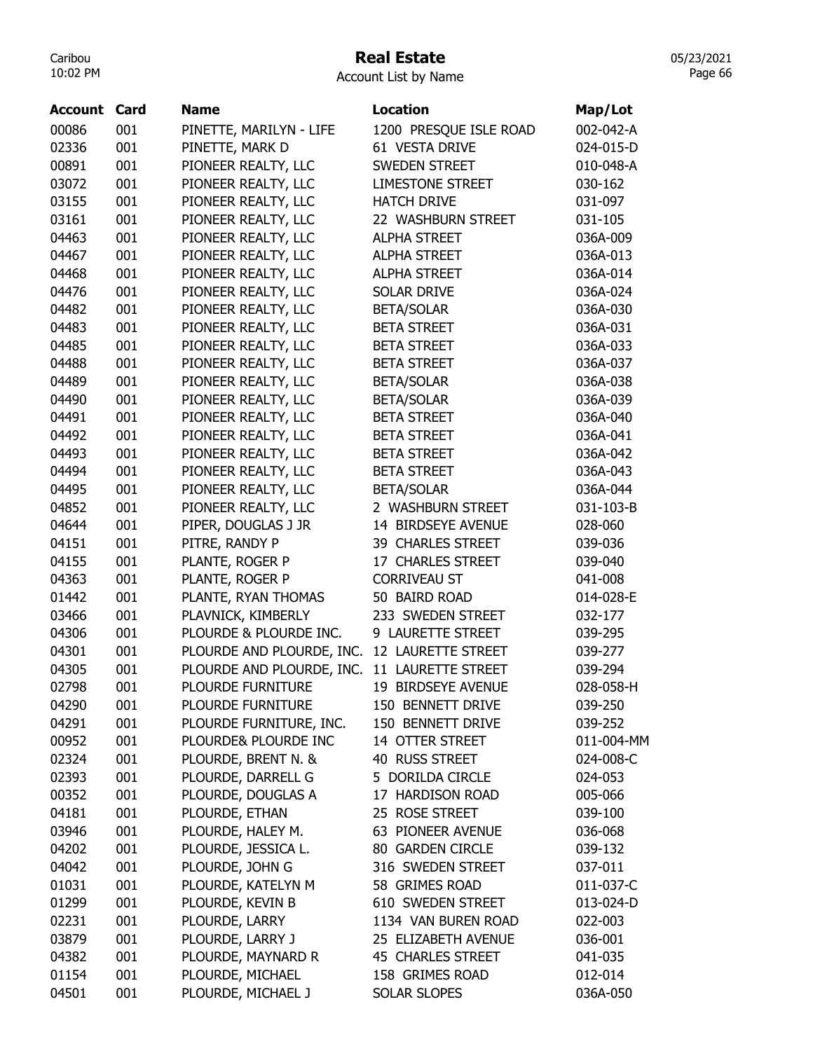# Real Estate

Account List by Name

| Account | Card | Name | Location | Map/Lot |
|---|---|---|---|---|
| 00086 | 001 | PINETTE, MARILYN - LIFE | 1200 PRESQUE ISLE ROAD | 002-042-A |
| 02336 | 001 | PINETTE, MARK D | 61 VESTA DRIVE | 024-015-D |
| 00891 | 001 | PIONEER REALTY, LLC | SWEDEN STREET | 010-048-A |
| 03072 | 001 | PIONEER REALTY, LLC | LIMESTONE STREET | 030-162 |
| 03155 | 001 | PIONEER REALTY, LLC | HATCH DRIVE | 031-097 |
| 03161 | 001 | PIONEER REALTY, LLC | 22 WASHBURN STREET | 031-105 |
| 04463 | 001 | PIONEER REALTY, LLC | ALPHA STREET | 036A-009 |
| 04467 | 001 | PIONEER REALTY, LLC | ALPHA STREET | 036A-013 |
| 04468 | 001 | PIONEER REALTY, LLC | ALPHA STREET | 036A-014 |
| 04476 | 001 | PIONEER REALTY, LLC | SOLAR DRIVE | 036A-024 |
| 04482 | 001 | PIONEER REALTY, LLC | BETA/SOLAR | 036A-030 |
| 04483 | 001 | PIONEER REALTY, LLC | BETA STREET | 036A-031 |
| 04485 | 001 | PIONEER REALTY, LLC | BETA STREET | 036A-033 |
| 04488 | 001 | PIONEER REALTY, LLC | BETA STREET | 036A-037 |
| 04489 | 001 | PIONEER REALTY, LLC | BETA/SOLAR | 036A-038 |
| 04490 | 001 | PIONEER REALTY, LLC | BETA/SOLAR | 036A-039 |
| 04491 | 001 | PIONEER REALTY, LLC | BETA STREET | 036A-040 |
| 04492 | 001 | PIONEER REALTY, LLC | BETA STREET | 036A-041 |
| 04493 | 001 | PIONEER REALTY, LLC | BETA STREET | 036A-042 |
| 04494 | 001 | PIONEER REALTY, LLC | BETA STREET | 036A-043 |
| 04495 | 001 | PIONEER REALTY, LLC | BETA/SOLAR | 036A-044 |
| 04852 | 001 | PIONEER REALTY, LLC | 2 WASHBURN STREET | 031-103-B |
| 04644 | 001 | PIPER, DOUGLAS J JR | 14 BIRDSEYE AVENUE | 028-060 |
| 04151 | 001 | PITRE, RANDY P | 39 CHARLES STREET | 039-036 |
| 04155 | 001 | PLANTE, ROGER P | 17 CHARLES STREET | 039-040 |
| 04363 | 001 | PLANTE, ROGER P | CORRIVEAU ST | 041-008 |
| 01442 | 001 | PLANTE, RYAN THOMAS | 50 BAIRD ROAD | 014-028-E |
| 03466 | 001 | PLAVNICK, KIMBERLY | 233 SWEDEN STREET | 032-177 |
| 04306 | 001 | PLOURDE & PLOURDE INC. | 9 LAURETTE STREET | 039-295 |
| 04301 | 001 | PLOURDE AND PLOURDE, INC. | 12 LAURETTE STREET | 039-277 |
| 04305 | 001 | PLOURDE AND PLOURDE, INC. | 11 LAURETTE STREET | 039-294 |
| 02798 | 001 | PLOURDE FURNITURE | 19 BIRDSEYE AVENUE | 028-058-H |
| 04290 | 001 | PLOURDE FURNITURE | 150 BENNETT DRIVE | 039-250 |
| 04291 | 001 | PLOURDE FURNITURE, INC. | 150 BENNETT DRIVE | 039-252 |
| 00952 | 001 | PLOURDE& PLOURDE INC | 14 OTTER STREET | 011-004-MM |
| 02324 | 001 | PLOURDE, BRENT N. & | 40 RUSS STREET | 024-008-C |
| 02393 | 001 | PLOURDE, DARRELL G | 5 DORILDA CIRCLE | 024-053 |
| 00352 | 001 | PLOURDE, DOUGLAS A | 17 HARDISON ROAD | 005-066 |
| 04181 | 001 | PLOURDE, ETHAN | 25 ROSE STREET | 039-100 |
| 03946 | 001 | PLOURDE, HALEY M. | 63 PIONEER AVENUE | 036-068 |
| 04202 | 001 | PLOURDE, JESSICA L. | 80 GARDEN CIRCLE | 039-132 |
| 04042 | 001 | PLOURDE, JOHN G | 316 SWEDEN STREET | 037-011 |
| 01031 | 001 | PLOURDE, KATELYN M | 58 GRIMES ROAD | 011-037-C |
| 01299 | 001 | PLOURDE, KEVIN B | 610 SWEDEN STREET | 013-024-D |
| 02231 | 001 | PLOURDE, LARRY | 1134 VAN BUREN ROAD | 022-003 |
| 03879 | 001 | PLOURDE, LARRY J | 25 ELIZABETH AVENUE | 036-001 |
| 04382 | 001 | PLOURDE, MAYNARD R | 45 CHARLES STREET | 041-035 |
| 01154 | 001 | PLOURDE, MICHAEL | 158 GRIMES ROAD | 012-014 |
| 04501 | 001 | PLOURDE, MICHAEL J | SOLAR SLOPES | 036A-050 |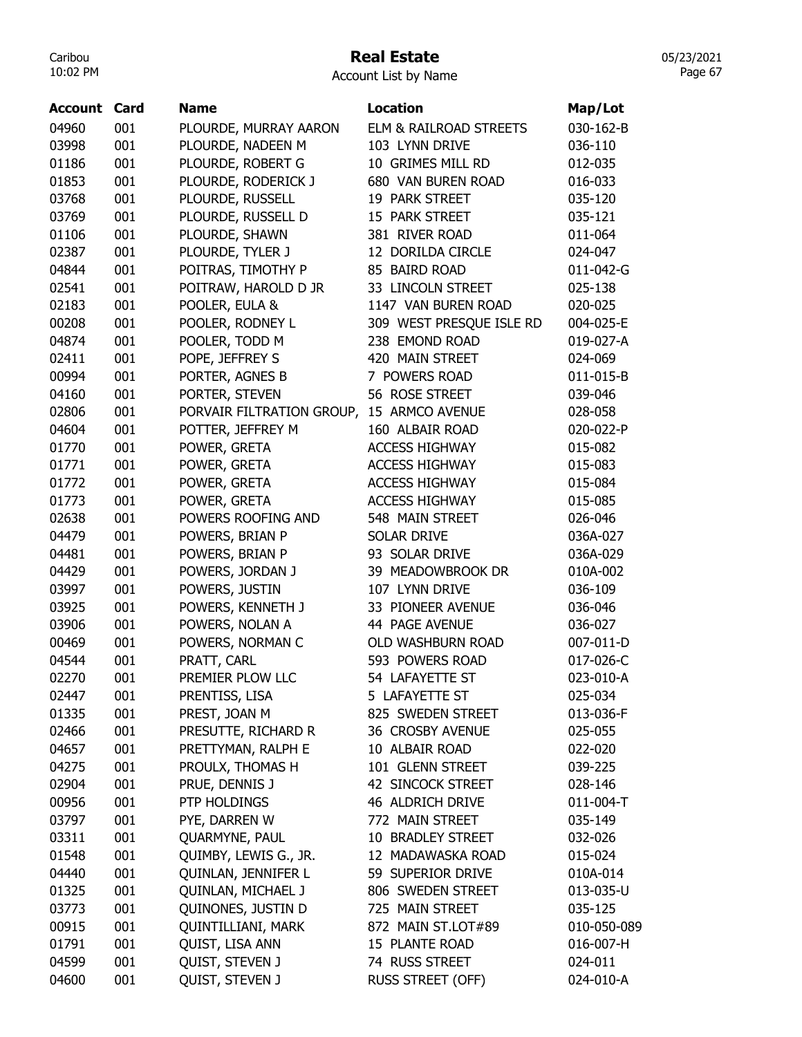# Real Estate

Account List by Name

| Account | Card | Name | Location | Map/Lot |
|---|---|---|---|---|
| 04960 | 001 | PLOURDE, MURRAY AARON | ELM & RAILROAD STREETS | 030-162-B |
| 03998 | 001 | PLOURDE, NADEEN M | 103 LYNN DRIVE | 036-110 |
| 01186 | 001 | PLOURDE, ROBERT G | 10 GRIMES MILL RD | 012-035 |
| 01853 | 001 | PLOURDE, RODERICK J | 680 VAN BUREN ROAD | 016-033 |
| 03768 | 001 | PLOURDE, RUSSELL | 19 PARK STREET | 035-120 |
| 03769 | 001 | PLOURDE, RUSSELL D | 15 PARK STREET | 035-121 |
| 01106 | 001 | PLOURDE, SHAWN | 381 RIVER ROAD | 011-064 |
| 02387 | 001 | PLOURDE, TYLER J | 12 DORILDA CIRCLE | 024-047 |
| 04844 | 001 | POITRAS, TIMOTHY P | 85 BAIRD ROAD | 011-042-G |
| 02541 | 001 | POITRAW, HAROLD D JR | 33 LINCOLN STREET | 025-138 |
| 02183 | 001 | POOLER, EULA & | 1147 VAN BUREN ROAD | 020-025 |
| 00208 | 001 | POOLER, RODNEY L | 309 WEST PRESQUE ISLE RD | 004-025-E |
| 04874 | 001 | POOLER, TODD M | 238 EMOND ROAD | 019-027-A |
| 02411 | 001 | POPE, JEFFREY S | 420 MAIN STREET | 024-069 |
| 00994 | 001 | PORTER, AGNES B | 7 POWERS ROAD | 011-015-B |
| 04160 | 001 | PORTER, STEVEN | 56 ROSE STREET | 039-046 |
| 02806 | 001 | PORVAIR FILTRATION GROUP, | 15 ARMCO AVENUE | 028-058 |
| 04604 | 001 | POTTER, JEFFREY M | 160 ALBAIR ROAD | 020-022-P |
| 01770 | 001 | POWER, GRETA | ACCESS HIGHWAY | 015-082 |
| 01771 | 001 | POWER, GRETA | ACCESS HIGHWAY | 015-083 |
| 01772 | 001 | POWER, GRETA | ACCESS HIGHWAY | 015-084 |
| 01773 | 001 | POWER, GRETA | ACCESS HIGHWAY | 015-085 |
| 02638 | 001 | POWERS ROOFING AND | 548 MAIN STREET | 026-046 |
| 04479 | 001 | POWERS, BRIAN P | SOLAR DRIVE | 036A-027 |
| 04481 | 001 | POWERS, BRIAN P | 93 SOLAR DRIVE | 036A-029 |
| 04429 | 001 | POWERS, JORDAN J | 39 MEADOWBROOK DR | 010A-002 |
| 03997 | 001 | POWERS, JUSTIN | 107 LYNN DRIVE | 036-109 |
| 03925 | 001 | POWERS, KENNETH J | 33 PIONEER AVENUE | 036-046 |
| 03906 | 001 | POWERS, NOLAN A | 44 PAGE AVENUE | 036-027 |
| 00469 | 001 | POWERS, NORMAN C | OLD WASHBURN ROAD | 007-011-D |
| 04544 | 001 | PRATT, CARL | 593 POWERS ROAD | 017-026-C |
| 02270 | 001 | PREMIER PLOW LLC | 54 LAFAYETTE ST | 023-010-A |
| 02447 | 001 | PRENTISS, LISA | 5 LAFAYETTE ST | 025-034 |
| 01335 | 001 | PREST, JOAN M | 825 SWEDEN STREET | 013-036-F |
| 02466 | 001 | PRESUTTE, RICHARD R | 36 CROSBY AVENUE | 025-055 |
| 04657 | 001 | PRETTYMAN, RALPH E | 10 ALBAIR ROAD | 022-020 |
| 04275 | 001 | PROULX, THOMAS H | 101 GLENN STREET | 039-225 |
| 02904 | 001 | PRUE, DENNIS J | 42 SINCOCK STREET | 028-146 |
| 00956 | 001 | PTP HOLDINGS | 46 ALDRICH DRIVE | 011-004-T |
| 03797 | 001 | PYE, DARREN W | 772 MAIN STREET | 035-149 |
| 03311 | 001 | QUARMYNE, PAUL | 10 BRADLEY STREET | 032-026 |
| 01548 | 001 | QUIMBY, LEWIS G., JR. | 12 MADAWASKA ROAD | 015-024 |
| 04440 | 001 | QUINLAN, JENNIFER L | 59 SUPERIOR DRIVE | 010A-014 |
| 01325 | 001 | QUINLAN, MICHAEL J | 806 SWEDEN STREET | 013-035-U |
| 03773 | 001 | QUINONES, JUSTIN D | 725 MAIN STREET | 035-125 |
| 00915 | 001 | QUINTILLIANI, MARK | 872 MAIN ST.LOT#89 | 010-050-089 |
| 01791 | 001 | QUIST, LISA ANN | 15 PLANTE ROAD | 016-007-H |
| 04599 | 001 | QUIST, STEVEN J | 74 RUSS STREET | 024-011 |
| 04600 | 001 | QUIST, STEVEN J | RUSS STREET (OFF) | 024-010-A |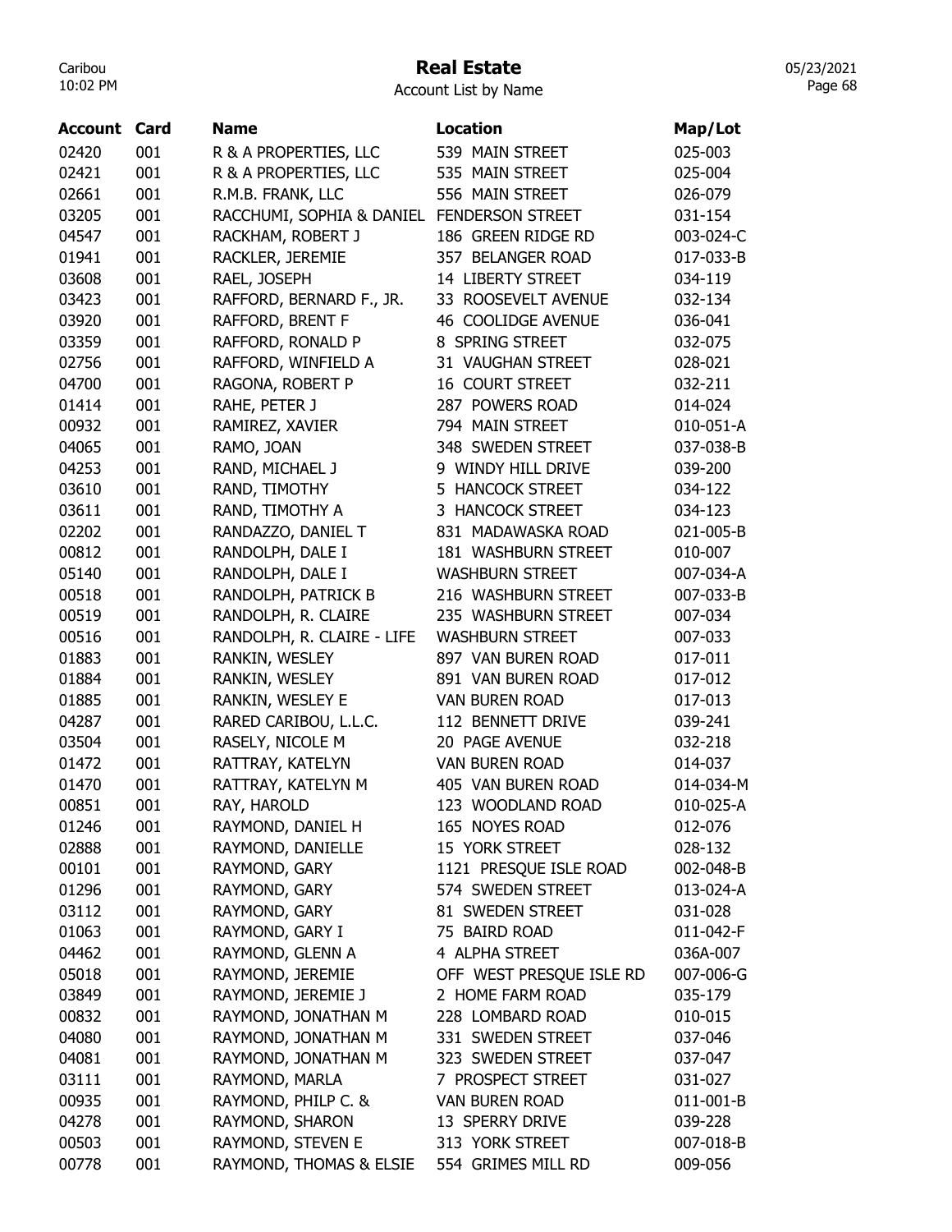# Real Estate

Account List by Name

| Account | Card | Name | Location | Map/Lot |
|---|---|---|---|---|
| 02420 | 001 | R & A PROPERTIES, LLC | 539 MAIN STREET | 025-003 |
| 02421 | 001 | R & A PROPERTIES, LLC | 535 MAIN STREET | 025-004 |
| 02661 | 001 | R.M.B. FRANK, LLC | 556 MAIN STREET | 026-079 |
| 03205 | 001 | RACCHUMI, SOPHIA & DANIEL | FENDERSON STREET | 031-154 |
| 04547 | 001 | RACKHAM, ROBERT J | 186 GREEN RIDGE RD | 003-024-C |
| 01941 | 001 | RACKLER, JEREMIE | 357 BELANGER ROAD | 017-033-B |
| 03608 | 001 | RAEL, JOSEPH | 14 LIBERTY STREET | 034-119 |
| 03423 | 001 | RAFFORD, BERNARD F., JR. | 33 ROOSEVELT AVENUE | 032-134 |
| 03920 | 001 | RAFFORD, BRENT F | 46 COOLIDGE AVENUE | 036-041 |
| 03359 | 001 | RAFFORD, RONALD P | 8 SPRING STREET | 032-075 |
| 02756 | 001 | RAFFORD, WINFIELD A | 31 VAUGHAN STREET | 028-021 |
| 04700 | 001 | RAGONA, ROBERT P | 16 COURT STREET | 032-211 |
| 01414 | 001 | RAHE, PETER J | 287 POWERS ROAD | 014-024 |
| 00932 | 001 | RAMIREZ, XAVIER | 794 MAIN STREET | 010-051-A |
| 04065 | 001 | RAMO, JOAN | 348 SWEDEN STREET | 037-038-B |
| 04253 | 001 | RAND, MICHAEL J | 9 WINDY HILL DRIVE | 039-200 |
| 03610 | 001 | RAND, TIMOTHY | 5 HANCOCK STREET | 034-122 |
| 03611 | 001 | RAND, TIMOTHY A | 3 HANCOCK STREET | 034-123 |
| 02202 | 001 | RANDAZZO, DANIEL T | 831 MADAWASKA ROAD | 021-005-B |
| 00812 | 001 | RANDOLPH, DALE I | 181 WASHBURN STREET | 010-007 |
| 05140 | 001 | RANDOLPH, DALE I | WASHBURN STREET | 007-034-A |
| 00518 | 001 | RANDOLPH, PATRICK B | 216 WASHBURN STREET | 007-033-B |
| 00519 | 001 | RANDOLPH, R. CLAIRE | 235 WASHBURN STREET | 007-034 |
| 00516 | 001 | RANDOLPH, R. CLAIRE - LIFE | WASHBURN STREET | 007-033 |
| 01883 | 001 | RANKIN, WESLEY | 897 VAN BUREN ROAD | 017-011 |
| 01884 | 001 | RANKIN, WESLEY | 891 VAN BUREN ROAD | 017-012 |
| 01885 | 001 | RANKIN, WESLEY E | VAN BUREN ROAD | 017-013 |
| 04287 | 001 | RARED CARIBOU, L.L.C. | 112 BENNETT DRIVE | 039-241 |
| 03504 | 001 | RASELY, NICOLE M | 20 PAGE AVENUE | 032-218 |
| 01472 | 001 | RATTRAY, KATELYN | VAN BUREN ROAD | 014-037 |
| 01470 | 001 | RATTRAY, KATELYN M | 405 VAN BUREN ROAD | 014-034-M |
| 00851 | 001 | RAY, HAROLD | 123 WOODLAND ROAD | 010-025-A |
| 01246 | 001 | RAYMOND, DANIEL H | 165 NOYES ROAD | 012-076 |
| 02888 | 001 | RAYMOND, DANIELLE | 15 YORK STREET | 028-132 |
| 00101 | 001 | RAYMOND, GARY | 1121 PRESQUE ISLE ROAD | 002-048-B |
| 01296 | 001 | RAYMOND, GARY | 574 SWEDEN STREET | 013-024-A |
| 03112 | 001 | RAYMOND, GARY | 81 SWEDEN STREET | 031-028 |
| 01063 | 001 | RAYMOND, GARY I | 75 BAIRD ROAD | 011-042-F |
| 04462 | 001 | RAYMOND, GLENN A | 4 ALPHA STREET | 036A-007 |
| 05018 | 001 | RAYMOND, JEREMIE | OFF WEST PRESQUE ISLE RD | 007-006-G |
| 03849 | 001 | RAYMOND, JEREMIE J | 2 HOME FARM ROAD | 035-179 |
| 00832 | 001 | RAYMOND, JONATHAN M | 228 LOMBARD ROAD | 010-015 |
| 04080 | 001 | RAYMOND, JONATHAN M | 331 SWEDEN STREET | 037-046 |
| 04081 | 001 | RAYMOND, JONATHAN M | 323 SWEDEN STREET | 037-047 |
| 03111 | 001 | RAYMOND, MARLA | 7 PROSPECT STREET | 031-027 |
| 00935 | 001 | RAYMOND, PHILP C. & | VAN BUREN ROAD | 011-001-B |
| 04278 | 001 | RAYMOND, SHARON | 13 SPERRY DRIVE | 039-228 |
| 00503 | 001 | RAYMOND, STEVEN E | 313 YORK STREET | 007-018-B |
| 00778 | 001 | RAYMOND, THOMAS & ELSIE | 554 GRIMES MILL RD | 009-056 |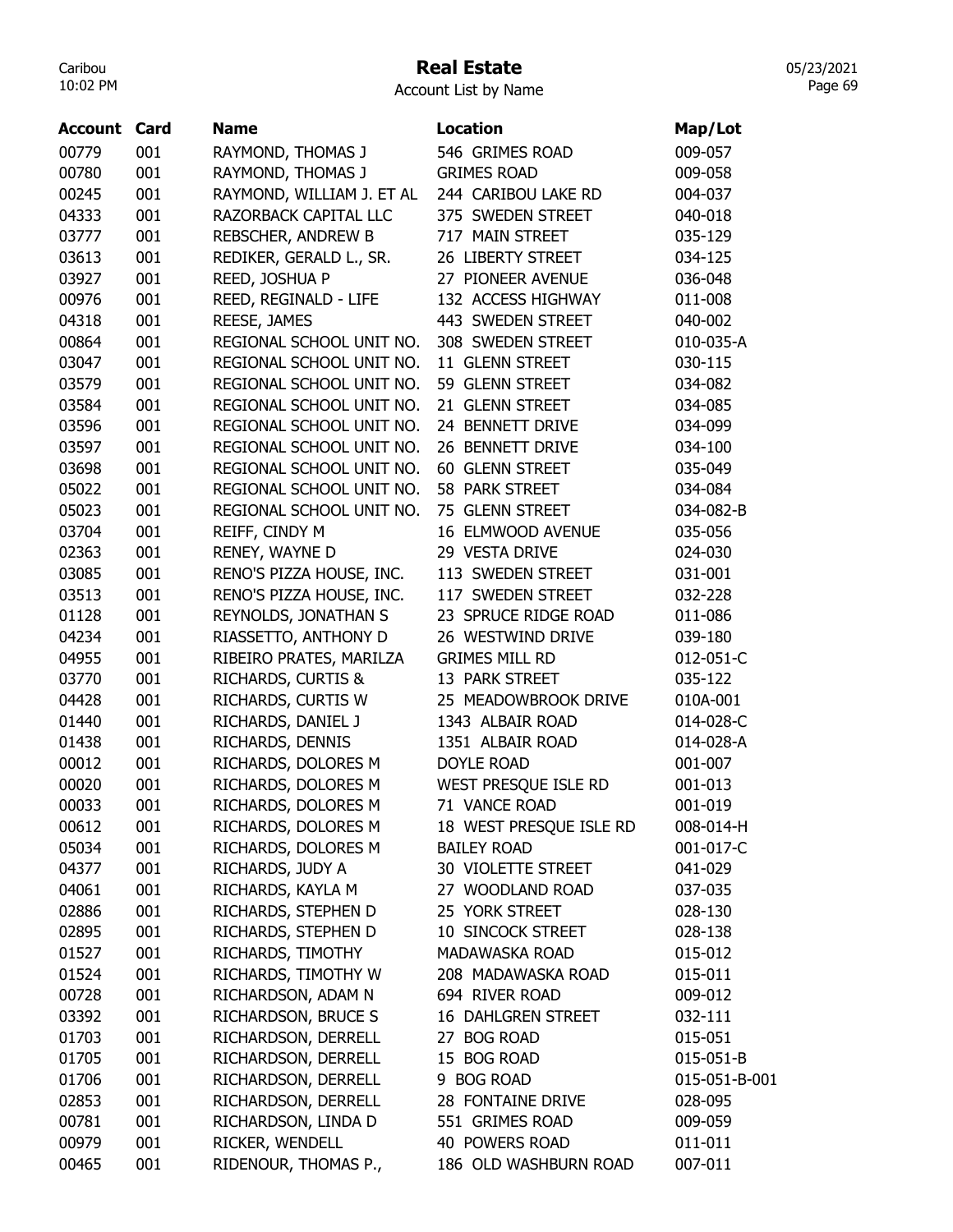# Real Estate

Account List by Name

| Account | Card | Name | Location | Map/Lot |
|---|---|---|---|---|
| 00779 | 001 | RAYMOND, THOMAS J | 546 GRIMES ROAD | 009-057 |
| 00780 | 001 | RAYMOND, THOMAS J | GRIMES ROAD | 009-058 |
| 00245 | 001 | RAYMOND, WILLIAM J. ET AL | 244 CARIBOU LAKE RD | 004-037 |
| 04333 | 001 | RAZORBACK CAPITAL LLC | 375 SWEDEN STREET | 040-018 |
| 03777 | 001 | REBSCHER, ANDREW B | 717 MAIN STREET | 035-129 |
| 03613 | 001 | REDIKER, GERALD L., SR. | 26 LIBERTY STREET | 034-125 |
| 03927 | 001 | REED, JOSHUA P | 27 PIONEER AVENUE | 036-048 |
| 00976 | 001 | REED, REGINALD - LIFE | 132 ACCESS HIGHWAY | 011-008 |
| 04318 | 001 | REESE, JAMES | 443 SWEDEN STREET | 040-002 |
| 00864 | 001 | REGIONAL SCHOOL UNIT NO. | 308 SWEDEN STREET | 010-035-A |
| 03047 | 001 | REGIONAL SCHOOL UNIT NO. | 11 GLENN STREET | 030-115 |
| 03579 | 001 | REGIONAL SCHOOL UNIT NO. | 59 GLENN STREET | 034-082 |
| 03584 | 001 | REGIONAL SCHOOL UNIT NO. | 21 GLENN STREET | 034-085 |
| 03596 | 001 | REGIONAL SCHOOL UNIT NO. | 24 BENNETT DRIVE | 034-099 |
| 03597 | 001 | REGIONAL SCHOOL UNIT NO. | 26 BENNETT DRIVE | 034-100 |
| 03698 | 001 | REGIONAL SCHOOL UNIT NO. | 60 GLENN STREET | 035-049 |
| 05022 | 001 | REGIONAL SCHOOL UNIT NO. | 58 PARK STREET | 034-084 |
| 05023 | 001 | REGIONAL SCHOOL UNIT NO. | 75 GLENN STREET | 034-082-B |
| 03704 | 001 | REIFF, CINDY M | 16 ELMWOOD AVENUE | 035-056 |
| 02363 | 001 | RENEY, WAYNE D | 29 VESTA DRIVE | 024-030 |
| 03085 | 001 | RENO'S PIZZA HOUSE, INC. | 113 SWEDEN STREET | 031-001 |
| 03513 | 001 | RENO'S PIZZA HOUSE, INC. | 117 SWEDEN STREET | 032-228 |
| 01128 | 001 | REYNOLDS, JONATHAN S | 23 SPRUCE RIDGE ROAD | 011-086 |
| 04234 | 001 | RIASSETTO, ANTHONY D | 26 WESTWIND DRIVE | 039-180 |
| 04955 | 001 | RIBEIRO PRATES, MARILZA | GRIMES MILL RD | 012-051-C |
| 03770 | 001 | RICHARDS, CURTIS & | 13 PARK STREET | 035-122 |
| 04428 | 001 | RICHARDS, CURTIS W | 25 MEADOWBROOK DRIVE | 010A-001 |
| 01440 | 001 | RICHARDS, DANIEL J | 1343 ALBAIR ROAD | 014-028-C |
| 01438 | 001 | RICHARDS, DENNIS | 1351 ALBAIR ROAD | 014-028-A |
| 00012 | 001 | RICHARDS, DOLORES M | DOYLE ROAD | 001-007 |
| 00020 | 001 | RICHARDS, DOLORES M | WEST PRESQUE ISLE RD | 001-013 |
| 00033 | 001 | RICHARDS, DOLORES M | 71 VANCE ROAD | 001-019 |
| 00612 | 001 | RICHARDS, DOLORES M | 18 WEST PRESQUE ISLE RD | 008-014-H |
| 05034 | 001 | RICHARDS, DOLORES M | BAILEY ROAD | 001-017-C |
| 04377 | 001 | RICHARDS, JUDY A | 30 VIOLETTE STREET | 041-029 |
| 04061 | 001 | RICHARDS, KAYLA M | 27 WOODLAND ROAD | 037-035 |
| 02886 | 001 | RICHARDS, STEPHEN D | 25 YORK STREET | 028-130 |
| 02895 | 001 | RICHARDS, STEPHEN D | 10 SINCOCK STREET | 028-138 |
| 01527 | 001 | RICHARDS, TIMOTHY | MADAWASKA ROAD | 015-012 |
| 01524 | 001 | RICHARDS, TIMOTHY W | 208 MADAWASKA ROAD | 015-011 |
| 00728 | 001 | RICHARDSON, ADAM N | 694 RIVER ROAD | 009-012 |
| 03392 | 001 | RICHARDSON, BRUCE S | 16 DAHLGREN STREET | 032-111 |
| 01703 | 001 | RICHARDSON, DERRELL | 27 BOG ROAD | 015-051 |
| 01705 | 001 | RICHARDSON, DERRELL | 15 BOG ROAD | 015-051-B |
| 01706 | 001 | RICHARDSON, DERRELL | 9 BOG ROAD | 015-051-B-001 |
| 02853 | 001 | RICHARDSON, DERRELL | 28 FONTAINE DRIVE | 028-095 |
| 00781 | 001 | RICHARDSON, LINDA D | 551 GRIMES ROAD | 009-059 |
| 00979 | 001 | RICKER, WENDELL | 40 POWERS ROAD | 011-011 |
| 00465 | 001 | RIDENOUR, THOMAS P., | 186 OLD WASHBURN ROAD | 007-011 |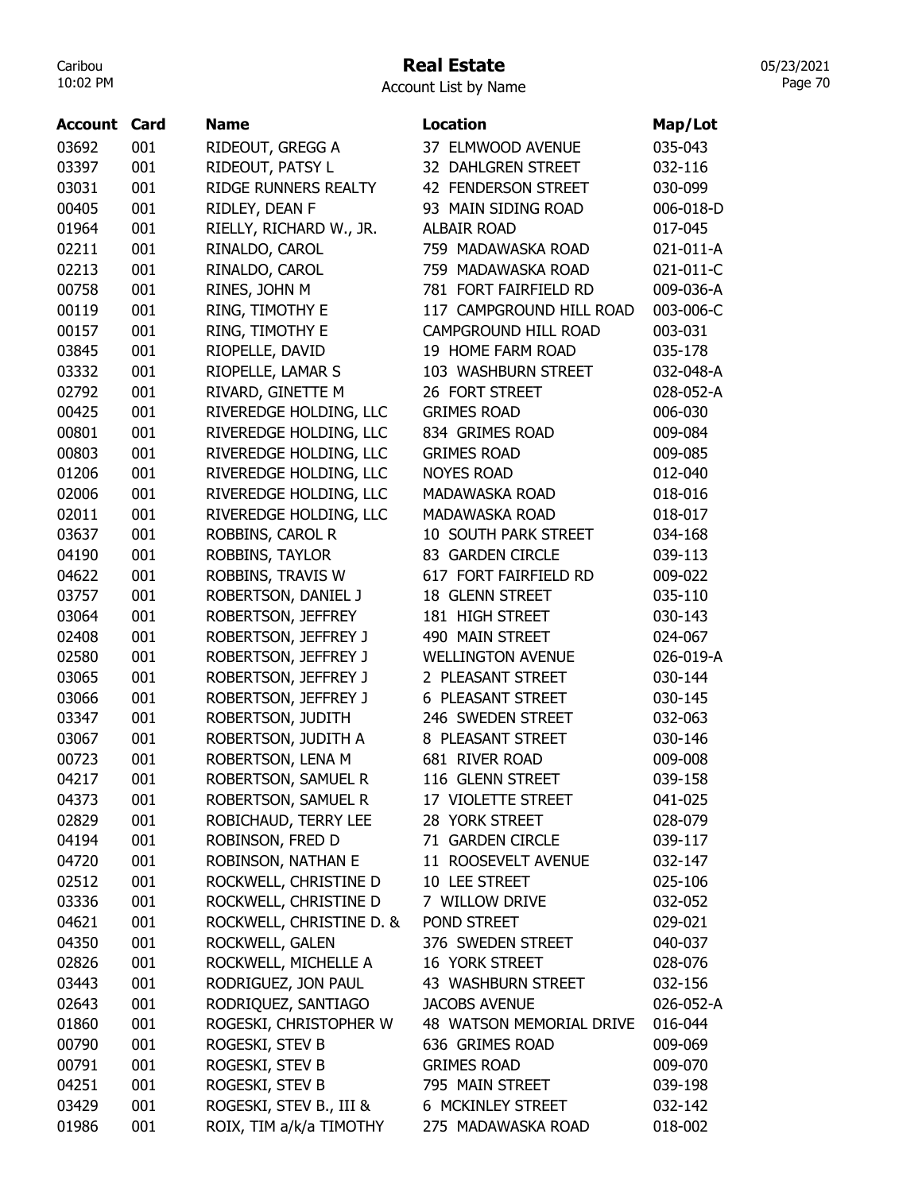# Real Estate

Account List by Name

| Account | Card | Name | Location | Map/Lot |
|---|---|---|---|---|
| 03692 | 001 | RIDEOUT, GREGG A | 37 ELMWOOD AVENUE | 035-043 |
| 03397 | 001 | RIDEOUT, PATSY L | 32 DAHLGREN STREET | 032-116 |
| 03031 | 001 | RIDGE RUNNERS REALTY | 42 FENDERSON STREET | 030-099 |
| 00405 | 001 | RIDLEY, DEAN F | 93 MAIN SIDING ROAD | 006-018-D |
| 01964 | 001 | RIELLY, RICHARD W., JR. | ALBAIR ROAD | 017-045 |
| 02211 | 001 | RINALDO, CAROL | 759 MADAWASKA ROAD | 021-011-A |
| 02213 | 001 | RINALDO, CAROL | 759 MADAWASKA ROAD | 021-011-C |
| 00758 | 001 | RINES, JOHN M | 781 FORT FAIRFIELD RD | 009-036-A |
| 00119 | 001 | RING, TIMOTHY E | 117 CAMPGROUND HILL ROAD | 003-006-C |
| 00157 | 001 | RING, TIMOTHY E | CAMPGROUND HILL ROAD | 003-031 |
| 03845 | 001 | RIOPELLE, DAVID | 19 HOME FARM ROAD | 035-178 |
| 03332 | 001 | RIOPELLE, LAMAR S | 103 WASHBURN STREET | 032-048-A |
| 02792 | 001 | RIVARD, GINETTE M | 26 FORT STREET | 028-052-A |
| 00425 | 001 | RIVEREDGE HOLDING, LLC | GRIMES ROAD | 006-030 |
| 00801 | 001 | RIVEREDGE HOLDING, LLC | 834 GRIMES ROAD | 009-084 |
| 00803 | 001 | RIVEREDGE HOLDING, LLC | GRIMES ROAD | 009-085 |
| 01206 | 001 | RIVEREDGE HOLDING, LLC | NOYES ROAD | 012-040 |
| 02006 | 001 | RIVEREDGE HOLDING, LLC | MADAWASKA ROAD | 018-016 |
| 02011 | 001 | RIVEREDGE HOLDING, LLC | MADAWASKA ROAD | 018-017 |
| 03637 | 001 | ROBBINS, CAROL R | 10 SOUTH PARK STREET | 034-168 |
| 04190 | 001 | ROBBINS, TAYLOR | 83 GARDEN CIRCLE | 039-113 |
| 04622 | 001 | ROBBINS, TRAVIS W | 617 FORT FAIRFIELD RD | 009-022 |
| 03757 | 001 | ROBERTSON, DANIEL J | 18 GLENN STREET | 035-110 |
| 03064 | 001 | ROBERTSON, JEFFREY | 181 HIGH STREET | 030-143 |
| 02408 | 001 | ROBERTSON, JEFFREY J | 490 MAIN STREET | 024-067 |
| 02580 | 001 | ROBERTSON, JEFFREY J | WELLINGTON AVENUE | 026-019-A |
| 03065 | 001 | ROBERTSON, JEFFREY J | 2 PLEASANT STREET | 030-144 |
| 03066 | 001 | ROBERTSON, JEFFREY J | 6 PLEASANT STREET | 030-145 |
| 03347 | 001 | ROBERTSON, JUDITH | 246 SWEDEN STREET | 032-063 |
| 03067 | 001 | ROBERTSON, JUDITH A | 8 PLEASANT STREET | 030-146 |
| 00723 | 001 | ROBERTSON, LENA M | 681 RIVER ROAD | 009-008 |
| 04217 | 001 | ROBERTSON, SAMUEL R | 116 GLENN STREET | 039-158 |
| 04373 | 001 | ROBERTSON, SAMUEL R | 17 VIOLETTE STREET | 041-025 |
| 02829 | 001 | ROBICHAUD, TERRY LEE | 28 YORK STREET | 028-079 |
| 04194 | 001 | ROBINSON, FRED D | 71 GARDEN CIRCLE | 039-117 |
| 04720 | 001 | ROBINSON, NATHAN E | 11 ROOSEVELT AVENUE | 032-147 |
| 02512 | 001 | ROCKWELL, CHRISTINE D | 10 LEE STREET | 025-106 |
| 03336 | 001 | ROCKWELL, CHRISTINE D | 7 WILLOW DRIVE | 032-052 |
| 04621 | 001 | ROCKWELL, CHRISTINE D. & | POND STREET | 029-021 |
| 04350 | 001 | ROCKWELL, GALEN | 376 SWEDEN STREET | 040-037 |
| 02826 | 001 | ROCKWELL, MICHELLE A | 16 YORK STREET | 028-076 |
| 03443 | 001 | RODRIGUEZ, JON PAUL | 43 WASHBURN STREET | 032-156 |
| 02643 | 001 | RODRIQUEZ, SANTIAGO | JACOBS AVENUE | 026-052-A |
| 01860 | 001 | ROGESKI, CHRISTOPHER W | 48 WATSON MEMORIAL DRIVE | 016-044 |
| 00790 | 001 | ROGESKI, STEV B | 636 GRIMES ROAD | 009-069 |
| 00791 | 001 | ROGESKI, STEV B | GRIMES ROAD | 009-070 |
| 04251 | 001 | ROGESKI, STEV B | 795 MAIN STREET | 039-198 |
| 03429 | 001 | ROGESKI, STEV B., III & | 6 MCKINLEY STREET | 032-142 |
| 01986 | 001 | ROIX, TIM a/k/a TIMOTHY | 275 MADAWASKA ROAD | 018-002 |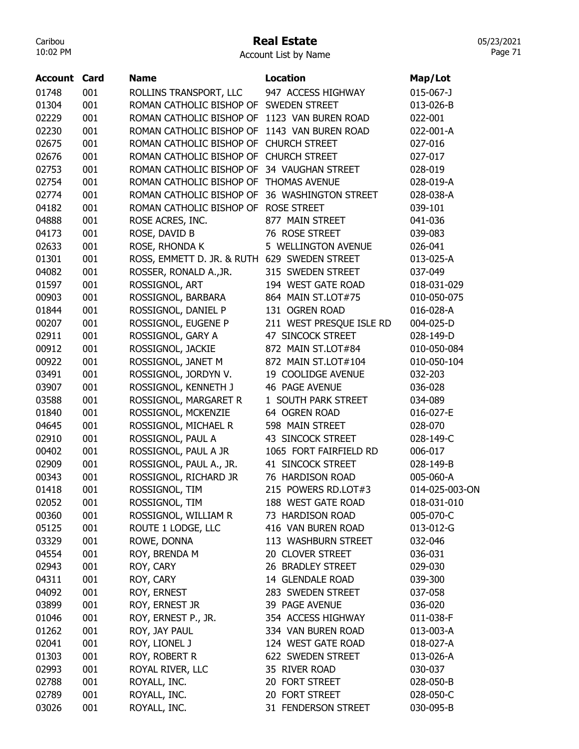# Real Estate

Account List by Name

| Account | Card | Name | Location | Map/Lot |
|---|---|---|---|---|
| 01748 | 001 | ROLLINS TRANSPORT, LLC | 947 ACCESS HIGHWAY | 015-067-J |
| 01304 | 001 | ROMAN CATHOLIC BISHOP OF | SWEDEN STREET | 013-026-B |
| 02229 | 001 | ROMAN CATHOLIC BISHOP OF | 1123 VAN BUREN ROAD | 022-001 |
| 02230 | 001 | ROMAN CATHOLIC BISHOP OF | 1143 VAN BUREN ROAD | 022-001-A |
| 02675 | 001 | ROMAN CATHOLIC BISHOP OF | CHURCH STREET | 027-016 |
| 02676 | 001 | ROMAN CATHOLIC BISHOP OF | CHURCH STREET | 027-017 |
| 02753 | 001 | ROMAN CATHOLIC BISHOP OF | 34 VAUGHAN STREET | 028-019 |
| 02754 | 001 | ROMAN CATHOLIC BISHOP OF | THOMAS AVENUE | 028-019-A |
| 02774 | 001 | ROMAN CATHOLIC BISHOP OF | 36 WASHINGTON STREET | 028-038-A |
| 04182 | 001 | ROMAN CATHOLIC BISHOP OF | ROSE STREET | 039-101 |
| 04888 | 001 | ROSE ACRES, INC. | 877 MAIN STREET | 041-036 |
| 04173 | 001 | ROSE, DAVID B | 76 ROSE STREET | 039-083 |
| 02633 | 001 | ROSE, RHONDA K | 5 WELLINGTON AVENUE | 026-041 |
| 01301 | 001 | ROSS, EMMETT D. JR. & RUTH | 629 SWEDEN STREET | 013-025-A |
| 04082 | 001 | ROSSER, RONALD A.,JR. | 315 SWEDEN STREET | 037-049 |
| 01597 | 001 | ROSSIGNOL, ART | 194 WEST GATE ROAD | 018-031-029 |
| 00903 | 001 | ROSSIGNOL, BARBARA | 864 MAIN ST.LOT#75 | 010-050-075 |
| 01844 | 001 | ROSSIGNOL, DANIEL P | 131 OGREN ROAD | 016-028-A |
| 00207 | 001 | ROSSIGNOL, EUGENE P | 211 WEST PRESQUE ISLE RD | 004-025-D |
| 02911 | 001 | ROSSIGNOL, GARY A | 47 SINCOCK STREET | 028-149-D |
| 00912 | 001 | ROSSIGNOL, JACKIE | 872 MAIN ST.LOT#84 | 010-050-084 |
| 00922 | 001 | ROSSIGNOL, JANET M | 872 MAIN ST.LOT#104 | 010-050-104 |
| 03491 | 001 | ROSSIGNOL, JORDYN V. | 19 COOLIDGE AVENUE | 032-203 |
| 03907 | 001 | ROSSIGNOL, KENNETH J | 46 PAGE AVENUE | 036-028 |
| 03588 | 001 | ROSSIGNOL, MARGARET R | 1 SOUTH PARK STREET | 034-089 |
| 01840 | 001 | ROSSIGNOL, MCKENZIE | 64 OGREN ROAD | 016-027-E |
| 04645 | 001 | ROSSIGNOL, MICHAEL R | 598 MAIN STREET | 028-070 |
| 02910 | 001 | ROSSIGNOL, PAUL A | 43 SINCOCK STREET | 028-149-C |
| 00402 | 001 | ROSSIGNOL, PAUL A JR | 1065 FORT FAIRFIELD RD | 006-017 |
| 02909 | 001 | ROSSIGNOL, PAUL A., JR. | 41 SINCOCK STREET | 028-149-B |
| 00343 | 001 | ROSSIGNOL, RICHARD JR | 76 HARDISON ROAD | 005-060-A |
| 01418 | 001 | ROSSIGNOL, TIM | 215 POWERS RD.LOT#3 | 014-025-003-ON |
| 02052 | 001 | ROSSIGNOL, TIM | 188 WEST GATE ROAD | 018-031-010 |
| 00360 | 001 | ROSSIGNOL, WILLIAM R | 73 HARDISON ROAD | 005-070-C |
| 05125 | 001 | ROUTE 1 LODGE, LLC | 416 VAN BUREN ROAD | 013-012-G |
| 03329 | 001 | ROWE, DONNA | 113 WASHBURN STREET | 032-046 |
| 04554 | 001 | ROY, BRENDA M | 20 CLOVER STREET | 036-031 |
| 02943 | 001 | ROY, CARY | 26 BRADLEY STREET | 029-030 |
| 04311 | 001 | ROY, CARY | 14 GLENDALE ROAD | 039-300 |
| 04092 | 001 | ROY, ERNEST | 283 SWEDEN STREET | 037-058 |
| 03899 | 001 | ROY, ERNEST JR | 39 PAGE AVENUE | 036-020 |
| 01046 | 001 | ROY, ERNEST P., JR. | 354 ACCESS HIGHWAY | 011-038-F |
| 01262 | 001 | ROY, JAY PAUL | 334 VAN BUREN ROAD | 013-003-A |
| 02041 | 001 | ROY, LIONEL J | 124 WEST GATE ROAD | 018-027-A |
| 01303 | 001 | ROY, ROBERT R | 622 SWEDEN STREET | 013-026-A |
| 02993 | 001 | ROYAL RIVER, LLC | 35 RIVER ROAD | 030-037 |
| 02788 | 001 | ROYALL, INC. | 20 FORT STREET | 028-050-B |
| 02789 | 001 | ROYALL, INC. | 20 FORT STREET | 028-050-C |
| 03026 | 001 | ROYALL, INC. | 31 FENDERSON STREET | 030-095-B |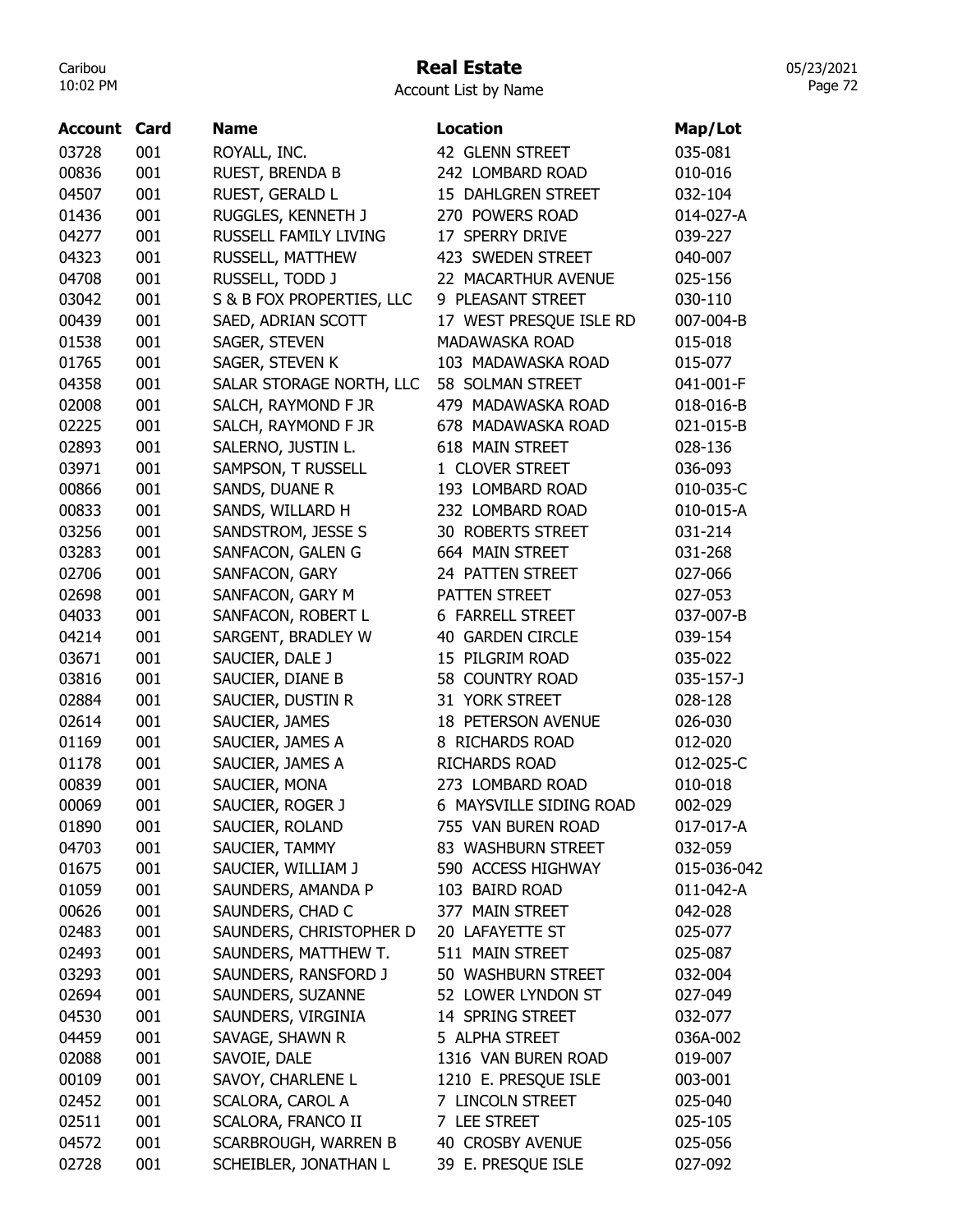# Real Estate

Account List by Name

| Account | Card | Name | Location | Map/Lot |
|---|---|---|---|---|
| 03728 | 001 | ROYALL, INC. | 42 GLENN STREET | 035-081 |
| 00836 | 001 | RUEST, BRENDA B | 242 LOMBARD ROAD | 010-016 |
| 04507 | 001 | RUEST, GERALD L | 15 DAHLGREN STREET | 032-104 |
| 01436 | 001 | RUGGLES, KENNETH J | 270 POWERS ROAD | 014-027-A |
| 04277 | 001 | RUSSELL FAMILY LIVING | 17 SPERRY DRIVE | 039-227 |
| 04323 | 001 | RUSSELL, MATTHEW | 423 SWEDEN STREET | 040-007 |
| 04708 | 001 | RUSSELL, TODD J | 22 MACARTHUR AVENUE | 025-156 |
| 03042 | 001 | S & B FOX PROPERTIES, LLC | 9 PLEASANT STREET | 030-110 |
| 00439 | 001 | SAED, ADRIAN SCOTT | 17 WEST PRESQUE ISLE RD | 007-004-B |
| 01538 | 001 | SAGER, STEVEN | MADAWASKA ROAD | 015-018 |
| 01765 | 001 | SAGER, STEVEN K | 103 MADAWASKA ROAD | 015-077 |
| 04358 | 001 | SALAR STORAGE NORTH, LLC | 58 SOLMAN STREET | 041-001-F |
| 02008 | 001 | SALCH, RAYMOND F JR | 479 MADAWASKA ROAD | 018-016-B |
| 02225 | 001 | SALCH, RAYMOND F JR | 678 MADAWASKA ROAD | 021-015-B |
| 02893 | 001 | SALERNO, JUSTIN L. | 618 MAIN STREET | 028-136 |
| 03971 | 001 | SAMPSON, T RUSSELL | 1 CLOVER STREET | 036-093 |
| 00866 | 001 | SANDS, DUANE R | 193 LOMBARD ROAD | 010-035-C |
| 00833 | 001 | SANDS, WILLARD H | 232 LOMBARD ROAD | 010-015-A |
| 03256 | 001 | SANDSTROM, JESSE S | 30 ROBERTS STREET | 031-214 |
| 03283 | 001 | SANFACON, GALEN G | 664 MAIN STREET | 031-268 |
| 02706 | 001 | SANFACON, GARY | 24 PATTEN STREET | 027-066 |
| 02698 | 001 | SANFACON, GARY M | PATTEN STREET | 027-053 |
| 04033 | 001 | SANFACON, ROBERT L | 6 FARRELL STREET | 037-007-B |
| 04214 | 001 | SARGENT, BRADLEY W | 40 GARDEN CIRCLE | 039-154 |
| 03671 | 001 | SAUCIER, DALE J | 15 PILGRIM ROAD | 035-022 |
| 03816 | 001 | SAUCIER, DIANE B | 58 COUNTRY ROAD | 035-157-J |
| 02884 | 001 | SAUCIER, DUSTIN R | 31 YORK STREET | 028-128 |
| 02614 | 001 | SAUCIER, JAMES | 18 PETERSON AVENUE | 026-030 |
| 01169 | 001 | SAUCIER, JAMES A | 8 RICHARDS ROAD | 012-020 |
| 01178 | 001 | SAUCIER, JAMES A | RICHARDS ROAD | 012-025-C |
| 00839 | 001 | SAUCIER, MONA | 273 LOMBARD ROAD | 010-018 |
| 00069 | 001 | SAUCIER, ROGER J | 6 MAYSVILLE SIDING ROAD | 002-029 |
| 01890 | 001 | SAUCIER, ROLAND | 755 VAN BUREN ROAD | 017-017-A |
| 04703 | 001 | SAUCIER, TAMMY | 83 WASHBURN STREET | 032-059 |
| 01675 | 001 | SAUCIER, WILLIAM J | 590 ACCESS HIGHWAY | 015-036-042 |
| 01059 | 001 | SAUNDERS, AMANDA P | 103 BAIRD ROAD | 011-042-A |
| 00626 | 001 | SAUNDERS, CHAD C | 377 MAIN STREET | 042-028 |
| 02483 | 001 | SAUNDERS, CHRISTOPHER D | 20 LAFAYETTE ST | 025-077 |
| 02493 | 001 | SAUNDERS, MATTHEW T. | 511 MAIN STREET | 025-087 |
| 03293 | 001 | SAUNDERS, RANSFORD J | 50 WASHBURN STREET | 032-004 |
| 02694 | 001 | SAUNDERS, SUZANNE | 52 LOWER LYNDON ST | 027-049 |
| 04530 | 001 | SAUNDERS, VIRGINIA | 14 SPRING STREET | 032-077 |
| 04459 | 001 | SAVAGE, SHAWN R | 5 ALPHA STREET | 036A-002 |
| 02088 | 001 | SAVOIE, DALE | 1316 VAN BUREN ROAD | 019-007 |
| 00109 | 001 | SAVOY, CHARLENE L | 1210 E. PRESQUE ISLE | 003-001 |
| 02452 | 001 | SCALORA, CAROL A | 7 LINCOLN STREET | 025-040 |
| 02511 | 001 | SCALORA, FRANCO II | 7 LEE STREET | 025-105 |
| 04572 | 001 | SCARBROUGH, WARREN B | 40 CROSBY AVENUE | 025-056 |
| 02728 | 001 | SCHEIBLER, JONATHAN L | 39 E. PRESQUE ISLE | 027-092 |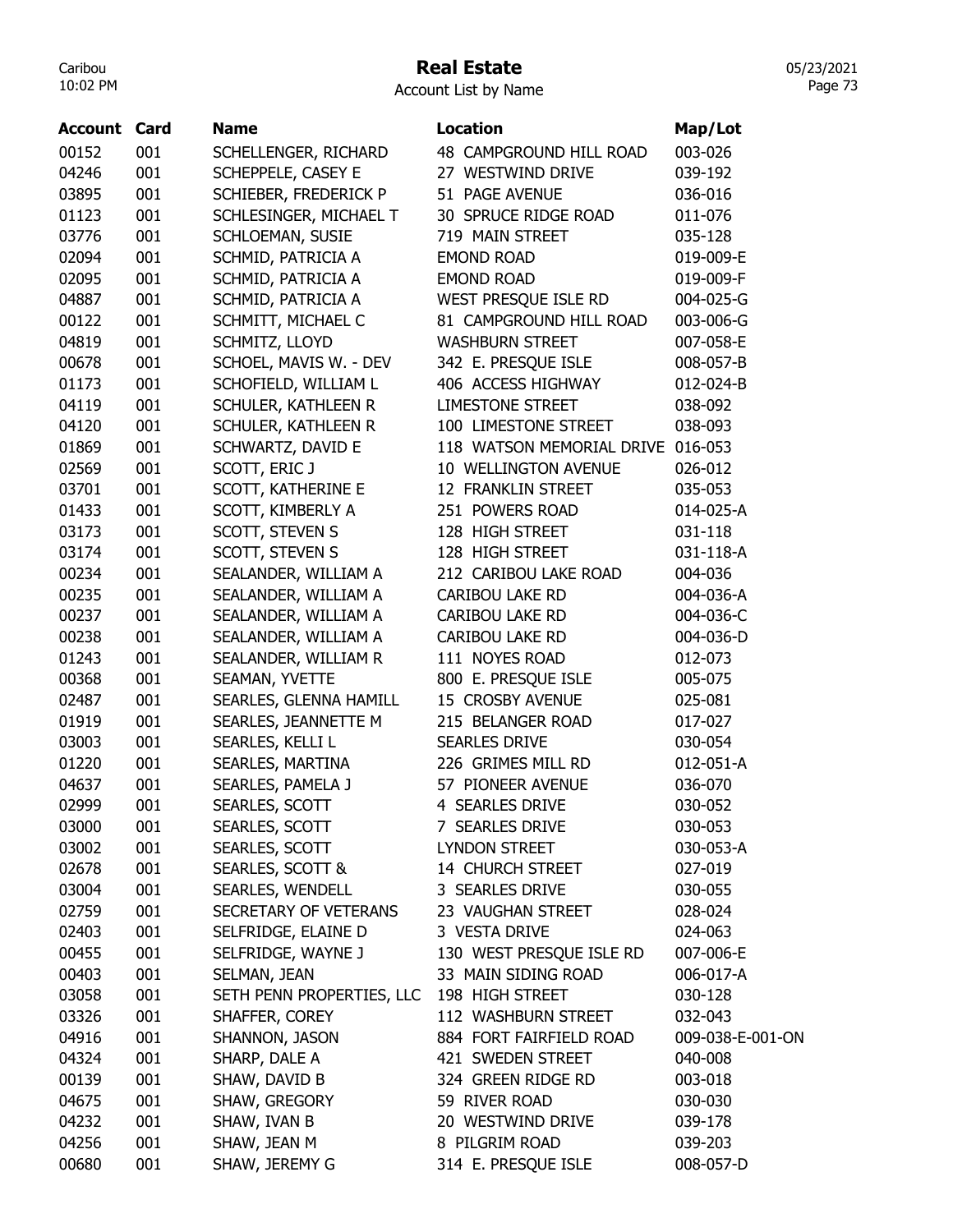# Real Estate

Account List by Name

| Account | Card | Name | Location | Map/Lot |
|---|---|---|---|---|
| 00152 | 001 | SCHELLENGER, RICHARD | 48 CAMPGROUND HILL ROAD | 003-026 |
| 04246 | 001 | SCHEPPELE, CASEY E | 27 WESTWIND DRIVE | 039-192 |
| 03895 | 001 | SCHIEBER, FREDERICK P | 51 PAGE AVENUE | 036-016 |
| 01123 | 001 | SCHLESINGER, MICHAEL T | 30 SPRUCE RIDGE ROAD | 011-076 |
| 03776 | 001 | SCHLOEMAN, SUSIE | 719 MAIN STREET | 035-128 |
| 02094 | 001 | SCHMID, PATRICIA A | EMOND ROAD | 019-009-E |
| 02095 | 001 | SCHMID, PATRICIA A | EMOND ROAD | 019-009-F |
| 04887 | 001 | SCHMID, PATRICIA A | WEST PRESQUE ISLE RD | 004-025-G |
| 00122 | 001 | SCHMITT, MICHAEL C | 81 CAMPGROUND HILL ROAD | 003-006-G |
| 04819 | 001 | SCHMITZ, LLOYD | WASHBURN STREET | 007-058-E |
| 00678 | 001 | SCHOEL, MAVIS W. - DEV | 342 E. PRESQUE ISLE | 008-057-B |
| 01173 | 001 | SCHOFIELD, WILLIAM L | 406 ACCESS HIGHWAY | 012-024-B |
| 04119 | 001 | SCHULER, KATHLEEN R | LIMESTONE STREET | 038-092 |
| 04120 | 001 | SCHULER, KATHLEEN R | 100 LIMESTONE STREET | 038-093 |
| 01869 | 001 | SCHWARTZ, DAVID E | 118 WATSON MEMORIAL DRIVE | 016-053 |
| 02569 | 001 | SCOTT, ERIC J | 10 WELLINGTON AVENUE | 026-012 |
| 03701 | 001 | SCOTT, KATHERINE E | 12 FRANKLIN STREET | 035-053 |
| 01433 | 001 | SCOTT, KIMBERLY A | 251 POWERS ROAD | 014-025-A |
| 03173 | 001 | SCOTT, STEVEN S | 128 HIGH STREET | 031-118 |
| 03174 | 001 | SCOTT, STEVEN S | 128 HIGH STREET | 031-118-A |
| 00234 | 001 | SEALANDER, WILLIAM A | 212 CARIBOU LAKE ROAD | 004-036 |
| 00235 | 001 | SEALANDER, WILLIAM A | CARIBOU LAKE RD | 004-036-A |
| 00237 | 001 | SEALANDER, WILLIAM A | CARIBOU LAKE RD | 004-036-C |
| 00238 | 001 | SEALANDER, WILLIAM A | CARIBOU LAKE RD | 004-036-D |
| 01243 | 001 | SEALANDER, WILLIAM R | 111 NOYES ROAD | 012-073 |
| 00368 | 001 | SEAMAN, YVETTE | 800 E. PRESQUE ISLE | 005-075 |
| 02487 | 001 | SEARLES, GLENNA HAMILL | 15 CROSBY AVENUE | 025-081 |
| 01919 | 001 | SEARLES, JEANNETTE M | 215 BELANGER ROAD | 017-027 |
| 03003 | 001 | SEARLES, KELLI L | SEARLES DRIVE | 030-054 |
| 01220 | 001 | SEARLES, MARTINA | 226 GRIMES MILL RD | 012-051-A |
| 04637 | 001 | SEARLES, PAMELA J | 57 PIONEER AVENUE | 036-070 |
| 02999 | 001 | SEARLES, SCOTT | 4 SEARLES DRIVE | 030-052 |
| 03000 | 001 | SEARLES, SCOTT | 7 SEARLES DRIVE | 030-053 |
| 03002 | 001 | SEARLES, SCOTT | LYNDON STREET | 030-053-A |
| 02678 | 001 | SEARLES, SCOTT & | 14 CHURCH STREET | 027-019 |
| 03004 | 001 | SEARLES, WENDELL | 3 SEARLES DRIVE | 030-055 |
| 02759 | 001 | SECRETARY OF VETERANS | 23 VAUGHAN STREET | 028-024 |
| 02403 | 001 | SELFRIDGE, ELAINE D | 3 VESTA DRIVE | 024-063 |
| 00455 | 001 | SELFRIDGE, WAYNE J | 130 WEST PRESQUE ISLE RD | 007-006-E |
| 00403 | 001 | SELMAN, JEAN | 33 MAIN SIDING ROAD | 006-017-A |
| 03058 | 001 | SETH PENN PROPERTIES, LLC | 198 HIGH STREET | 030-128 |
| 03326 | 001 | SHAFFER, COREY | 112 WASHBURN STREET | 032-043 |
| 04916 | 001 | SHANNON, JASON | 884 FORT FAIRFIELD ROAD | 009-038-E-001-ON |
| 04324 | 001 | SHARP, DALE A | 421 SWEDEN STREET | 040-008 |
| 00139 | 001 | SHAW, DAVID B | 324 GREEN RIDGE RD | 003-018 |
| 04675 | 001 | SHAW, GREGORY | 59 RIVER ROAD | 030-030 |
| 04232 | 001 | SHAW, IVAN B | 20 WESTWIND DRIVE | 039-178 |
| 04256 | 001 | SHAW, JEAN M | 8 PILGRIM ROAD | 039-203 |
| 00680 | 001 | SHAW, JEREMY G | 314 E. PRESQUE ISLE | 008-057-D |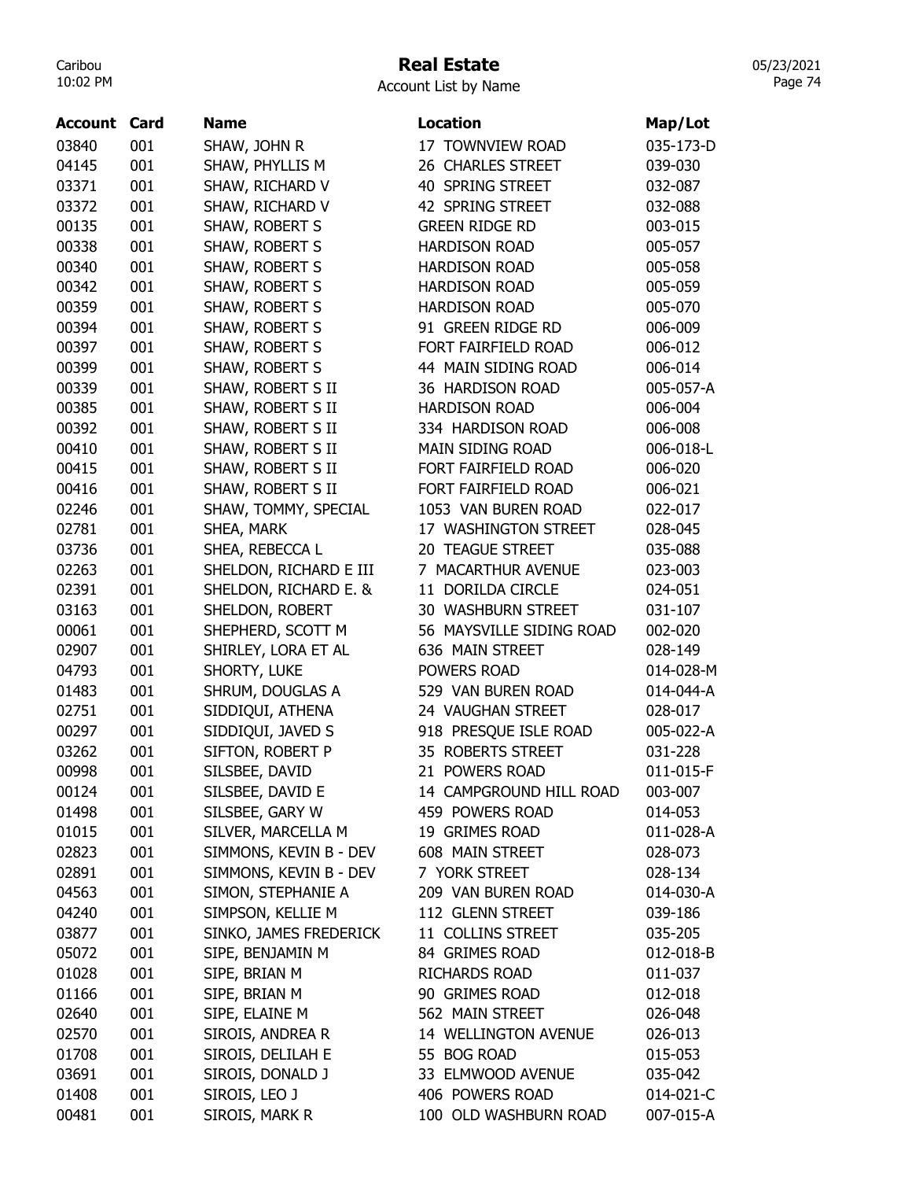# Real Estate

Account List by Name

| Account | Card | Name | Location | Map/Lot |
| --- | --- | --- | --- | --- |
| 03840 | 001 | SHAW, JOHN R | 17 TOWNVIEW ROAD | 035-173-D |
| 04145 | 001 | SHAW, PHYLLIS M | 26 CHARLES STREET | 039-030 |
| 03371 | 001 | SHAW, RICHARD V | 40 SPRING STREET | 032-087 |
| 03372 | 001 | SHAW, RICHARD V | 42 SPRING STREET | 032-088 |
| 00135 | 001 | SHAW, ROBERT S | GREEN RIDGE RD | 003-015 |
| 00338 | 001 | SHAW, ROBERT S | HARDISON ROAD | 005-057 |
| 00340 | 001 | SHAW, ROBERT S | HARDISON ROAD | 005-058 |
| 00342 | 001 | SHAW, ROBERT S | HARDISON ROAD | 005-059 |
| 00359 | 001 | SHAW, ROBERT S | HARDISON ROAD | 005-070 |
| 00394 | 001 | SHAW, ROBERT S | 91 GREEN RIDGE RD | 006-009 |
| 00397 | 001 | SHAW, ROBERT S | FORT FAIRFIELD ROAD | 006-012 |
| 00399 | 001 | SHAW, ROBERT S | 44 MAIN SIDING ROAD | 006-014 |
| 00339 | 001 | SHAW, ROBERT S II | 36 HARDISON ROAD | 005-057-A |
| 00385 | 001 | SHAW, ROBERT S II | HARDISON ROAD | 006-004 |
| 00392 | 001 | SHAW, ROBERT S II | 334 HARDISON ROAD | 006-008 |
| 00410 | 001 | SHAW, ROBERT S II | MAIN SIDING ROAD | 006-018-L |
| 00415 | 001 | SHAW, ROBERT S II | FORT FAIRFIELD ROAD | 006-020 |
| 00416 | 001 | SHAW, ROBERT S II | FORT FAIRFIELD ROAD | 006-021 |
| 02246 | 001 | SHAW, TOMMY, SPECIAL | 1053 VAN BUREN ROAD | 022-017 |
| 02781 | 001 | SHEA, MARK | 17 WASHINGTON STREET | 028-045 |
| 03736 | 001 | SHEA, REBECCA L | 20 TEAGUE STREET | 035-088 |
| 02263 | 001 | SHELDON, RICHARD E III | 7 MACARTHUR AVENUE | 023-003 |
| 02391 | 001 | SHELDON, RICHARD E. & | 11 DORILDA CIRCLE | 024-051 |
| 03163 | 001 | SHELDON, ROBERT | 30 WASHBURN STREET | 031-107 |
| 00061 | 001 | SHEPHERD, SCOTT M | 56 MAYSVILLE SIDING ROAD | 002-020 |
| 02907 | 001 | SHIRLEY, LORA ET AL | 636 MAIN STREET | 028-149 |
| 04793 | 001 | SHORTY, LUKE | POWERS ROAD | 014-028-M |
| 01483 | 001 | SHRUM, DOUGLAS A | 529 VAN BUREN ROAD | 014-044-A |
| 02751 | 001 | SIDDIQUI, ATHENA | 24 VAUGHAN STREET | 028-017 |
| 00297 | 001 | SIDDIQUI, JAVED S | 918 PRESQUE ISLE ROAD | 005-022-A |
| 03262 | 001 | SIFTON, ROBERT P | 35 ROBERTS STREET | 031-228 |
| 00998 | 001 | SILSBEE, DAVID | 21 POWERS ROAD | 011-015-F |
| 00124 | 001 | SILSBEE, DAVID E | 14 CAMPGROUND HILL ROAD | 003-007 |
| 01498 | 001 | SILSBEE, GARY W | 459 POWERS ROAD | 014-053 |
| 01015 | 001 | SILVER, MARCELLA M | 19 GRIMES ROAD | 011-028-A |
| 02823 | 001 | SIMMONS, KEVIN B - DEV | 608 MAIN STREET | 028-073 |
| 02891 | 001 | SIMMONS, KEVIN B - DEV | 7 YORK STREET | 028-134 |
| 04563 | 001 | SIMON, STEPHANIE A | 209 VAN BUREN ROAD | 014-030-A |
| 04240 | 001 | SIMPSON, KELLIE M | 112 GLENN STREET | 039-186 |
| 03877 | 001 | SINKO, JAMES FREDERICK | 11 COLLINS STREET | 035-205 |
| 05072 | 001 | SIPE, BENJAMIN M | 84 GRIMES ROAD | 012-018-B |
| 01028 | 001 | SIPE, BRIAN M | RICHARDS ROAD | 011-037 |
| 01166 | 001 | SIPE, BRIAN M | 90 GRIMES ROAD | 012-018 |
| 02640 | 001 | SIPE, ELAINE M | 562 MAIN STREET | 026-048 |
| 02570 | 001 | SIROIS, ANDREA R | 14 WELLINGTON AVENUE | 026-013 |
| 01708 | 001 | SIROIS, DELILAH E | 55 BOG ROAD | 015-053 |
| 03691 | 001 | SIROIS, DONALD J | 33 ELMWOOD AVENUE | 035-042 |
| 01408 | 001 | SIROIS, LEO J | 406 POWERS ROAD | 014-021-C |
| 00481 | 001 | SIROIS, MARK R | 100 OLD WASHBURN ROAD | 007-015-A |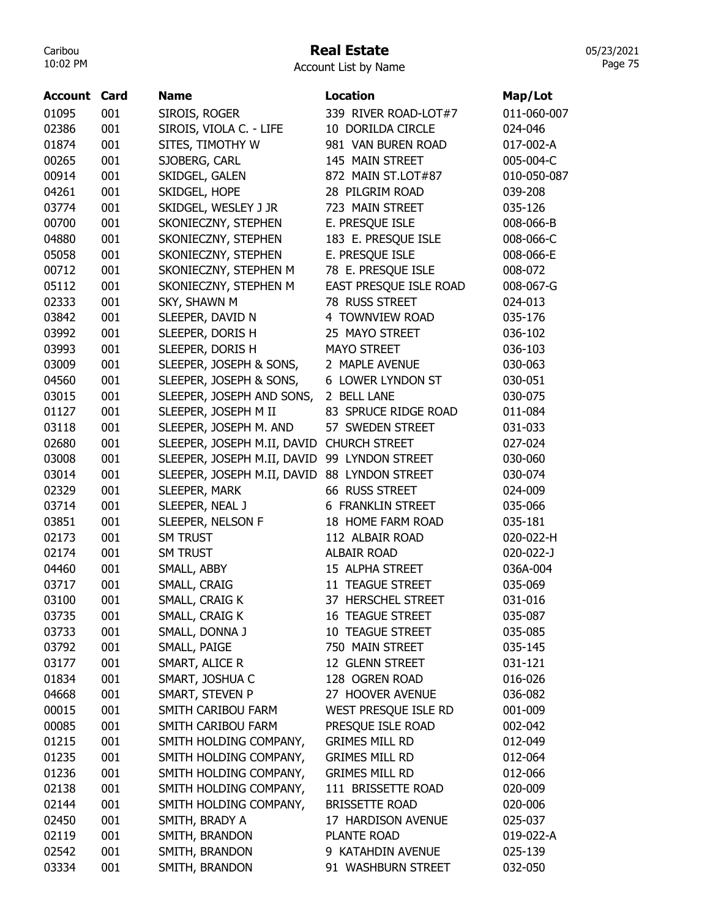# Real Estate

Account List by Name

| Account | Card | Name | Location | Map/Lot |
|---|---|---|---|---|
| 01095 | 001 | SIROIS, ROGER | 339 RIVER ROAD-LOT#7 | 011-060-007 |
| 02386 | 001 | SIROIS, VIOLA C. - LIFE | 10 DORILDA CIRCLE | 024-046 |
| 01874 | 001 | SITES, TIMOTHY W | 981 VAN BUREN ROAD | 017-002-A |
| 00265 | 001 | SJOBERG, CARL | 145 MAIN STREET | 005-004-C |
| 00914 | 001 | SKIDGEL, GALEN | 872 MAIN ST.LOT#87 | 010-050-087 |
| 04261 | 001 | SKIDGEL, HOPE | 28 PILGRIM ROAD | 039-208 |
| 03774 | 001 | SKIDGEL, WESLEY J JR | 723 MAIN STREET | 035-126 |
| 00700 | 001 | SKONIECZNY, STEPHEN | E. PRESQUE ISLE | 008-066-B |
| 04880 | 001 | SKONIECZNY, STEPHEN | 183 E. PRESQUE ISLE | 008-066-C |
| 05058 | 001 | SKONIECZNY, STEPHEN | E. PRESQUE ISLE | 008-066-E |
| 00712 | 001 | SKONIECZNY, STEPHEN M | 78 E. PRESQUE ISLE | 008-072 |
| 05112 | 001 | SKONIECZNY, STEPHEN M | EAST PRESQUE ISLE ROAD | 008-067-G |
| 02333 | 001 | SKY, SHAWN M | 78 RUSS STREET | 024-013 |
| 03842 | 001 | SLEEPER, DAVID N | 4 TOWNVIEW ROAD | 035-176 |
| 03992 | 001 | SLEEPER, DORIS H | 25 MAYO STREET | 036-102 |
| 03993 | 001 | SLEEPER, DORIS H | MAYO STREET | 036-103 |
| 03009 | 001 | SLEEPER, JOSEPH & SONS, | 2 MAPLE AVENUE | 030-063 |
| 04560 | 001 | SLEEPER, JOSEPH & SONS, | 6 LOWER LYNDON ST | 030-051 |
| 03015 | 001 | SLEEPER, JOSEPH AND SONS, | 2 BELL LANE | 030-075 |
| 01127 | 001 | SLEEPER, JOSEPH M II | 83 SPRUCE RIDGE ROAD | 011-084 |
| 03118 | 001 | SLEEPER, JOSEPH M. AND | 57 SWEDEN STREET | 031-033 |
| 02680 | 001 | SLEEPER, JOSEPH M.II, DAVID | CHURCH STREET | 027-024 |
| 03008 | 001 | SLEEPER, JOSEPH M.II, DAVID | 99 LYNDON STREET | 030-060 |
| 03014 | 001 | SLEEPER, JOSEPH M.II, DAVID | 88 LYNDON STREET | 030-074 |
| 02329 | 001 | SLEEPER, MARK | 66 RUSS STREET | 024-009 |
| 03714 | 001 | SLEEPER, NEAL J | 6 FRANKLIN STREET | 035-066 |
| 03851 | 001 | SLEEPER, NELSON F | 18 HOME FARM ROAD | 035-181 |
| 02173 | 001 | SM TRUST | 112 ALBAIR ROAD | 020-022-H |
| 02174 | 001 | SM TRUST | ALBAIR ROAD | 020-022-J |
| 04460 | 001 | SMALL, ABBY | 15 ALPHA STREET | 036A-004 |
| 03717 | 001 | SMALL, CRAIG | 11 TEAGUE STREET | 035-069 |
| 03100 | 001 | SMALL, CRAIG K | 37 HERSCHEL STREET | 031-016 |
| 03735 | 001 | SMALL, CRAIG K | 16 TEAGUE STREET | 035-087 |
| 03733 | 001 | SMALL, DONNA J | 10 TEAGUE STREET | 035-085 |
| 03792 | 001 | SMALL, PAIGE | 750 MAIN STREET | 035-145 |
| 03177 | 001 | SMART, ALICE R | 12 GLENN STREET | 031-121 |
| 01834 | 001 | SMART, JOSHUA C | 128 OGREN ROAD | 016-026 |
| 04668 | 001 | SMART, STEVEN P | 27 HOOVER AVENUE | 036-082 |
| 00015 | 001 | SMITH CARIBOU FARM | WEST PRESQUE ISLE RD | 001-009 |
| 00085 | 001 | SMITH CARIBOU FARM | PRESQUE ISLE ROAD | 002-042 |
| 01215 | 001 | SMITH HOLDING COMPANY, | GRIMES MILL RD | 012-049 |
| 01235 | 001 | SMITH HOLDING COMPANY, | GRIMES MILL RD | 012-064 |
| 01236 | 001 | SMITH HOLDING COMPANY, | GRIMES MILL RD | 012-066 |
| 02138 | 001 | SMITH HOLDING COMPANY, | 111 BRISSETTE ROAD | 020-009 |
| 02144 | 001 | SMITH HOLDING COMPANY, | BRISSETTE ROAD | 020-006 |
| 02450 | 001 | SMITH, BRADY A | 17 HARDISON AVENUE | 025-037 |
| 02119 | 001 | SMITH, BRANDON | PLANTE ROAD | 019-022-A |
| 02542 | 001 | SMITH, BRANDON | 9 KATAHDIN AVENUE | 025-139 |
| 03334 | 001 | SMITH, BRANDON | 91 WASHBURN STREET | 032-050 |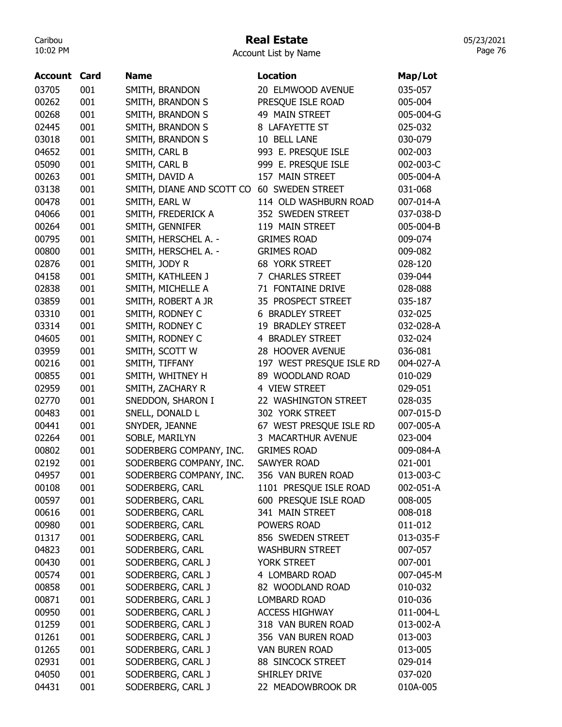# Real Estate

Account List by Name

| Account | Card | Name | Location | Map/Lot |
|---|---|---|---|---|
| 03705 | 001 | SMITH, BRANDON | 20 ELMWOOD AVENUE | 035-057 |
| 00262 | 001 | SMITH, BRANDON S | PRESQUE ISLE ROAD | 005-004 |
| 00268 | 001 | SMITH, BRANDON S | 49 MAIN STREET | 005-004-G |
| 02445 | 001 | SMITH, BRANDON S | 8 LAFAYETTE ST | 025-032 |
| 03018 | 001 | SMITH, BRANDON S | 10 BELL LANE | 030-079 |
| 04652 | 001 | SMITH, CARL B | 993 E. PRESQUE ISLE | 002-003 |
| 05090 | 001 | SMITH, CARL B | 999 E. PRESQUE ISLE | 002-003-C |
| 00263 | 001 | SMITH, DAVID A | 157 MAIN STREET | 005-004-A |
| 03138 | 001 | SMITH, DIANE AND SCOTT CO | 60 SWEDEN STREET | 031-068 |
| 00478 | 001 | SMITH, EARL W | 114 OLD WASHBURN ROAD | 007-014-A |
| 04066 | 001 | SMITH, FREDERICK A | 352 SWEDEN STREET | 037-038-D |
| 00264 | 001 | SMITH, GENNIFER | 119 MAIN STREET | 005-004-B |
| 00795 | 001 | SMITH, HERSCHEL A. - | GRIMES ROAD | 009-074 |
| 00800 | 001 | SMITH, HERSCHEL A. - | GRIMES ROAD | 009-082 |
| 02876 | 001 | SMITH, JODY R | 68 YORK STREET | 028-120 |
| 04158 | 001 | SMITH, KATHLEEN J | 7 CHARLES STREET | 039-044 |
| 02838 | 001 | SMITH, MICHELLE A | 71 FONTAINE DRIVE | 028-088 |
| 03859 | 001 | SMITH, ROBERT A JR | 35 PROSPECT STREET | 035-187 |
| 03310 | 001 | SMITH, RODNEY C | 6 BRADLEY STREET | 032-025 |
| 03314 | 001 | SMITH, RODNEY C | 19 BRADLEY STREET | 032-028-A |
| 04605 | 001 | SMITH, RODNEY C | 4 BRADLEY STREET | 032-024 |
| 03959 | 001 | SMITH, SCOTT W | 28 HOOVER AVENUE | 036-081 |
| 00216 | 001 | SMITH, TIFFANY | 197 WEST PRESQUE ISLE RD | 004-027-A |
| 00855 | 001 | SMITH, WHITNEY H | 89 WOODLAND ROAD | 010-029 |
| 02959 | 001 | SMITH, ZACHARY R | 4 VIEW STREET | 029-051 |
| 02770 | 001 | SNEDDON, SHARON I | 22 WASHINGTON STREET | 028-035 |
| 00483 | 001 | SNELL, DONALD L | 302 YORK STREET | 007-015-D |
| 00441 | 001 | SNYDER, JEANNE | 67 WEST PRESQUE ISLE RD | 007-005-A |
| 02264 | 001 | SOBLE, MARILYN | 3 MACARTHUR AVENUE | 023-004 |
| 00802 | 001 | SODERBERG COMPANY, INC. | GRIMES ROAD | 009-084-A |
| 02192 | 001 | SODERBERG COMPANY, INC. | SAWYER ROAD | 021-001 |
| 04957 | 001 | SODERBERG COMPANY, INC. | 356 VAN BUREN ROAD | 013-003-C |
| 00108 | 001 | SODERBERG, CARL | 1101 PRESQUE ISLE ROAD | 002-051-A |
| 00597 | 001 | SODERBERG, CARL | 600 PRESQUE ISLE ROAD | 008-005 |
| 00616 | 001 | SODERBERG, CARL | 341 MAIN STREET | 008-018 |
| 00980 | 001 | SODERBERG, CARL | POWERS ROAD | 011-012 |
| 01317 | 001 | SODERBERG, CARL | 856 SWEDEN STREET | 013-035-F |
| 04823 | 001 | SODERBERG, CARL | WASHBURN STREET | 007-057 |
| 00430 | 001 | SODERBERG, CARL J | YORK STREET | 007-001 |
| 00574 | 001 | SODERBERG, CARL J | 4 LOMBARD ROAD | 007-045-M |
| 00858 | 001 | SODERBERG, CARL J | 82 WOODLAND ROAD | 010-032 |
| 00871 | 001 | SODERBERG, CARL J | LOMBARD ROAD | 010-036 |
| 00950 | 001 | SODERBERG, CARL J | ACCESS HIGHWAY | 011-004-L |
| 01259 | 001 | SODERBERG, CARL J | 318 VAN BUREN ROAD | 013-002-A |
| 01261 | 001 | SODERBERG, CARL J | 356 VAN BUREN ROAD | 013-003 |
| 01265 | 001 | SODERBERG, CARL J | VAN BUREN ROAD | 013-005 |
| 02931 | 001 | SODERBERG, CARL J | 88 SINCOCK STREET | 029-014 |
| 04050 | 001 | SODERBERG, CARL J | SHIRLEY DRIVE | 037-020 |
| 04431 | 001 | SODERBERG, CARL J | 22 MEADOWBROOK DR | 010A-005 |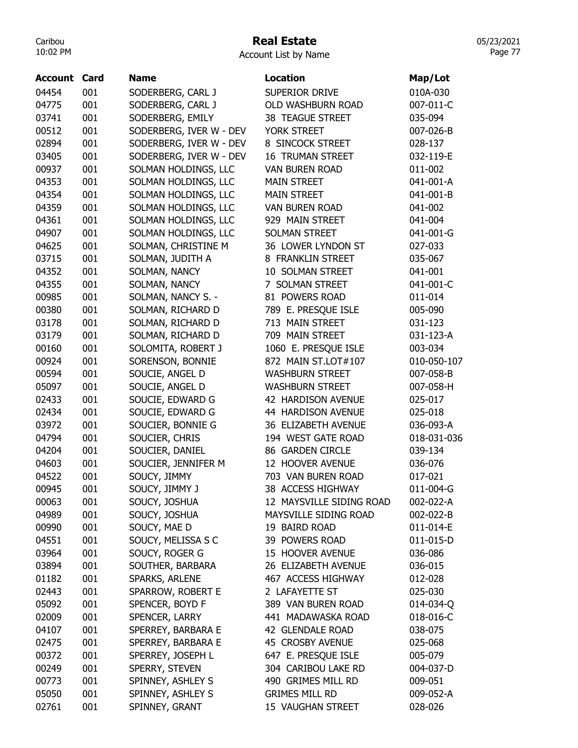# Real Estate

Account List by Name

| Account | Card | Name | Location | Map/Lot |
|---|---|---|---|---|
| 04454 | 001 | SODERBERG, CARL J | SUPERIOR DRIVE | 010A-030 |
| 04775 | 001 | SODERBERG, CARL J | OLD WASHBURN ROAD | 007-011-C |
| 03741 | 001 | SODERBERG, EMILY | 38 TEAGUE STREET | 035-094 |
| 00512 | 001 | SODERBERG, IVER W - DEV | YORK STREET | 007-026-B |
| 02894 | 001 | SODERBERG, IVER W - DEV | 8 SINCOCK STREET | 028-137 |
| 03405 | 001 | SODERBERG, IVER W - DEV | 16 TRUMAN STREET | 032-119-E |
| 00937 | 001 | SOLMAN HOLDINGS, LLC | VAN BUREN ROAD | 011-002 |
| 04353 | 001 | SOLMAN HOLDINGS, LLC | MAIN STREET | 041-001-A |
| 04354 | 001 | SOLMAN HOLDINGS, LLC | MAIN STREET | 041-001-B |
| 04359 | 001 | SOLMAN HOLDINGS, LLC | VAN BUREN ROAD | 041-002 |
| 04361 | 001 | SOLMAN HOLDINGS, LLC | 929 MAIN STREET | 041-004 |
| 04907 | 001 | SOLMAN HOLDINGS, LLC | SOLMAN STREET | 041-001-G |
| 04625 | 001 | SOLMAN, CHRISTINE M | 36 LOWER LYNDON ST | 027-033 |
| 03715 | 001 | SOLMAN, JUDITH A | 8 FRANKLIN STREET | 035-067 |
| 04352 | 001 | SOLMAN, NANCY | 10 SOLMAN STREET | 041-001 |
| 04355 | 001 | SOLMAN, NANCY | 7 SOLMAN STREET | 041-001-C |
| 00985 | 001 | SOLMAN, NANCY S. - | 81 POWERS ROAD | 011-014 |
| 00380 | 001 | SOLMAN, RICHARD D | 789 E. PRESQUE ISLE | 005-090 |
| 03178 | 001 | SOLMAN, RICHARD D | 713 MAIN STREET | 031-123 |
| 03179 | 001 | SOLMAN, RICHARD D | 709 MAIN STREET | 031-123-A |
| 00160 | 001 | SOLOMITA, ROBERT J | 1060 E. PRESQUE ISLE | 003-034 |
| 00924 | 001 | SORENSON, BONNIE | 872 MAIN ST.LOT#107 | 010-050-107 |
| 00594 | 001 | SOUCIE, ANGEL D | WASHBURN STREET | 007-058-B |
| 05097 | 001 | SOUCIE, ANGEL D | WASHBURN STREET | 007-058-H |
| 02433 | 001 | SOUCIE, EDWARD G | 42 HARDISON AVENUE | 025-017 |
| 02434 | 001 | SOUCIE, EDWARD G | 44 HARDISON AVENUE | 025-018 |
| 03972 | 001 | SOUCIER, BONNIE G | 36 ELIZABETH AVENUE | 036-093-A |
| 04794 | 001 | SOUCIER, CHRIS | 194 WEST GATE ROAD | 018-031-036 |
| 04204 | 001 | SOUCIER, DANIEL | 86 GARDEN CIRCLE | 039-134 |
| 04603 | 001 | SOUCIER, JENNIFER M | 12 HOOVER AVENUE | 036-076 |
| 04522 | 001 | SOUCY, JIMMY | 703 VAN BUREN ROAD | 017-021 |
| 00945 | 001 | SOUCY, JIMMY J | 38 ACCESS HIGHWAY | 011-004-G |
| 00063 | 001 | SOUCY, JOSHUA | 12 MAYSVILLE SIDING ROAD | 002-022-A |
| 04989 | 001 | SOUCY, JOSHUA | MAYSVILLE SIDING ROAD | 002-022-B |
| 00990 | 001 | SOUCY, MAE D | 19 BAIRD ROAD | 011-014-E |
| 04551 | 001 | SOUCY, MELISSA S C | 39 POWERS ROAD | 011-015-D |
| 03964 | 001 | SOUCY, ROGER G | 15 HOOVER AVENUE | 036-086 |
| 03894 | 001 | SOUTHER, BARBARA | 26 ELIZABETH AVENUE | 036-015 |
| 01182 | 001 | SPARKS, ARLENE | 467 ACCESS HIGHWAY | 012-028 |
| 02443 | 001 | SPARROW, ROBERT E | 2 LAFAYETTE ST | 025-030 |
| 05092 | 001 | SPENCER, BOYD F | 389 VAN BUREN ROAD | 014-034-Q |
| 02009 | 001 | SPENCER, LARRY | 441 MADAWASKA ROAD | 018-016-C |
| 04107 | 001 | SPERREY, BARBARA E | 42 GLENDALE ROAD | 038-075 |
| 02475 | 001 | SPERREY, BARBARA E | 45 CROSBY AVENUE | 025-068 |
| 00372 | 001 | SPERREY, JOSEPH L | 647 E. PRESQUE ISLE | 005-079 |
| 00249 | 001 | SPERRY, STEVEN | 304 CARIBOU LAKE RD | 004-037-D |
| 00773 | 001 | SPINNEY, ASHLEY S | 490 GRIMES MILL RD | 009-051 |
| 05050 | 001 | SPINNEY, ASHLEY S | GRIMES MILL RD | 009-052-A |
| 02761 | 001 | SPINNEY, GRANT | 15 VAUGHAN STREET | 028-026 |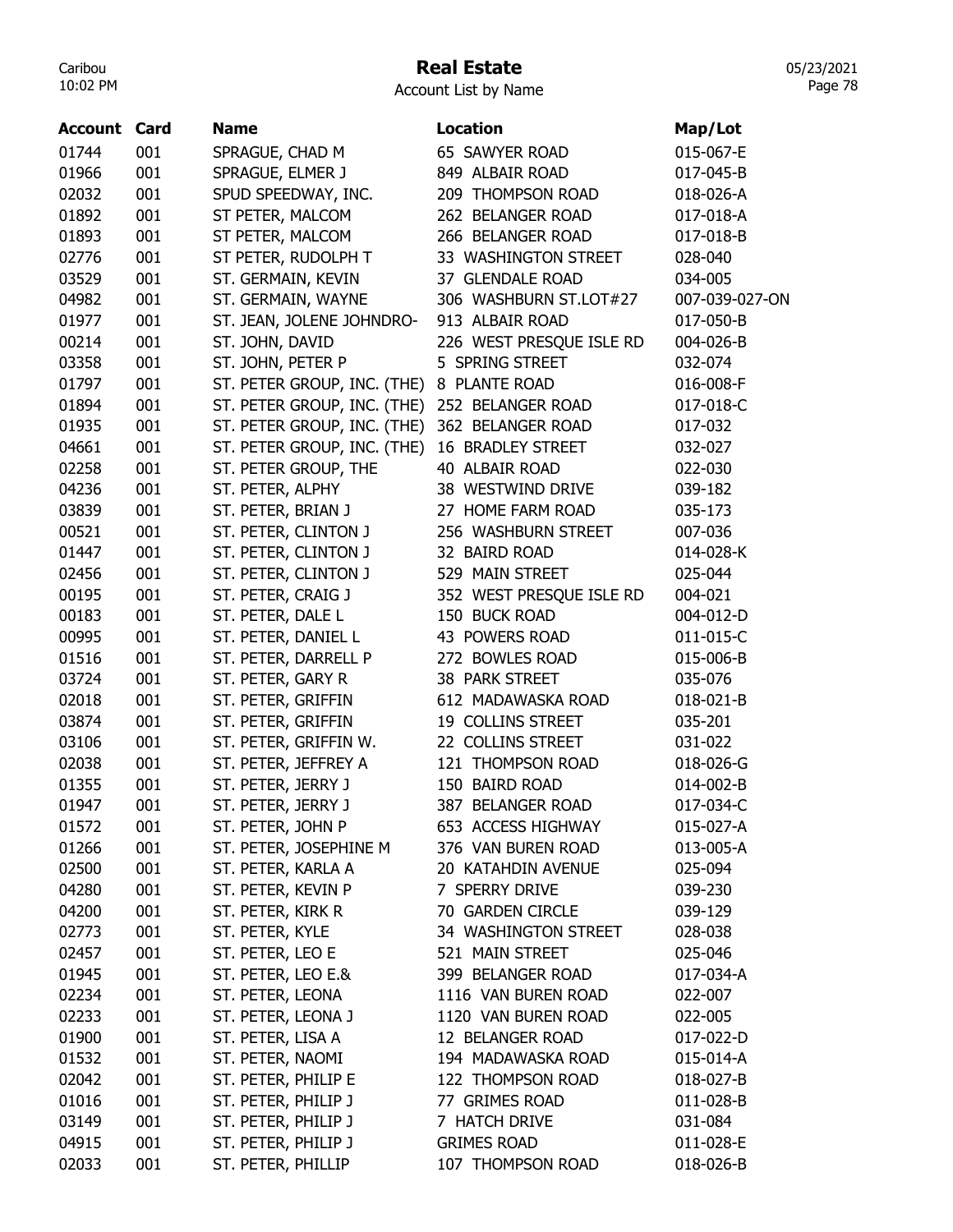# Real Estate

Account List by Name

| Account | Card | Name | Location | Map/Lot |
| --- | --- | --- | --- | --- |
| 01744 | 001 | SPRAGUE, CHAD M | 65 SAWYER ROAD | 015-067-E |
| 01966 | 001 | SPRAGUE, ELMER J | 849 ALBAIR ROAD | 017-045-B |
| 02032 | 001 | SPUD SPEEDWAY, INC. | 209 THOMPSON ROAD | 018-026-A |
| 01892 | 001 | ST PETER, MALCOM | 262 BELANGER ROAD | 017-018-A |
| 01893 | 001 | ST PETER, MALCOM | 266 BELANGER ROAD | 017-018-B |
| 02776 | 001 | ST PETER, RUDOLPH T | 33 WASHINGTON STREET | 028-040 |
| 03529 | 001 | ST. GERMAIN, KEVIN | 37 GLENDALE ROAD | 034-005 |
| 04982 | 001 | ST. GERMAIN, WAYNE | 306 WASHBURN ST.LOT#27 | 007-039-027-ON |
| 01977 | 001 | ST. JEAN, JOLENE JOHNDRO- | 913 ALBAIR ROAD | 017-050-B |
| 00214 | 001 | ST. JOHN, DAVID | 226 WEST PRESQUE ISLE RD | 004-026-B |
| 03358 | 001 | ST. JOHN, PETER P | 5 SPRING STREET | 032-074 |
| 01797 | 001 | ST. PETER GROUP, INC. (THE) | 8 PLANTE ROAD | 016-008-F |
| 01894 | 001 | ST. PETER GROUP, INC. (THE) | 252 BELANGER ROAD | 017-018-C |
| 01935 | 001 | ST. PETER GROUP, INC. (THE) | 362 BELANGER ROAD | 017-032 |
| 04661 | 001 | ST. PETER GROUP, INC. (THE) | 16 BRADLEY STREET | 032-027 |
| 02258 | 001 | ST. PETER GROUP, THE | 40 ALBAIR ROAD | 022-030 |
| 04236 | 001 | ST. PETER, ALPHY | 38 WESTWIND DRIVE | 039-182 |
| 03839 | 001 | ST. PETER, BRIAN J | 27 HOME FARM ROAD | 035-173 |
| 00521 | 001 | ST. PETER, CLINTON J | 256 WASHBURN STREET | 007-036 |
| 01447 | 001 | ST. PETER, CLINTON J | 32 BAIRD ROAD | 014-028-K |
| 02456 | 001 | ST. PETER, CLINTON J | 529 MAIN STREET | 025-044 |
| 00195 | 001 | ST. PETER, CRAIG J | 352 WEST PRESQUE ISLE RD | 004-021 |
| 00183 | 001 | ST. PETER, DALE L | 150 BUCK ROAD | 004-012-D |
| 00995 | 001 | ST. PETER, DANIEL L | 43 POWERS ROAD | 011-015-C |
| 01516 | 001 | ST. PETER, DARRELL P | 272 BOWLES ROAD | 015-006-B |
| 03724 | 001 | ST. PETER, GARY R | 38 PARK STREET | 035-076 |
| 02018 | 001 | ST. PETER, GRIFFIN | 612 MADAWASKA ROAD | 018-021-B |
| 03874 | 001 | ST. PETER, GRIFFIN | 19 COLLINS STREET | 035-201 |
| 03106 | 001 | ST. PETER, GRIFFIN W. | 22 COLLINS STREET | 031-022 |
| 02038 | 001 | ST. PETER, JEFFREY A | 121 THOMPSON ROAD | 018-026-G |
| 01355 | 001 | ST. PETER, JERRY J | 150 BAIRD ROAD | 014-002-B |
| 01947 | 001 | ST. PETER, JERRY J | 387 BELANGER ROAD | 017-034-C |
| 01572 | 001 | ST. PETER, JOHN P | 653 ACCESS HIGHWAY | 015-027-A |
| 01266 | 001 | ST. PETER, JOSEPHINE M | 376 VAN BUREN ROAD | 013-005-A |
| 02500 | 001 | ST. PETER, KARLA A | 20 KATAHDIN AVENUE | 025-094 |
| 04280 | 001 | ST. PETER, KEVIN P | 7 SPERRY DRIVE | 039-230 |
| 04200 | 001 | ST. PETER, KIRK R | 70 GARDEN CIRCLE | 039-129 |
| 02773 | 001 | ST. PETER, KYLE | 34 WASHINGTON STREET | 028-038 |
| 02457 | 001 | ST. PETER, LEO E | 521 MAIN STREET | 025-046 |
| 01945 | 001 | ST. PETER, LEO E.& | 399 BELANGER ROAD | 017-034-A |
| 02234 | 001 | ST. PETER, LEONA | 1116 VAN BUREN ROAD | 022-007 |
| 02233 | 001 | ST. PETER, LEONA J | 1120 VAN BUREN ROAD | 022-005 |
| 01900 | 001 | ST. PETER, LISA A | 12 BELANGER ROAD | 017-022-D |
| 01532 | 001 | ST. PETER, NAOMI | 194 MADAWASKA ROAD | 015-014-A |
| 02042 | 001 | ST. PETER, PHILIP E | 122 THOMPSON ROAD | 018-027-B |
| 01016 | 001 | ST. PETER, PHILIP J | 77 GRIMES ROAD | 011-028-B |
| 03149 | 001 | ST. PETER, PHILIP J | 7 HATCH DRIVE | 031-084 |
| 04915 | 001 | ST. PETER, PHILIP J | GRIMES ROAD | 011-028-E |
| 02033 | 001 | ST. PETER, PHILLIP | 107 THOMPSON ROAD | 018-026-B |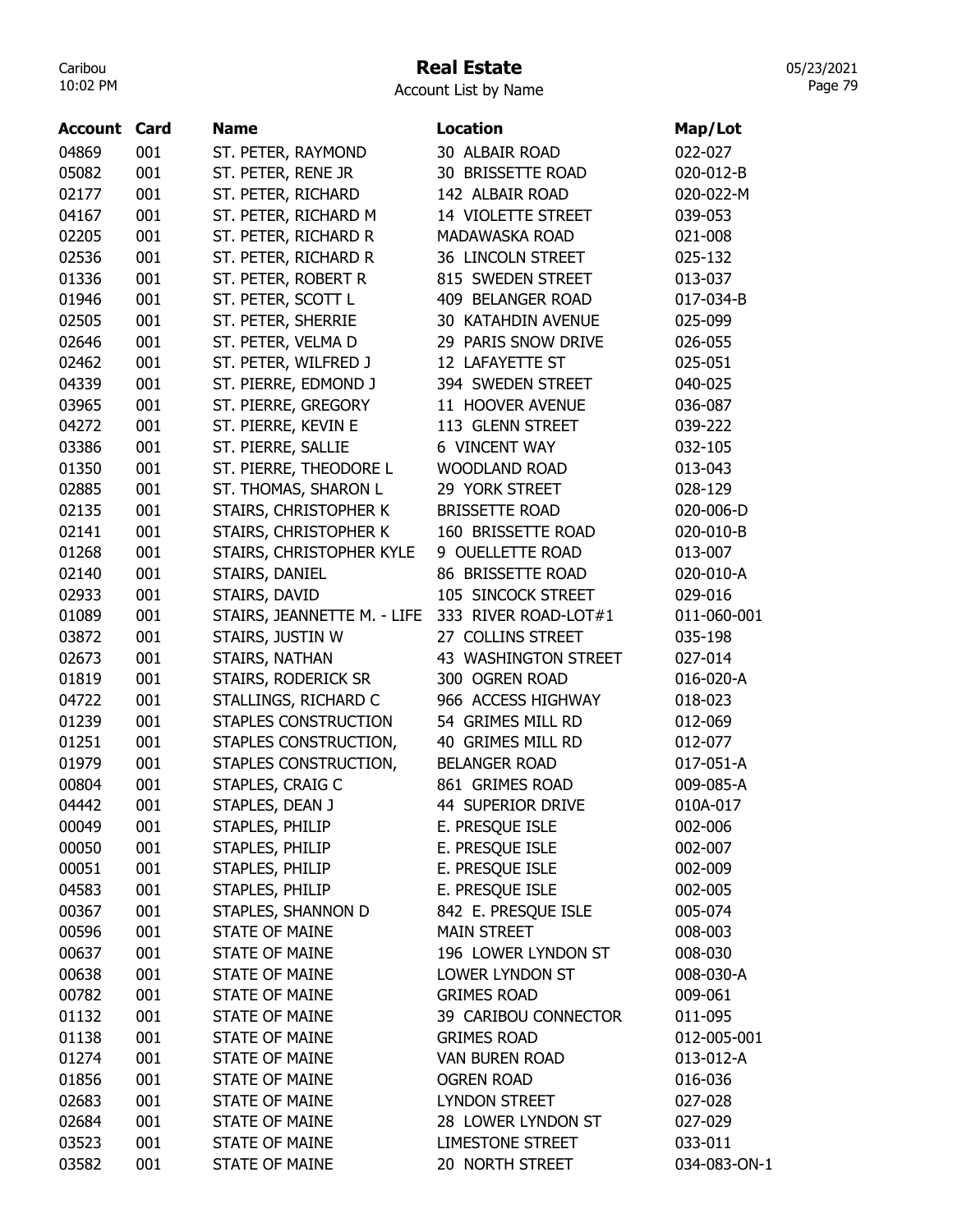# Real Estate

Account List by Name

| Account | Card | Name | Location | Map/Lot |
|---|---|---|---|---|
| 04869 | 001 | ST. PETER, RAYMOND | 30 ALBAIR ROAD | 022-027 |
| 05082 | 001 | ST. PETER, RENE JR | 30 BRISSETTE ROAD | 020-012-B |
| 02177 | 001 | ST. PETER, RICHARD | 142 ALBAIR ROAD | 020-022-M |
| 04167 | 001 | ST. PETER, RICHARD M | 14 VIOLETTE STREET | 039-053 |
| 02205 | 001 | ST. PETER, RICHARD R | MADAWASKA ROAD | 021-008 |
| 02536 | 001 | ST. PETER, RICHARD R | 36 LINCOLN STREET | 025-132 |
| 01336 | 001 | ST. PETER, ROBERT R | 815 SWEDEN STREET | 013-037 |
| 01946 | 001 | ST. PETER, SCOTT L | 409 BELANGER ROAD | 017-034-B |
| 02505 | 001 | ST. PETER, SHERRIE | 30 KATAHDIN AVENUE | 025-099 |
| 02646 | 001 | ST. PETER, VELMA D | 29 PARIS SNOW DRIVE | 026-055 |
| 02462 | 001 | ST. PETER, WILFRED J | 12 LAFAYETTE ST | 025-051 |
| 04339 | 001 | ST. PIERRE, EDMOND J | 394 SWEDEN STREET | 040-025 |
| 03965 | 001 | ST. PIERRE, GREGORY | 11 HOOVER AVENUE | 036-087 |
| 04272 | 001 | ST. PIERRE, KEVIN E | 113 GLENN STREET | 039-222 |
| 03386 | 001 | ST. PIERRE, SALLIE | 6 VINCENT WAY | 032-105 |
| 01350 | 001 | ST. PIERRE, THEODORE L | WOODLAND ROAD | 013-043 |
| 02885 | 001 | ST. THOMAS, SHARON L | 29 YORK STREET | 028-129 |
| 02135 | 001 | STAIRS, CHRISTOPHER K | BRISSETTE ROAD | 020-006-D |
| 02141 | 001 | STAIRS, CHRISTOPHER K | 160 BRISSETTE ROAD | 020-010-B |
| 01268 | 001 | STAIRS, CHRISTOPHER KYLE | 9 OUELLETTE ROAD | 013-007 |
| 02140 | 001 | STAIRS, DANIEL | 86 BRISSETTE ROAD | 020-010-A |
| 02933 | 001 | STAIRS, DAVID | 105 SINCOCK STREET | 029-016 |
| 01089 | 001 | STAIRS, JEANNETTE M. - LIFE | 333 RIVER ROAD-LOT#1 | 011-060-001 |
| 03872 | 001 | STAIRS, JUSTIN W | 27 COLLINS STREET | 035-198 |
| 02673 | 001 | STAIRS, NATHAN | 43 WASHINGTON STREET | 027-014 |
| 01819 | 001 | STAIRS, RODERICK SR | 300 OGREN ROAD | 016-020-A |
| 04722 | 001 | STALLINGS, RICHARD C | 966 ACCESS HIGHWAY | 018-023 |
| 01239 | 001 | STAPLES CONSTRUCTION | 54 GRIMES MILL RD | 012-069 |
| 01251 | 001 | STAPLES CONSTRUCTION, | 40 GRIMES MILL RD | 012-077 |
| 01979 | 001 | STAPLES CONSTRUCTION, | BELANGER ROAD | 017-051-A |
| 00804 | 001 | STAPLES, CRAIG C | 861 GRIMES ROAD | 009-085-A |
| 04442 | 001 | STAPLES, DEAN J | 44 SUPERIOR DRIVE | 010A-017 |
| 00049 | 001 | STAPLES, PHILIP | E. PRESQUE ISLE | 002-006 |
| 00050 | 001 | STAPLES, PHILIP | E. PRESQUE ISLE | 002-007 |
| 00051 | 001 | STAPLES, PHILIP | E. PRESQUE ISLE | 002-009 |
| 04583 | 001 | STAPLES, PHILIP | E. PRESQUE ISLE | 002-005 |
| 00367 | 001 | STAPLES, SHANNON D | 842 E. PRESQUE ISLE | 005-074 |
| 00596 | 001 | STATE OF MAINE | MAIN STREET | 008-003 |
| 00637 | 001 | STATE OF MAINE | 196 LOWER LYNDON ST | 008-030 |
| 00638 | 001 | STATE OF MAINE | LOWER LYNDON ST | 008-030-A |
| 00782 | 001 | STATE OF MAINE | GRIMES ROAD | 009-061 |
| 01132 | 001 | STATE OF MAINE | 39 CARIBOU CONNECTOR | 011-095 |
| 01138 | 001 | STATE OF MAINE | GRIMES ROAD | 012-005-001 |
| 01274 | 001 | STATE OF MAINE | VAN BUREN ROAD | 013-012-A |
| 01856 | 001 | STATE OF MAINE | OGREN ROAD | 016-036 |
| 02683 | 001 | STATE OF MAINE | LYNDON STREET | 027-028 |
| 02684 | 001 | STATE OF MAINE | 28 LOWER LYNDON ST | 027-029 |
| 03523 | 001 | STATE OF MAINE | LIMESTONE STREET | 033-011 |
| 03582 | 001 | STATE OF MAINE | 20 NORTH STREET | 034-083-ON-1 |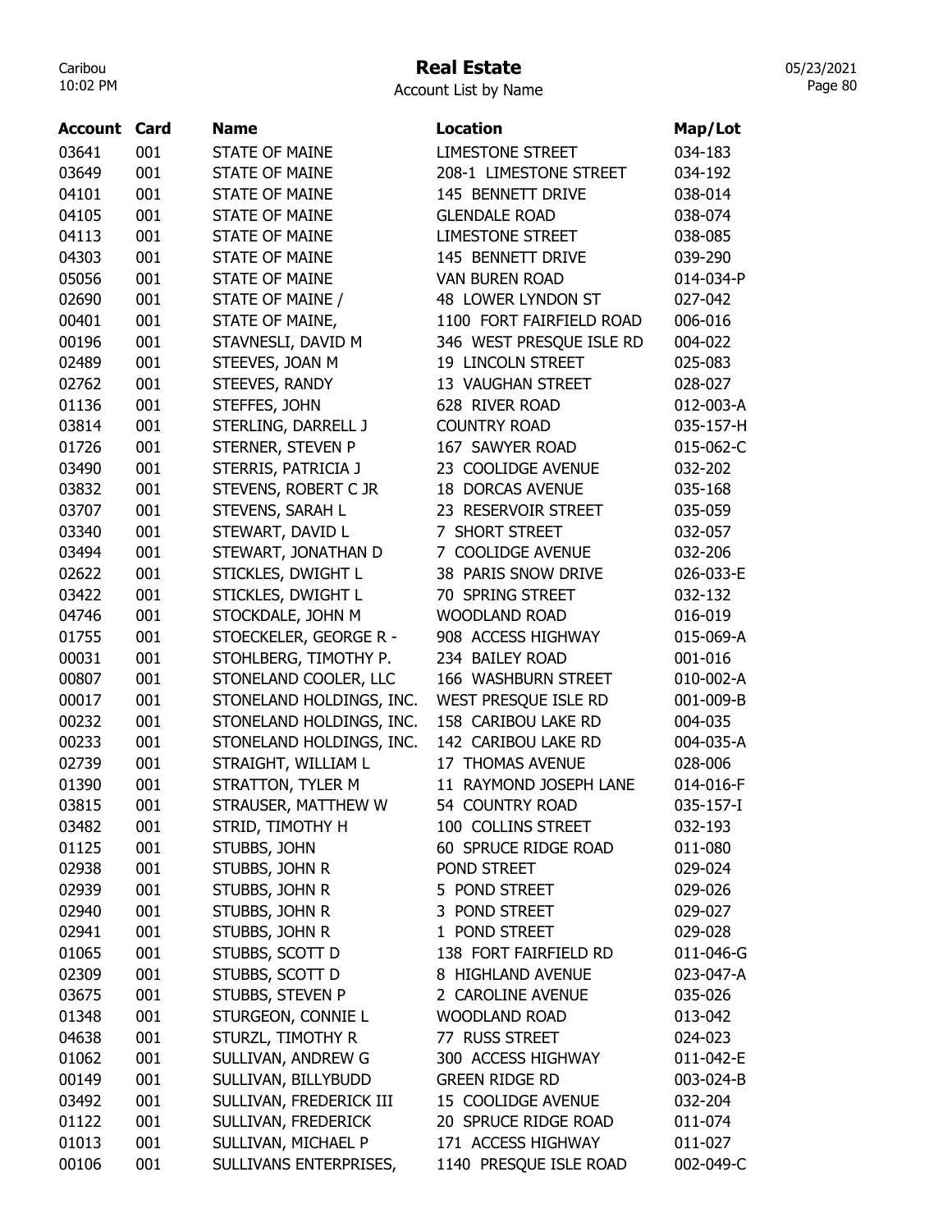# Real Estate

Account List by Name

| Account | Card | Name | Location | Map/Lot |
|---|---|---|---|---|
| 03641 | 001 | STATE OF MAINE | LIMESTONE STREET | 034-183 |
| 03649 | 001 | STATE OF MAINE | 208-1 LIMESTONE STREET | 034-192 |
| 04101 | 001 | STATE OF MAINE | 145 BENNETT DRIVE | 038-014 |
| 04105 | 001 | STATE OF MAINE | GLENDALE ROAD | 038-074 |
| 04113 | 001 | STATE OF MAINE | LIMESTONE STREET | 038-085 |
| 04303 | 001 | STATE OF MAINE | 145 BENNETT DRIVE | 039-290 |
| 05056 | 001 | STATE OF MAINE | VAN BUREN ROAD | 014-034-P |
| 02690 | 001 | STATE OF MAINE / | 48 LOWER LYNDON ST | 027-042 |
| 00401 | 001 | STATE OF MAINE, | 1100 FORT FAIRFIELD ROAD | 006-016 |
| 00196 | 001 | STAVNESLI, DAVID M | 346 WEST PRESQUE ISLE RD | 004-022 |
| 02489 | 001 | STEEVES, JOAN M | 19 LINCOLN STREET | 025-083 |
| 02762 | 001 | STEEVES, RANDY | 13 VAUGHAN STREET | 028-027 |
| 01136 | 001 | STEFFES, JOHN | 628 RIVER ROAD | 012-003-A |
| 03814 | 001 | STERLING, DARRELL J | COUNTRY ROAD | 035-157-H |
| 01726 | 001 | STERNER, STEVEN P | 167 SAWYER ROAD | 015-062-C |
| 03490 | 001 | STERRIS, PATRICIA J | 23 COOLIDGE AVENUE | 032-202 |
| 03832 | 001 | STEVENS, ROBERT C JR | 18 DORCAS AVENUE | 035-168 |
| 03707 | 001 | STEVENS, SARAH L | 23 RESERVOIR STREET | 035-059 |
| 03340 | 001 | STEWART, DAVID L | 7 SHORT STREET | 032-057 |
| 03494 | 001 | STEWART, JONATHAN D | 7 COOLIDGE AVENUE | 032-206 |
| 02622 | 001 | STICKLES, DWIGHT L | 38 PARIS SNOW DRIVE | 026-033-E |
| 03422 | 001 | STICKLES, DWIGHT L | 70 SPRING STREET | 032-132 |
| 04746 | 001 | STOCKDALE, JOHN M | WOODLAND ROAD | 016-019 |
| 01755 | 001 | STOECKELER, GEORGE R - | 908 ACCESS HIGHWAY | 015-069-A |
| 00031 | 001 | STOHLBERG, TIMOTHY P. | 234 BAILEY ROAD | 001-016 |
| 00807 | 001 | STONELAND COOLER, LLC | 166 WASHBURN STREET | 010-002-A |
| 00017 | 001 | STONELAND HOLDINGS, INC. | WEST PRESQUE ISLE RD | 001-009-B |
| 00232 | 001 | STONELAND HOLDINGS, INC. | 158 CARIBOU LAKE RD | 004-035 |
| 00233 | 001 | STONELAND HOLDINGS, INC. | 142 CARIBOU LAKE RD | 004-035-A |
| 02739 | 001 | STRAIGHT, WILLIAM L | 17 THOMAS AVENUE | 028-006 |
| 01390 | 001 | STRATTON, TYLER M | 11 RAYMOND JOSEPH LANE | 014-016-F |
| 03815 | 001 | STRAUSER, MATTHEW W | 54 COUNTRY ROAD | 035-157-I |
| 03482 | 001 | STRID, TIMOTHY H | 100 COLLINS STREET | 032-193 |
| 01125 | 001 | STUBBS, JOHN | 60 SPRUCE RIDGE ROAD | 011-080 |
| 02938 | 001 | STUBBS, JOHN R | POND STREET | 029-024 |
| 02939 | 001 | STUBBS, JOHN R | 5 POND STREET | 029-026 |
| 02940 | 001 | STUBBS, JOHN R | 3 POND STREET | 029-027 |
| 02941 | 001 | STUBBS, JOHN R | 1 POND STREET | 029-028 |
| 01065 | 001 | STUBBS, SCOTT D | 138 FORT FAIRFIELD RD | 011-046-G |
| 02309 | 001 | STUBBS, SCOTT D | 8 HIGHLAND AVENUE | 023-047-A |
| 03675 | 001 | STUBBS, STEVEN P | 2 CAROLINE AVENUE | 035-026 |
| 01348 | 001 | STURGEON, CONNIE L | WOODLAND ROAD | 013-042 |
| 04638 | 001 | STURZL, TIMOTHY R | 77 RUSS STREET | 024-023 |
| 01062 | 001 | SULLIVAN, ANDREW G | 300 ACCESS HIGHWAY | 011-042-E |
| 00149 | 001 | SULLIVAN, BILLYBUDD | GREEN RIDGE RD | 003-024-B |
| 03492 | 001 | SULLIVAN, FREDERICK III | 15 COOLIDGE AVENUE | 032-204 |
| 01122 | 001 | SULLIVAN, FREDERICK | 20 SPRUCE RIDGE ROAD | 011-074 |
| 01013 | 001 | SULLIVAN, MICHAEL P | 171 ACCESS HIGHWAY | 011-027 |
| 00106 | 001 | SULLIVANS ENTERPRISES, | 1140 PRESQUE ISLE ROAD | 002-049-C |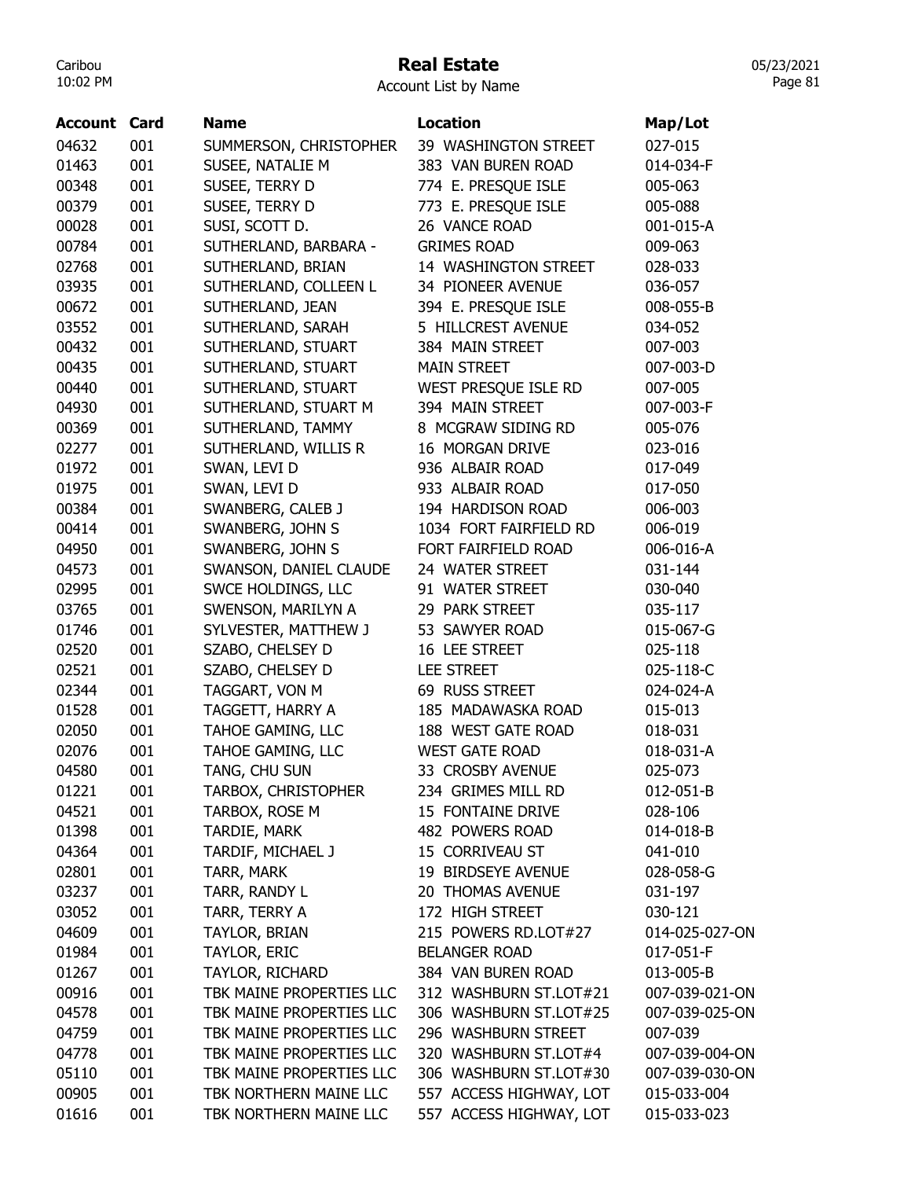# Real Estate

Account List by Name

| Account | Card | Name | Location | Map/Lot |
|---|---|---|---|---|
| 04632 | 001 | SUMMERSON, CHRISTOPHER | 39 WASHINGTON STREET | 027-015 |
| 01463 | 001 | SUSEE, NATALIE M | 383 VAN BUREN ROAD | 014-034-F |
| 00348 | 001 | SUSEE, TERRY D | 774 E. PRESQUE ISLE | 005-063 |
| 00379 | 001 | SUSEE, TERRY D | 773 E. PRESQUE ISLE | 005-088 |
| 00028 | 001 | SUSI, SCOTT D. | 26 VANCE ROAD | 001-015-A |
| 00784 | 001 | SUTHERLAND, BARBARA - | GRIMES ROAD | 009-063 |
| 02768 | 001 | SUTHERLAND, BRIAN | 14 WASHINGTON STREET | 028-033 |
| 03935 | 001 | SUTHERLAND, COLLEEN L | 34 PIONEER AVENUE | 036-057 |
| 00672 | 001 | SUTHERLAND, JEAN | 394 E. PRESQUE ISLE | 008-055-B |
| 03552 | 001 | SUTHERLAND, SARAH | 5 HILLCREST AVENUE | 034-052 |
| 00432 | 001 | SUTHERLAND, STUART | 384 MAIN STREET | 007-003 |
| 00435 | 001 | SUTHERLAND, STUART | MAIN STREET | 007-003-D |
| 00440 | 001 | SUTHERLAND, STUART | WEST PRESQUE ISLE RD | 007-005 |
| 04930 | 001 | SUTHERLAND, STUART M | 394 MAIN STREET | 007-003-F |
| 00369 | 001 | SUTHERLAND, TAMMY | 8 MCGRAW SIDING RD | 005-076 |
| 02277 | 001 | SUTHERLAND, WILLIS R | 16 MORGAN DRIVE | 023-016 |
| 01972 | 001 | SWAN, LEVI D | 936 ALBAIR ROAD | 017-049 |
| 01975 | 001 | SWAN, LEVI D | 933 ALBAIR ROAD | 017-050 |
| 00384 | 001 | SWANBERG, CALEB J | 194 HARDISON ROAD | 006-003 |
| 00414 | 001 | SWANBERG, JOHN S | 1034 FORT FAIRFIELD RD | 006-019 |
| 04950 | 001 | SWANBERG, JOHN S | FORT FAIRFIELD ROAD | 006-016-A |
| 04573 | 001 | SWANSON, DANIEL CLAUDE | 24 WATER STREET | 031-144 |
| 02995 | 001 | SWCE HOLDINGS, LLC | 91 WATER STREET | 030-040 |
| 03765 | 001 | SWENSON, MARILYN A | 29 PARK STREET | 035-117 |
| 01746 | 001 | SYLVESTER, MATTHEW J | 53 SAWYER ROAD | 015-067-G |
| 02520 | 001 | SZABO, CHELSEY D | 16 LEE STREET | 025-118 |
| 02521 | 001 | SZABO, CHELSEY D | LEE STREET | 025-118-C |
| 02344 | 001 | TAGGART, VON M | 69 RUSS STREET | 024-024-A |
| 01528 | 001 | TAGGETT, HARRY A | 185 MADAWASKA ROAD | 015-013 |
| 02050 | 001 | TAHOE GAMING, LLC | 188 WEST GATE ROAD | 018-031 |
| 02076 | 001 | TAHOE GAMING, LLC | WEST GATE ROAD | 018-031-A |
| 04580 | 001 | TANG, CHU SUN | 33 CROSBY AVENUE | 025-073 |
| 01221 | 001 | TARBOX, CHRISTOPHER | 234 GRIMES MILL RD | 012-051-B |
| 04521 | 001 | TARBOX, ROSE M | 15 FONTAINE DRIVE | 028-106 |
| 01398 | 001 | TARDIE, MARK | 482 POWERS ROAD | 014-018-B |
| 04364 | 001 | TARDIF, MICHAEL J | 15 CORRIVEAU ST | 041-010 |
| 02801 | 001 | TARR, MARK | 19 BIRDSEYE AVENUE | 028-058-G |
| 03237 | 001 | TARR, RANDY L | 20 THOMAS AVENUE | 031-197 |
| 03052 | 001 | TARR, TERRY A | 172 HIGH STREET | 030-121 |
| 04609 | 001 | TAYLOR, BRIAN | 215 POWERS RD.LOT#27 | 014-025-027-ON |
| 01984 | 001 | TAYLOR, ERIC | BELANGER ROAD | 017-051-F |
| 01267 | 001 | TAYLOR, RICHARD | 384 VAN BUREN ROAD | 013-005-B |
| 00916 | 001 | TBK MAINE PROPERTIES LLC | 312 WASHBURN ST.LOT#21 | 007-039-021-ON |
| 04578 | 001 | TBK MAINE PROPERTIES LLC | 306 WASHBURN ST.LOT#25 | 007-039-025-ON |
| 04759 | 001 | TBK MAINE PROPERTIES LLC | 296 WASHBURN STREET | 007-039 |
| 04778 | 001 | TBK MAINE PROPERTIES LLC | 320 WASHBURN ST.LOT#4 | 007-039-004-ON |
| 05110 | 001 | TBK MAINE PROPERTIES LLC | 306 WASHBURN ST.LOT#30 | 007-039-030-ON |
| 00905 | 001 | TBK NORTHERN MAINE LLC | 557 ACCESS HIGHWAY, LOT | 015-033-004 |
| 01616 | 001 | TBK NORTHERN MAINE LLC | 557 ACCESS HIGHWAY, LOT | 015-033-023 |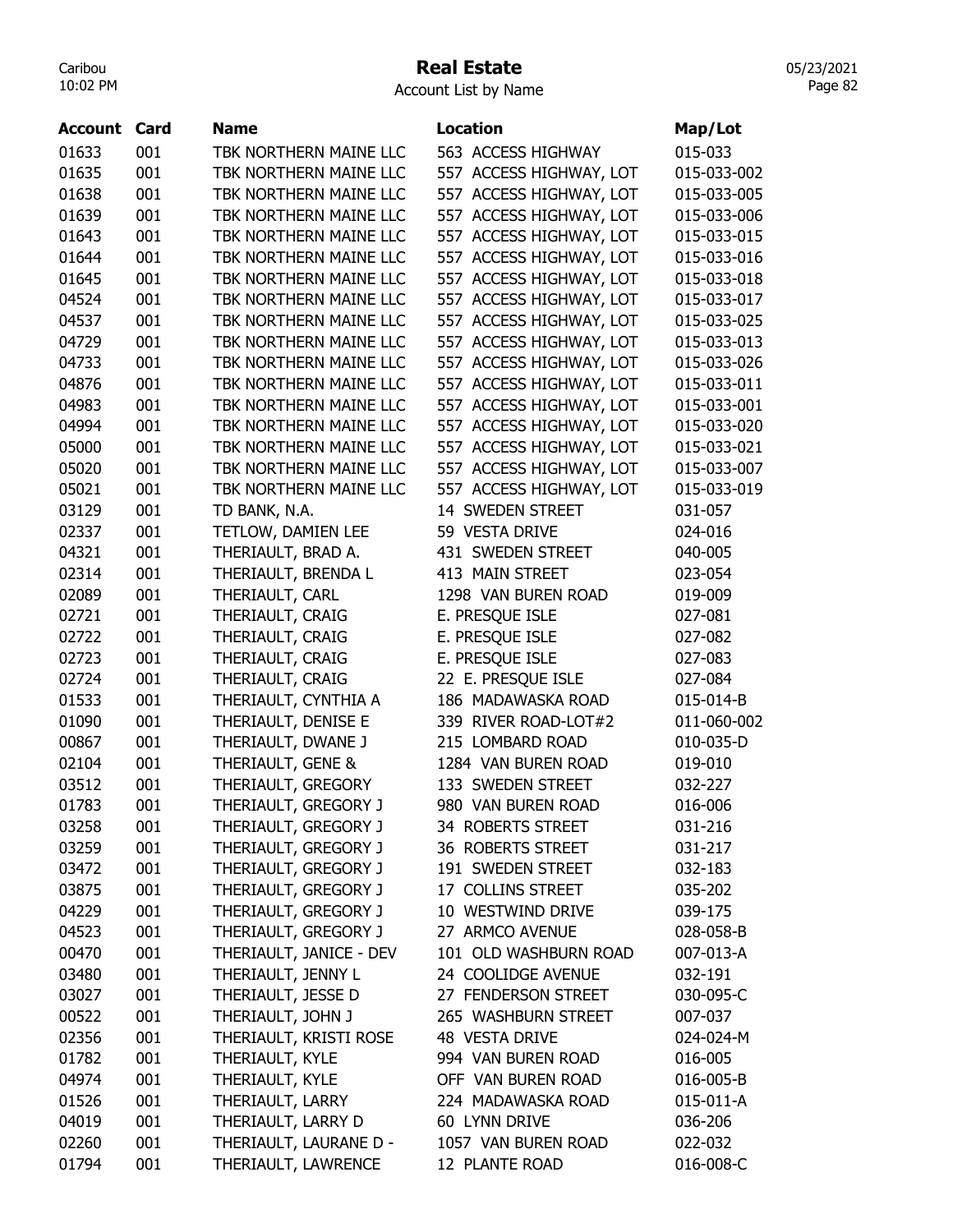# Real Estate

Account List by Name

| Account | Card | Name | Location | Map/Lot |
|---|---|---|---|---|
| 01633 | 001 | TBK NORTHERN MAINE LLC | 563 ACCESS HIGHWAY | 015-033 |
| 01635 | 001 | TBK NORTHERN MAINE LLC | 557 ACCESS HIGHWAY, LOT | 015-033-002 |
| 01638 | 001 | TBK NORTHERN MAINE LLC | 557 ACCESS HIGHWAY, LOT | 015-033-005 |
| 01639 | 001 | TBK NORTHERN MAINE LLC | 557 ACCESS HIGHWAY, LOT | 015-033-006 |
| 01643 | 001 | TBK NORTHERN MAINE LLC | 557 ACCESS HIGHWAY, LOT | 015-033-015 |
| 01644 | 001 | TBK NORTHERN MAINE LLC | 557 ACCESS HIGHWAY, LOT | 015-033-016 |
| 01645 | 001 | TBK NORTHERN MAINE LLC | 557 ACCESS HIGHWAY, LOT | 015-033-018 |
| 04524 | 001 | TBK NORTHERN MAINE LLC | 557 ACCESS HIGHWAY, LOT | 015-033-017 |
| 04537 | 001 | TBK NORTHERN MAINE LLC | 557 ACCESS HIGHWAY, LOT | 015-033-025 |
| 04729 | 001 | TBK NORTHERN MAINE LLC | 557 ACCESS HIGHWAY, LOT | 015-033-013 |
| 04733 | 001 | TBK NORTHERN MAINE LLC | 557 ACCESS HIGHWAY, LOT | 015-033-026 |
| 04876 | 001 | TBK NORTHERN MAINE LLC | 557 ACCESS HIGHWAY, LOT | 015-033-011 |
| 04983 | 001 | TBK NORTHERN MAINE LLC | 557 ACCESS HIGHWAY, LOT | 015-033-001 |
| 04994 | 001 | TBK NORTHERN MAINE LLC | 557 ACCESS HIGHWAY, LOT | 015-033-020 |
| 05000 | 001 | TBK NORTHERN MAINE LLC | 557 ACCESS HIGHWAY, LOT | 015-033-021 |
| 05020 | 001 | TBK NORTHERN MAINE LLC | 557 ACCESS HIGHWAY, LOT | 015-033-007 |
| 05021 | 001 | TBK NORTHERN MAINE LLC | 557 ACCESS HIGHWAY, LOT | 015-033-019 |
| 03129 | 001 | TD BANK, N.A. | 14 SWEDEN STREET | 031-057 |
| 02337 | 001 | TETLOW, DAMIEN LEE | 59 VESTA DRIVE | 024-016 |
| 04321 | 001 | THERIAULT, BRAD A. | 431 SWEDEN STREET | 040-005 |
| 02314 | 001 | THERIAULT, BRENDA L | 413 MAIN STREET | 023-054 |
| 02089 | 001 | THERIAULT, CARL | 1298 VAN BUREN ROAD | 019-009 |
| 02721 | 001 | THERIAULT, CRAIG | E. PRESQUE ISLE | 027-081 |
| 02722 | 001 | THERIAULT, CRAIG | E. PRESQUE ISLE | 027-082 |
| 02723 | 001 | THERIAULT, CRAIG | E. PRESQUE ISLE | 027-083 |
| 02724 | 001 | THERIAULT, CRAIG | 22 E. PRESQUE ISLE | 027-084 |
| 01533 | 001 | THERIAULT, CYNTHIA A | 186 MADAWASKA ROAD | 015-014-B |
| 01090 | 001 | THERIAULT, DENISE E | 339 RIVER ROAD-LOT#2 | 011-060-002 |
| 00867 | 001 | THERIAULT, DWANE J | 215 LOMBARD ROAD | 010-035-D |
| 02104 | 001 | THERIAULT, GENE & | 1284 VAN BUREN ROAD | 019-010 |
| 03512 | 001 | THERIAULT, GREGORY | 133 SWEDEN STREET | 032-227 |
| 01783 | 001 | THERIAULT, GREGORY J | 980 VAN BUREN ROAD | 016-006 |
| 03258 | 001 | THERIAULT, GREGORY J | 34 ROBERTS STREET | 031-216 |
| 03259 | 001 | THERIAULT, GREGORY J | 36 ROBERTS STREET | 031-217 |
| 03472 | 001 | THERIAULT, GREGORY J | 191 SWEDEN STREET | 032-183 |
| 03875 | 001 | THERIAULT, GREGORY J | 17 COLLINS STREET | 035-202 |
| 04229 | 001 | THERIAULT, GREGORY J | 10 WESTWIND DRIVE | 039-175 |
| 04523 | 001 | THERIAULT, GREGORY J | 27 ARMCO AVENUE | 028-058-B |
| 00470 | 001 | THERIAULT, JANICE - DEV | 101 OLD WASHBURN ROAD | 007-013-A |
| 03480 | 001 | THERIAULT, JENNY L | 24 COOLIDGE AVENUE | 032-191 |
| 03027 | 001 | THERIAULT, JESSE D | 27 FENDERSON STREET | 030-095-C |
| 00522 | 001 | THERIAULT, JOHN J | 265 WASHBURN STREET | 007-037 |
| 02356 | 001 | THERIAULT, KRISTI ROSE | 48 VESTA DRIVE | 024-024-M |
| 01782 | 001 | THERIAULT, KYLE | 994 VAN BUREN ROAD | 016-005 |
| 04974 | 001 | THERIAULT, KYLE | OFF VAN BUREN ROAD | 016-005-B |
| 01526 | 001 | THERIAULT, LARRY | 224 MADAWASKA ROAD | 015-011-A |
| 04019 | 001 | THERIAULT, LARRY D | 60 LYNN DRIVE | 036-206 |
| 02260 | 001 | THERIAULT, LAURANE D - | 1057 VAN BUREN ROAD | 022-032 |
| 01794 | 001 | THERIAULT, LAWRENCE | 12 PLANTE ROAD | 016-008-C |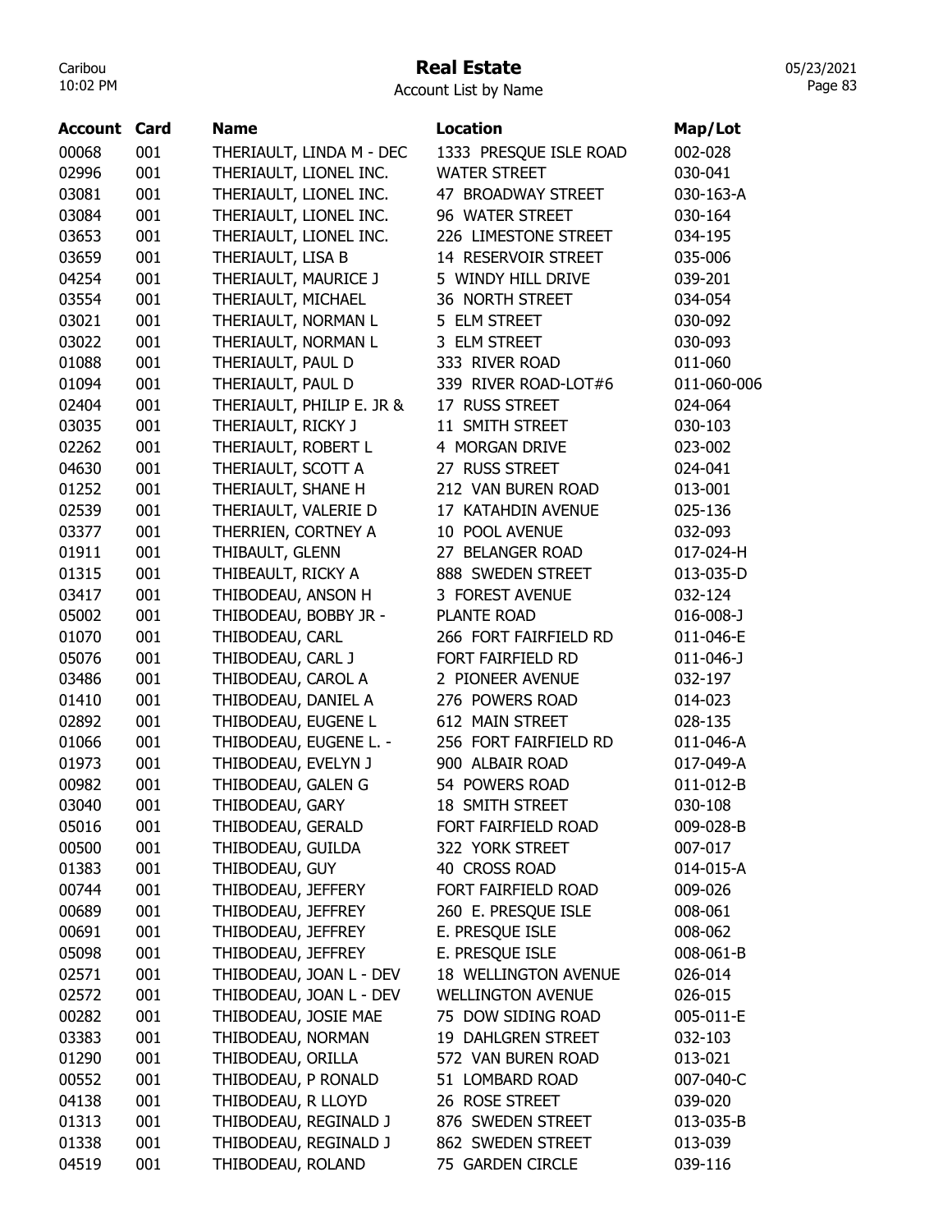# Real Estate

Account List by Name

| Account | Card | Name | Location | Map/Lot |
|---|---|---|---|---|
| 00068 | 001 | THERIAULT, LINDA M - DEC | 1333 PRESQUE ISLE ROAD | 002-028 |
| 02996 | 001 | THERIAULT, LIONEL INC. | WATER STREET | 030-041 |
| 03081 | 001 | THERIAULT, LIONEL INC. | 47 BROADWAY STREET | 030-163-A |
| 03084 | 001 | THERIAULT, LIONEL INC. | 96 WATER STREET | 030-164 |
| 03653 | 001 | THERIAULT, LIONEL INC. | 226 LIMESTONE STREET | 034-195 |
| 03659 | 001 | THERIAULT, LISA B | 14 RESERVOIR STREET | 035-006 |
| 04254 | 001 | THERIAULT, MAURICE J | 5 WINDY HILL DRIVE | 039-201 |
| 03554 | 001 | THERIAULT, MICHAEL | 36 NORTH STREET | 034-054 |
| 03021 | 001 | THERIAULT, NORMAN L | 5 ELM STREET | 030-092 |
| 03022 | 001 | THERIAULT, NORMAN L | 3 ELM STREET | 030-093 |
| 01088 | 001 | THERIAULT, PAUL D | 333 RIVER ROAD | 011-060 |
| 01094 | 001 | THERIAULT, PAUL D | 339 RIVER ROAD-LOT#6 | 011-060-006 |
| 02404 | 001 | THERIAULT, PHILIP E. JR & | 17 RUSS STREET | 024-064 |
| 03035 | 001 | THERIAULT, RICKY J | 11 SMITH STREET | 030-103 |
| 02262 | 001 | THERIAULT, ROBERT L | 4 MORGAN DRIVE | 023-002 |
| 04630 | 001 | THERIAULT, SCOTT A | 27 RUSS STREET | 024-041 |
| 01252 | 001 | THERIAULT, SHANE H | 212 VAN BUREN ROAD | 013-001 |
| 02539 | 001 | THERIAULT, VALERIE D | 17 KATAHDIN AVENUE | 025-136 |
| 03377 | 001 | THERRIEN, CORTNEY A | 10 POOL AVENUE | 032-093 |
| 01911 | 001 | THIBAULT, GLENN | 27 BELANGER ROAD | 017-024-H |
| 01315 | 001 | THIBEAULT, RICKY A | 888 SWEDEN STREET | 013-035-D |
| 03417 | 001 | THIBODEAU, ANSON H | 3 FOREST AVENUE | 032-124 |
| 05002 | 001 | THIBODEAU, BOBBY JR - | PLANTE ROAD | 016-008-J |
| 01070 | 001 | THIBODEAU, CARL | 266 FORT FAIRFIELD RD | 011-046-E |
| 05076 | 001 | THIBODEAU, CARL J | FORT FAIRFIELD RD | 011-046-J |
| 03486 | 001 | THIBODEAU, CAROL A | 2 PIONEER AVENUE | 032-197 |
| 01410 | 001 | THIBODEAU, DANIEL A | 276 POWERS ROAD | 014-023 |
| 02892 | 001 | THIBODEAU, EUGENE L | 612 MAIN STREET | 028-135 |
| 01066 | 001 | THIBODEAU, EUGENE L. - | 256 FORT FAIRFIELD RD | 011-046-A |
| 01973 | 001 | THIBODEAU, EVELYN J | 900 ALBAIR ROAD | 017-049-A |
| 00982 | 001 | THIBODEAU, GALEN G | 54 POWERS ROAD | 011-012-B |
| 03040 | 001 | THIBODEAU, GARY | 18 SMITH STREET | 030-108 |
| 05016 | 001 | THIBODEAU, GERALD | FORT FAIRFIELD ROAD | 009-028-B |
| 00500 | 001 | THIBODEAU, GUILDA | 322 YORK STREET | 007-017 |
| 01383 | 001 | THIBODEAU, GUY | 40 CROSS ROAD | 014-015-A |
| 00744 | 001 | THIBODEAU, JEFFERY | FORT FAIRFIELD ROAD | 009-026 |
| 00689 | 001 | THIBODEAU, JEFFREY | 260 E. PRESQUE ISLE | 008-061 |
| 00691 | 001 | THIBODEAU, JEFFREY | E. PRESQUE ISLE | 008-062 |
| 05098 | 001 | THIBODEAU, JEFFREY | E. PRESQUE ISLE | 008-061-B |
| 02571 | 001 | THIBODEAU, JOAN L - DEV | 18 WELLINGTON AVENUE | 026-014 |
| 02572 | 001 | THIBODEAU, JOAN L - DEV | WELLINGTON AVENUE | 026-015 |
| 00282 | 001 | THIBODEAU, JOSIE MAE | 75 DOW SIDING ROAD | 005-011-E |
| 03383 | 001 | THIBODEAU, NORMAN | 19 DAHLGREN STREET | 032-103 |
| 01290 | 001 | THIBODEAU, ORILLA | 572 VAN BUREN ROAD | 013-021 |
| 00552 | 001 | THIBODEAU, P RONALD | 51 LOMBARD ROAD | 007-040-C |
| 04138 | 001 | THIBODEAU, R LLOYD | 26 ROSE STREET | 039-020 |
| 01313 | 001 | THIBODEAU, REGINALD J | 876 SWEDEN STREET | 013-035-B |
| 01338 | 001 | THIBODEAU, REGINALD J | 862 SWEDEN STREET | 013-039 |
| 04519 | 001 | THIBODEAU, ROLAND | 75 GARDEN CIRCLE | 039-116 |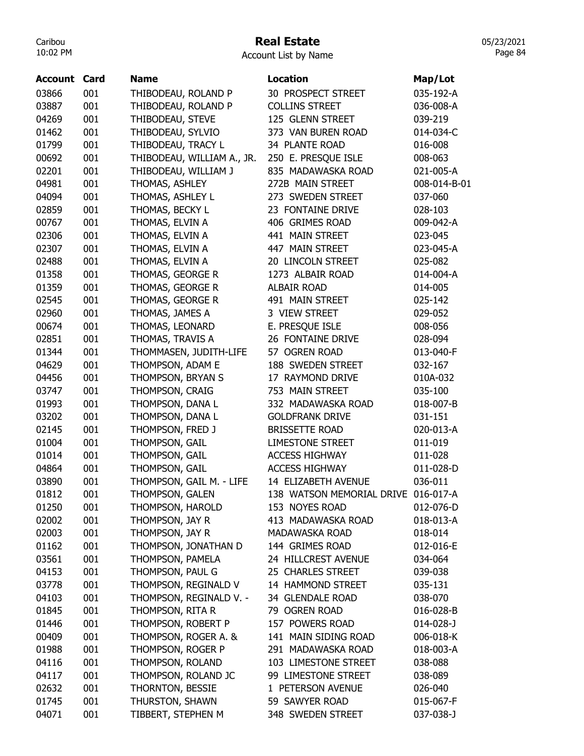# Real Estate

Account List by Name

| Account | Card | Name | Location | Map/Lot |
|---|---|---|---|---|
| 03866 | 001 | THIBODEAU, ROLAND P | 30 PROSPECT STREET | 035-192-A |
| 03887 | 001 | THIBODEAU, ROLAND P | COLLINS STREET | 036-008-A |
| 04269 | 001 | THIBODEAU, STEVE | 125 GLENN STREET | 039-219 |
| 01462 | 001 | THIBODEAU, SYLVIO | 373 VAN BUREN ROAD | 014-034-C |
| 01799 | 001 | THIBODEAU, TRACY L | 34 PLANTE ROAD | 016-008 |
| 00692 | 001 | THIBODEAU, WILLIAM A., JR. | 250 E. PRESQUE ISLE | 008-063 |
| 02201 | 001 | THIBODEAU, WILLIAM J | 835 MADAWASKA ROAD | 021-005-A |
| 04981 | 001 | THOMAS, ASHLEY | 272B MAIN STREET | 008-014-B-01 |
| 04094 | 001 | THOMAS, ASHLEY L | 273 SWEDEN STREET | 037-060 |
| 02859 | 001 | THOMAS, BECKY L | 23 FONTAINE DRIVE | 028-103 |
| 00767 | 001 | THOMAS, ELVIN A | 406 GRIMES ROAD | 009-042-A |
| 02306 | 001 | THOMAS, ELVIN A | 441 MAIN STREET | 023-045 |
| 02307 | 001 | THOMAS, ELVIN A | 447 MAIN STREET | 023-045-A |
| 02488 | 001 | THOMAS, ELVIN A | 20 LINCOLN STREET | 025-082 |
| 01358 | 001 | THOMAS, GEORGE R | 1273 ALBAIR ROAD | 014-004-A |
| 01359 | 001 | THOMAS, GEORGE R | ALBAIR ROAD | 014-005 |
| 02545 | 001 | THOMAS, GEORGE R | 491 MAIN STREET | 025-142 |
| 02960 | 001 | THOMAS, JAMES A | 3 VIEW STREET | 029-052 |
| 00674 | 001 | THOMAS, LEONARD | E. PRESQUE ISLE | 008-056 |
| 02851 | 001 | THOMAS, TRAVIS A | 26 FONTAINE DRIVE | 028-094 |
| 01344 | 001 | THOMMASEN, JUDITH-LIFE | 57 OGREN ROAD | 013-040-F |
| 04629 | 001 | THOMPSON, ADAM E | 188 SWEDEN STREET | 032-167 |
| 04456 | 001 | THOMPSON, BRYAN S | 17 RAYMOND DRIVE | 010A-032 |
| 03747 | 001 | THOMPSON, CRAIG | 753 MAIN STREET | 035-100 |
| 01993 | 001 | THOMPSON, DANA L | 332 MADAWASKA ROAD | 018-007-B |
| 03202 | 001 | THOMPSON, DANA L | GOLDFRANK DRIVE | 031-151 |
| 02145 | 001 | THOMPSON, FRED J | BRISSETTE ROAD | 020-013-A |
| 01004 | 001 | THOMPSON, GAIL | LIMESTONE STREET | 011-019 |
| 01014 | 001 | THOMPSON, GAIL | ACCESS HIGHWAY | 011-028 |
| 04864 | 001 | THOMPSON, GAIL | ACCESS HIGHWAY | 011-028-D |
| 03890 | 001 | THOMPSON, GAIL M. - LIFE | 14 ELIZABETH AVENUE | 036-011 |
| 01812 | 001 | THOMPSON, GALEN | 138 WATSON MEMORIAL DRIVE | 016-017-A |
| 01250 | 001 | THOMPSON, HAROLD | 153 NOYES ROAD | 012-076-D |
| 02002 | 001 | THOMPSON, JAY R | 413 MADAWASKA ROAD | 018-013-A |
| 02003 | 001 | THOMPSON, JAY R | MADAWASKA ROAD | 018-014 |
| 01162 | 001 | THOMPSON, JONATHAN D | 144 GRIMES ROAD | 012-016-E |
| 03561 | 001 | THOMPSON, PAMELA | 24 HILLCREST AVENUE | 034-064 |
| 04153 | 001 | THOMPSON, PAUL G | 25 CHARLES STREET | 039-038 |
| 03778 | 001 | THOMPSON, REGINALD V | 14 HAMMOND STREET | 035-131 |
| 04103 | 001 | THOMPSON, REGINALD V. - | 34 GLENDALE ROAD | 038-070 |
| 01845 | 001 | THOMPSON, RITA R | 79 OGREN ROAD | 016-028-B |
| 01446 | 001 | THOMPSON, ROBERT P | 157 POWERS ROAD | 014-028-J |
| 00409 | 001 | THOMPSON, ROGER A. & | 141 MAIN SIDING ROAD | 006-018-K |
| 01988 | 001 | THOMPSON, ROGER P | 291 MADAWASKA ROAD | 018-003-A |
| 04116 | 001 | THOMPSON, ROLAND | 103 LIMESTONE STREET | 038-088 |
| 04117 | 001 | THOMPSON, ROLAND JC | 99 LIMESTONE STREET | 038-089 |
| 02632 | 001 | THORNTON, BESSIE | 1 PETERSON AVENUE | 026-040 |
| 01745 | 001 | THURSTON, SHAWN | 59 SAWYER ROAD | 015-067-F |
| 04071 | 001 | TIBBERT, STEPHEN M | 348 SWEDEN STREET | 037-038-J |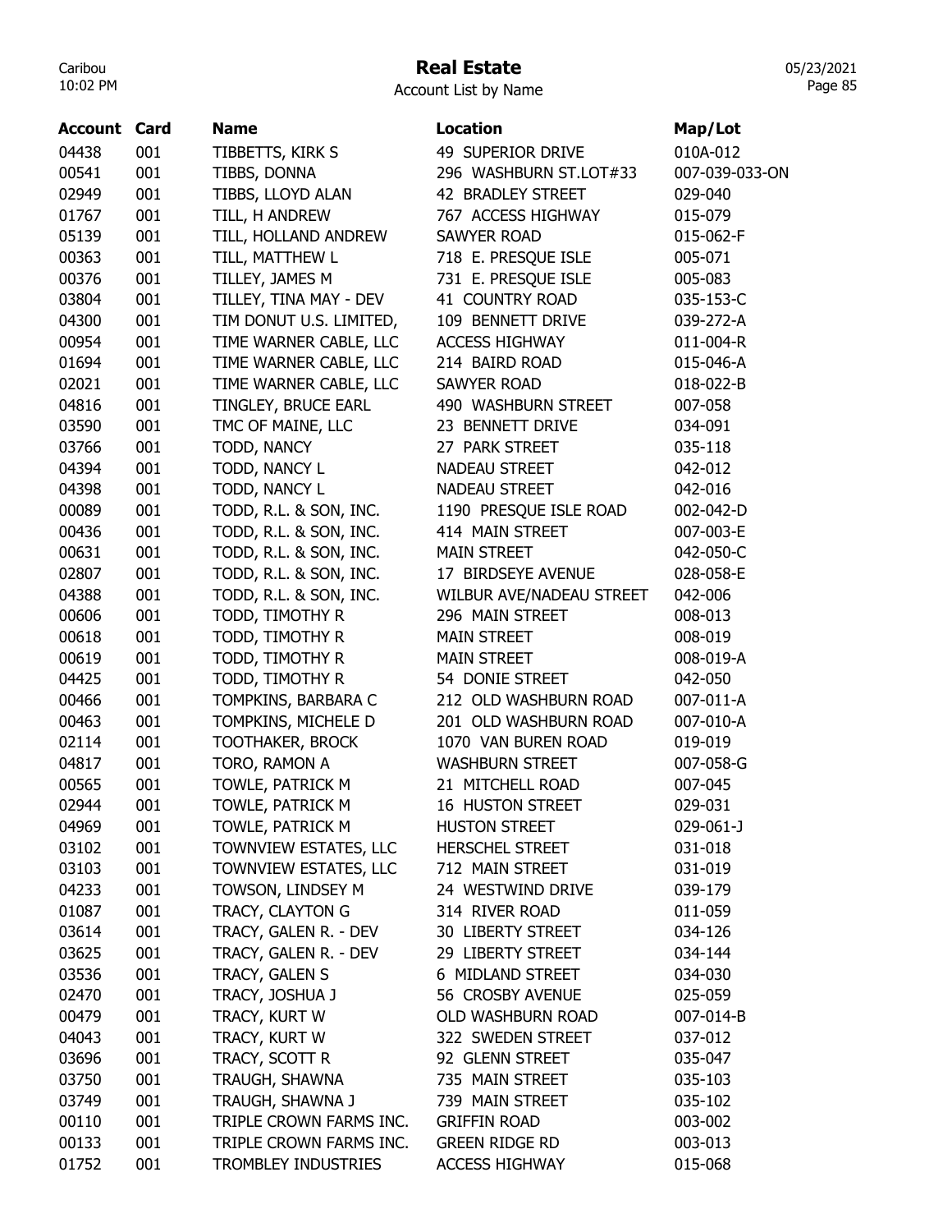# Real Estate

Account List by Name

| Account | Card | Name | Location | Map/Lot |
|---|---|---|---|---|
| 04438 | 001 | TIBBETTS, KIRK S | 49 SUPERIOR DRIVE | 010A-012 |
| 00541 | 001 | TIBBS, DONNA | 296 WASHBURN ST.LOT#33 | 007-039-033-ON |
| 02949 | 001 | TIBBS, LLOYD ALAN | 42 BRADLEY STREET | 029-040 |
| 01767 | 001 | TILL, H ANDREW | 767 ACCESS HIGHWAY | 015-079 |
| 05139 | 001 | TILL, HOLLAND ANDREW | SAWYER ROAD | 015-062-F |
| 00363 | 001 | TILL, MATTHEW L | 718 E. PRESQUE ISLE | 005-071 |
| 00376 | 001 | TILLEY, JAMES M | 731 E. PRESQUE ISLE | 005-083 |
| 03804 | 001 | TILLEY, TINA MAY - DEV | 41 COUNTRY ROAD | 035-153-C |
| 04300 | 001 | TIM DONUT U.S. LIMITED, | 109 BENNETT DRIVE | 039-272-A |
| 00954 | 001 | TIME WARNER CABLE, LLC | ACCESS HIGHWAY | 011-004-R |
| 01694 | 001 | TIME WARNER CABLE, LLC | 214 BAIRD ROAD | 015-046-A |
| 02021 | 001 | TIME WARNER CABLE, LLC | SAWYER ROAD | 018-022-B |
| 04816 | 001 | TINGLEY, BRUCE EARL | 490 WASHBURN STREET | 007-058 |
| 03590 | 001 | TMC OF MAINE, LLC | 23 BENNETT DRIVE | 034-091 |
| 03766 | 001 | TODD, NANCY | 27 PARK STREET | 035-118 |
| 04394 | 001 | TODD, NANCY L | NADEAU STREET | 042-012 |
| 04398 | 001 | TODD, NANCY L | NADEAU STREET | 042-016 |
| 00089 | 001 | TODD, R.L. & SON, INC. | 1190 PRESQUE ISLE ROAD | 002-042-D |
| 00436 | 001 | TODD, R.L. & SON, INC. | 414 MAIN STREET | 007-003-E |
| 00631 | 001 | TODD, R.L. & SON, INC. | MAIN STREET | 042-050-C |
| 02807 | 001 | TODD, R.L. & SON, INC. | 17 BIRDSEYE AVENUE | 028-058-E |
| 04388 | 001 | TODD, R.L. & SON, INC. | WILBUR AVE/NADEAU STREET | 042-006 |
| 00606 | 001 | TODD, TIMOTHY R | 296 MAIN STREET | 008-013 |
| 00618 | 001 | TODD, TIMOTHY R | MAIN STREET | 008-019 |
| 00619 | 001 | TODD, TIMOTHY R | MAIN STREET | 008-019-A |
| 04425 | 001 | TODD, TIMOTHY R | 54 DONIE STREET | 042-050 |
| 00466 | 001 | TOMPKINS, BARBARA C | 212 OLD WASHBURN ROAD | 007-011-A |
| 00463 | 001 | TOMPKINS, MICHELE D | 201 OLD WASHBURN ROAD | 007-010-A |
| 02114 | 001 | TOOTHAKER, BROCK | 1070 VAN BUREN ROAD | 019-019 |
| 04817 | 001 | TORO, RAMON A | WASHBURN STREET | 007-058-G |
| 00565 | 001 | TOWLE, PATRICK M | 21 MITCHELL ROAD | 007-045 |
| 02944 | 001 | TOWLE, PATRICK M | 16 HUSTON STREET | 029-031 |
| 04969 | 001 | TOWLE, PATRICK M | HUSTON STREET | 029-061-J |
| 03102 | 001 | TOWNVIEW ESTATES, LLC | HERSCHEL STREET | 031-018 |
| 03103 | 001 | TOWNVIEW ESTATES, LLC | 712 MAIN STREET | 031-019 |
| 04233 | 001 | TOWSON, LINDSEY M | 24 WESTWIND DRIVE | 039-179 |
| 01087 | 001 | TRACY, CLAYTON G | 314 RIVER ROAD | 011-059 |
| 03614 | 001 | TRACY, GALEN R. - DEV | 30 LIBERTY STREET | 034-126 |
| 03625 | 001 | TRACY, GALEN R. - DEV | 29 LIBERTY STREET | 034-144 |
| 03536 | 001 | TRACY, GALEN S | 6 MIDLAND STREET | 034-030 |
| 02470 | 001 | TRACY, JOSHUA J | 56 CROSBY AVENUE | 025-059 |
| 00479 | 001 | TRACY, KURT W | OLD WASHBURN ROAD | 007-014-B |
| 04043 | 001 | TRACY, KURT W | 322 SWEDEN STREET | 037-012 |
| 03696 | 001 | TRACY, SCOTT R | 92 GLENN STREET | 035-047 |
| 03750 | 001 | TRAUGH, SHAWNA | 735 MAIN STREET | 035-103 |
| 03749 | 001 | TRAUGH, SHAWNA J | 739 MAIN STREET | 035-102 |
| 00110 | 001 | TRIPLE CROWN FARMS INC. | GRIFFIN ROAD | 003-002 |
| 00133 | 001 | TRIPLE CROWN FARMS INC. | GREEN RIDGE RD | 003-013 |
| 01752 | 001 | TROMBLEY INDUSTRIES | ACCESS HIGHWAY | 015-068 |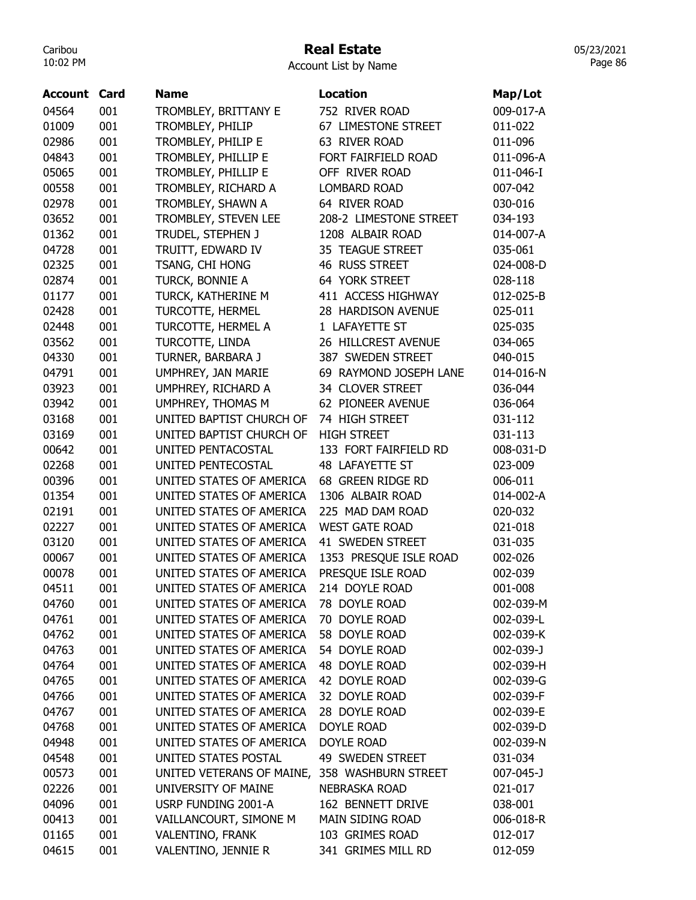# Real Estate

Account List by Name

| Account | Card | Name | Location | Map/Lot |
|---|---|---|---|---|
| 04564 | 001 | TROMBLEY, BRITTANY E | 752 RIVER ROAD | 009-017-A |
| 01009 | 001 | TROMBLEY, PHILIP | 67 LIMESTONE STREET | 011-022 |
| 02986 | 001 | TROMBLEY, PHILIP E | 63 RIVER ROAD | 011-096 |
| 04843 | 001 | TROMBLEY, PHILLIP E | FORT FAIRFIELD ROAD | 011-096-A |
| 05065 | 001 | TROMBLEY, PHILLIP E | OFF RIVER ROAD | 011-046-I |
| 00558 | 001 | TROMBLEY, RICHARD A | LOMBARD ROAD | 007-042 |
| 02978 | 001 | TROMBLEY, SHAWN A | 64 RIVER ROAD | 030-016 |
| 03652 | 001 | TROMBLEY, STEVEN LEE | 208-2 LIMESTONE STREET | 034-193 |
| 01362 | 001 | TRUDEL, STEPHEN J | 1208 ALBAIR ROAD | 014-007-A |
| 04728 | 001 | TRUITT, EDWARD IV | 35 TEAGUE STREET | 035-061 |
| 02325 | 001 | TSANG, CHI HONG | 46 RUSS STREET | 024-008-D |
| 02874 | 001 | TURCK, BONNIE A | 64 YORK STREET | 028-118 |
| 01177 | 001 | TURCK, KATHERINE M | 411 ACCESS HIGHWAY | 012-025-B |
| 02428 | 001 | TURCOTTE, HERMEL | 28 HARDISON AVENUE | 025-011 |
| 02448 | 001 | TURCOTTE, HERMEL A | 1 LAFAYETTE ST | 025-035 |
| 03562 | 001 | TURCOTTE, LINDA | 26 HILLCREST AVENUE | 034-065 |
| 04330 | 001 | TURNER, BARBARA J | 387 SWEDEN STREET | 040-015 |
| 04791 | 001 | UMPHREY, JAN MARIE | 69 RAYMOND JOSEPH LANE | 014-016-N |
| 03923 | 001 | UMPHREY, RICHARD A | 34 CLOVER STREET | 036-044 |
| 03942 | 001 | UMPHREY, THOMAS M | 62 PIONEER AVENUE | 036-064 |
| 03168 | 001 | UNITED BAPTIST CHURCH OF | 74 HIGH STREET | 031-112 |
| 03169 | 001 | UNITED BAPTIST CHURCH OF | HIGH STREET | 031-113 |
| 00642 | 001 | UNITED PENTACOSTAL | 133 FORT FAIRFIELD RD | 008-031-D |
| 02268 | 001 | UNITED PENTECOSTAL | 48 LAFAYETTE ST | 023-009 |
| 00396 | 001 | UNITED STATES OF AMERICA | 68 GREEN RIDGE RD | 006-011 |
| 01354 | 001 | UNITED STATES OF AMERICA | 1306 ALBAIR ROAD | 014-002-A |
| 02191 | 001 | UNITED STATES OF AMERICA | 225 MAD DAM ROAD | 020-032 |
| 02227 | 001 | UNITED STATES OF AMERICA | WEST GATE ROAD | 021-018 |
| 03120 | 001 | UNITED STATES OF AMERICA | 41 SWEDEN STREET | 031-035 |
| 00067 | 001 | UNITED STATES OF AMERICA | 1353 PRESQUE ISLE ROAD | 002-026 |
| 00078 | 001 | UNITED STATES OF AMERICA | PRESQUE ISLE ROAD | 002-039 |
| 04511 | 001 | UNITED STATES OF AMERICA | 214 DOYLE ROAD | 001-008 |
| 04760 | 001 | UNITED STATES OF AMERICA | 78 DOYLE ROAD | 002-039-M |
| 04761 | 001 | UNITED STATES OF AMERICA | 70 DOYLE ROAD | 002-039-L |
| 04762 | 001 | UNITED STATES OF AMERICA | 58 DOYLE ROAD | 002-039-K |
| 04763 | 001 | UNITED STATES OF AMERICA | 54 DOYLE ROAD | 002-039-J |
| 04764 | 001 | UNITED STATES OF AMERICA | 48 DOYLE ROAD | 002-039-H |
| 04765 | 001 | UNITED STATES OF AMERICA | 42 DOYLE ROAD | 002-039-G |
| 04766 | 001 | UNITED STATES OF AMERICA | 32 DOYLE ROAD | 002-039-F |
| 04767 | 001 | UNITED STATES OF AMERICA | 28 DOYLE ROAD | 002-039-E |
| 04768 | 001 | UNITED STATES OF AMERICA | DOYLE ROAD | 002-039-D |
| 04948 | 001 | UNITED STATES OF AMERICA | DOYLE ROAD | 002-039-N |
| 04548 | 001 | UNITED STATES POSTAL | 49 SWEDEN STREET | 031-034 |
| 00573 | 001 | UNITED VETERANS OF MAINE, | 358 WASHBURN STREET | 007-045-J |
| 02226 | 001 | UNIVERSITY OF MAINE | NEBRASKA ROAD | 021-017 |
| 04096 | 001 | USRP FUNDING 2001-A | 162 BENNETT DRIVE | 038-001 |
| 00413 | 001 | VAILLANCOURT, SIMONE M | MAIN SIDING ROAD | 006-018-R |
| 01165 | 001 | VALENTINO, FRANK | 103 GRIMES ROAD | 012-017 |
| 04615 | 001 | VALENTINO, JENNIE R | 341 GRIMES MILL RD | 012-059 |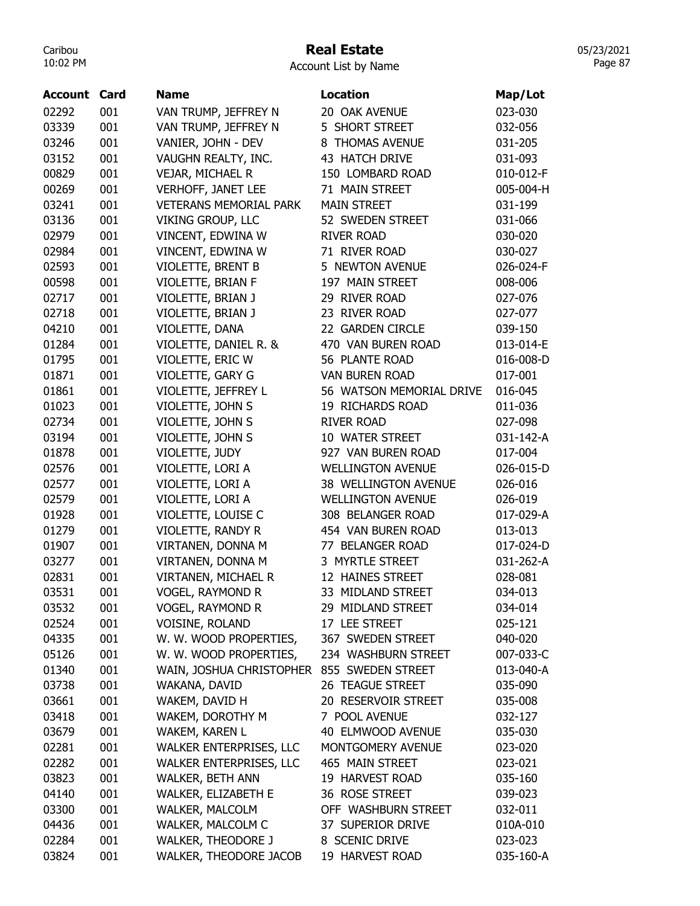# Real Estate

Account List by Name

| Account | Card | Name | Location | Map/Lot |
|---|---|---|---|---|
| 02292 | 001 | VAN TRUMP, JEFFREY N | 20 OAK AVENUE | 023-030 |
| 03339 | 001 | VAN TRUMP, JEFFREY N | 5 SHORT STREET | 032-056 |
| 03246 | 001 | VANIER, JOHN - DEV | 8 THOMAS AVENUE | 031-205 |
| 03152 | 001 | VAUGHN REALTY, INC. | 43 HATCH DRIVE | 031-093 |
| 00829 | 001 | VEJAR, MICHAEL R | 150 LOMBARD ROAD | 010-012-F |
| 00269 | 001 | VERHOFF, JANET LEE | 71 MAIN STREET | 005-004-H |
| 03241 | 001 | VETERANS MEMORIAL PARK | MAIN STREET | 031-199 |
| 03136 | 001 | VIKING GROUP, LLC | 52 SWEDEN STREET | 031-066 |
| 02979 | 001 | VINCENT, EDWINA W | RIVER ROAD | 030-020 |
| 02984 | 001 | VINCENT, EDWINA W | 71 RIVER ROAD | 030-027 |
| 02593 | 001 | VIOLETTE, BRENT B | 5 NEWTON AVENUE | 026-024-F |
| 00598 | 001 | VIOLETTE, BRIAN F | 197 MAIN STREET | 008-006 |
| 02717 | 001 | VIOLETTE, BRIAN J | 29 RIVER ROAD | 027-076 |
| 02718 | 001 | VIOLETTE, BRIAN J | 23 RIVER ROAD | 027-077 |
| 04210 | 001 | VIOLETTE, DANA | 22 GARDEN CIRCLE | 039-150 |
| 01284 | 001 | VIOLETTE, DANIEL R. & | 470 VAN BUREN ROAD | 013-014-E |
| 01795 | 001 | VIOLETTE, ERIC W | 56 PLANTE ROAD | 016-008-D |
| 01871 | 001 | VIOLETTE, GARY G | VAN BUREN ROAD | 017-001 |
| 01861 | 001 | VIOLETTE, JEFFREY L | 56 WATSON MEMORIAL DRIVE | 016-045 |
| 01023 | 001 | VIOLETTE, JOHN S | 19 RICHARDS ROAD | 011-036 |
| 02734 | 001 | VIOLETTE, JOHN S | RIVER ROAD | 027-098 |
| 03194 | 001 | VIOLETTE, JOHN S | 10 WATER STREET | 031-142-A |
| 01878 | 001 | VIOLETTE, JUDY | 927 VAN BUREN ROAD | 017-004 |
| 02576 | 001 | VIOLETTE, LORI A | WELLINGTON AVENUE | 026-015-D |
| 02577 | 001 | VIOLETTE, LORI A | 38 WELLINGTON AVENUE | 026-016 |
| 02579 | 001 | VIOLETTE, LORI A | WELLINGTON AVENUE | 026-019 |
| 01928 | 001 | VIOLETTE, LOUISE C | 308 BELANGER ROAD | 017-029-A |
| 01279 | 001 | VIOLETTE, RANDY R | 454 VAN BUREN ROAD | 013-013 |
| 01907 | 001 | VIRTANEN, DONNA M | 77 BELANGER ROAD | 017-024-D |
| 03277 | 001 | VIRTANEN, DONNA M | 3 MYRTLE STREET | 031-262-A |
| 02831 | 001 | VIRTANEN, MICHAEL R | 12 HAINES STREET | 028-081 |
| 03531 | 001 | VOGEL, RAYMOND R | 33 MIDLAND STREET | 034-013 |
| 03532 | 001 | VOGEL, RAYMOND R | 29 MIDLAND STREET | 034-014 |
| 02524 | 001 | VOISINE, ROLAND | 17 LEE STREET | 025-121 |
| 04335 | 001 | W. W. WOOD PROPERTIES, | 367 SWEDEN STREET | 040-020 |
| 05126 | 001 | W. W. WOOD PROPERTIES, | 234 WASHBURN STREET | 007-033-C |
| 01340 | 001 | WAIN, JOSHUA CHRISTOPHER | 855 SWEDEN STREET | 013-040-A |
| 03738 | 001 | WAKANA, DAVID | 26 TEAGUE STREET | 035-090 |
| 03661 | 001 | WAKEM, DAVID H | 20 RESERVOIR STREET | 035-008 |
| 03418 | 001 | WAKEM, DOROTHY M | 7 POOL AVENUE | 032-127 |
| 03679 | 001 | WAKEM, KAREN L | 40 ELMWOOD AVENUE | 035-030 |
| 02281 | 001 | WALKER ENTERPRISES, LLC | MONTGOMERY AVENUE | 023-020 |
| 02282 | 001 | WALKER ENTERPRISES, LLC | 465 MAIN STREET | 023-021 |
| 03823 | 001 | WALKER, BETH ANN | 19 HARVEST ROAD | 035-160 |
| 04140 | 001 | WALKER, ELIZABETH E | 36 ROSE STREET | 039-023 |
| 03300 | 001 | WALKER, MALCOLM | OFF WASHBURN STREET | 032-011 |
| 04436 | 001 | WALKER, MALCOLM C | 37 SUPERIOR DRIVE | 010A-010 |
| 02284 | 001 | WALKER, THEODORE J | 8 SCENIC DRIVE | 023-023 |
| 03824 | 001 | WALKER, THEODORE JACOB | 19 HARVEST ROAD | 035-160-A |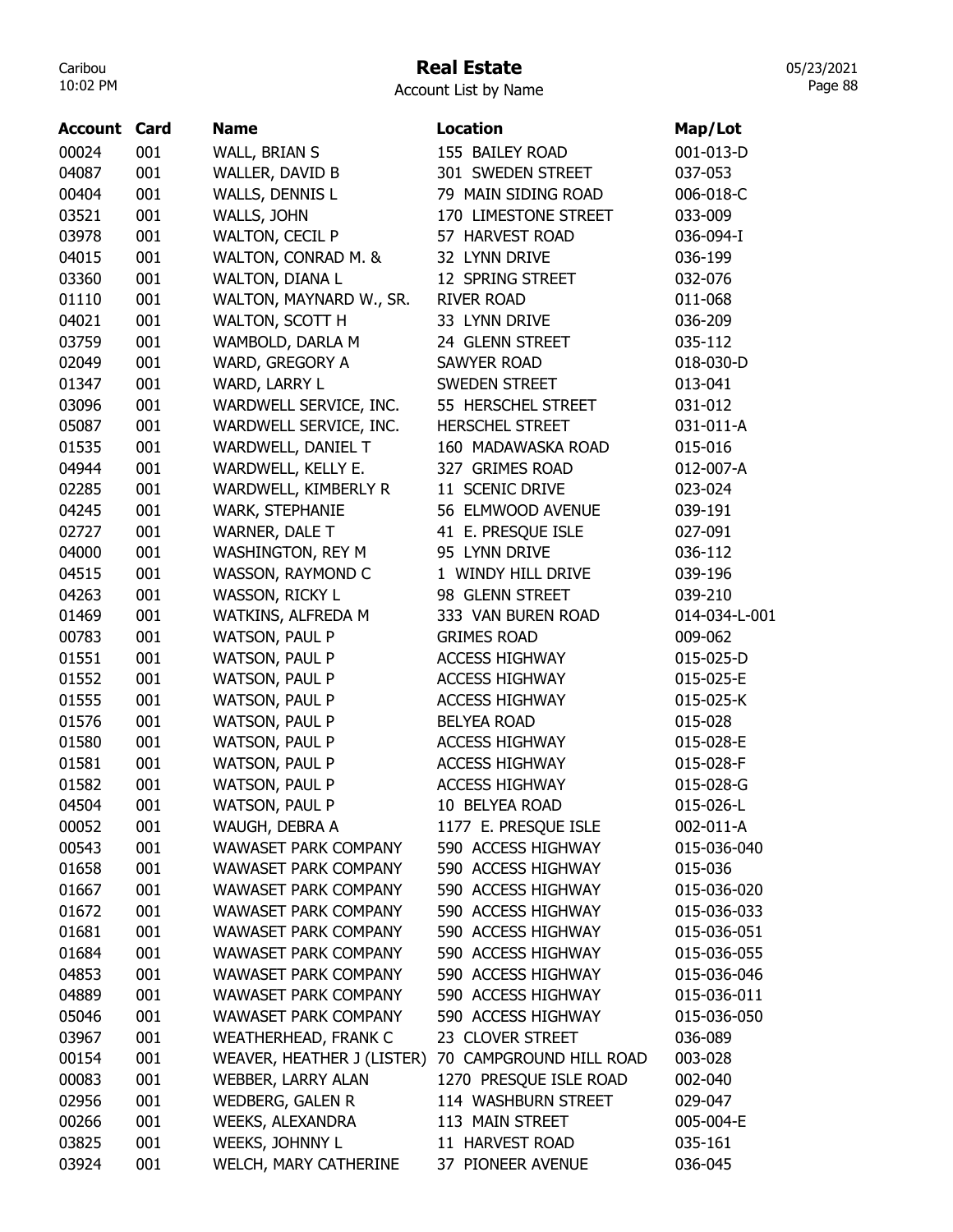# Real Estate

Account List by Name

| Account | Card | Name | Location | Map/Lot |
|---|---|---|---|---|
| 00024 | 001 | WALL, BRIAN S | 155 BAILEY ROAD | 001-013-D |
| 04087 | 001 | WALLER, DAVID B | 301 SWEDEN STREET | 037-053 |
| 00404 | 001 | WALLS, DENNIS L | 79 MAIN SIDING ROAD | 006-018-C |
| 03521 | 001 | WALLS, JOHN | 170 LIMESTONE STREET | 033-009 |
| 03978 | 001 | WALTON, CECIL P | 57 HARVEST ROAD | 036-094-I |
| 04015 | 001 | WALTON, CONRAD M. & | 32 LYNN DRIVE | 036-199 |
| 03360 | 001 | WALTON, DIANA L | 12 SPRING STREET | 032-076 |
| 01110 | 001 | WALTON, MAYNARD W., SR. | RIVER ROAD | 011-068 |
| 04021 | 001 | WALTON, SCOTT H | 33 LYNN DRIVE | 036-209 |
| 03759 | 001 | WAMBOLD, DARLA M | 24 GLENN STREET | 035-112 |
| 02049 | 001 | WARD, GREGORY A | SAWYER ROAD | 018-030-D |
| 01347 | 001 | WARD, LARRY L | SWEDEN STREET | 013-041 |
| 03096 | 001 | WARDWELL SERVICE, INC. | 55 HERSCHEL STREET | 031-012 |
| 05087 | 001 | WARDWELL SERVICE, INC. | HERSCHEL STREET | 031-011-A |
| 01535 | 001 | WARDWELL, DANIEL T | 160 MADAWASKA ROAD | 015-016 |
| 04944 | 001 | WARDWELL, KELLY E. | 327 GRIMES ROAD | 012-007-A |
| 02285 | 001 | WARDWELL, KIMBERLY R | 11 SCENIC DRIVE | 023-024 |
| 04245 | 001 | WARK, STEPHANIE | 56 ELMWOOD AVENUE | 039-191 |
| 02727 | 001 | WARNER, DALE T | 41 E. PRESQUE ISLE | 027-091 |
| 04000 | 001 | WASHINGTON, REY M | 95 LYNN DRIVE | 036-112 |
| 04515 | 001 | WASSON, RAYMOND C | 1 WINDY HILL DRIVE | 039-196 |
| 04263 | 001 | WASSON, RICKY L | 98 GLENN STREET | 039-210 |
| 01469 | 001 | WATKINS, ALFREDA M | 333 VAN BUREN ROAD | 014-034-L-001 |
| 00783 | 001 | WATSON, PAUL P | GRIMES ROAD | 009-062 |
| 01551 | 001 | WATSON, PAUL P | ACCESS HIGHWAY | 015-025-D |
| 01552 | 001 | WATSON, PAUL P | ACCESS HIGHWAY | 015-025-E |
| 01555 | 001 | WATSON, PAUL P | ACCESS HIGHWAY | 015-025-K |
| 01576 | 001 | WATSON, PAUL P | BELYEA ROAD | 015-028 |
| 01580 | 001 | WATSON, PAUL P | ACCESS HIGHWAY | 015-028-E |
| 01581 | 001 | WATSON, PAUL P | ACCESS HIGHWAY | 015-028-F |
| 01582 | 001 | WATSON, PAUL P | ACCESS HIGHWAY | 015-028-G |
| 04504 | 001 | WATSON, PAUL P | 10 BELYEA ROAD | 015-026-L |
| 00052 | 001 | WAUGH, DEBRA A | 1177 E. PRESQUE ISLE | 002-011-A |
| 00543 | 001 | WAWASET PARK COMPANY | 590 ACCESS HIGHWAY | 015-036-040 |
| 01658 | 001 | WAWASET PARK COMPANY | 590 ACCESS HIGHWAY | 015-036 |
| 01667 | 001 | WAWASET PARK COMPANY | 590 ACCESS HIGHWAY | 015-036-020 |
| 01672 | 001 | WAWASET PARK COMPANY | 590 ACCESS HIGHWAY | 015-036-033 |
| 01681 | 001 | WAWASET PARK COMPANY | 590 ACCESS HIGHWAY | 015-036-051 |
| 01684 | 001 | WAWASET PARK COMPANY | 590 ACCESS HIGHWAY | 015-036-055 |
| 04853 | 001 | WAWASET PARK COMPANY | 590 ACCESS HIGHWAY | 015-036-046 |
| 04889 | 001 | WAWASET PARK COMPANY | 590 ACCESS HIGHWAY | 015-036-011 |
| 05046 | 001 | WAWASET PARK COMPANY | 590 ACCESS HIGHWAY | 015-036-050 |
| 03967 | 001 | WEATHERHEAD, FRANK C | 23 CLOVER STREET | 036-089 |
| 00154 | 001 | WEAVER, HEATHER J (LISTER) | 70 CAMPGROUND HILL ROAD | 003-028 |
| 00083 | 001 | WEBBER, LARRY ALAN | 1270 PRESQUE ISLE ROAD | 002-040 |
| 02956 | 001 | WEDBERG, GALEN R | 114 WASHBURN STREET | 029-047 |
| 00266 | 001 | WEEKS, ALEXANDRA | 113 MAIN STREET | 005-004-E |
| 03825 | 001 | WEEKS, JOHNNY L | 11 HARVEST ROAD | 035-161 |
| 03924 | 001 | WELCH, MARY CATHERINE | 37 PIONEER AVENUE | 036-045 |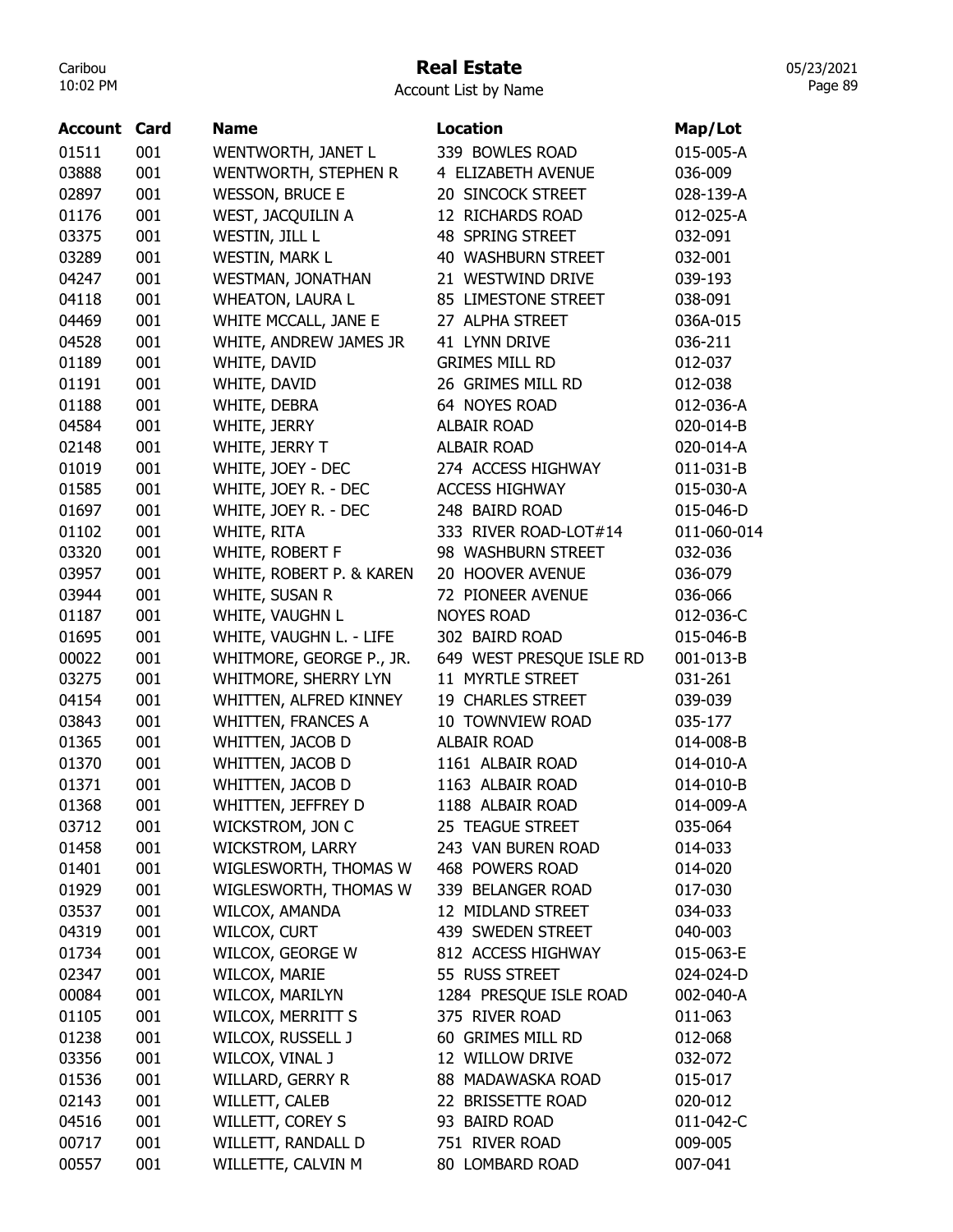# Real Estate

Account List by Name

| Account | Card | Name | Location | Map/Lot |
|---|---|---|---|---|
| 01511 | 001 | WENTWORTH, JANET L | 339 BOWLES ROAD | 015-005-A |
| 03888 | 001 | WENTWORTH, STEPHEN R | 4 ELIZABETH AVENUE | 036-009 |
| 02897 | 001 | WESSON, BRUCE E | 20 SINCOCK STREET | 028-139-A |
| 01176 | 001 | WEST, JACQUILIN A | 12 RICHARDS ROAD | 012-025-A |
| 03375 | 001 | WESTIN, JILL L | 48 SPRING STREET | 032-091 |
| 03289 | 001 | WESTIN, MARK L | 40 WASHBURN STREET | 032-001 |
| 04247 | 001 | WESTMAN, JONATHAN | 21 WESTWIND DRIVE | 039-193 |
| 04118 | 001 | WHEATON, LAURA L | 85 LIMESTONE STREET | 038-091 |
| 04469 | 001 | WHITE MCCALL, JANE E | 27 ALPHA STREET | 036A-015 |
| 04528 | 001 | WHITE, ANDREW JAMES JR | 41 LYNN DRIVE | 036-211 |
| 01189 | 001 | WHITE, DAVID | GRIMES MILL RD | 012-037 |
| 01191 | 001 | WHITE, DAVID | 26 GRIMES MILL RD | 012-038 |
| 01188 | 001 | WHITE, DEBRA | 64 NOYES ROAD | 012-036-A |
| 04584 | 001 | WHITE, JERRY | ALBAIR ROAD | 020-014-B |
| 02148 | 001 | WHITE, JERRY T | ALBAIR ROAD | 020-014-A |
| 01019 | 001 | WHITE, JOEY - DEC | 274 ACCESS HIGHWAY | 011-031-B |
| 01585 | 001 | WHITE, JOEY R. - DEC | ACCESS HIGHWAY | 015-030-A |
| 01697 | 001 | WHITE, JOEY R. - DEC | 248 BAIRD ROAD | 015-046-D |
| 01102 | 001 | WHITE, RITA | 333 RIVER ROAD-LOT#14 | 011-060-014 |
| 03320 | 001 | WHITE, ROBERT F | 98 WASHBURN STREET | 032-036 |
| 03957 | 001 | WHITE, ROBERT P. & KAREN | 20 HOOVER AVENUE | 036-079 |
| 03944 | 001 | WHITE, SUSAN R | 72 PIONEER AVENUE | 036-066 |
| 01187 | 001 | WHITE, VAUGHN L | NOYES ROAD | 012-036-C |
| 01695 | 001 | WHITE, VAUGHN L. - LIFE | 302 BAIRD ROAD | 015-046-B |
| 00022 | 001 | WHITMORE, GEORGE P., JR. | 649 WEST PRESQUE ISLE RD | 001-013-B |
| 03275 | 001 | WHITMORE, SHERRY LYN | 11 MYRTLE STREET | 031-261 |
| 04154 | 001 | WHITTEN, ALFRED KINNEY | 19 CHARLES STREET | 039-039 |
| 03843 | 001 | WHITTEN, FRANCES A | 10 TOWNVIEW ROAD | 035-177 |
| 01365 | 001 | WHITTEN, JACOB D | ALBAIR ROAD | 014-008-B |
| 01370 | 001 | WHITTEN, JACOB D | 1161 ALBAIR ROAD | 014-010-A |
| 01371 | 001 | WHITTEN, JACOB D | 1163 ALBAIR ROAD | 014-010-B |
| 01368 | 001 | WHITTEN, JEFFREY D | 1188 ALBAIR ROAD | 014-009-A |
| 03712 | 001 | WICKSTROM, JON C | 25 TEAGUE STREET | 035-064 |
| 01458 | 001 | WICKSTROM, LARRY | 243 VAN BUREN ROAD | 014-033 |
| 01401 | 001 | WIGLESWORTH, THOMAS W | 468 POWERS ROAD | 014-020 |
| 01929 | 001 | WIGLESWORTH, THOMAS W | 339 BELANGER ROAD | 017-030 |
| 03537 | 001 | WILCOX, AMANDA | 12 MIDLAND STREET | 034-033 |
| 04319 | 001 | WILCOX, CURT | 439 SWEDEN STREET | 040-003 |
| 01734 | 001 | WILCOX, GEORGE W | 812 ACCESS HIGHWAY | 015-063-E |
| 02347 | 001 | WILCOX, MARIE | 55 RUSS STREET | 024-024-D |
| 00084 | 001 | WILCOX, MARILYN | 1284 PRESQUE ISLE ROAD | 002-040-A |
| 01105 | 001 | WILCOX, MERRITT S | 375 RIVER ROAD | 011-063 |
| 01238 | 001 | WILCOX, RUSSELL J | 60 GRIMES MILL RD | 012-068 |
| 03356 | 001 | WILCOX, VINAL J | 12 WILLOW DRIVE | 032-072 |
| 01536 | 001 | WILLARD, GERRY R | 88 MADAWASKA ROAD | 015-017 |
| 02143 | 001 | WILLETT, CALEB | 22 BRISSETTE ROAD | 020-012 |
| 04516 | 001 | WILLETT, COREY S | 93 BAIRD ROAD | 011-042-C |
| 00717 | 001 | WILLETT, RANDALL D | 751 RIVER ROAD | 009-005 |
| 00557 | 001 | WILLETTE, CALVIN M | 80 LOMBARD ROAD | 007-041 |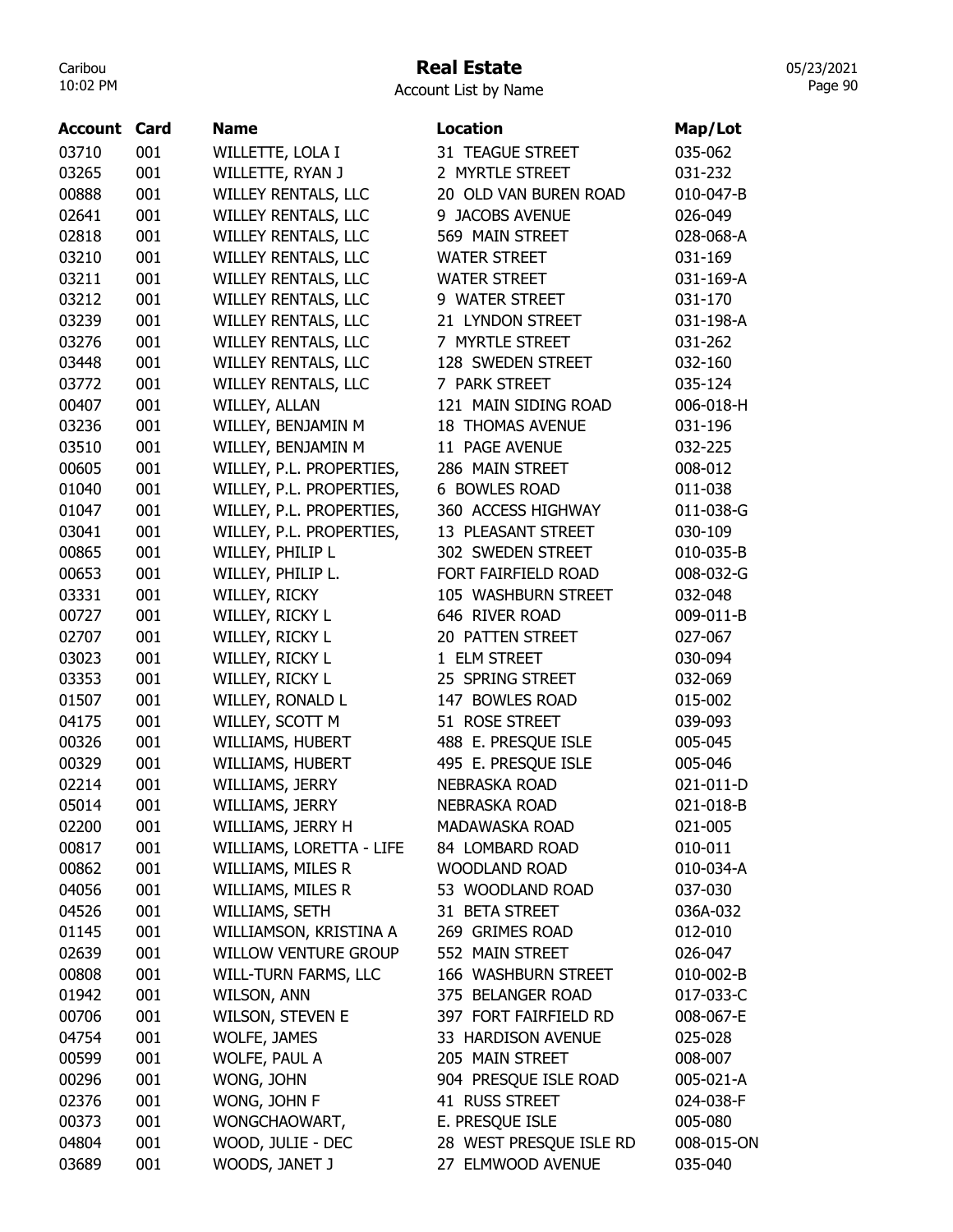# Real Estate

Account List by Name

| Account | Card | Name | Location | Map/Lot |
|---|---|---|---|---|
| 03710 | 001 | WILLETTE, LOLA I | 31 TEAGUE STREET | 035-062 |
| 03265 | 001 | WILLETTE, RYAN J | 2 MYRTLE STREET | 031-232 |
| 00888 | 001 | WILLEY RENTALS, LLC | 20 OLD VAN BUREN ROAD | 010-047-B |
| 02641 | 001 | WILLEY RENTALS, LLC | 9 JACOBS AVENUE | 026-049 |
| 02818 | 001 | WILLEY RENTALS, LLC | 569 MAIN STREET | 028-068-A |
| 03210 | 001 | WILLEY RENTALS, LLC | WATER STREET | 031-169 |
| 03211 | 001 | WILLEY RENTALS, LLC | WATER STREET | 031-169-A |
| 03212 | 001 | WILLEY RENTALS, LLC | 9 WATER STREET | 031-170 |
| 03239 | 001 | WILLEY RENTALS, LLC | 21 LYNDON STREET | 031-198-A |
| 03276 | 001 | WILLEY RENTALS, LLC | 7 MYRTLE STREET | 031-262 |
| 03448 | 001 | WILLEY RENTALS, LLC | 128 SWEDEN STREET | 032-160 |
| 03772 | 001 | WILLEY RENTALS, LLC | 7 PARK STREET | 035-124 |
| 00407 | 001 | WILLEY, ALLAN | 121 MAIN SIDING ROAD | 006-018-H |
| 03236 | 001 | WILLEY, BENJAMIN M | 18 THOMAS AVENUE | 031-196 |
| 03510 | 001 | WILLEY, BENJAMIN M | 11 PAGE AVENUE | 032-225 |
| 00605 | 001 | WILLEY, P.L. PROPERTIES, | 286 MAIN STREET | 008-012 |
| 01040 | 001 | WILLEY, P.L. PROPERTIES, | 6 BOWLES ROAD | 011-038 |
| 01047 | 001 | WILLEY, P.L. PROPERTIES, | 360 ACCESS HIGHWAY | 011-038-G |
| 03041 | 001 | WILLEY, P.L. PROPERTIES, | 13 PLEASANT STREET | 030-109 |
| 00865 | 001 | WILLEY, PHILIP L | 302 SWEDEN STREET | 010-035-B |
| 00653 | 001 | WILLEY, PHILIP L. | FORT FAIRFIELD ROAD | 008-032-G |
| 03331 | 001 | WILLEY, RICKY | 105 WASHBURN STREET | 032-048 |
| 00727 | 001 | WILLEY, RICKY L | 646 RIVER ROAD | 009-011-B |
| 02707 | 001 | WILLEY, RICKY L | 20 PATTEN STREET | 027-067 |
| 03023 | 001 | WILLEY, RICKY L | 1 ELM STREET | 030-094 |
| 03353 | 001 | WILLEY, RICKY L | 25 SPRING STREET | 032-069 |
| 01507 | 001 | WILLEY, RONALD L | 147 BOWLES ROAD | 015-002 |
| 04175 | 001 | WILLEY, SCOTT M | 51 ROSE STREET | 039-093 |
| 00326 | 001 | WILLIAMS, HUBERT | 488 E. PRESQUE ISLE | 005-045 |
| 00329 | 001 | WILLIAMS, HUBERT | 495 E. PRESQUE ISLE | 005-046 |
| 02214 | 001 | WILLIAMS, JERRY | NEBRASKA ROAD | 021-011-D |
| 05014 | 001 | WILLIAMS, JERRY | NEBRASKA ROAD | 021-018-B |
| 02200 | 001 | WILLIAMS, JERRY H | MADAWASKA ROAD | 021-005 |
| 00817 | 001 | WILLIAMS, LORETTA - LIFE | 84 LOMBARD ROAD | 010-011 |
| 00862 | 001 | WILLIAMS, MILES R | WOODLAND ROAD | 010-034-A |
| 04056 | 001 | WILLIAMS, MILES R | 53 WOODLAND ROAD | 037-030 |
| 04526 | 001 | WILLIAMS, SETH | 31 BETA STREET | 036A-032 |
| 01145 | 001 | WILLIAMSON, KRISTINA A | 269 GRIMES ROAD | 012-010 |
| 02639 | 001 | WILLOW VENTURE GROUP | 552 MAIN STREET | 026-047 |
| 00808 | 001 | WILL-TURN FARMS, LLC | 166 WASHBURN STREET | 010-002-B |
| 01942 | 001 | WILSON, ANN | 375 BELANGER ROAD | 017-033-C |
| 00706 | 001 | WILSON, STEVEN E | 397 FORT FAIRFIELD RD | 008-067-E |
| 04754 | 001 | WOLFE, JAMES | 33 HARDISON AVENUE | 025-028 |
| 00599 | 001 | WOLFE, PAUL A | 205 MAIN STREET | 008-007 |
| 00296 | 001 | WONG, JOHN | 904 PRESQUE ISLE ROAD | 005-021-A |
| 02376 | 001 | WONG, JOHN F | 41 RUSS STREET | 024-038-F |
| 00373 | 001 | WONGCHAOWART, | E. PRESQUE ISLE | 005-080 |
| 04804 | 001 | WOOD, JULIE - DEC | 28 WEST PRESQUE ISLE RD | 008-015-ON |
| 03689 | 001 | WOODS, JANET J | 27 ELMWOOD AVENUE | 035-040 |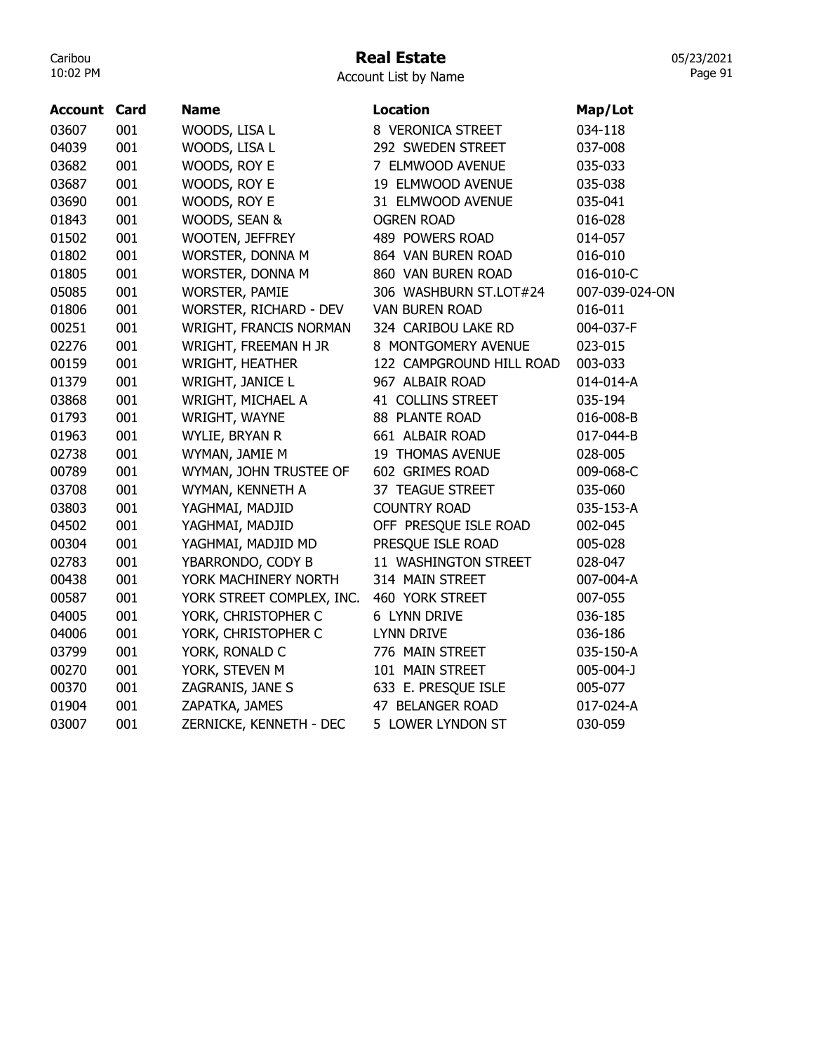| Account | Card | Name | Location | Map/Lot |
|---|---|---|---|---|
| 03607 | 001 | WOODS, LISA L | 8 VERONICA STREET | 034-118 |
| 04039 | 001 | WOODS, LISA L | 292 SWEDEN STREET | 037-008 |
| 03682 | 001 | WOODS, ROY E | 7 ELMWOOD AVENUE | 035-033 |
| 03687 | 001 | WOODS, ROY E | 19 ELMWOOD AVENUE | 035-038 |
| 03690 | 001 | WOODS, ROY E | 31 ELMWOOD AVENUE | 035-041 |
| 01843 | 001 | WOODS, SEAN & | OGREN ROAD | 016-028 |
| 01502 | 001 | WOOTEN, JEFFREY | 489 POWERS ROAD | 014-057 |
| 01802 | 001 | WORSTER, DONNA M | 864 VAN BUREN ROAD | 016-010 |
| 01805 | 001 | WORSTER, DONNA M | 860 VAN BUREN ROAD | 016-010-C |
| 05085 | 001 | WORSTER, PAMIE | 306 WASHBURN ST.LOT#24 | 007-039-024-ON |
| 01806 | 001 | WORSTER, RICHARD - DEV | VAN BUREN ROAD | 016-011 |
| 00251 | 001 | WRIGHT, FRANCIS NORMAN | 324 CARIBOU LAKE RD | 004-037-F |
| 02276 | 001 | WRIGHT, FREEMAN H JR | 8 MONTGOMERY AVENUE | 023-015 |
| 00159 | 001 | WRIGHT, HEATHER | 122 CAMPGROUND HILL ROAD | 003-033 |
| 01379 | 001 | WRIGHT, JANICE L | 967 ALBAIR ROAD | 014-014-A |
| 03868 | 001 | WRIGHT, MICHAEL A | 41 COLLINS STREET | 035-194 |
| 01793 | 001 | WRIGHT, WAYNE | 88 PLANTE ROAD | 016-008-B |
| 01963 | 001 | WYLIE, BRYAN R | 661 ALBAIR ROAD | 017-044-B |
| 02738 | 001 | WYMAN, JAMIE M | 19 THOMAS AVENUE | 028-005 |
| 00789 | 001 | WYMAN, JOHN TRUSTEE OF | 602 GRIMES ROAD | 009-068-C |
| 03708 | 001 | WYMAN, KENNETH A | 37 TEAGUE STREET | 035-060 |
| 03803 | 001 | YAGHMAI, MADJID | COUNTRY ROAD | 035-153-A |
| 04502 | 001 | YAGHMAI, MADJID | OFF PRESQUE ISLE ROAD | 002-045 |
| 00304 | 001 | YAGHMAI, MADJID MD | PRESQUE ISLE ROAD | 005-028 |
| 02783 | 001 | YBARRONDO, CODY B | 11 WASHINGTON STREET | 028-047 |
| 00438 | 001 | YORK MACHINERY NORTH | 314 MAIN STREET | 007-004-A |
| 00587 | 001 | YORK STREET COMPLEX, INC. | 460 YORK STREET | 007-055 |
| 04005 | 001 | YORK, CHRISTOPHER C | 6 LYNN DRIVE | 036-185 |
| 04006 | 001 | YORK, CHRISTOPHER C | LYNN DRIVE | 036-186 |
| 03799 | 001 | YORK, RONALD C | 776 MAIN STREET | 035-150-A |
| 00270 | 001 | YORK, STEVEN M | 101 MAIN STREET | 005-004-J |
| 00370 | 001 | ZAGRANIS, JANE S | 633 E. PRESQUE ISLE | 005-077 |
| 01904 | 001 | ZAPATKA, JAMES | 47 BELANGER ROAD | 017-024-A |
| 03007 | 001 | ZERNICKE, KENNETH - DEC | 5 LOWER LYNDON ST | 030-059 |